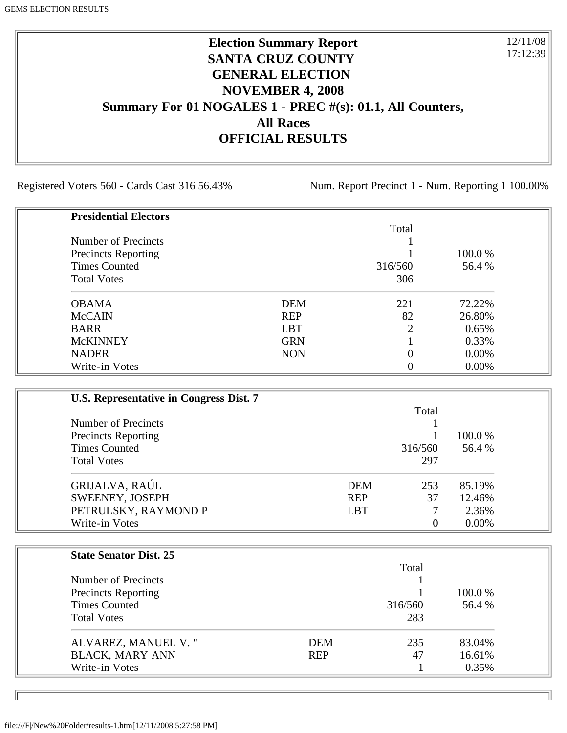# Election Summary Report
# SANTA CRUZ COUNTY
# GENERAL ELECTION
# NOVEMBER 4, 2008
# Summary For 01 NOGALES 1 - PREC #(s): 01.1, All Counters, All Races
# OFFICIAL RESULTS

12/11/08
17:12:39

Registered Voters 560 - Cards Cast 316 56.43%

Num. Report Precinct 1 - Num. Reporting 1 100.00%

**Presidential Electors**

| | | Total | |
|---|---|---|---|
| Number of Precincts | | 1 | |
| Precincts Reporting | | 1 | 100.0 % |
| Times Counted | | 316/560 | 56.4 % |
| Total Votes | | 306 | |
| OBAMA | DEM | 221 | 72.22% |
| McCAIN | REP | 82 | 26.80% |
| BARR | LBT | 2 | 0.65% |
| McKINNEY | GRN | 1 | 0.33% |
| NADER | NON | 0 | 0.00% |
| Write-in Votes | | 0 | 0.00% |

**U.S. Representative in Congress Dist. 7**

| | | Total | |
|---|---|---|---|
| Number of Precincts | | 1 | |
| Precincts Reporting | | 1 | 100.0 % |
| Times Counted | | 316/560 | 56.4 % |
| Total Votes | | 297 | |
| GRIJALVA, RAÚL | DEM | 253 | 85.19% |
| SWEENEY, JOSEPH | REP | 37 | 12.46% |
| PETRULSKY, RAYMOND P | LBT | 7 | 2.36% |
| Write-in Votes | | 0 | 0.00% |

**State Senator Dist. 25**

| | | Total | |
|---|---|---|---|
| Number of Precincts | | 1 | |
| Precincts Reporting | | 1 | 100.0 % |
| Times Counted | | 316/560 | 56.4 % |
| Total Votes | | 283 | |
| ALVAREZ, MANUEL V. " | DEM | 235 | 83.04% |
| BLACK, MARY ANN | REP | 47 | 16.61% |
| Write-in Votes | | 1 | 0.35% |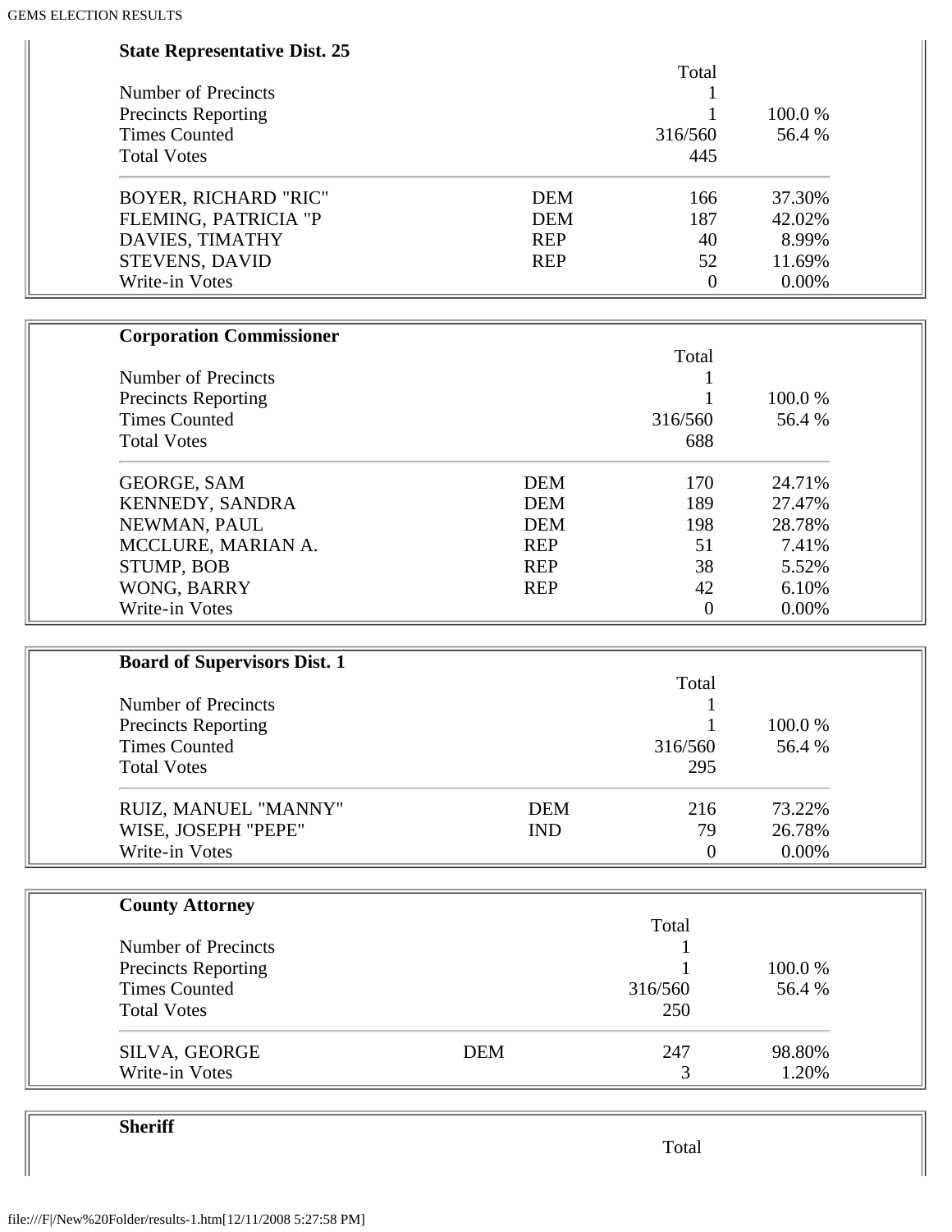**State Representative Dist. 25**

| | | Total | |
|---|---|---|---|
| Number of Precincts | | 1 | |
| Precincts Reporting | | 1 | 100.0 % |
| Times Counted | | 316/560 | 56.4 % |
| Total Votes | | 445 | |
| BOYER, RICHARD "RIC" | DEM | 166 | 37.30% |
| FLEMING, PATRICIA "P | DEM | 187 | 42.02% |
| DAVIES, TIMATHY | REP | 40 | 8.99% |
| STEVENS, DAVID | REP | 52 | 11.69% |
| Write-in Votes | | 0 | 0.00% |

**Corporation Commissioner**

| | | Total | |
|---|---|---|---|
| Number of Precincts | | 1 | |
| Precincts Reporting | | 1 | 100.0 % |
| Times Counted | | 316/560 | 56.4 % |
| Total Votes | | 688 | |
| GEORGE, SAM | DEM | 170 | 24.71% |
| KENNEDY, SANDRA | DEM | 189 | 27.47% |
| NEWMAN, PAUL | DEM | 198 | 28.78% |
| MCCLURE, MARIAN A. | REP | 51 | 7.41% |
| STUMP, BOB | REP | 38 | 5.52% |
| WONG, BARRY | REP | 42 | 6.10% |
| Write-in Votes | | 0 | 0.00% |

**Board of Supervisors Dist. 1**

| | | Total | |
|---|---|---|---|
| Number of Precincts | | 1 | |
| Precincts Reporting | | 1 | 100.0 % |
| Times Counted | | 316/560 | 56.4 % |
| Total Votes | | 295 | |
| RUIZ, MANUEL "MANNY" | DEM | 216 | 73.22% |
| WISE, JOSEPH "PEPE" | IND | 79 | 26.78% |
| Write-in Votes | | 0 | 0.00% |

**County Attorney**

| | | Total | |
|---|---|---|---|
| Number of Precincts | | 1 | |
| Precincts Reporting | | 1 | 100.0 % |
| Times Counted | | 316/560 | 56.4 % |
| Total Votes | | 250 | |
| SILVA, GEORGE | DEM | 247 | 98.80% |
| Write-in Votes | | 3 | 1.20% |

**Sheriff**

| | | Total | |
|---|---|---|---|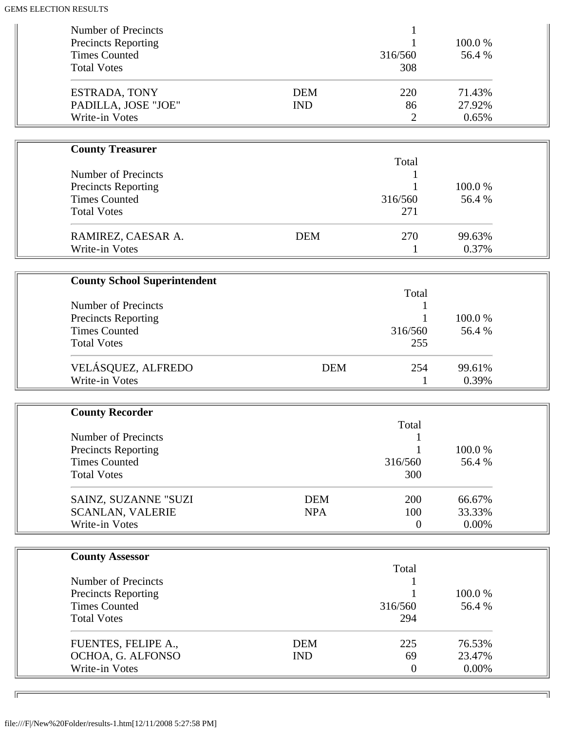| | | | |
|---|---|---|---|
| Number of Precincts | | 1 | |
| Precincts Reporting | | 1 | 100.0 % |
| Times Counted | | 316/560 | 56.4 % |
| Total Votes | | 308 | |
| ESTRADA, TONY | DEM | 220 | 71.43% |
| PADILLA, JOSE "JOE" | IND | 86 | 27.92% |
| Write-in Votes | | 2 | 0.65% |

**County Treasurer**

| | | Total | |
|---|---|---|---|
| Number of Precincts | | 1 | |
| Precincts Reporting | | 1 | 100.0 % |
| Times Counted | | 316/560 | 56.4 % |
| Total Votes | | 271 | |
| RAMIREZ, CAESAR A. | DEM | 270 | 99.63% |
| Write-in Votes | | 1 | 0.37% |

**County School Superintendent**

| | | Total | |
|---|---|---|---|
| Number of Precincts | | 1 | |
| Precincts Reporting | | 1 | 100.0 % |
| Times Counted | | 316/560 | 56.4 % |
| Total Votes | | 255 | |
| VELÁSQUEZ, ALFREDO | DEM | 254 | 99.61% |
| Write-in Votes | | 1 | 0.39% |

**County Recorder**

| | | Total | |
|---|---|---|---|
| Number of Precincts | | 1 | |
| Precincts Reporting | | 1 | 100.0 % |
| Times Counted | | 316/560 | 56.4 % |
| Total Votes | | 300 | |
| SAINZ, SUZANNE "SUZI | DEM | 200 | 66.67% |
| SCANLAN, VALERIE | NPA | 100 | 33.33% |
| Write-in Votes | | 0 | 0.00% |

**County Assessor**

| | | Total | |
|---|---|---|---|
| Number of Precincts | | 1 | |
| Precincts Reporting | | 1 | 100.0 % |
| Times Counted | | 316/560 | 56.4 % |
| Total Votes | | 294 | |
| FUENTES, FELIPE A., | DEM | 225 | 76.53% |
| OCHOA, G. ALFONSO | IND | 69 | 23.47% |
| Write-in Votes | | 0 | 0.00% |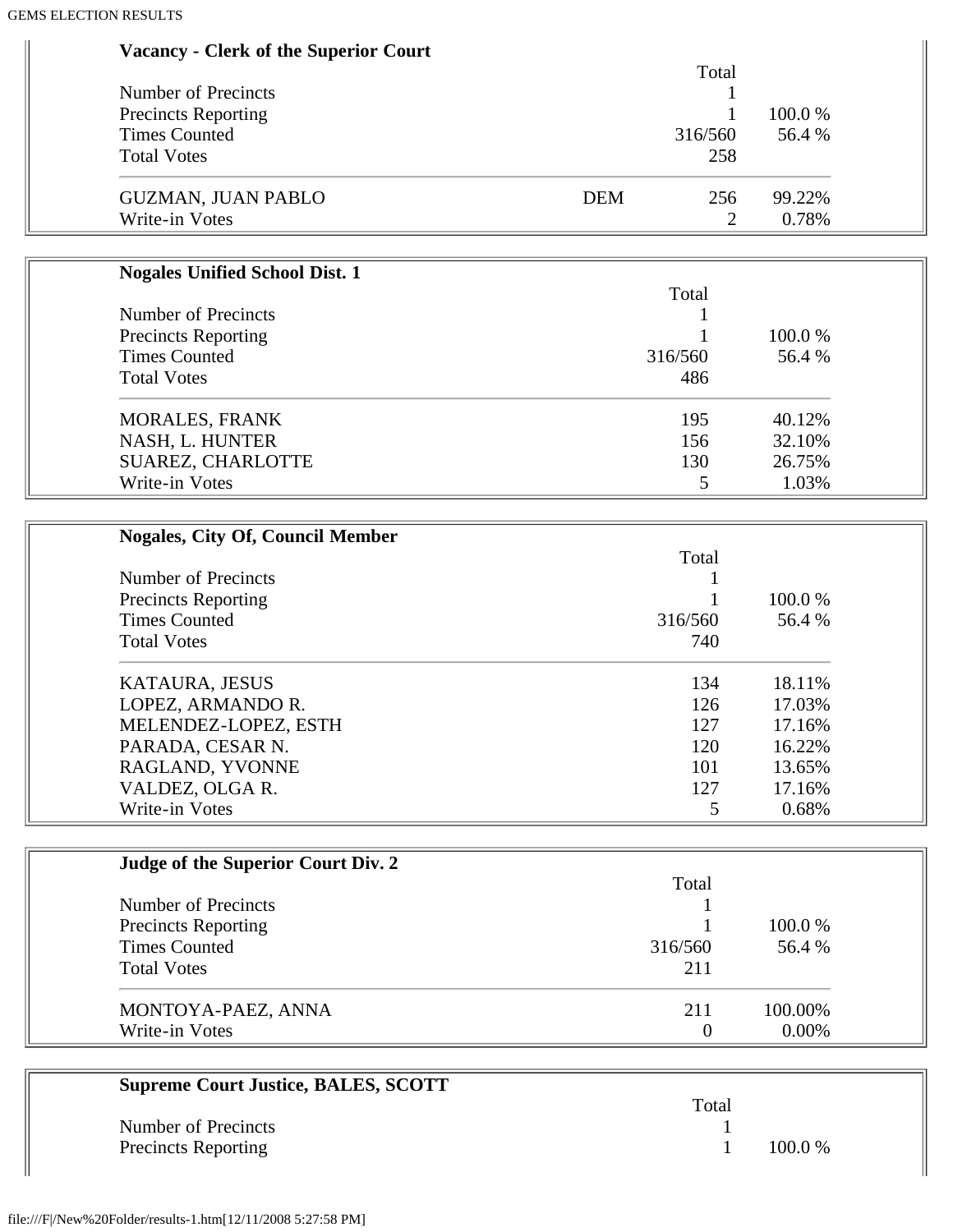**Vacancy - Clerk of the Superior Court**

| | | Total | |
|---|---|---|---|
| Number of Precincts | | 1 | |
| Precincts Reporting | | 1 | 100.0 % |
| Times Counted | | 316/560 | 56.4 % |
| Total Votes | | 258 | |
| GUZMAN, JUAN PABLO | DEM | 256 | 99.22% |
| Write-in Votes | | 2 | 0.78% |

**Nogales Unified School Dist. 1**

| | Total | |
|---|---|---|
| Number of Precincts | 1 | |
| Precincts Reporting | 1 | 100.0 % |
| Times Counted | 316/560 | 56.4 % |
| Total Votes | 486 | |
| MORALES, FRANK | 195 | 40.12% |
| NASH, L. HUNTER | 156 | 32.10% |
| SUAREZ, CHARLOTTE | 130 | 26.75% |
| Write-in Votes | 5 | 1.03% |

**Nogales, City Of, Council Member**

| | Total | |
|---|---|---|
| Number of Precincts | 1 | |
| Precincts Reporting | 1 | 100.0 % |
| Times Counted | 316/560 | 56.4 % |
| Total Votes | 740 | |
| KATAURA, JESUS | 134 | 18.11% |
| LOPEZ, ARMANDO R. | 126 | 17.03% |
| MELENDEZ-LOPEZ, ESTH | 127 | 17.16% |
| PARADA, CESAR N. | 120 | 16.22% |
| RAGLAND, YVONNE | 101 | 13.65% |
| VALDEZ, OLGA R. | 127 | 17.16% |
| Write-in Votes | 5 | 0.68% |

**Judge of the Superior Court Div. 2**

| | Total | |
|---|---|---|
| Number of Precincts | 1 | |
| Precincts Reporting | 1 | 100.0 % |
| Times Counted | 316/560 | 56.4 % |
| Total Votes | 211 | |
| MONTOYA-PAEZ, ANNA | 211 | 100.00% |
| Write-in Votes | 0 | 0.00% |

**Supreme Court Justice, BALES, SCOTT**

| | Total | |
|---|---|---|
| Number of Precincts | 1 | |
| Precincts Reporting | 1 | 100.0 % |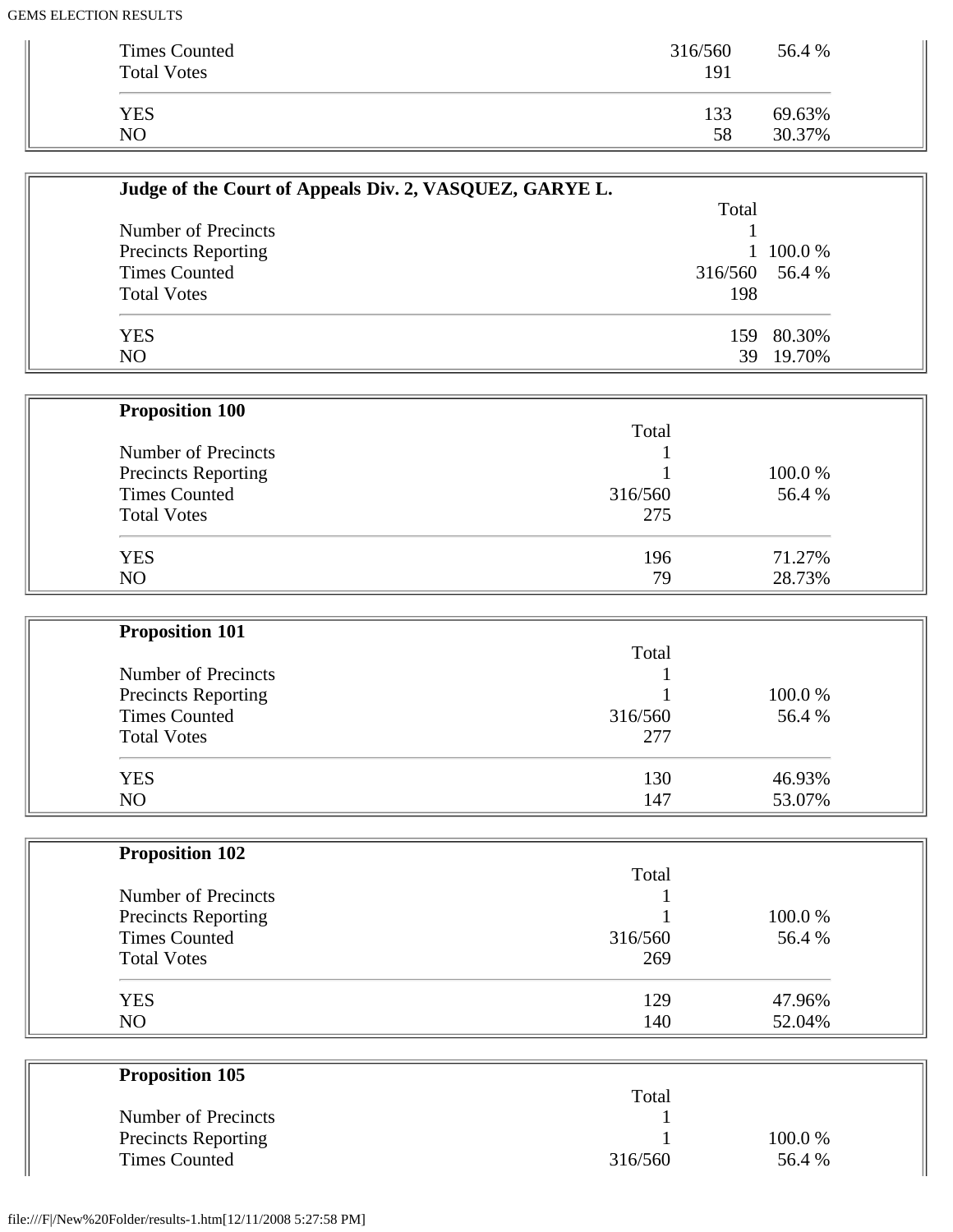| | | |
|---|---|---|
| Times Counted | 316/560 | 56.4 % |
| Total Votes | 191 | |
| YES | 133 | 69.63% |
| NO | 58 | 30.37% |

**Judge of the Court of Appeals Div. 2, VASQUEZ, GARYE L.**

| | Total | |
|---|---|---|
| Number of Precincts | 1 | |
| Precincts Reporting | 1 | 100.0 % |
| Times Counted | 316/560 | 56.4 % |
| Total Votes | 198 | |
| YES | 159 | 80.30% |
| NO | 39 | 19.70% |

**Proposition 100**

| | Total | |
|---|---|---|
| Number of Precincts | 1 | |
| Precincts Reporting | 1 | 100.0 % |
| Times Counted | 316/560 | 56.4 % |
| Total Votes | 275 | |
| YES | 196 | 71.27% |
| NO | 79 | 28.73% |

**Proposition 101**

| | Total | |
|---|---|---|
| Number of Precincts | 1 | |
| Precincts Reporting | 1 | 100.0 % |
| Times Counted | 316/560 | 56.4 % |
| Total Votes | 277 | |
| YES | 130 | 46.93% |
| NO | 147 | 53.07% |

**Proposition 102**

| | Total | |
|---|---|---|
| Number of Precincts | 1 | |
| Precincts Reporting | 1 | 100.0 % |
| Times Counted | 316/560 | 56.4 % |
| Total Votes | 269 | |
| YES | 129 | 47.96% |
| NO | 140 | 52.04% |

**Proposition 105**

| | Total | |
|---|---|---|
| Number of Precincts | 1 | |
| Precincts Reporting | 1 | 100.0 % |
| Times Counted | 316/560 | 56.4 % |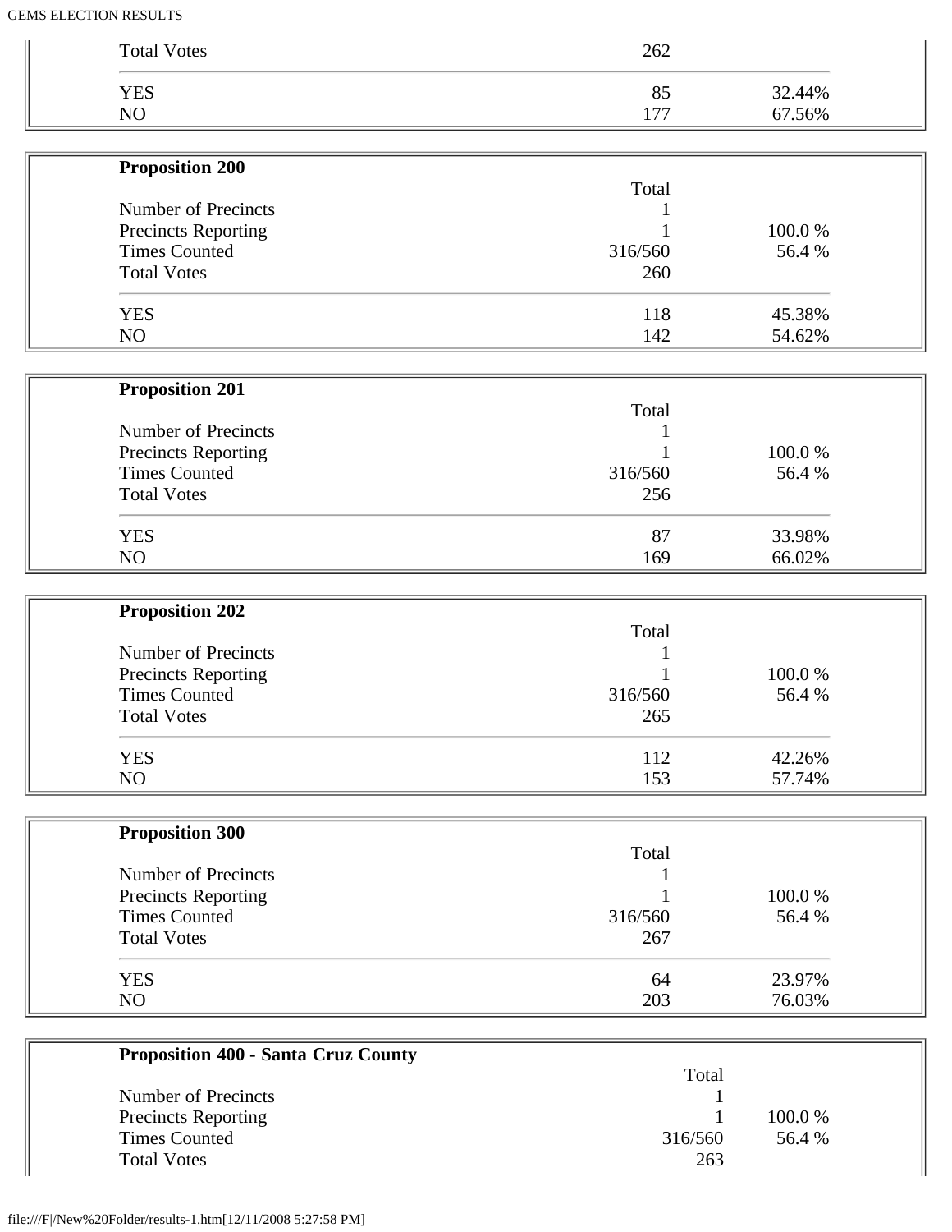| | | |
|---|---|---|
| Total Votes | 262 | |
| YES | 85 | 32.44% |
| NO | 177 | 67.56% |

**Proposition 200**

| | Total | |
|---|---|---|
| Number of Precincts | 1 | |
| Precincts Reporting | 1 | 100.0 % |
| Times Counted | 316/560 | 56.4 % |
| Total Votes | 260 | |
| YES | 118 | 45.38% |
| NO | 142 | 54.62% |

**Proposition 201**

| | Total | |
|---|---|---|
| Number of Precincts | 1 | |
| Precincts Reporting | 1 | 100.0 % |
| Times Counted | 316/560 | 56.4 % |
| Total Votes | 256 | |
| YES | 87 | 33.98% |
| NO | 169 | 66.02% |

**Proposition 202**

| | Total | |
|---|---|---|
| Number of Precincts | 1 | |
| Precincts Reporting | 1 | 100.0 % |
| Times Counted | 316/560 | 56.4 % |
| Total Votes | 265 | |
| YES | 112 | 42.26% |
| NO | 153 | 57.74% |

**Proposition 300**

| | Total | |
|---|---|---|
| Number of Precincts | 1 | |
| Precincts Reporting | 1 | 100.0 % |
| Times Counted | 316/560 | 56.4 % |
| Total Votes | 267 | |
| YES | 64 | 23.97% |
| NO | 203 | 76.03% |

**Proposition 400 - Santa Cruz County**

| | Total | |
|---|---|---|
| Number of Precincts | 1 | |
| Precincts Reporting | 1 | 100.0 % |
| Times Counted | 316/560 | 56.4 % |
| Total Votes | 263 | |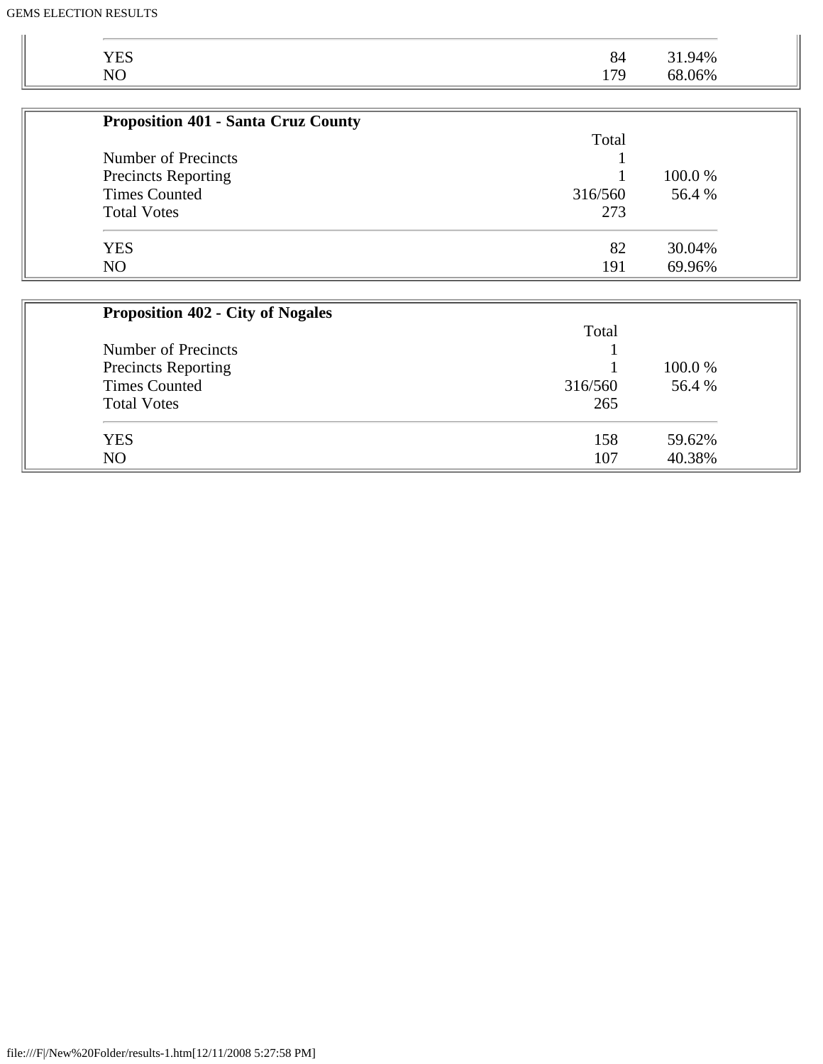| | | |
|---|---|---|
| YES | 84 | 31.94% |
| NO | 179 | 68.06% |

**Proposition 401 - Santa Cruz County**

| | Total | |
|---|---|---|
| Number of Precincts | 1 | |
| Precincts Reporting | 1 | 100.0 % |
| Times Counted | 316/560 | 56.4 % |
| Total Votes | 273 | |
| YES | 82 | 30.04% |
| NO | 191 | 69.96% |

**Proposition 402 - City of Nogales**

| | Total | |
|---|---|---|
| Number of Precincts | 1 | |
| Precincts Reporting | 1 | 100.0 % |
| Times Counted | 316/560 | 56.4 % |
| Total Votes | 265 | |
| YES | 158 | 59.62% |
| NO | 107 | 40.38% |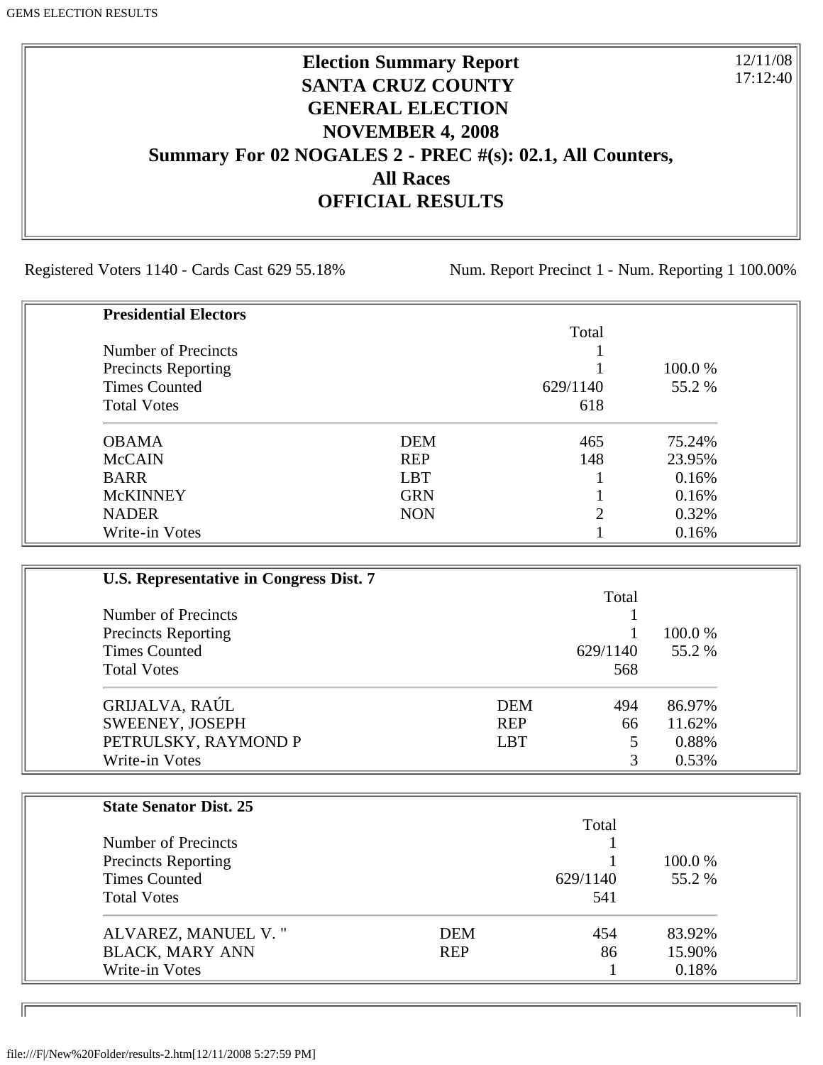# Election Summary Report
# SANTA CRUZ COUNTY
# GENERAL ELECTION
# NOVEMBER 4, 2008
# Summary For 02 NOGALES 2 - PREC #(s): 02.1, All Counters, All Races
# OFFICIAL RESULTS

12/11/08
17:12:40

Registered Voters 1140 - Cards Cast 629 55.18%

Num. Report Precinct 1 - Num. Reporting 1 100.00%

**Presidential Electors**

| | | Total | |
|---|---|---|---|
| Number of Precincts | | 1 | |
| Precincts Reporting | | 1 | 100.0 % |
| Times Counted | | 629/1140 | 55.2 % |
| Total Votes | | 618 | |
| OBAMA | DEM | 465 | 75.24% |
| McCAIN | REP | 148 | 23.95% |
| BARR | LBT | 1 | 0.16% |
| McKINNEY | GRN | 1 | 0.16% |
| NADER | NON | 2 | 0.32% |
| Write-in Votes | | 1 | 0.16% |

**U.S. Representative in Congress Dist. 7**

| | | Total | |
|---|---|---|---|
| Number of Precincts | | 1 | |
| Precincts Reporting | | 1 | 100.0 % |
| Times Counted | | 629/1140 | 55.2 % |
| Total Votes | | 568 | |
| GRIJALVA, RAÚL | DEM | 494 | 86.97% |
| SWEENEY, JOSEPH | REP | 66 | 11.62% |
| PETRULSKY, RAYMOND P | LBT | 5 | 0.88% |
| Write-in Votes | | 3 | 0.53% |

**State Senator Dist. 25**

| | | Total | |
|---|---|---|---|
| Number of Precincts | | 1 | |
| Precincts Reporting | | 1 | 100.0 % |
| Times Counted | | 629/1140 | 55.2 % |
| Total Votes | | 541 | |
| ALVAREZ, MANUEL V. " | DEM | 454 | 83.92% |
| BLACK, MARY ANN | REP | 86 | 15.90% |
| Write-in Votes | | 1 | 0.18% |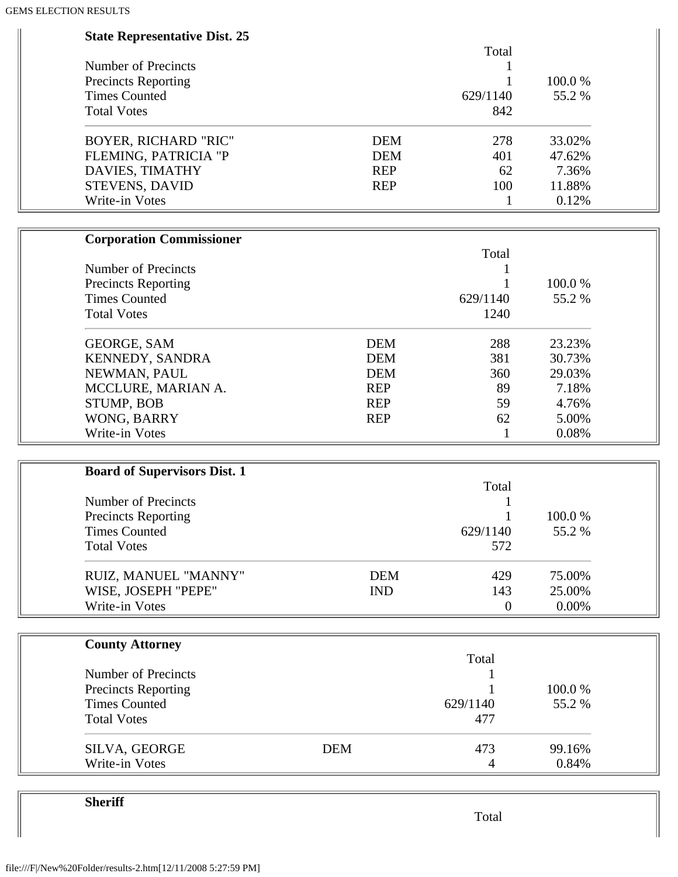**State Representative Dist. 25**

| | | Total | |
|---|---|---|---|
| Number of Precincts | | 1 | |
| Precincts Reporting | | 1 | 100.0 % |
| Times Counted | | 629/1140 | 55.2 % |
| Total Votes | | 842 | |
| BOYER, RICHARD "RIC" | DEM | 278 | 33.02% |
| FLEMING, PATRICIA "P | DEM | 401 | 47.62% |
| DAVIES, TIMATHY | REP | 62 | 7.36% |
| STEVENS, DAVID | REP | 100 | 11.88% |
| Write-in Votes | | 1 | 0.12% |

**Corporation Commissioner**

| | | Total | |
|---|---|---|---|
| Number of Precincts | | 1 | |
| Precincts Reporting | | 1 | 100.0 % |
| Times Counted | | 629/1140 | 55.2 % |
| Total Votes | | 1240 | |
| GEORGE, SAM | DEM | 288 | 23.23% |
| KENNEDY, SANDRA | DEM | 381 | 30.73% |
| NEWMAN, PAUL | DEM | 360 | 29.03% |
| MCCLURE, MARIAN A. | REP | 89 | 7.18% |
| STUMP, BOB | REP | 59 | 4.76% |
| WONG, BARRY | REP | 62 | 5.00% |
| Write-in Votes | | 1 | 0.08% |

**Board of Supervisors Dist. 1**

| | | Total | |
|---|---|---|---|
| Number of Precincts | | 1 | |
| Precincts Reporting | | 1 | 100.0 % |
| Times Counted | | 629/1140 | 55.2 % |
| Total Votes | | 572 | |
| RUIZ, MANUEL "MANNY" | DEM | 429 | 75.00% |
| WISE, JOSEPH "PEPE" | IND | 143 | 25.00% |
| Write-in Votes | | 0 | 0.00% |

**County Attorney**

| | | Total | |
|---|---|---|---|
| Number of Precincts | | 1 | |
| Precincts Reporting | | 1 | 100.0 % |
| Times Counted | | 629/1140 | 55.2 % |
| Total Votes | | 477 | |
| SILVA, GEORGE | DEM | 473 | 99.16% |
| Write-in Votes | | 4 | 0.84% |

**Sheriff**

| | | Total | |
|---|---|---|---|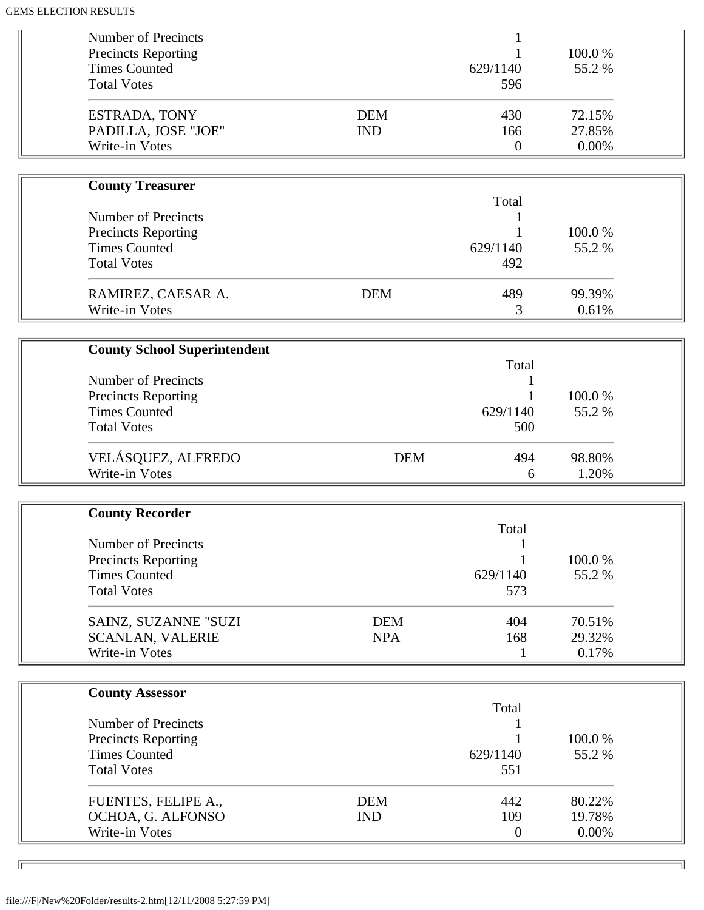| | | | |
|---|---|---|---|
| Number of Precincts | | 1 | |
| Precincts Reporting | | 1 | 100.0 % |
| Times Counted | | 629/1140 | 55.2 % |
| Total Votes | | 596 | |
| ESTRADA, TONY | DEM | 430 | 72.15% |
| PADILLA, JOSE "JOE" | IND | 166 | 27.85% |
| Write-in Votes | | 0 | 0.00% |

**County Treasurer**

| | | Total | |
|---|---|---|---|
| Number of Precincts | | 1 | |
| Precincts Reporting | | 1 | 100.0 % |
| Times Counted | | 629/1140 | 55.2 % |
| Total Votes | | 492 | |
| RAMIREZ, CAESAR A. | DEM | 489 | 99.39% |
| Write-in Votes | | 3 | 0.61% |

**County School Superintendent**

| | | Total | |
|---|---|---|---|
| Number of Precincts | | 1 | |
| Precincts Reporting | | 1 | 100.0 % |
| Times Counted | | 629/1140 | 55.2 % |
| Total Votes | | 500 | |
| VELÁSQUEZ, ALFREDO | DEM | 494 | 98.80% |
| Write-in Votes | | 6 | 1.20% |

**County Recorder**

| | | Total | |
|---|---|---|---|
| Number of Precincts | | 1 | |
| Precincts Reporting | | 1 | 100.0 % |
| Times Counted | | 629/1140 | 55.2 % |
| Total Votes | | 573 | |
| SAINZ, SUZANNE "SUZI | DEM | 404 | 70.51% |
| SCANLAN, VALERIE | NPA | 168 | 29.32% |
| Write-in Votes | | 1 | 0.17% |

**County Assessor**

| | | Total | |
|---|---|---|---|
| Number of Precincts | | 1 | |
| Precincts Reporting | | 1 | 100.0 % |
| Times Counted | | 629/1140 | 55.2 % |
| Total Votes | | 551 | |
| FUENTES, FELIPE A., | DEM | 442 | 80.22% |
| OCHOA, G. ALFONSO | IND | 109 | 19.78% |
| Write-in Votes | | 0 | 0.00% |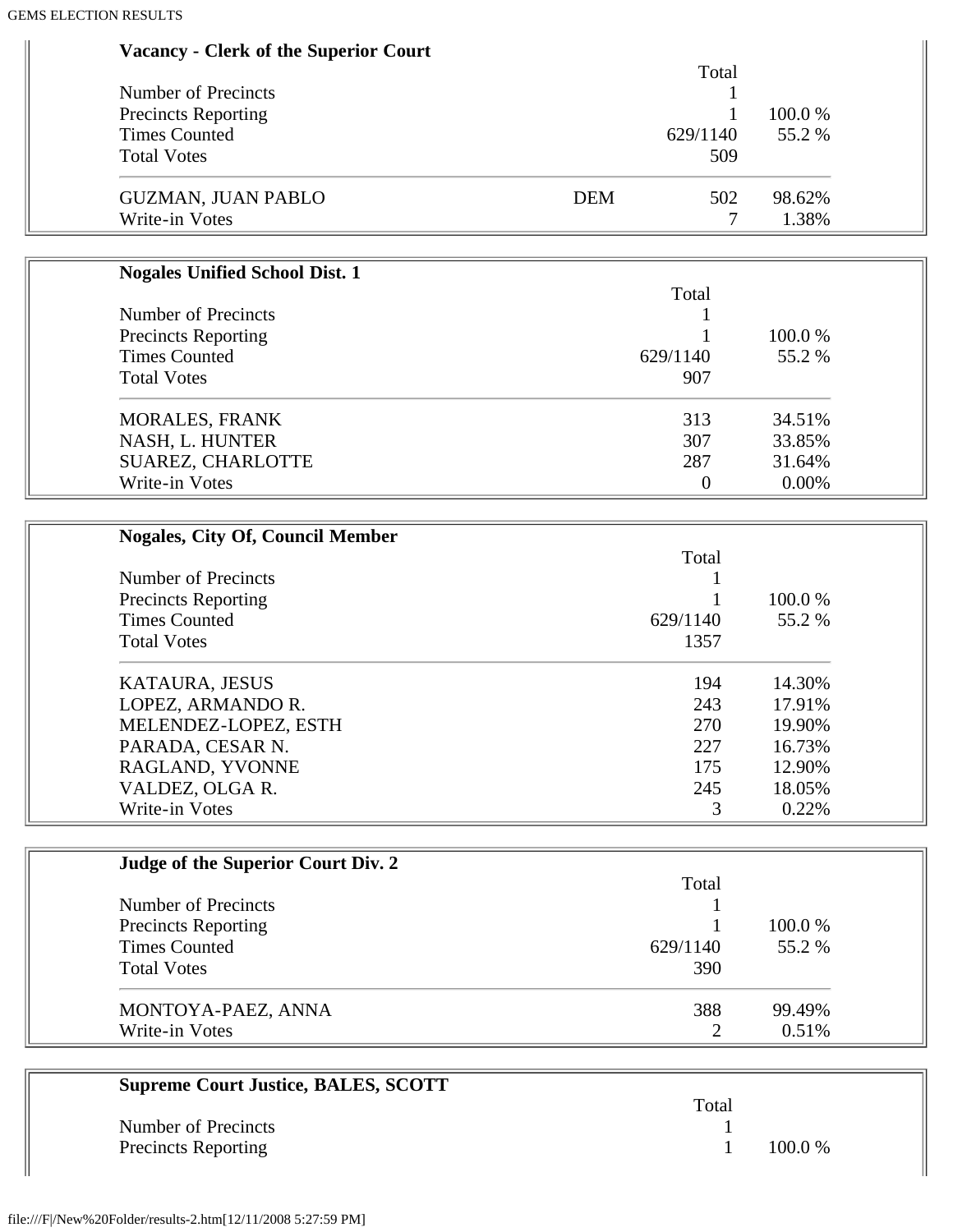### Vacancy - Clerk of the Superior Court

| | | Total | |
|---|---|---|---|
| Number of Precincts | | 1 | |
| Precincts Reporting | | 1 | 100.0 % |
| Times Counted | | 629/1140 | 55.2 % |
| Total Votes | | 509 | |
| GUZMAN, JUAN PABLO | DEM | 502 | 98.62% |
| Write-in Votes | | 7 | 1.38% |

### Nogales Unified School Dist. 1

| | Total | |
|---|---|---|
| Number of Precincts | 1 | |
| Precincts Reporting | 1 | 100.0 % |
| Times Counted | 629/1140 | 55.2 % |
| Total Votes | 907 | |
| MORALES, FRANK | 313 | 34.51% |
| NASH, L. HUNTER | 307 | 33.85% |
| SUAREZ, CHARLOTTE | 287 | 31.64% |
| Write-in Votes | 0 | 0.00% |

### Nogales, City Of, Council Member

| | Total | |
|---|---|---|
| Number of Precincts | 1 | |
| Precincts Reporting | 1 | 100.0 % |
| Times Counted | 629/1140 | 55.2 % |
| Total Votes | 1357 | |
| KATAURA, JESUS | 194 | 14.30% |
| LOPEZ, ARMANDO R. | 243 | 17.91% |
| MELENDEZ-LOPEZ, ESTH | 270 | 19.90% |
| PARADA, CESAR N. | 227 | 16.73% |
| RAGLAND, YVONNE | 175 | 12.90% |
| VALDEZ, OLGA R. | 245 | 18.05% |
| Write-in Votes | 3 | 0.22% |

### Judge of the Superior Court Div. 2

| | Total | |
|---|---|---|
| Number of Precincts | 1 | |
| Precincts Reporting | 1 | 100.0 % |
| Times Counted | 629/1140 | 55.2 % |
| Total Votes | 390 | |
| MONTOYA-PAEZ, ANNA | 388 | 99.49% |
| Write-in Votes | 2 | 0.51% |

### Supreme Court Justice, BALES, SCOTT

| | Total | |
|---|---|---|
| Number of Precincts | 1 | |
| Precincts Reporting | 1 | 100.0 % |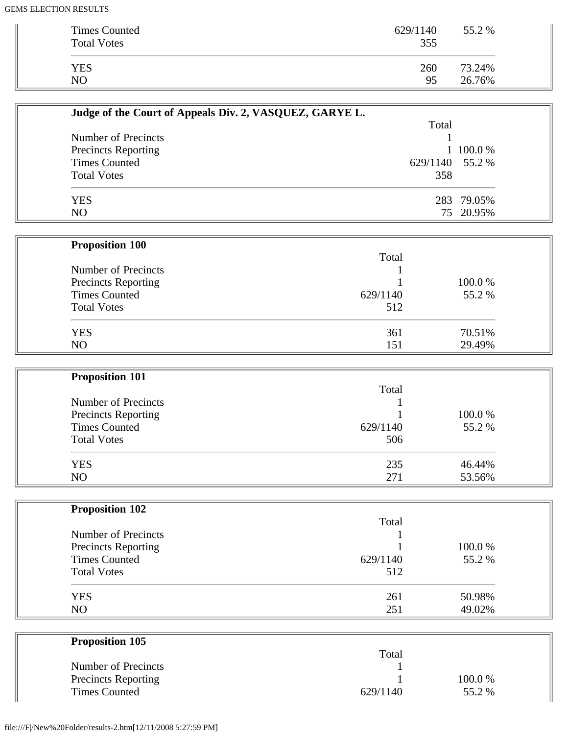| | Total | |
|---|---|---|
| Times Counted | 629/1140 | 55.2 % |
| Total Votes | 355 | |
| YES | 260 | 73.24% |
| NO | 95 | 26.76% |

**Judge of the Court of Appeals Div. 2, VASQUEZ, GARYE L.**

| | Total | |
|---|---|---|
| Number of Precincts | 1 | |
| Precincts Reporting | 1 | 100.0 % |
| Times Counted | 629/1140 | 55.2 % |
| Total Votes | 358 | |
| YES | 283 | 79.05% |
| NO | 75 | 20.95% |

**Proposition 100**

| | Total | |
|---|---|---|
| Number of Precincts | 1 | |
| Precincts Reporting | 1 | 100.0 % |
| Times Counted | 629/1140 | 55.2 % |
| Total Votes | 512 | |
| YES | 361 | 70.51% |
| NO | 151 | 29.49% |

**Proposition 101**

| | Total | |
|---|---|---|
| Number of Precincts | 1 | |
| Precincts Reporting | 1 | 100.0 % |
| Times Counted | 629/1140 | 55.2 % |
| Total Votes | 506 | |
| YES | 235 | 46.44% |
| NO | 271 | 53.56% |

**Proposition 102**

| | Total | |
|---|---|---|
| Number of Precincts | 1 | |
| Precincts Reporting | 1 | 100.0 % |
| Times Counted | 629/1140 | 55.2 % |
| Total Votes | 512 | |
| YES | 261 | 50.98% |
| NO | 251 | 49.02% |

**Proposition 105**

| | Total | |
|---|---|---|
| Number of Precincts | 1 | |
| Precincts Reporting | 1 | 100.0 % |
| Times Counted | 629/1140 | 55.2 % |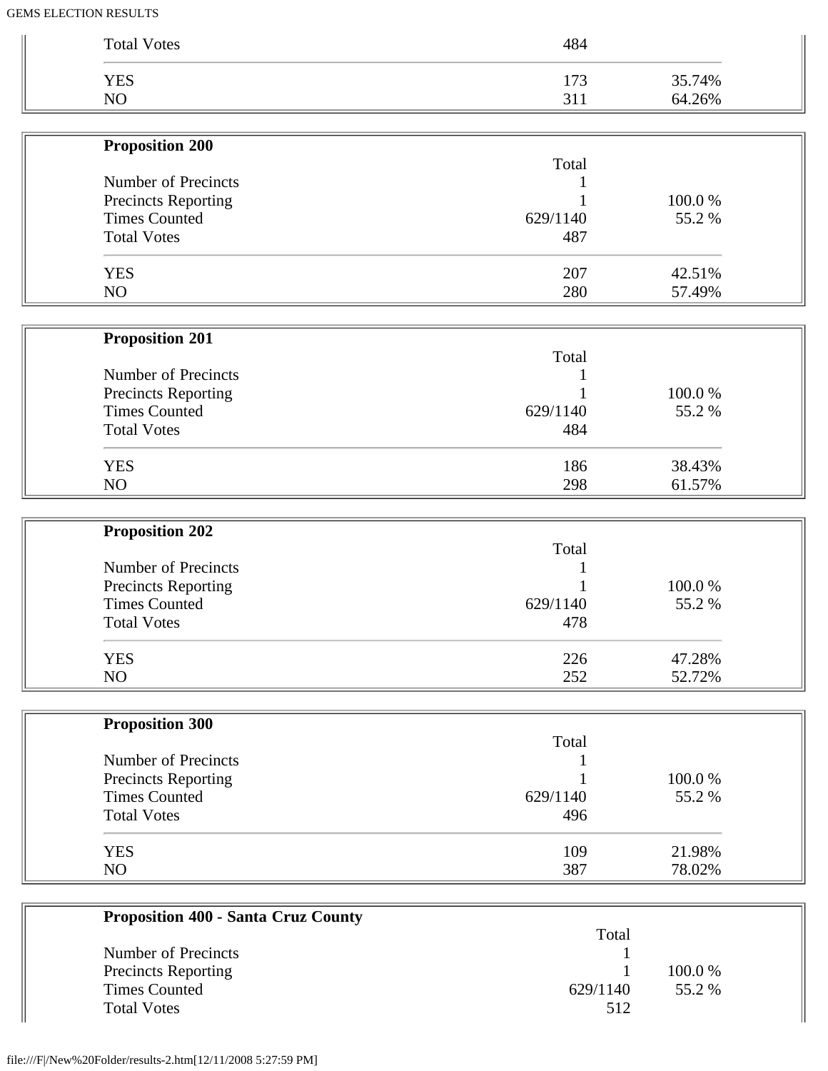| | | |
|---|---|---|
| Total Votes | 484 | |
| YES | 173 | 35.74% |
| NO | 311 | 64.26% |

**Proposition 200**

| | Total | |
|---|---|---|
| Number of Precincts | 1 | |
| Precincts Reporting | 1 | 100.0 % |
| Times Counted | 629/1140 | 55.2 % |
| Total Votes | 487 | |
| YES | 207 | 42.51% |
| NO | 280 | 57.49% |

**Proposition 201**

| | Total | |
|---|---|---|
| Number of Precincts | 1 | |
| Precincts Reporting | 1 | 100.0 % |
| Times Counted | 629/1140 | 55.2 % |
| Total Votes | 484 | |
| YES | 186 | 38.43% |
| NO | 298 | 61.57% |

**Proposition 202**

| | Total | |
|---|---|---|
| Number of Precincts | 1 | |
| Precincts Reporting | 1 | 100.0 % |
| Times Counted | 629/1140 | 55.2 % |
| Total Votes | 478 | |
| YES | 226 | 47.28% |
| NO | 252 | 52.72% |

**Proposition 300**

| | Total | |
|---|---|---|
| Number of Precincts | 1 | |
| Precincts Reporting | 1 | 100.0 % |
| Times Counted | 629/1140 | 55.2 % |
| Total Votes | 496 | |
| YES | 109 | 21.98% |
| NO | 387 | 78.02% |

**Proposition 400 - Santa Cruz County**

| | Total | |
|---|---|---|
| Number of Precincts | 1 | |
| Precincts Reporting | 1 | 100.0 % |
| Times Counted | 629/1140 | 55.2 % |
| Total Votes | 512 | |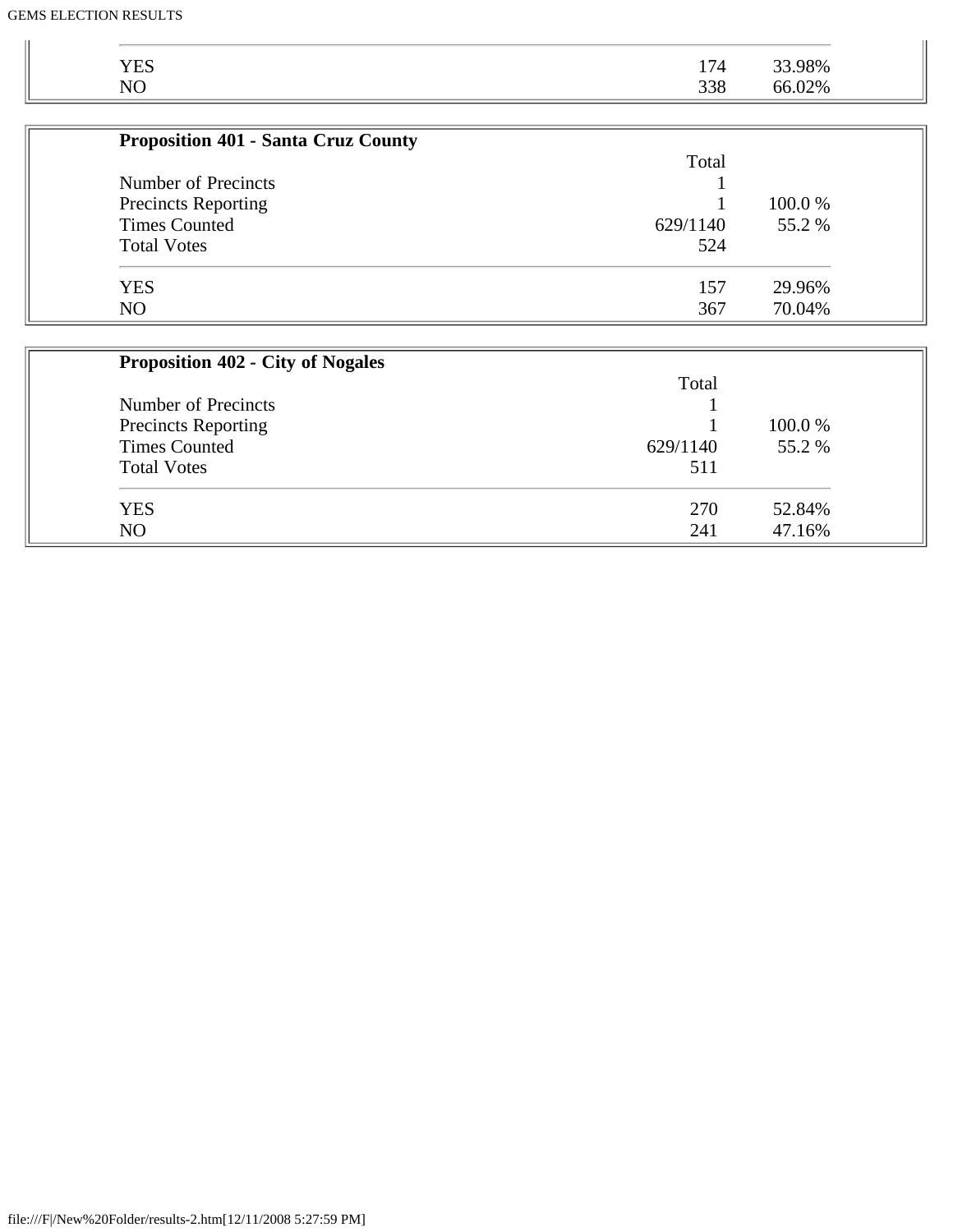| | | |
|---|---|---|
| YES | 174 | 33.98% |
| NO | 338 | 66.02% |

**Proposition 401 - Santa Cruz County**

| | Total | |
|---|---|---|
| Number of Precincts | 1 | |
| Precincts Reporting | 1 | 100.0 % |
| Times Counted | 629/1140 | 55.2 % |
| Total Votes | 524 | |
| YES | 157 | 29.96% |
| NO | 367 | 70.04% |

**Proposition 402 - City of Nogales**

| | Total | |
|---|---|---|
| Number of Precincts | 1 | |
| Precincts Reporting | 1 | 100.0 % |
| Times Counted | 629/1140 | 55.2 % |
| Total Votes | 511 | |
| YES | 270 | 52.84% |
| NO | 241 | 47.16% |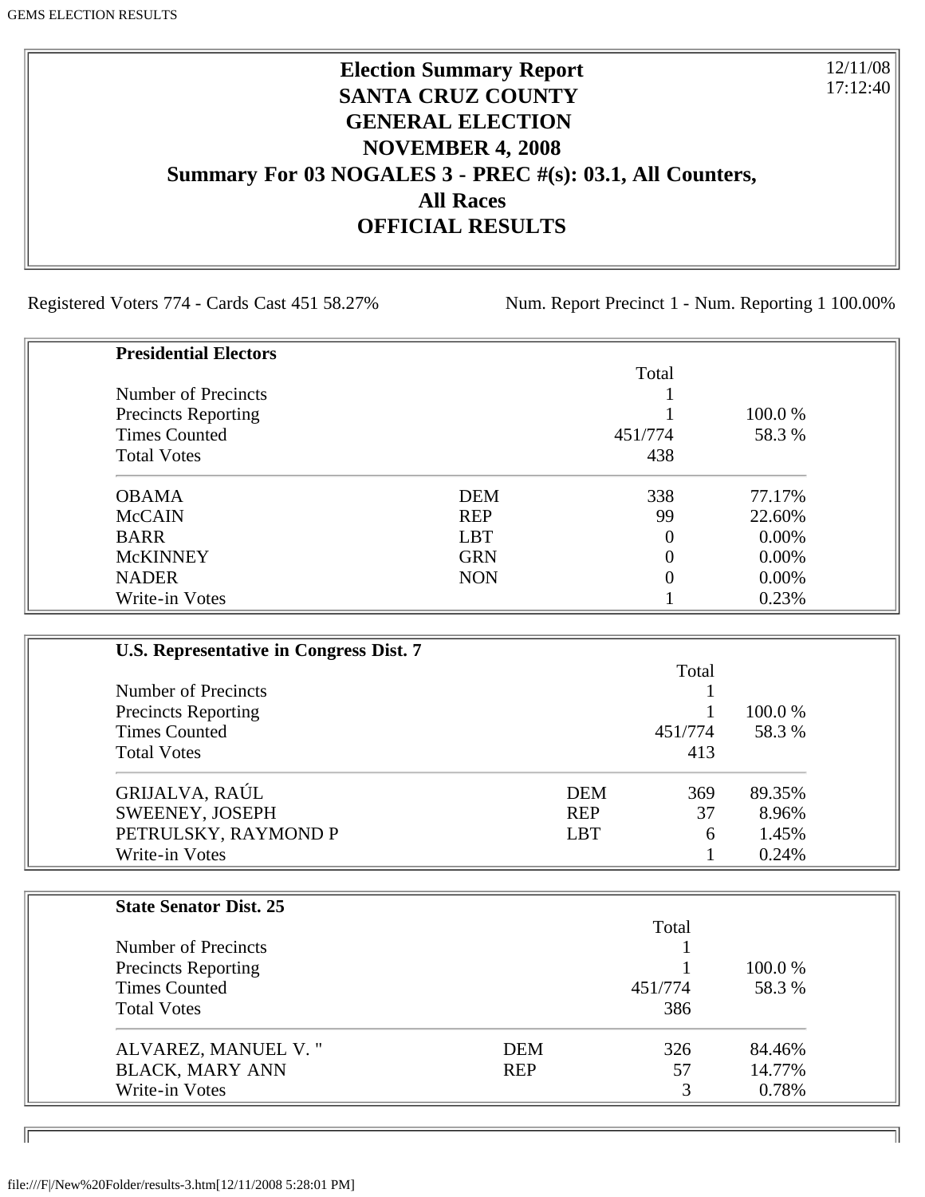# Election Summary Report
## SANTA CRUZ COUNTY
## GENERAL ELECTION
## NOVEMBER 4, 2008
## Summary For 03 NOGALES 3 - PREC #(s): 03.1, All Counters, All Races
## OFFICIAL RESULTS

12/11/08
17:12:40

Registered Voters 774 - Cards Cast 451 58.27%

Num. Report Precinct 1 - Num. Reporting 1 100.00%

**Presidential Electors**

| | | Total | |
|---|---|---|---|
| Number of Precincts | | 1 | |
| Precincts Reporting | | 1 | 100.0 % |
| Times Counted | | 451/774 | 58.3 % |
| Total Votes | | 438 | |
| OBAMA | DEM | 338 | 77.17% |
| McCAIN | REP | 99 | 22.60% |
| BARR | LBT | 0 | 0.00% |
| McKINNEY | GRN | 0 | 0.00% |
| NADER | NON | 0 | 0.00% |
| Write-in Votes | | 1 | 0.23% |

**U.S. Representative in Congress Dist. 7**

| | | Total | |
|---|---|---|---|
| Number of Precincts | | 1 | |
| Precincts Reporting | | 1 | 100.0 % |
| Times Counted | | 451/774 | 58.3 % |
| Total Votes | | 413 | |
| GRIJALVA, RAÚL | DEM | 369 | 89.35% |
| SWEENEY, JOSEPH | REP | 37 | 8.96% |
| PETRULSKY, RAYMOND P | LBT | 6 | 1.45% |
| Write-in Votes | | 1 | 0.24% |

**State Senator Dist. 25**

| | | Total | |
|---|---|---|---|
| Number of Precincts | | 1 | |
| Precincts Reporting | | 1 | 100.0 % |
| Times Counted | | 451/774 | 58.3 % |
| Total Votes | | 386 | |
| ALVAREZ, MANUEL V. " | DEM | 326 | 84.46% |
| BLACK, MARY ANN | REP | 57 | 14.77% |
| Write-in Votes | | 3 | 0.78% |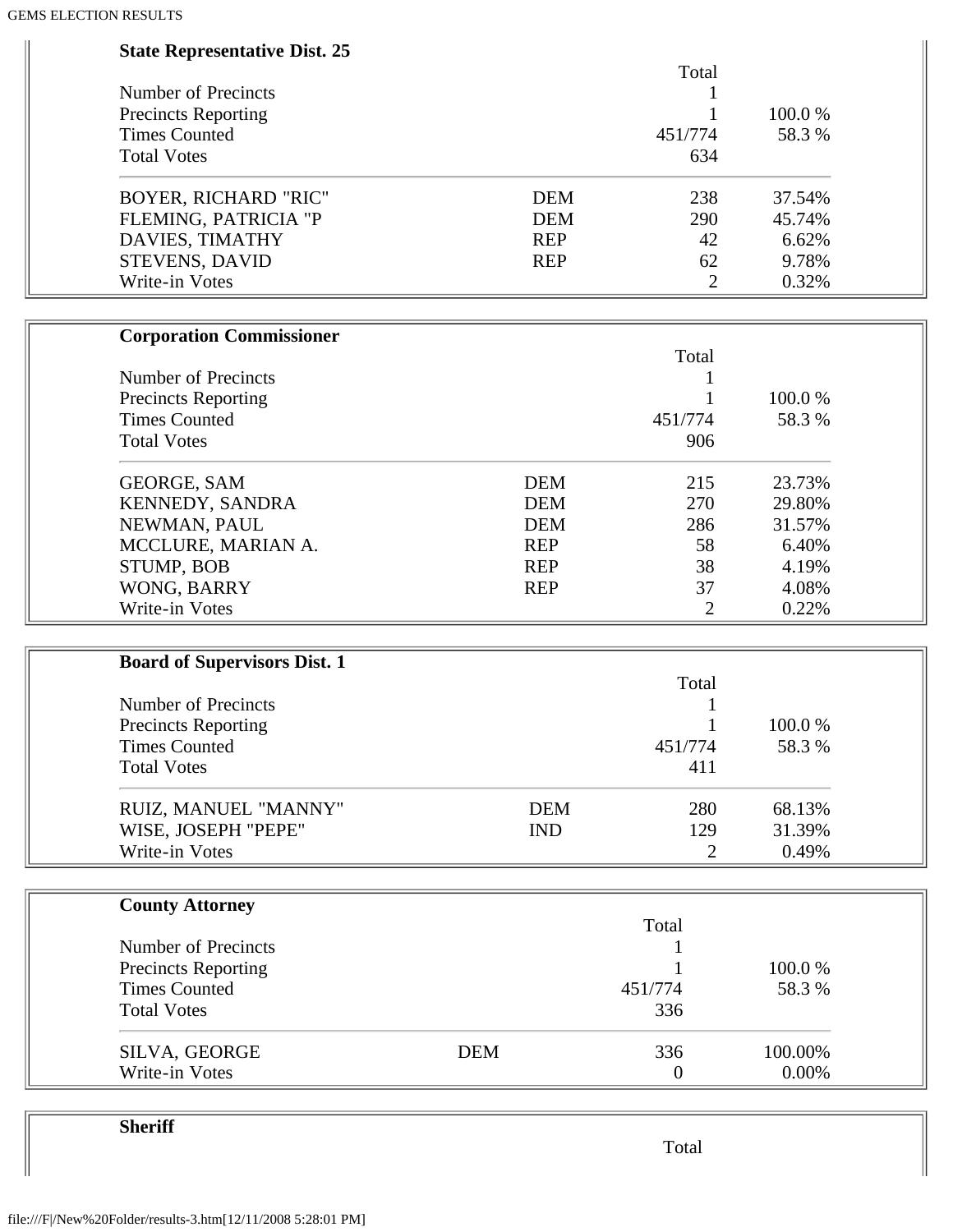**State Representative Dist. 25**

| | | Total | |
|---|---|---|---|
| Number of Precincts | | 1 | |
| Precincts Reporting | | 1 | 100.0 % |
| Times Counted | | 451/774 | 58.3 % |
| Total Votes | | 634 | |
| BOYER, RICHARD "RIC" | DEM | 238 | 37.54% |
| FLEMING, PATRICIA "P | DEM | 290 | 45.74% |
| DAVIES, TIMATHY | REP | 42 | 6.62% |
| STEVENS, DAVID | REP | 62 | 9.78% |
| Write-in Votes | | 2 | 0.32% |

**Corporation Commissioner**

| | | Total | |
|---|---|---|---|
| Number of Precincts | | 1 | |
| Precincts Reporting | | 1 | 100.0 % |
| Times Counted | | 451/774 | 58.3 % |
| Total Votes | | 906 | |
| GEORGE, SAM | DEM | 215 | 23.73% |
| KENNEDY, SANDRA | DEM | 270 | 29.80% |
| NEWMAN, PAUL | DEM | 286 | 31.57% |
| MCCLURE, MARIAN A. | REP | 58 | 6.40% |
| STUMP, BOB | REP | 38 | 4.19% |
| WONG, BARRY | REP | 37 | 4.08% |
| Write-in Votes | | 2 | 0.22% |

**Board of Supervisors Dist. 1**

| | | Total | |
|---|---|---|---|
| Number of Precincts | | 1 | |
| Precincts Reporting | | 1 | 100.0 % |
| Times Counted | | 451/774 | 58.3 % |
| Total Votes | | 411 | |
| RUIZ, MANUEL "MANNY" | DEM | 280 | 68.13% |
| WISE, JOSEPH "PEPE" | IND | 129 | 31.39% |
| Write-in Votes | | 2 | 0.49% |

**County Attorney**

| | | Total | |
|---|---|---|---|
| Number of Precincts | | 1 | |
| Precincts Reporting | | 1 | 100.0 % |
| Times Counted | | 451/774 | 58.3 % |
| Total Votes | | 336 | |
| SILVA, GEORGE | DEM | 336 | 100.00% |
| Write-in Votes | | 0 | 0.00% |

**Sheriff**

| | | Total | |
|---|---|---|---|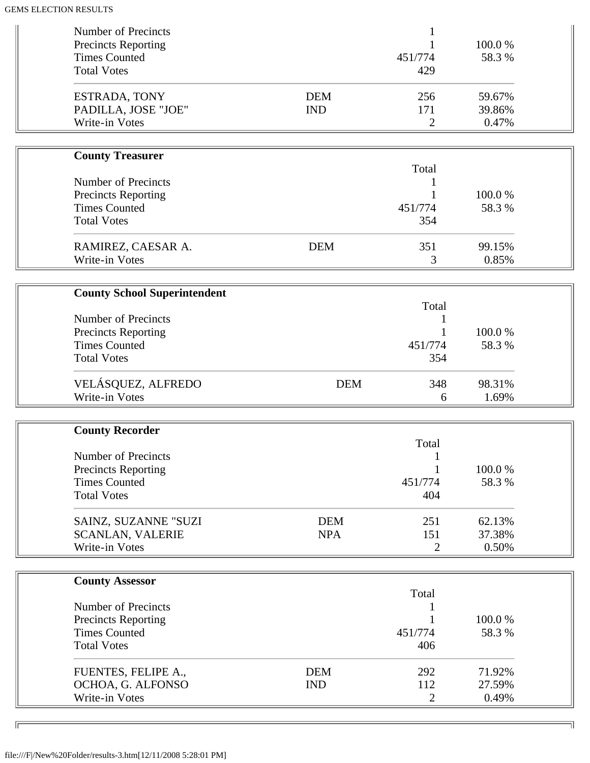| | | | |
|---|---|---|---|
| Number of Precincts | | 1 | |
| Precincts Reporting | | 1 | 100.0 % |
| Times Counted | | 451/774 | 58.3 % |
| Total Votes | | 429 | |
| ESTRADA, TONY | DEM | 256 | 59.67% |
| PADILLA, JOSE "JOE" | IND | 171 | 39.86% |
| Write-in Votes | | 2 | 0.47% |

**County Treasurer**

| | | Total | |
|---|---|---|---|
| Number of Precincts | | 1 | |
| Precincts Reporting | | 1 | 100.0 % |
| Times Counted | | 451/774 | 58.3 % |
| Total Votes | | 354 | |
| RAMIREZ, CAESAR A. | DEM | 351 | 99.15% |
| Write-in Votes | | 3 | 0.85% |

**County School Superintendent**

| | | Total | |
|---|---|---|---|
| Number of Precincts | | 1 | |
| Precincts Reporting | | 1 | 100.0 % |
| Times Counted | | 451/774 | 58.3 % |
| Total Votes | | 354 | |
| VELÁSQUEZ, ALFREDO | DEM | 348 | 98.31% |
| Write-in Votes | | 6 | 1.69% |

**County Recorder**

| | | Total | |
|---|---|---|---|
| Number of Precincts | | 1 | |
| Precincts Reporting | | 1 | 100.0 % |
| Times Counted | | 451/774 | 58.3 % |
| Total Votes | | 404 | |
| SAINZ, SUZANNE "SUZI | DEM | 251 | 62.13% |
| SCANLAN, VALERIE | NPA | 151 | 37.38% |
| Write-in Votes | | 2 | 0.50% |

**County Assessor**

| | | Total | |
|---|---|---|---|
| Number of Precincts | | 1 | |
| Precincts Reporting | | 1 | 100.0 % |
| Times Counted | | 451/774 | 58.3 % |
| Total Votes | | 406 | |
| FUENTES, FELIPE A., | DEM | 292 | 71.92% |
| OCHOA, G. ALFONSO | IND | 112 | 27.59% |
| Write-in Votes | | 2 | 0.49% |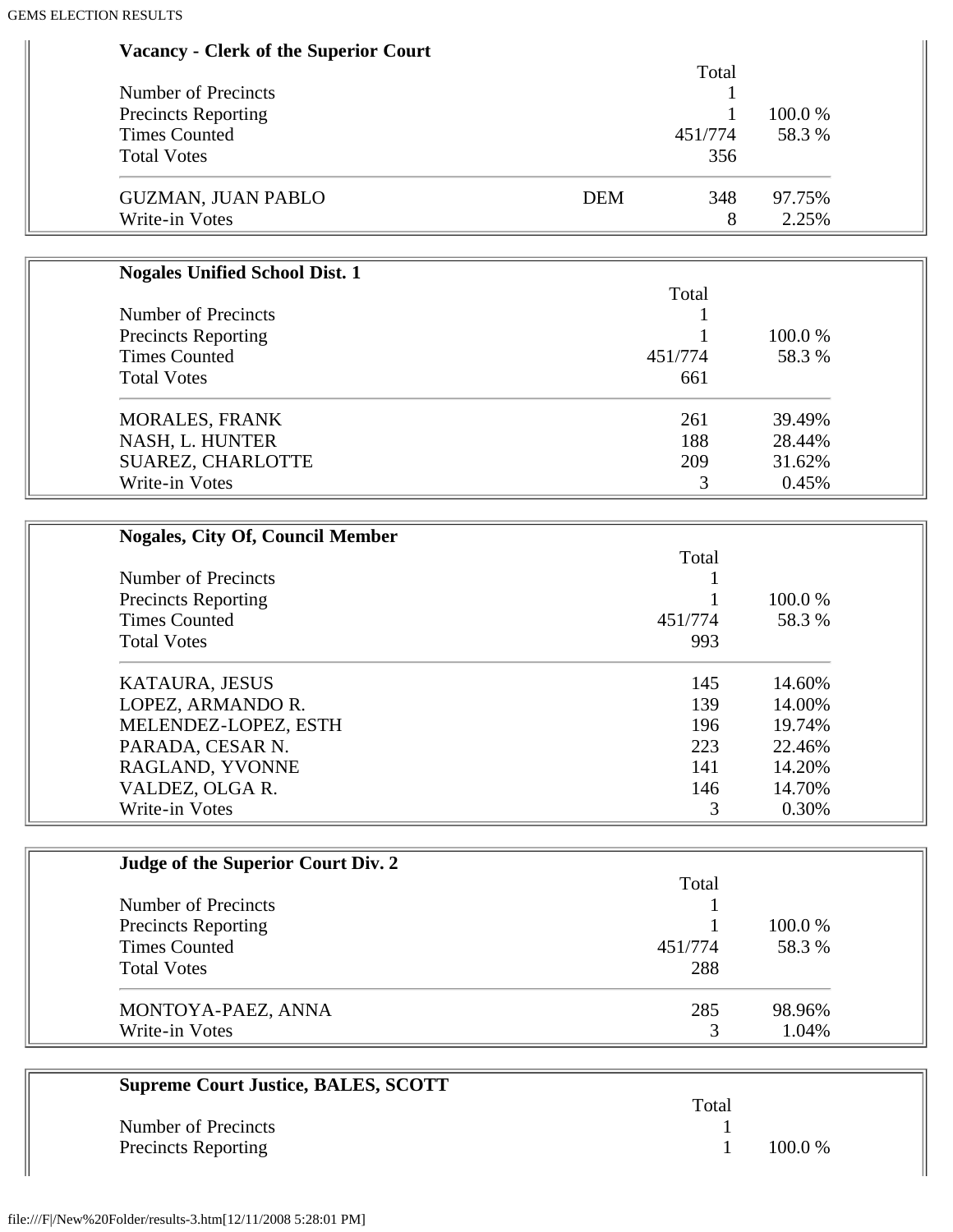**Vacancy - Clerk of the Superior Court**

| | | Total | |
|---|---|---|---|
| Number of Precincts | | 1 | |
| Precincts Reporting | | 1 | 100.0 % |
| Times Counted | | 451/774 | 58.3 % |
| Total Votes | | 356 | |
| GUZMAN, JUAN PABLO | DEM | 348 | 97.75% |
| Write-in Votes | | 8 | 2.25% |

**Nogales Unified School Dist. 1**

| | Total | |
|---|---|---|
| Number of Precincts | 1 | |
| Precincts Reporting | 1 | 100.0 % |
| Times Counted | 451/774 | 58.3 % |
| Total Votes | 661 | |
| MORALES, FRANK | 261 | 39.49% |
| NASH, L. HUNTER | 188 | 28.44% |
| SUAREZ, CHARLOTTE | 209 | 31.62% |
| Write-in Votes | 3 | 0.45% |

**Nogales, City Of, Council Member**

| | Total | |
|---|---|---|
| Number of Precincts | 1 | |
| Precincts Reporting | 1 | 100.0 % |
| Times Counted | 451/774 | 58.3 % |
| Total Votes | 993 | |
| KATAURA, JESUS | 145 | 14.60% |
| LOPEZ, ARMANDO R. | 139 | 14.00% |
| MELENDEZ-LOPEZ, ESTH | 196 | 19.74% |
| PARADA, CESAR N. | 223 | 22.46% |
| RAGLAND, YVONNE | 141 | 14.20% |
| VALDEZ, OLGA R. | 146 | 14.70% |
| Write-in Votes | 3 | 0.30% |

**Judge of the Superior Court Div. 2**

| | Total | |
|---|---|---|
| Number of Precincts | 1 | |
| Precincts Reporting | 1 | 100.0 % |
| Times Counted | 451/774 | 58.3 % |
| Total Votes | 288 | |
| MONTOYA-PAEZ, ANNA | 285 | 98.96% |
| Write-in Votes | 3 | 1.04% |

**Supreme Court Justice, BALES, SCOTT**

| | Total | |
|---|---|---|
| Number of Precincts | 1 | |
| Precincts Reporting | 1 | 100.0 % |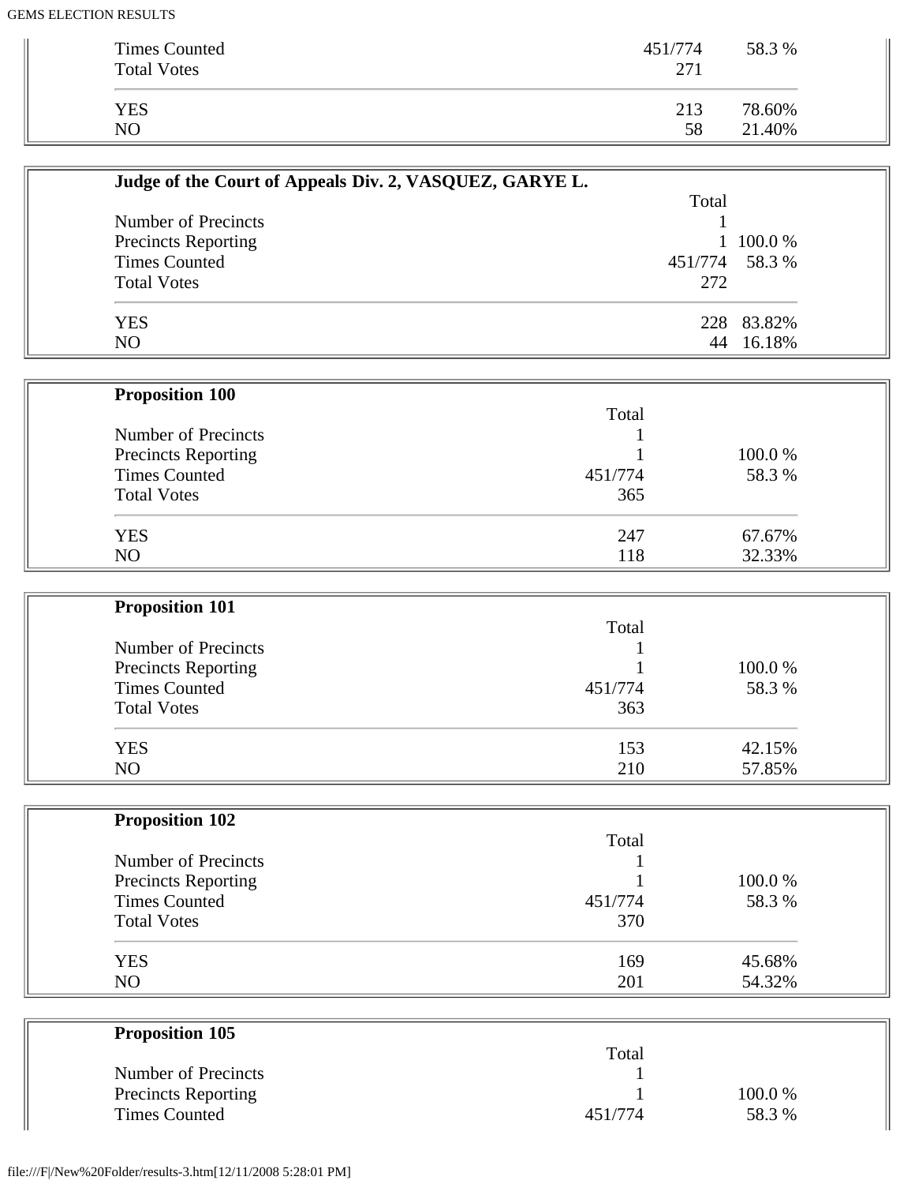| | | |
|---|---|---|
| Times Counted | 451/774 | 58.3 % |
| Total Votes | 271 | |
| YES | 213 | 78.60% |
| NO | 58 | 21.40% |

**Judge of the Court of Appeals Div. 2, VASQUEZ, GARYE L.**

| | Total | |
|---|---|---|
| Number of Precincts | 1 | |
| Precincts Reporting | 1 | 100.0 % |
| Times Counted | 451/774 | 58.3 % |
| Total Votes | 272 | |
| YES | 228 | 83.82% |
| NO | 44 | 16.18% |

**Proposition 100**

| | Total | |
|---|---|---|
| Number of Precincts | 1 | |
| Precincts Reporting | 1 | 100.0 % |
| Times Counted | 451/774 | 58.3 % |
| Total Votes | 365 | |
| YES | 247 | 67.67% |
| NO | 118 | 32.33% |

**Proposition 101**

| | Total | |
|---|---|---|
| Number of Precincts | 1 | |
| Precincts Reporting | 1 | 100.0 % |
| Times Counted | 451/774 | 58.3 % |
| Total Votes | 363 | |
| YES | 153 | 42.15% |
| NO | 210 | 57.85% |

**Proposition 102**

| | Total | |
|---|---|---|
| Number of Precincts | 1 | |
| Precincts Reporting | 1 | 100.0 % |
| Times Counted | 451/774 | 58.3 % |
| Total Votes | 370 | |
| YES | 169 | 45.68% |
| NO | 201 | 54.32% |

**Proposition 105**

| | Total | |
|---|---|---|
| Number of Precincts | 1 | |
| Precincts Reporting | 1 | 100.0 % |
| Times Counted | 451/774 | 58.3 % |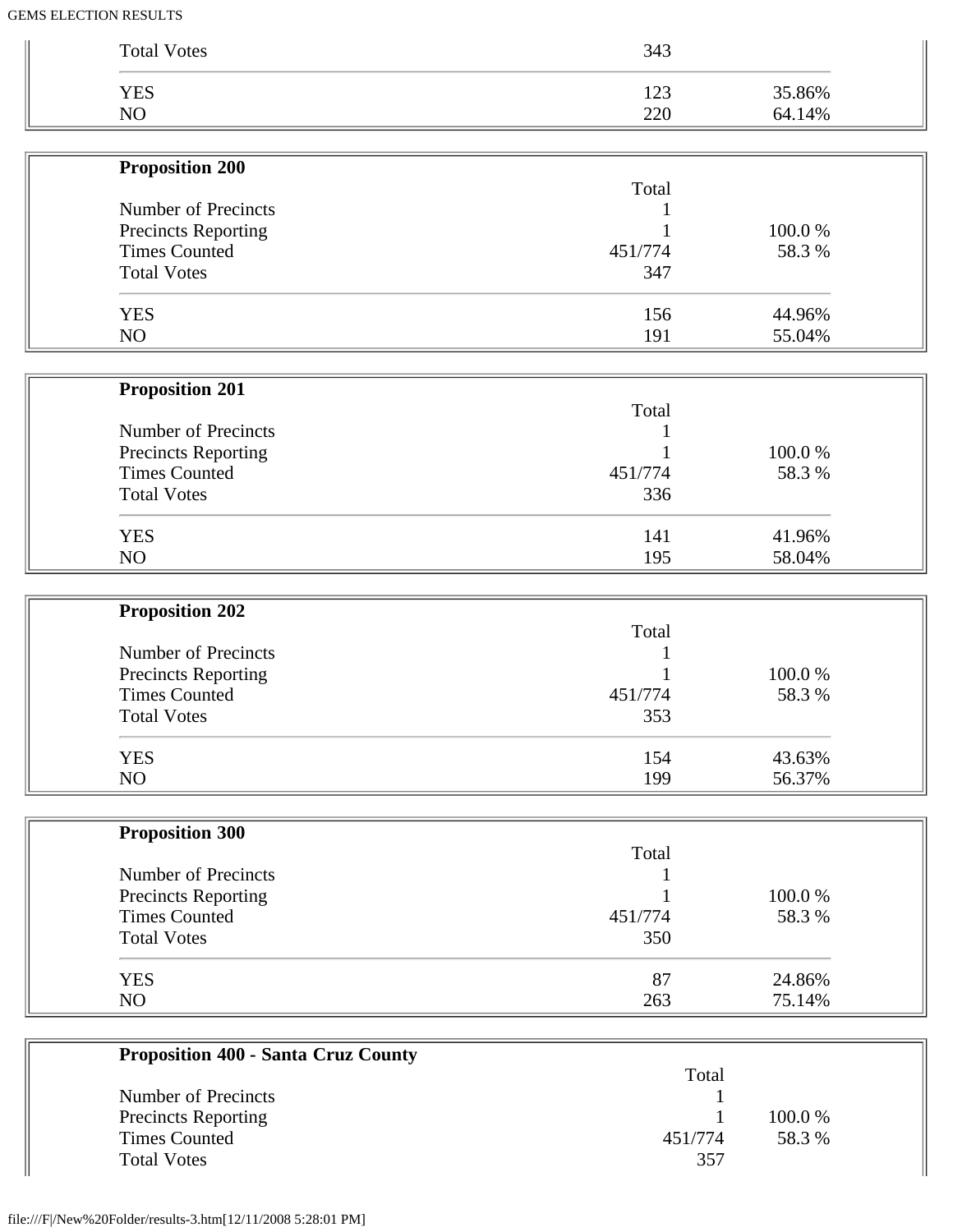| | | |
|---|---|---|
| Total Votes | 343 | |
| YES | 123 | 35.86% |
| NO | 220 | 64.14% |

**Proposition 200**

| | Total | |
|---|---|---|
| Number of Precincts | 1 | |
| Precincts Reporting | 1 | 100.0 % |
| Times Counted | 451/774 | 58.3 % |
| Total Votes | 347 | |
| YES | 156 | 44.96% |
| NO | 191 | 55.04% |

**Proposition 201**

| | Total | |
|---|---|---|
| Number of Precincts | 1 | |
| Precincts Reporting | 1 | 100.0 % |
| Times Counted | 451/774 | 58.3 % |
| Total Votes | 336 | |
| YES | 141 | 41.96% |
| NO | 195 | 58.04% |

**Proposition 202**

| | Total | |
|---|---|---|
| Number of Precincts | 1 | |
| Precincts Reporting | 1 | 100.0 % |
| Times Counted | 451/774 | 58.3 % |
| Total Votes | 353 | |
| YES | 154 | 43.63% |
| NO | 199 | 56.37% |

**Proposition 300**

| | Total | |
|---|---|---|
| Number of Precincts | 1 | |
| Precincts Reporting | 1 | 100.0 % |
| Times Counted | 451/774 | 58.3 % |
| Total Votes | 350 | |
| YES | 87 | 24.86% |
| NO | 263 | 75.14% |

**Proposition 400 - Santa Cruz County**

| | Total | |
|---|---|---|
| Number of Precincts | 1 | |
| Precincts Reporting | 1 | 100.0 % |
| Times Counted | 451/774 | 58.3 % |
| Total Votes | 357 | |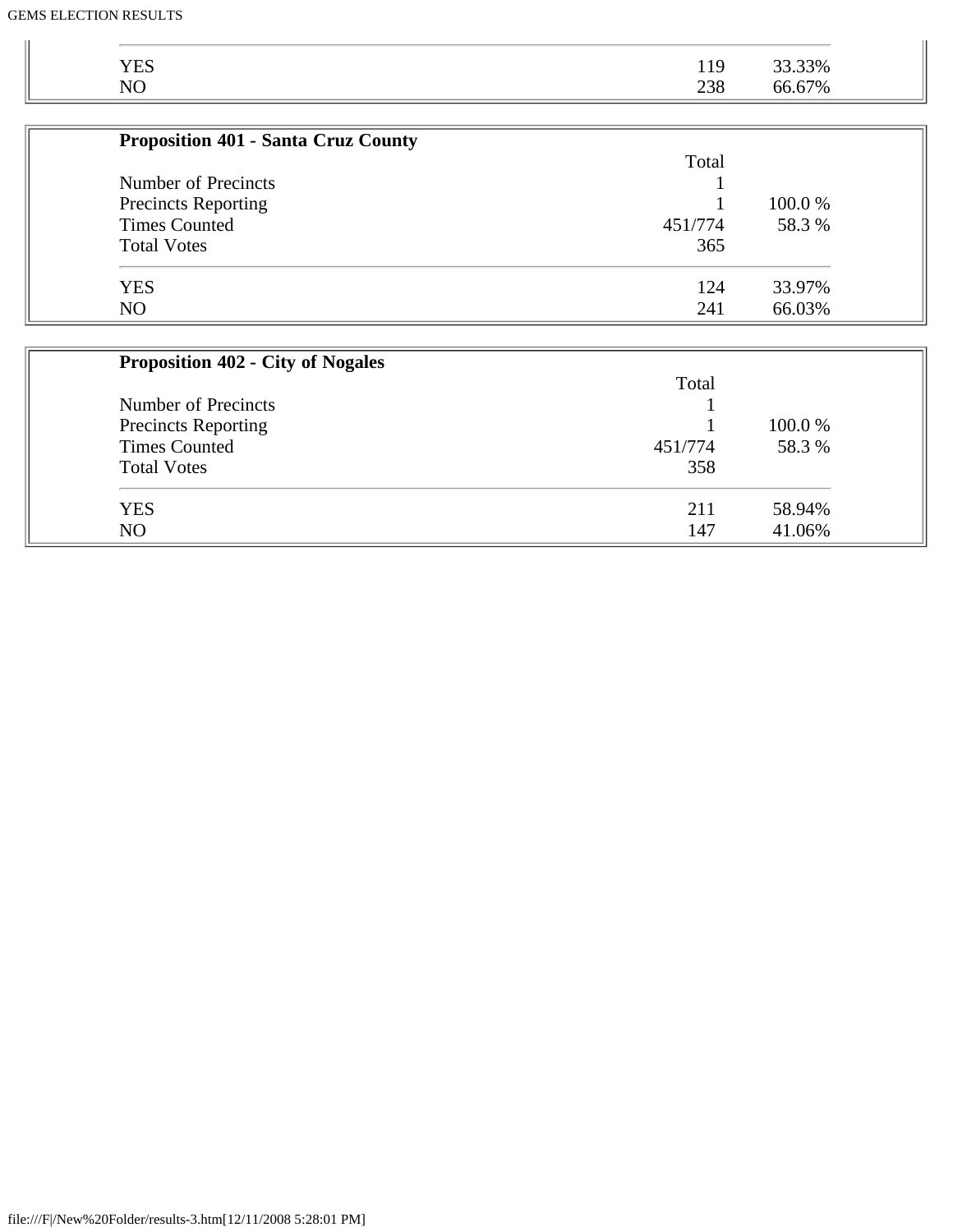| | | |
|---|---|---|
| YES | 119 | 33.33% |
| NO | 238 | 66.67% |

**Proposition 401 - Santa Cruz County**

| | Total | |
|---|---|---|
| Number of Precincts | 1 | |
| Precincts Reporting | 1 | 100.0 % |
| Times Counted | 451/774 | 58.3 % |
| Total Votes | 365 | |
| YES | 124 | 33.97% |
| NO | 241 | 66.03% |

**Proposition 402 - City of Nogales**

| | Total | |
|---|---|---|
| Number of Precincts | 1 | |
| Precincts Reporting | 1 | 100.0 % |
| Times Counted | 451/774 | 58.3 % |
| Total Votes | 358 | |
| YES | 211 | 58.94% |
| NO | 147 | 41.06% |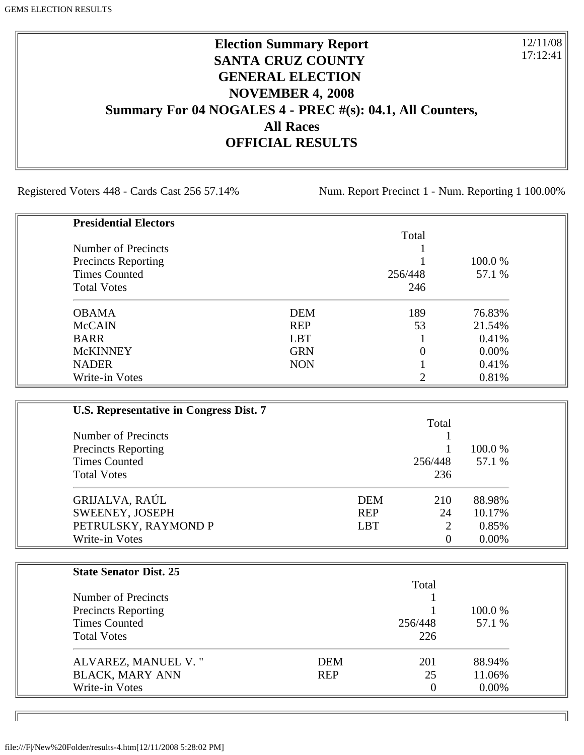# Election Summary Report
## SANTA CRUZ COUNTY
## GENERAL ELECTION
## NOVEMBER 4, 2008
## Summary For 04 NOGALES 4 - PREC #(s): 04.1, All Counters, All Races
## OFFICIAL RESULTS

12/11/08
17:12:41

Registered Voters 448 - Cards Cast 256 57.14%     Num. Report Precinct 1 - Num. Reporting 1 100.00%

**Presidential Electors**

| | | Total | |
|---|---|---|---|
| Number of Precincts | | 1 | |
| Precincts Reporting | | 1 | 100.0 % |
| Times Counted | | 256/448 | 57.1 % |
| Total Votes | | 246 | |
| OBAMA | DEM | 189 | 76.83% |
| McCAIN | REP | 53 | 21.54% |
| BARR | LBT | 1 | 0.41% |
| McKINNEY | GRN | 0 | 0.00% |
| NADER | NON | 1 | 0.41% |
| Write-in Votes | | 2 | 0.81% |

**U.S. Representative in Congress Dist. 7**

| | | Total | |
|---|---|---|---|
| Number of Precincts | | 1 | |
| Precincts Reporting | | 1 | 100.0 % |
| Times Counted | | 256/448 | 57.1 % |
| Total Votes | | 236 | |
| GRIJALVA, RAÚL | DEM | 210 | 88.98% |
| SWEENEY, JOSEPH | REP | 24 | 10.17% |
| PETRULSKY, RAYMOND P | LBT | 2 | 0.85% |
| Write-in Votes | | 0 | 0.00% |

**State Senator Dist. 25**

| | | Total | |
|---|---|---|---|
| Number of Precincts | | 1 | |
| Precincts Reporting | | 1 | 100.0 % |
| Times Counted | | 256/448 | 57.1 % |
| Total Votes | | 226 | |
| ALVAREZ, MANUEL V. " | DEM | 201 | 88.94% |
| BLACK, MARY ANN | REP | 25 | 11.06% |
| Write-in Votes | | 0 | 0.00% |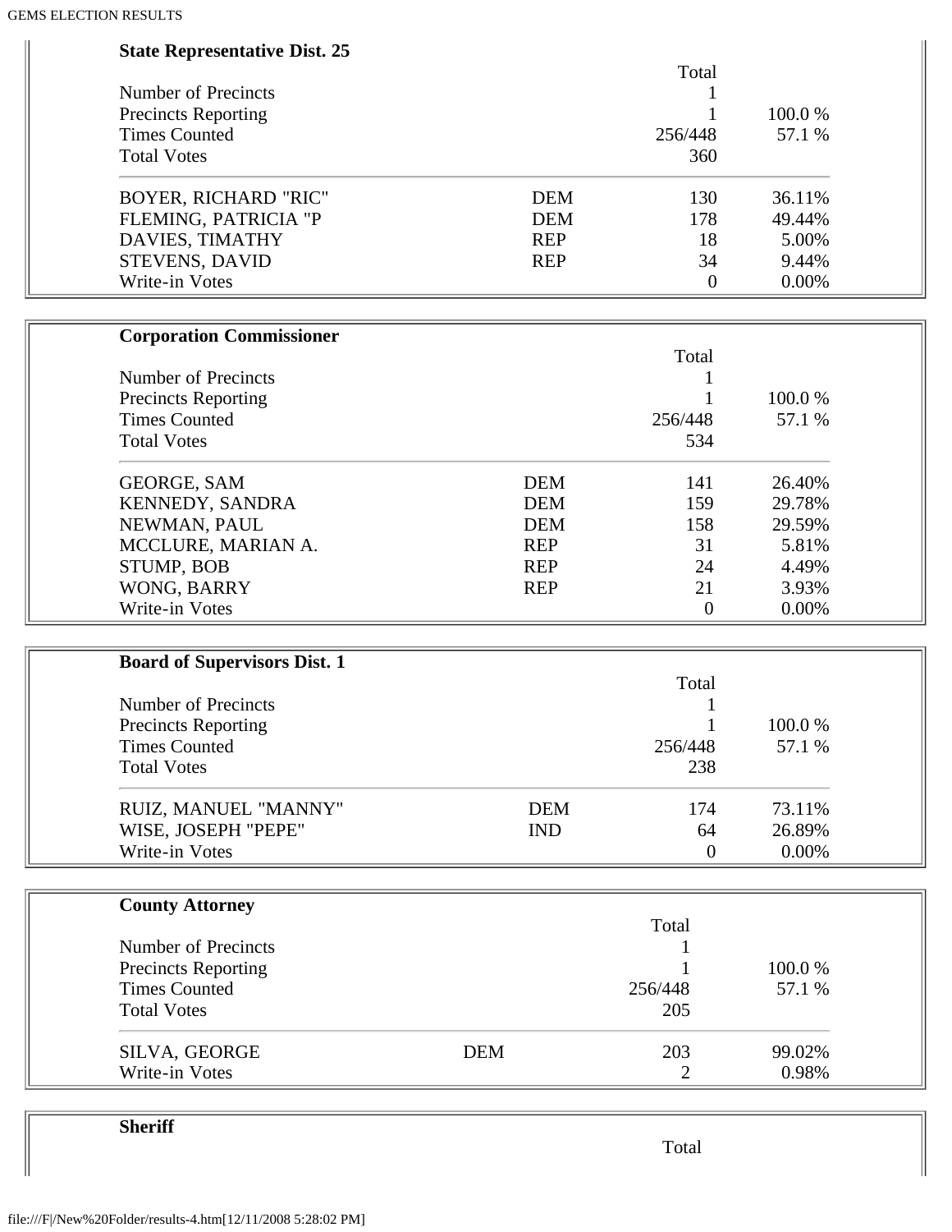**State Representative Dist. 25**

| | | Total | |
|---|---|---|---|
| Number of Precincts | | 1 | |
| Precincts Reporting | | 1 | 100.0 % |
| Times Counted | | 256/448 | 57.1 % |
| Total Votes | | 360 | |
| BOYER, RICHARD "RIC" | DEM | 130 | 36.11% |
| FLEMING, PATRICIA "P | DEM | 178 | 49.44% |
| DAVIES, TIMATHY | REP | 18 | 5.00% |
| STEVENS, DAVID | REP | 34 | 9.44% |
| Write-in Votes | | 0 | 0.00% |

**Corporation Commissioner**

| | | Total | |
|---|---|---|---|
| Number of Precincts | | 1 | |
| Precincts Reporting | | 1 | 100.0 % |
| Times Counted | | 256/448 | 57.1 % |
| Total Votes | | 534 | |
| GEORGE, SAM | DEM | 141 | 26.40% |
| KENNEDY, SANDRA | DEM | 159 | 29.78% |
| NEWMAN, PAUL | DEM | 158 | 29.59% |
| MCCLURE, MARIAN A. | REP | 31 | 5.81% |
| STUMP, BOB | REP | 24 | 4.49% |
| WONG, BARRY | REP | 21 | 3.93% |
| Write-in Votes | | 0 | 0.00% |

**Board of Supervisors Dist. 1**

| | | Total | |
|---|---|---|---|
| Number of Precincts | | 1 | |
| Precincts Reporting | | 1 | 100.0 % |
| Times Counted | | 256/448 | 57.1 % |
| Total Votes | | 238 | |
| RUIZ, MANUEL "MANNY" | DEM | 174 | 73.11% |
| WISE, JOSEPH "PEPE" | IND | 64 | 26.89% |
| Write-in Votes | | 0 | 0.00% |

**County Attorney**

| | | Total | |
|---|---|---|---|
| Number of Precincts | | 1 | |
| Precincts Reporting | | 1 | 100.0 % |
| Times Counted | | 256/448 | 57.1 % |
| Total Votes | | 205 | |
| SILVA, GEORGE | DEM | 203 | 99.02% |
| Write-in Votes | | 2 | 0.98% |

**Sheriff**

| | | Total | |
|---|---|---|---|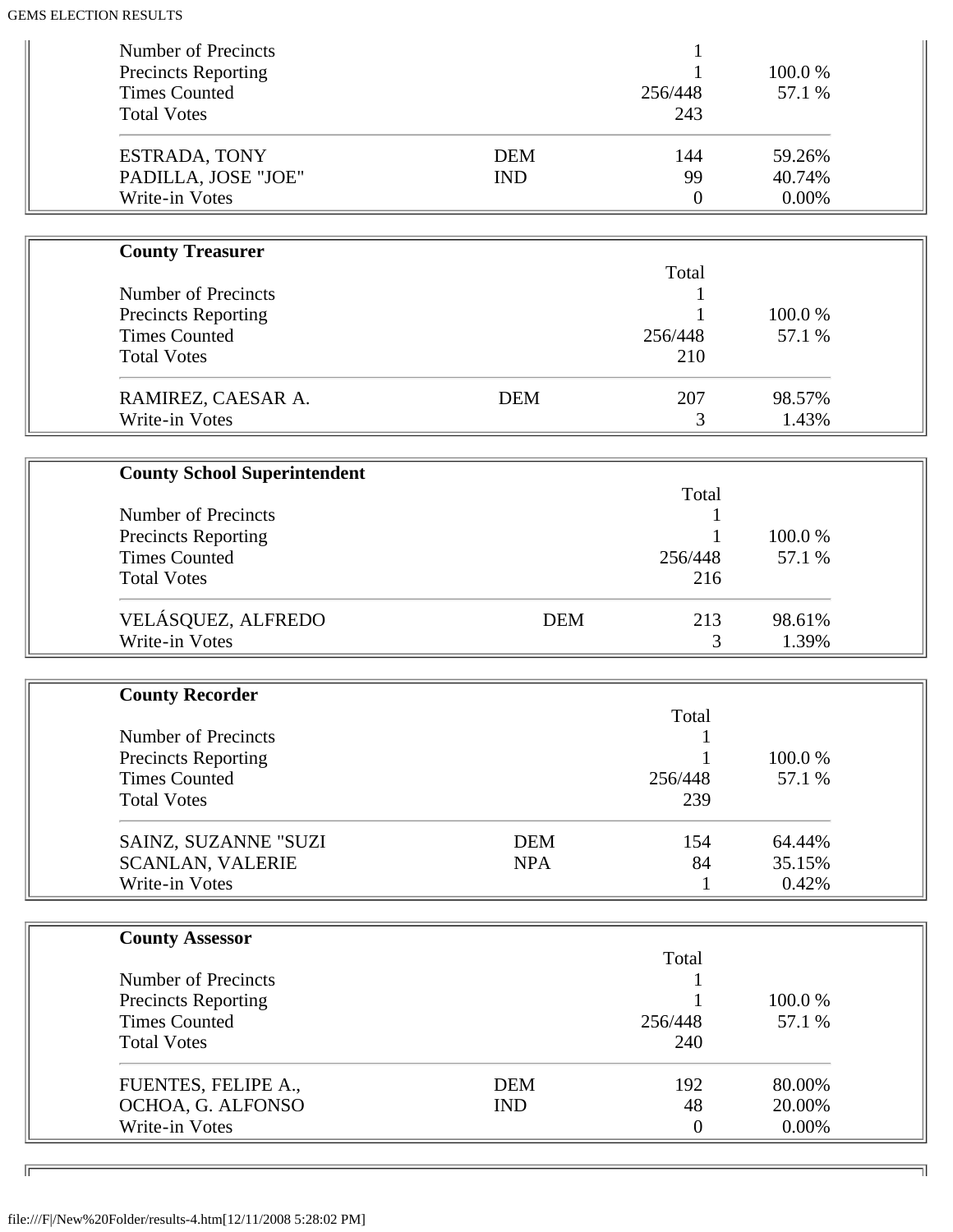| | | | |
|---|---|---|---|
| Number of Precincts | | 1 | |
| Precincts Reporting | | 1 | 100.0 % |
| Times Counted | | 256/448 | 57.1 % |
| Total Votes | | 243 | |
| ESTRADA, TONY | DEM | 144 | 59.26% |
| PADILLA, JOSE "JOE" | IND | 99 | 40.74% |
| Write-in Votes | | 0 | 0.00% |

**County Treasurer**

| | | Total | |
|---|---|---|---|
| Number of Precincts | | 1 | |
| Precincts Reporting | | 1 | 100.0 % |
| Times Counted | | 256/448 | 57.1 % |
| Total Votes | | 210 | |
| RAMIREZ, CAESAR A. | DEM | 207 | 98.57% |
| Write-in Votes | | 3 | 1.43% |

**County School Superintendent**

| | | Total | |
|---|---|---|---|
| Number of Precincts | | 1 | |
| Precincts Reporting | | 1 | 100.0 % |
| Times Counted | | 256/448 | 57.1 % |
| Total Votes | | 216 | |
| VELÁSQUEZ, ALFREDO | DEM | 213 | 98.61% |
| Write-in Votes | | 3 | 1.39% |

**County Recorder**

| | | Total | |
|---|---|---|---|
| Number of Precincts | | 1 | |
| Precincts Reporting | | 1 | 100.0 % |
| Times Counted | | 256/448 | 57.1 % |
| Total Votes | | 239 | |
| SAINZ, SUZANNE "SUZI | DEM | 154 | 64.44% |
| SCANLAN, VALERIE | NPA | 84 | 35.15% |
| Write-in Votes | | 1 | 0.42% |

**County Assessor**

| | | Total | |
|---|---|---|---|
| Number of Precincts | | 1 | |
| Precincts Reporting | | 1 | 100.0 % |
| Times Counted | | 256/448 | 57.1 % |
| Total Votes | | 240 | |
| FUENTES, FELIPE A., | DEM | 192 | 80.00% |
| OCHOA, G. ALFONSO | IND | 48 | 20.00% |
| Write-in Votes | | 0 | 0.00% |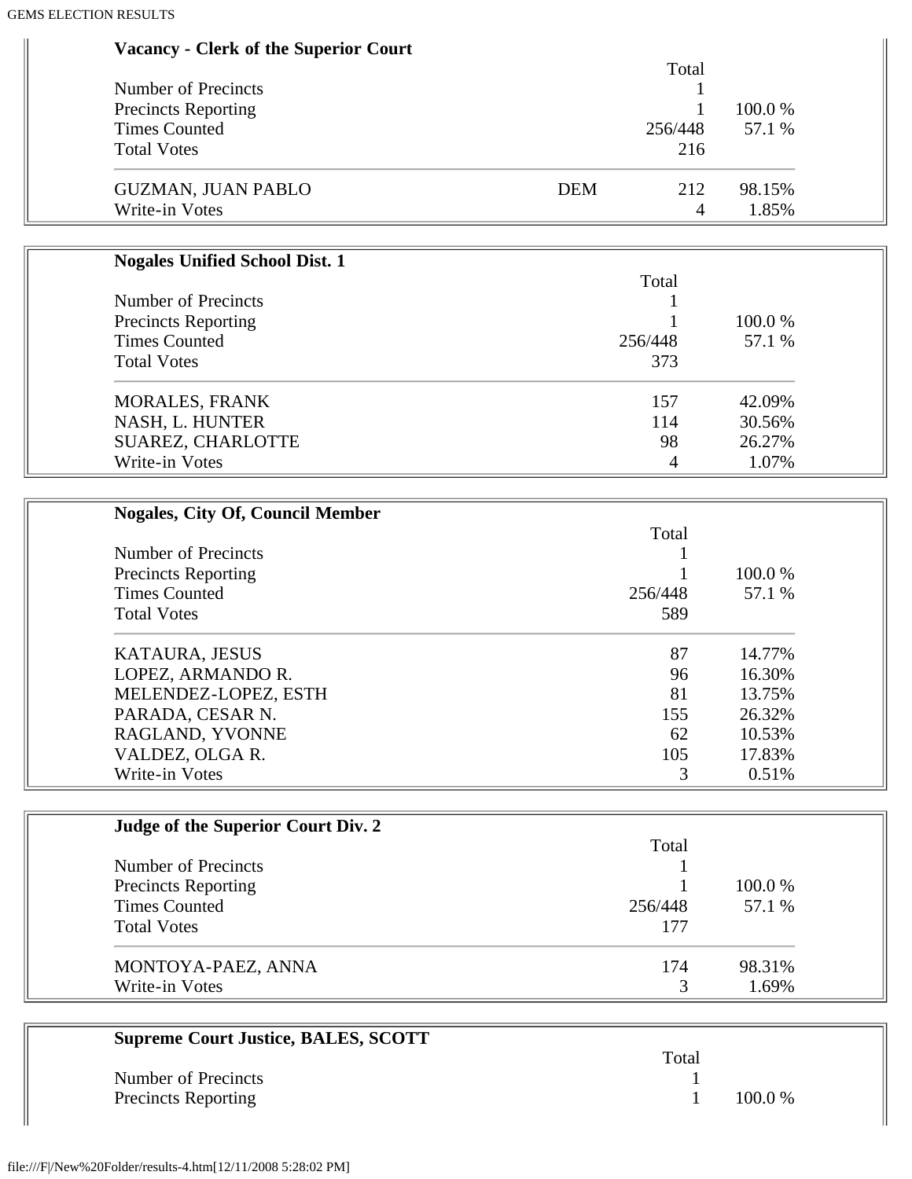**Vacancy - Clerk of the Superior Court**

| | | Total | |
|---|---|---|---|
| Number of Precincts | | 1 | |
| Precincts Reporting | | 1 | 100.0 % |
| Times Counted | | 256/448 | 57.1 % |
| Total Votes | | 216 | |
| GUZMAN, JUAN PABLO | DEM | 212 | 98.15% |
| Write-in Votes | | 4 | 1.85% |

**Nogales Unified School Dist. 1**

| | Total | |
|---|---|---|
| Number of Precincts | 1 | |
| Precincts Reporting | 1 | 100.0 % |
| Times Counted | 256/448 | 57.1 % |
| Total Votes | 373 | |
| MORALES, FRANK | 157 | 42.09% |
| NASH, L. HUNTER | 114 | 30.56% |
| SUAREZ, CHARLOTTE | 98 | 26.27% |
| Write-in Votes | 4 | 1.07% |

**Nogales, City Of, Council Member**

| | Total | |
|---|---|---|
| Number of Precincts | 1 | |
| Precincts Reporting | 1 | 100.0 % |
| Times Counted | 256/448 | 57.1 % |
| Total Votes | 589 | |
| KATAURA, JESUS | 87 | 14.77% |
| LOPEZ, ARMANDO R. | 96 | 16.30% |
| MELENDEZ-LOPEZ, ESTH | 81 | 13.75% |
| PARADA, CESAR N. | 155 | 26.32% |
| RAGLAND, YVONNE | 62 | 10.53% |
| VALDEZ, OLGA R. | 105 | 17.83% |
| Write-in Votes | 3 | 0.51% |

**Judge of the Superior Court Div. 2**

| | Total | |
|---|---|---|
| Number of Precincts | 1 | |
| Precincts Reporting | 1 | 100.0 % |
| Times Counted | 256/448 | 57.1 % |
| Total Votes | 177 | |
| MONTOYA-PAEZ, ANNA | 174 | 98.31% |
| Write-in Votes | 3 | 1.69% |

**Supreme Court Justice, BALES, SCOTT**

| | Total | |
|---|---|---|
| Number of Precincts | 1 | |
| Precincts Reporting | 1 | 100.0 % |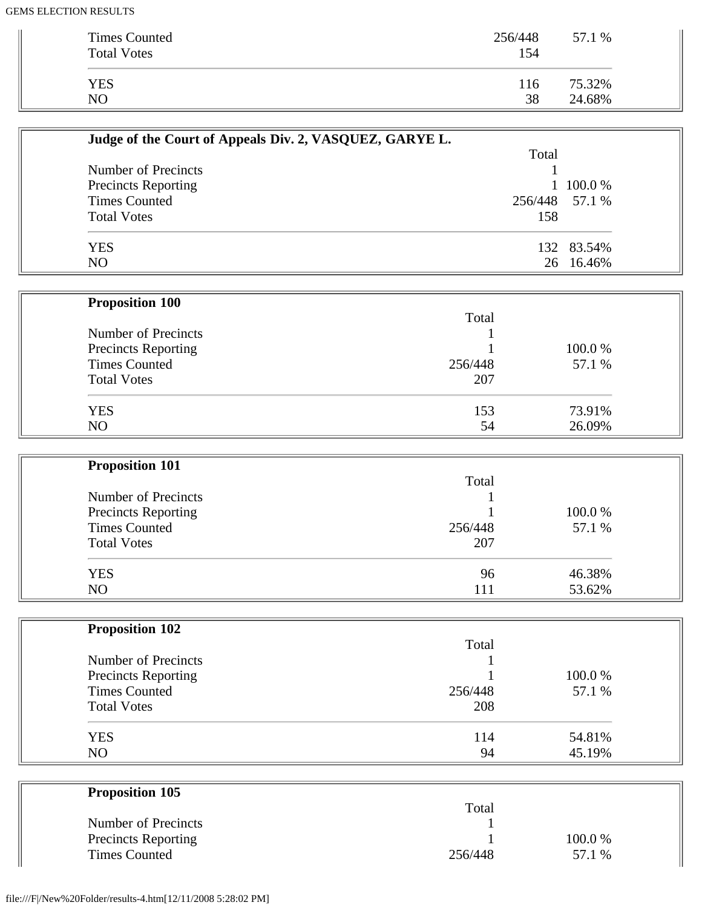| | | |
|---|---|---|
| Times Counted | 256/448 | 57.1 % |
| Total Votes | 154 | |
| YES | 116 | 75.32% |
| NO | 38 | 24.68% |

**Judge of the Court of Appeals Div. 2, VASQUEZ, GARYE L.**

| | Total | |
|---|---|---|
| Number of Precincts | 1 | |
| Precincts Reporting | 1 | 100.0 % |
| Times Counted | 256/448 | 57.1 % |
| Total Votes | 158 | |
| YES | 132 | 83.54% |
| NO | 26 | 16.46% |

**Proposition 100**

| | Total | |
|---|---|---|
| Number of Precincts | 1 | |
| Precincts Reporting | 1 | 100.0 % |
| Times Counted | 256/448 | 57.1 % |
| Total Votes | 207 | |
| YES | 153 | 73.91% |
| NO | 54 | 26.09% |

**Proposition 101**

| | Total | |
|---|---|---|
| Number of Precincts | 1 | |
| Precincts Reporting | 1 | 100.0 % |
| Times Counted | 256/448 | 57.1 % |
| Total Votes | 207 | |
| YES | 96 | 46.38% |
| NO | 111 | 53.62% |

**Proposition 102**

| | Total | |
|---|---|---|
| Number of Precincts | 1 | |
| Precincts Reporting | 1 | 100.0 % |
| Times Counted | 256/448 | 57.1 % |
| Total Votes | 208 | |
| YES | 114 | 54.81% |
| NO | 94 | 45.19% |

**Proposition 105**

| | Total | |
|---|---|---|
| Number of Precincts | 1 | |
| Precincts Reporting | 1 | 100.0 % |
| Times Counted | 256/448 | 57.1 % |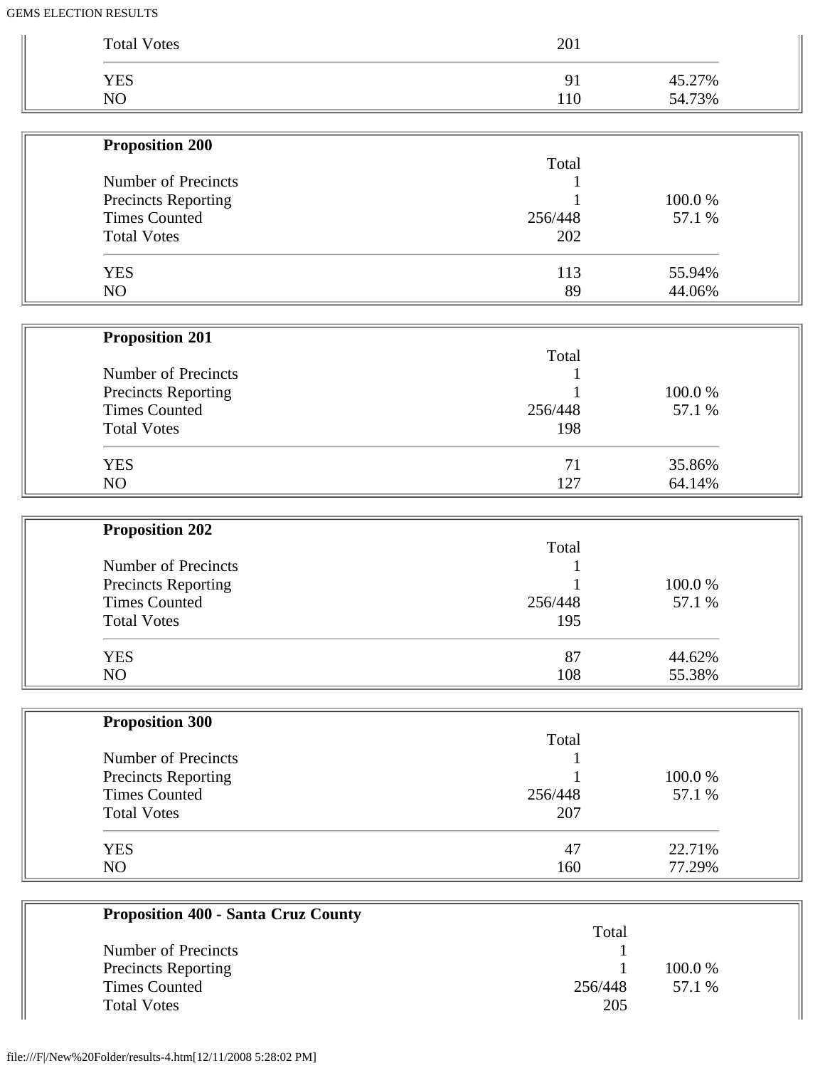| | | |
|---|---|---|
| Total Votes | 201 | |
| YES | 91 | 45.27% |
| NO | 110 | 54.73% |

**Proposition 200**

| | Total | |
|---|---|---|
| Number of Precincts | 1 | |
| Precincts Reporting | 1 | 100.0 % |
| Times Counted | 256/448 | 57.1 % |
| Total Votes | 202 | |
| YES | 113 | 55.94% |
| NO | 89 | 44.06% |

**Proposition 201**

| | Total | |
|---|---|---|
| Number of Precincts | 1 | |
| Precincts Reporting | 1 | 100.0 % |
| Times Counted | 256/448 | 57.1 % |
| Total Votes | 198 | |
| YES | 71 | 35.86% |
| NO | 127 | 64.14% |

**Proposition 202**

| | Total | |
|---|---|---|
| Number of Precincts | 1 | |
| Precincts Reporting | 1 | 100.0 % |
| Times Counted | 256/448 | 57.1 % |
| Total Votes | 195 | |
| YES | 87 | 44.62% |
| NO | 108 | 55.38% |

**Proposition 300**

| | Total | |
|---|---|---|
| Number of Precincts | 1 | |
| Precincts Reporting | 1 | 100.0 % |
| Times Counted | 256/448 | 57.1 % |
| Total Votes | 207 | |
| YES | 47 | 22.71% |
| NO | 160 | 77.29% |

**Proposition 400 - Santa Cruz County**

| | Total | |
|---|---|---|
| Number of Precincts | 1 | |
| Precincts Reporting | 1 | 100.0 % |
| Times Counted | 256/448 | 57.1 % |
| Total Votes | 205 | |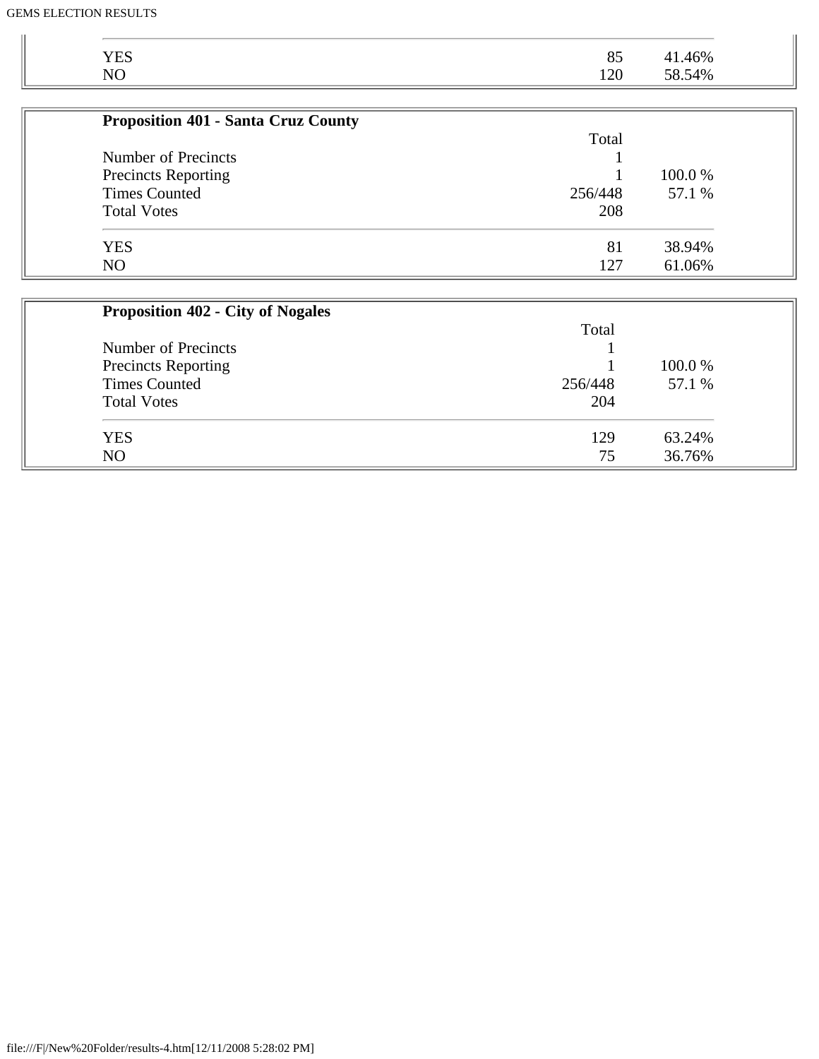| | | |
|---|---|---|
| YES | 85 | 41.46% |
| NO | 120 | 58.54% |

**Proposition 401 - Santa Cruz County**

| | Total | |
|---|---|---|
| Number of Precincts | 1 | |
| Precincts Reporting | 1 | 100.0 % |
| Times Counted | 256/448 | 57.1 % |
| Total Votes | 208 | |
| YES | 81 | 38.94% |
| NO | 127 | 61.06% |

**Proposition 402 - City of Nogales**

| | Total | |
|---|---|---|
| Number of Precincts | 1 | |
| Precincts Reporting | 1 | 100.0 % |
| Times Counted | 256/448 | 57.1 % |
| Total Votes | 204 | |
| YES | 129 | 63.24% |
| NO | 75 | 36.76% |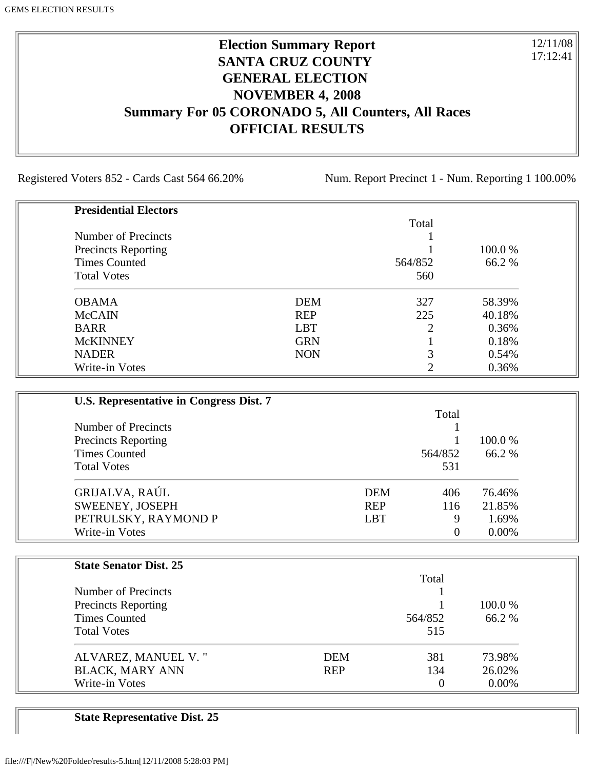# Election Summary Report
# SANTA CRUZ COUNTY
# GENERAL ELECTION
# NOVEMBER 4, 2008
# Summary For 05 CORONADO 5, All Counters, All Races
# OFFICIAL RESULTS

12/11/08
17:12:41

Registered Voters 852 - Cards Cast 564 66.20%

Num. Report Precinct 1 - Num. Reporting 1 100.00%

**Presidential Electors**

| | | Total | |
|---|---|---|---|
| Number of Precincts | | 1 | |
| Precincts Reporting | | 1 | 100.0 % |
| Times Counted | | 564/852 | 66.2 % |
| Total Votes | | 560 | |
| OBAMA | DEM | 327 | 58.39% |
| McCAIN | REP | 225 | 40.18% |
| BARR | LBT | 2 | 0.36% |
| McKINNEY | GRN | 1 | 0.18% |
| NADER | NON | 3 | 0.54% |
| Write-in Votes | | 2 | 0.36% |

**U.S. Representative in Congress Dist. 7**

| | | Total | |
|---|---|---|---|
| Number of Precincts | | 1 | |
| Precincts Reporting | | 1 | 100.0 % |
| Times Counted | | 564/852 | 66.2 % |
| Total Votes | | 531 | |
| GRIJALVA, RAÚL | DEM | 406 | 76.46% |
| SWEENEY, JOSEPH | REP | 116 | 21.85% |
| PETRULSKY, RAYMOND P | LBT | 9 | 1.69% |
| Write-in Votes | | 0 | 0.00% |

**State Senator Dist. 25**

| | | Total | |
|---|---|---|---|
| Number of Precincts | | 1 | |
| Precincts Reporting | | 1 | 100.0 % |
| Times Counted | | 564/852 | 66.2 % |
| Total Votes | | 515 | |
| ALVAREZ, MANUEL V. " | DEM | 381 | 73.98% |
| BLACK, MARY ANN | REP | 134 | 26.02% |
| Write-in Votes | | 0 | 0.00% |

**State Representative Dist. 25**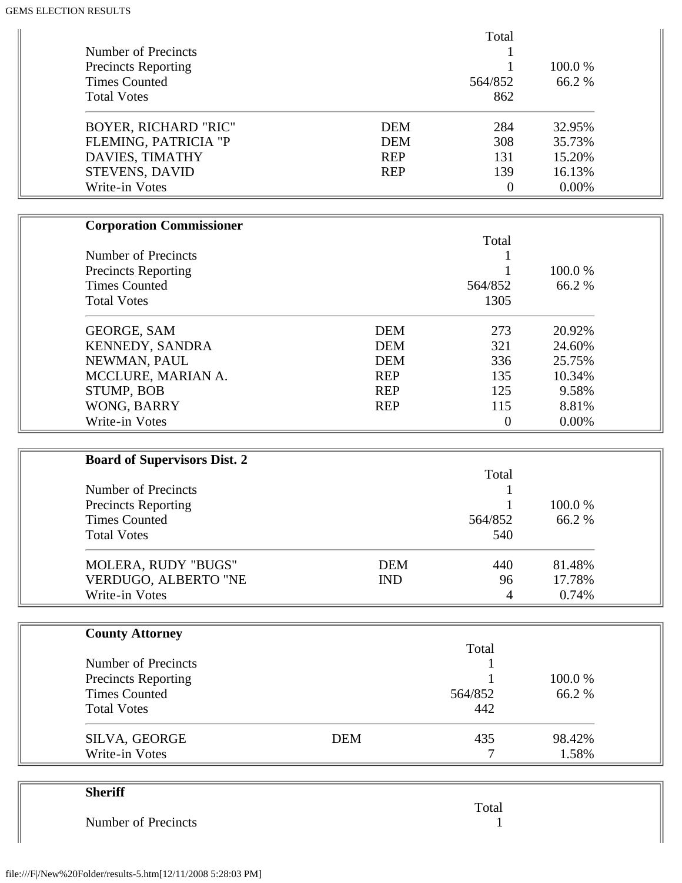| | | Total | |
|---|---|---|---|
| Number of Precincts | | 1 | |
| Precincts Reporting | | 1 | 100.0 % |
| Times Counted | | 564/852 | 66.2 % |
| Total Votes | | 862 | |
| BOYER, RICHARD "RIC" | DEM | 284 | 32.95% |
| FLEMING, PATRICIA "P | DEM | 308 | 35.73% |
| DAVIES, TIMATHY | REP | 131 | 15.20% |
| STEVENS, DAVID | REP | 139 | 16.13% |
| Write-in Votes | | 0 | 0.00% |

**Corporation Commissioner**

| | | Total | |
|---|---|---|---|
| Number of Precincts | | 1 | |
| Precincts Reporting | | 1 | 100.0 % |
| Times Counted | | 564/852 | 66.2 % |
| Total Votes | | 1305 | |
| GEORGE, SAM | DEM | 273 | 20.92% |
| KENNEDY, SANDRA | DEM | 321 | 24.60% |
| NEWMAN, PAUL | DEM | 336 | 25.75% |
| MCCLURE, MARIAN A. | REP | 135 | 10.34% |
| STUMP, BOB | REP | 125 | 9.58% |
| WONG, BARRY | REP | 115 | 8.81% |
| Write-in Votes | | 0 | 0.00% |

**Board of Supervisors Dist. 2**

| | | Total | |
|---|---|---|---|
| Number of Precincts | | 1 | |
| Precincts Reporting | | 1 | 100.0 % |
| Times Counted | | 564/852 | 66.2 % |
| Total Votes | | 540 | |
| MOLERA, RUDY "BUGS" | DEM | 440 | 81.48% |
| VERDUGO, ALBERTO "NE | IND | 96 | 17.78% |
| Write-in Votes | | 4 | 0.74% |

**County Attorney**

| | | Total | |
|---|---|---|---|
| Number of Precincts | | 1 | |
| Precincts Reporting | | 1 | 100.0 % |
| Times Counted | | 564/852 | 66.2 % |
| Total Votes | | 442 | |
| SILVA, GEORGE | DEM | 435 | 98.42% |
| Write-in Votes | | 7 | 1.58% |

**Sheriff**

| | | Total | |
|---|---|---|---|
| Number of Precincts | | 1 | |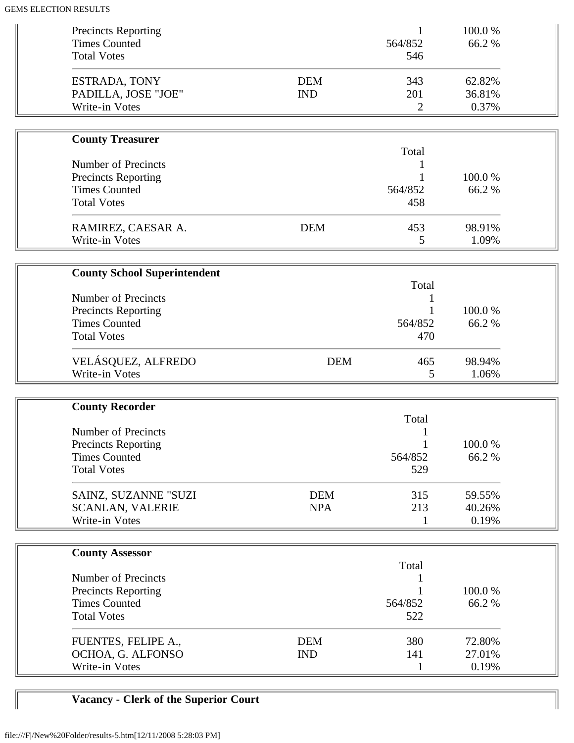| | | | |
|---|---|---|---|
| Precincts Reporting | | 1 | 100.0 % |
| Times Counted | | 564/852 | 66.2 % |
| Total Votes | | 546 | |
| ESTRADA, TONY | DEM | 343 | 62.82% |
| PADILLA, JOSE "JOE" | IND | 201 | 36.81% |
| Write-in Votes | | 2 | 0.37% |

**County Treasurer**

| | | Total | |
|---|---|---|---|
| Number of Precincts | | 1 | |
| Precincts Reporting | | 1 | 100.0 % |
| Times Counted | | 564/852 | 66.2 % |
| Total Votes | | 458 | |
| RAMIREZ, CAESAR A. | DEM | 453 | 98.91% |
| Write-in Votes | | 5 | 1.09% |

**County School Superintendent**

| | | Total | |
|---|---|---|---|
| Number of Precincts | | 1 | |
| Precincts Reporting | | 1 | 100.0 % |
| Times Counted | | 564/852 | 66.2 % |
| Total Votes | | 470 | |
| VELÁSQUEZ, ALFREDO | DEM | 465 | 98.94% |
| Write-in Votes | | 5 | 1.06% |

**County Recorder**

| | | Total | |
|---|---|---|---|
| Number of Precincts | | 1 | |
| Precincts Reporting | | 1 | 100.0 % |
| Times Counted | | 564/852 | 66.2 % |
| Total Votes | | 529 | |
| SAINZ, SUZANNE "SUZI | DEM | 315 | 59.55% |
| SCANLAN, VALERIE | NPA | 213 | 40.26% |
| Write-in Votes | | 1 | 0.19% |

**County Assessor**

| | | Total | |
|---|---|---|---|
| Number of Precincts | | 1 | |
| Precincts Reporting | | 1 | 100.0 % |
| Times Counted | | 564/852 | 66.2 % |
| Total Votes | | 522 | |
| FUENTES, FELIPE A., | DEM | 380 | 72.80% |
| OCHOA, G. ALFONSO | IND | 141 | 27.01% |
| Write-in Votes | | 1 | 0.19% |

**Vacancy - Clerk of the Superior Court**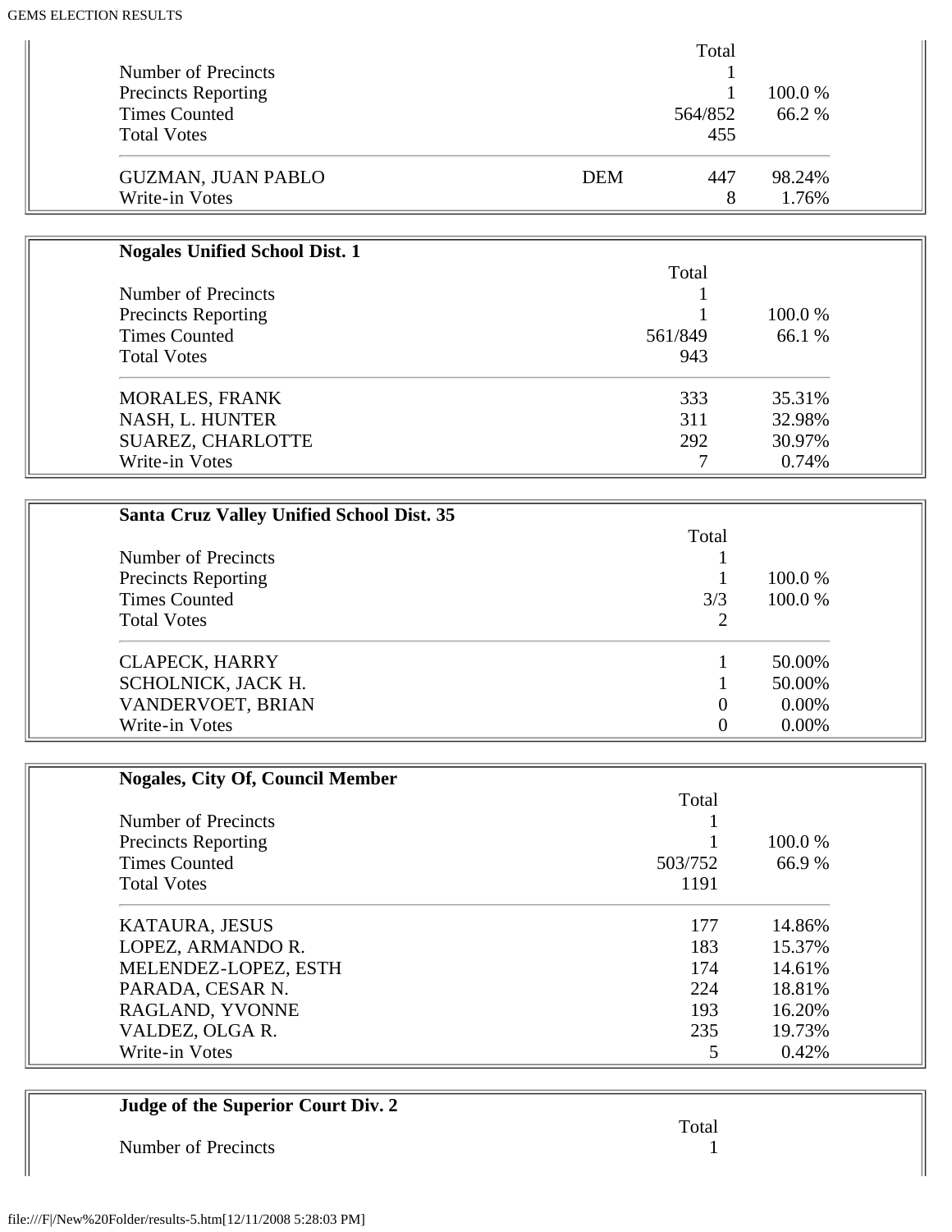| | | Total | |
|---|---|---|---|
| Number of Precincts | | 1 | |
| Precincts Reporting | | 1 | 100.0 % |
| Times Counted | | 564/852 | 66.2 % |
| Total Votes | | 455 | |
| GUZMAN, JUAN PABLO | DEM | 447 | 98.24% |
| Write-in Votes | | 8 | 1.76% |

**Nogales Unified School Dist. 1**

| | Total | |
|---|---|---|
| Number of Precincts | 1 | |
| Precincts Reporting | 1 | 100.0 % |
| Times Counted | 561/849 | 66.1 % |
| Total Votes | 943 | |
| MORALES, FRANK | 333 | 35.31% |
| NASH, L. HUNTER | 311 | 32.98% |
| SUAREZ, CHARLOTTE | 292 | 30.97% |
| Write-in Votes | 7 | 0.74% |

**Santa Cruz Valley Unified School Dist. 35**

| | Total | |
|---|---|---|
| Number of Precincts | 1 | |
| Precincts Reporting | 1 | 100.0 % |
| Times Counted | 3/3 | 100.0 % |
| Total Votes | 2 | |
| CLAPECK, HARRY | 1 | 50.00% |
| SCHOLNICK, JACK H. | 1 | 50.00% |
| VANDERVOET, BRIAN | 0 | 0.00% |
| Write-in Votes | 0 | 0.00% |

**Nogales, City Of, Council Member**

| | Total | |
|---|---|---|
| Number of Precincts | 1 | |
| Precincts Reporting | 1 | 100.0 % |
| Times Counted | 503/752 | 66.9 % |
| Total Votes | 1191 | |
| KATAURA, JESUS | 177 | 14.86% |
| LOPEZ, ARMANDO R. | 183 | 15.37% |
| MELENDEZ-LOPEZ, ESTH | 174 | 14.61% |
| PARADA, CESAR N. | 224 | 18.81% |
| RAGLAND, YVONNE | 193 | 16.20% |
| VALDEZ, OLGA R. | 235 | 19.73% |
| Write-in Votes | 5 | 0.42% |

**Judge of the Superior Court Div. 2**

| | Total |
|---|---|
| Number of Precincts | 1 |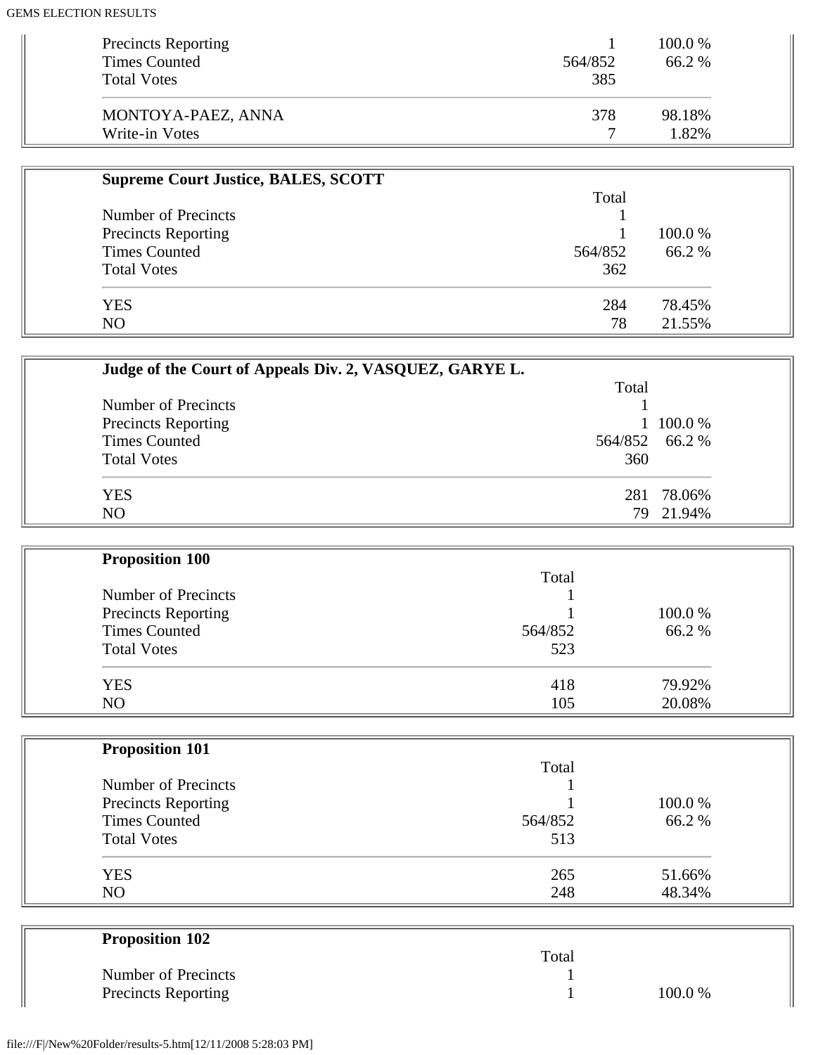| | | |
|---|---|---|
| Precincts Reporting | 1 | 100.0 % |
| Times Counted | 564/852 | 66.2 % |
| Total Votes | 385 | |
| MONTOYA-PAEZ, ANNA | 378 | 98.18% |
| Write-in Votes | 7 | 1.82% |

**Supreme Court Justice, BALES, SCOTT**

| | Total | |
|---|---|---|
| Number of Precincts | 1 | |
| Precincts Reporting | 1 | 100.0 % |
| Times Counted | 564/852 | 66.2 % |
| Total Votes | 362 | |
| YES | 284 | 78.45% |
| NO | 78 | 21.55% |

**Judge of the Court of Appeals Div. 2, VASQUEZ, GARYE L.**

| | Total | |
|---|---|---|
| Number of Precincts | 1 | |
| Precincts Reporting | 1 | 100.0 % |
| Times Counted | 564/852 | 66.2 % |
| Total Votes | 360 | |
| YES | 281 | 78.06% |
| NO | 79 | 21.94% |

**Proposition 100**

| | Total | |
|---|---|---|
| Number of Precincts | 1 | |
| Precincts Reporting | 1 | 100.0 % |
| Times Counted | 564/852 | 66.2 % |
| Total Votes | 523 | |
| YES | 418 | 79.92% |
| NO | 105 | 20.08% |

**Proposition 101**

| | Total | |
|---|---|---|
| Number of Precincts | 1 | |
| Precincts Reporting | 1 | 100.0 % |
| Times Counted | 564/852 | 66.2 % |
| Total Votes | 513 | |
| YES | 265 | 51.66% |
| NO | 248 | 48.34% |

**Proposition 102**

| | Total | |
|---|---|---|
| Number of Precincts | 1 | |
| Precincts Reporting | 1 | 100.0 % |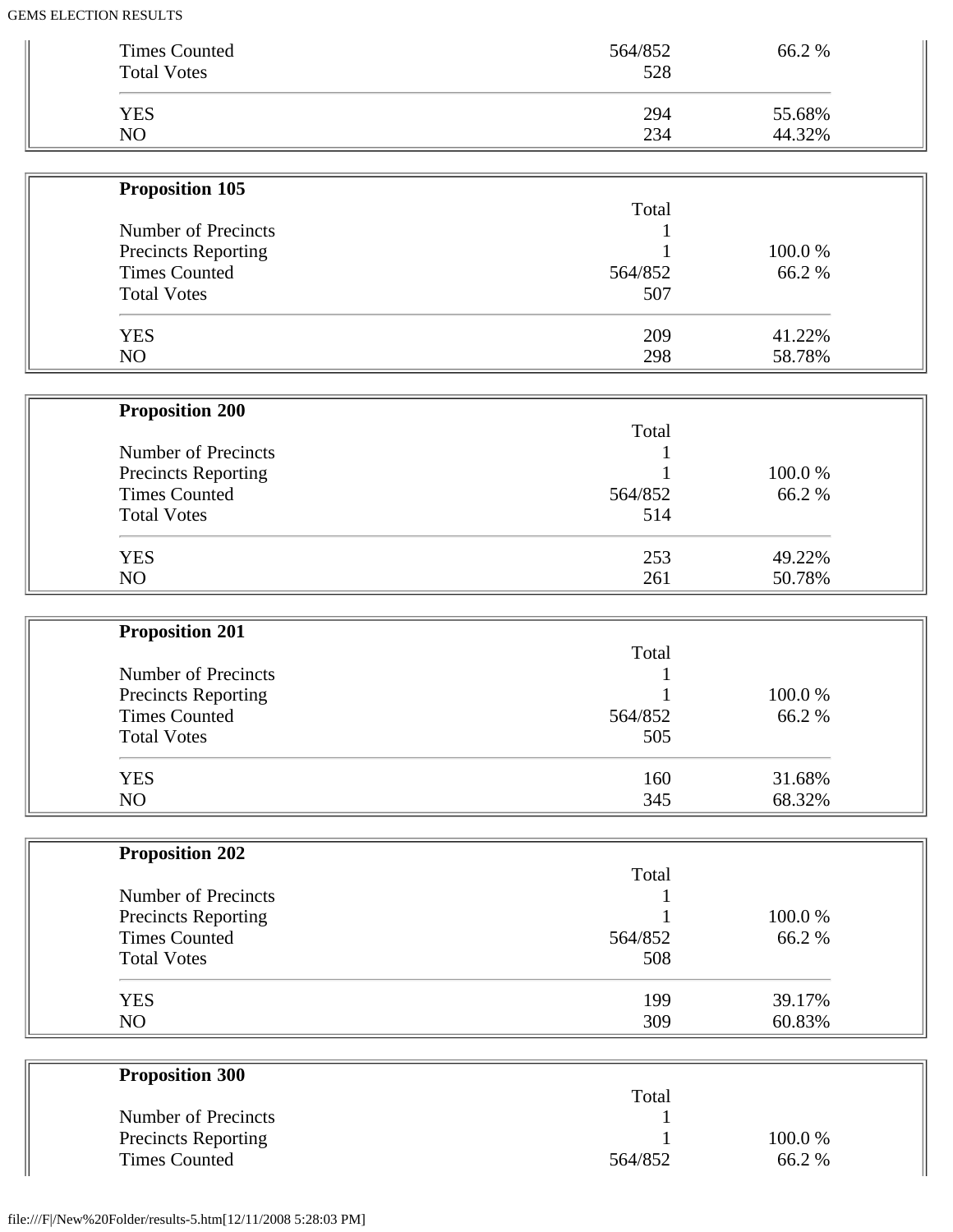| | | |
|---|---|---|
| Times Counted | 564/852 | 66.2 % |
| Total Votes | 528 | |
| YES | 294 | 55.68% |
| NO | 234 | 44.32% |

**Proposition 105**

| | Total | |
|---|---|---|
| Number of Precincts | 1 | |
| Precincts Reporting | 1 | 100.0 % |
| Times Counted | 564/852 | 66.2 % |
| Total Votes | 507 | |
| YES | 209 | 41.22% |
| NO | 298 | 58.78% |

**Proposition 200**

| | Total | |
|---|---|---|
| Number of Precincts | 1 | |
| Precincts Reporting | 1 | 100.0 % |
| Times Counted | 564/852 | 66.2 % |
| Total Votes | 514 | |
| YES | 253 | 49.22% |
| NO | 261 | 50.78% |

**Proposition 201**

| | Total | |
|---|---|---|
| Number of Precincts | 1 | |
| Precincts Reporting | 1 | 100.0 % |
| Times Counted | 564/852 | 66.2 % |
| Total Votes | 505 | |
| YES | 160 | 31.68% |
| NO | 345 | 68.32% |

**Proposition 202**

| | Total | |
|---|---|---|
| Number of Precincts | 1 | |
| Precincts Reporting | 1 | 100.0 % |
| Times Counted | 564/852 | 66.2 % |
| Total Votes | 508 | |
| YES | 199 | 39.17% |
| NO | 309 | 60.83% |

**Proposition 300**

| | Total | |
|---|---|---|
| Number of Precincts | 1 | |
| Precincts Reporting | 1 | 100.0 % |
| Times Counted | 564/852 | 66.2 % |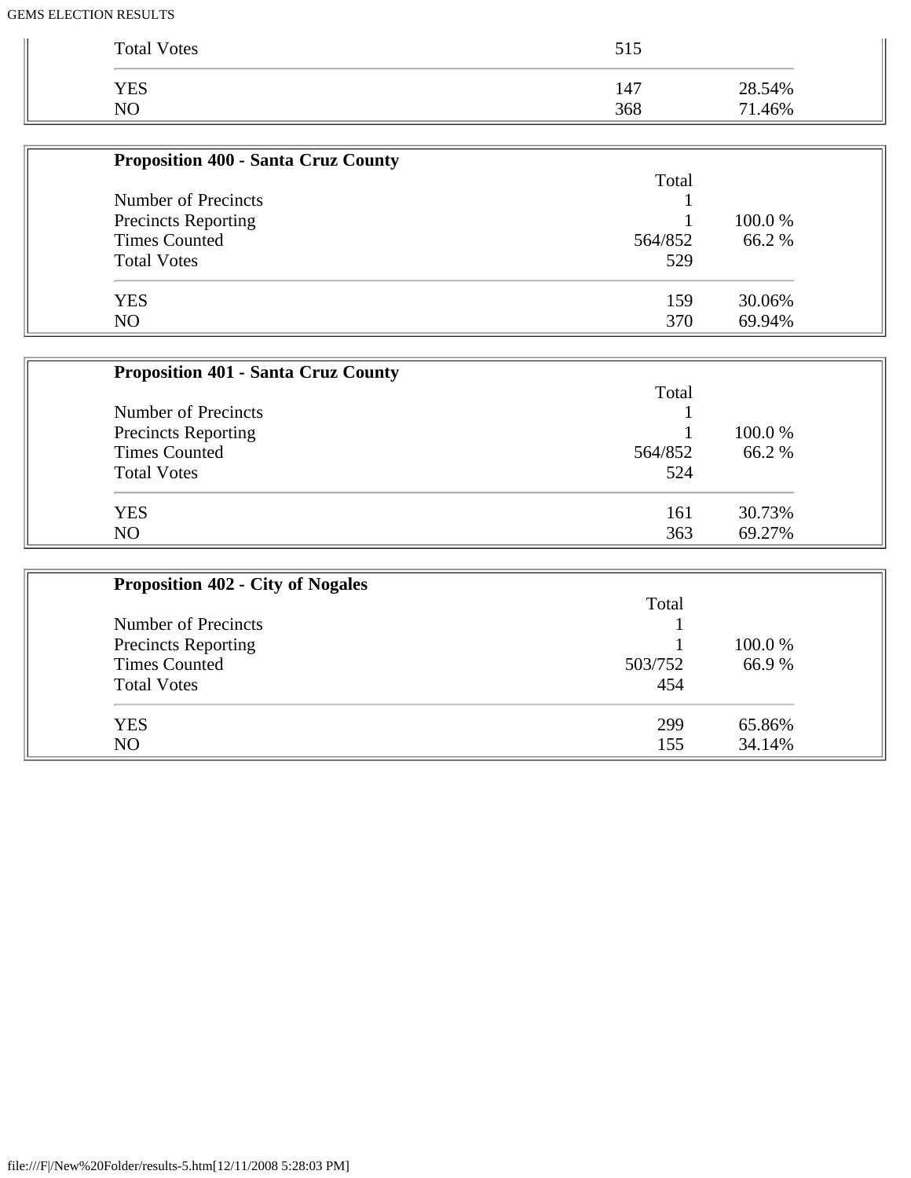| | | |
|---|---|---|
| Total Votes | 515 | |
| YES | 147 | 28.54% |
| NO | 368 | 71.46% |

**Proposition 400 - Santa Cruz County**

| | Total | |
|---|---|---|
| Number of Precincts | 1 | |
| Precincts Reporting | 1 | 100.0 % |
| Times Counted | 564/852 | 66.2 % |
| Total Votes | 529 | |
| YES | 159 | 30.06% |
| NO | 370 | 69.94% |

**Proposition 401 - Santa Cruz County**

| | Total | |
|---|---|---|
| Number of Precincts | 1 | |
| Precincts Reporting | 1 | 100.0 % |
| Times Counted | 564/852 | 66.2 % |
| Total Votes | 524 | |
| YES | 161 | 30.73% |
| NO | 363 | 69.27% |

**Proposition 402 - City of Nogales**

| | Total | |
|---|---|---|
| Number of Precincts | 1 | |
| Precincts Reporting | 1 | 100.0 % |
| Times Counted | 503/752 | 66.9 % |
| Total Votes | 454 | |
| YES | 299 | 65.86% |
| NO | 155 | 34.14% |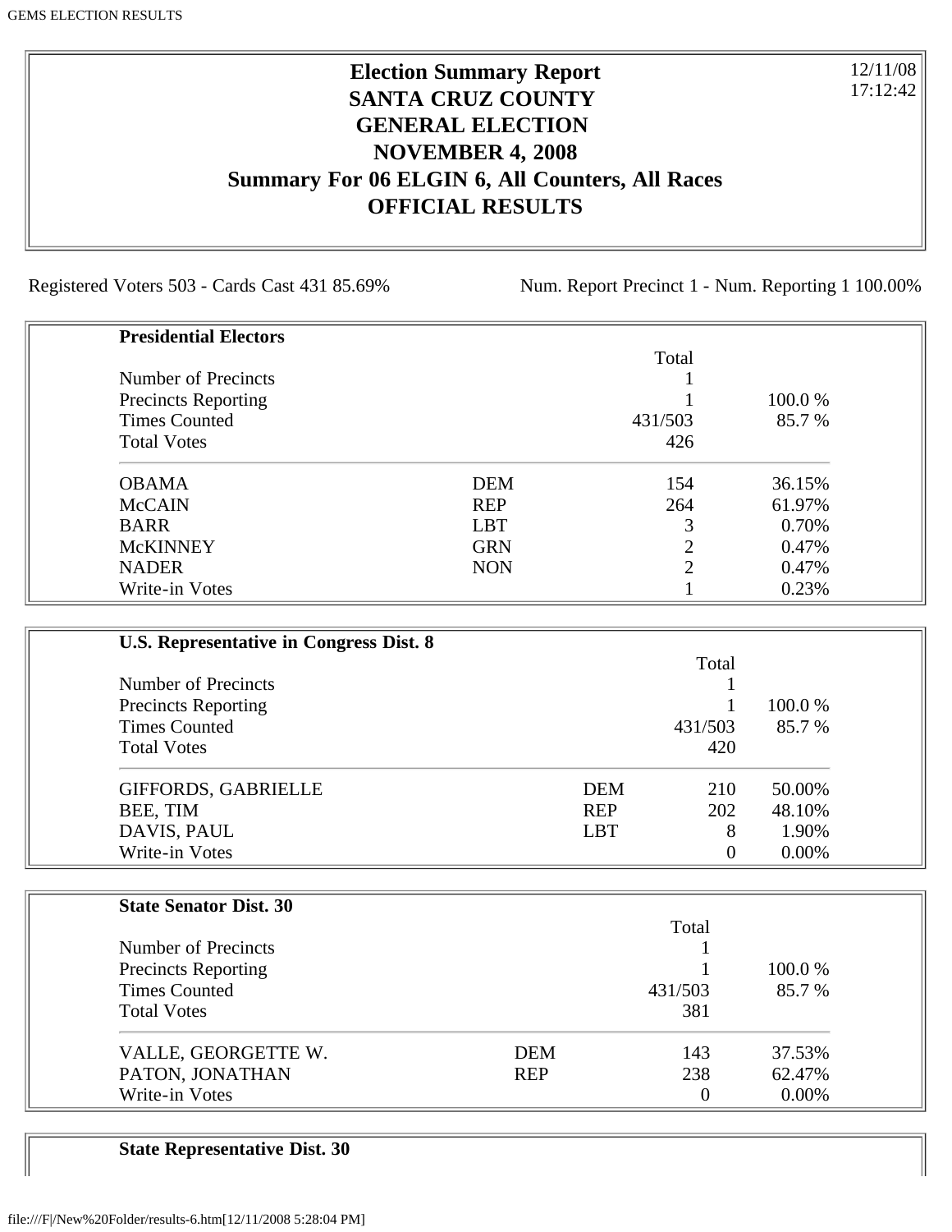**Election Summary Report**
**SANTA CRUZ COUNTY**
**GENERAL ELECTION**
**NOVEMBER 4, 2008**
**Summary For 06 ELGIN 6, All Counters, All Races**
**OFFICIAL RESULTS**

12/11/08
17:12:42

Registered Voters 503 - Cards Cast 431 85.69%

Num. Report Precinct 1 - Num. Reporting 1 100.00%

**Presidential Electors**

| | | Total | |
|---|---|---|---|
| Number of Precincts | | 1 | |
| Precincts Reporting | | 1 | 100.0 % |
| Times Counted | | 431/503 | 85.7 % |
| Total Votes | | 426 | |
| OBAMA | DEM | 154 | 36.15% |
| McCAIN | REP | 264 | 61.97% |
| BARR | LBT | 3 | 0.70% |
| McKINNEY | GRN | 2 | 0.47% |
| NADER | NON | 2 | 0.47% |
| Write-in Votes | | 1 | 0.23% |

**U.S. Representative in Congress Dist. 8**

| | | Total | |
|---|---|---|---|
| Number of Precincts | | 1 | |
| Precincts Reporting | | 1 | 100.0 % |
| Times Counted | | 431/503 | 85.7 % |
| Total Votes | | 420 | |
| GIFFORDS, GABRIELLE | DEM | 210 | 50.00% |
| BEE, TIM | REP | 202 | 48.10% |
| DAVIS, PAUL | LBT | 8 | 1.90% |
| Write-in Votes | | 0 | 0.00% |

**State Senator Dist. 30**

| | | Total | |
|---|---|---|---|
| Number of Precincts | | 1 | |
| Precincts Reporting | | 1 | 100.0 % |
| Times Counted | | 431/503 | 85.7 % |
| Total Votes | | 381 | |
| VALLE, GEORGETTE W. | DEM | 143 | 37.53% |
| PATON, JONATHAN | REP | 238 | 62.47% |
| Write-in Votes | | 0 | 0.00% |

**State Representative Dist. 30**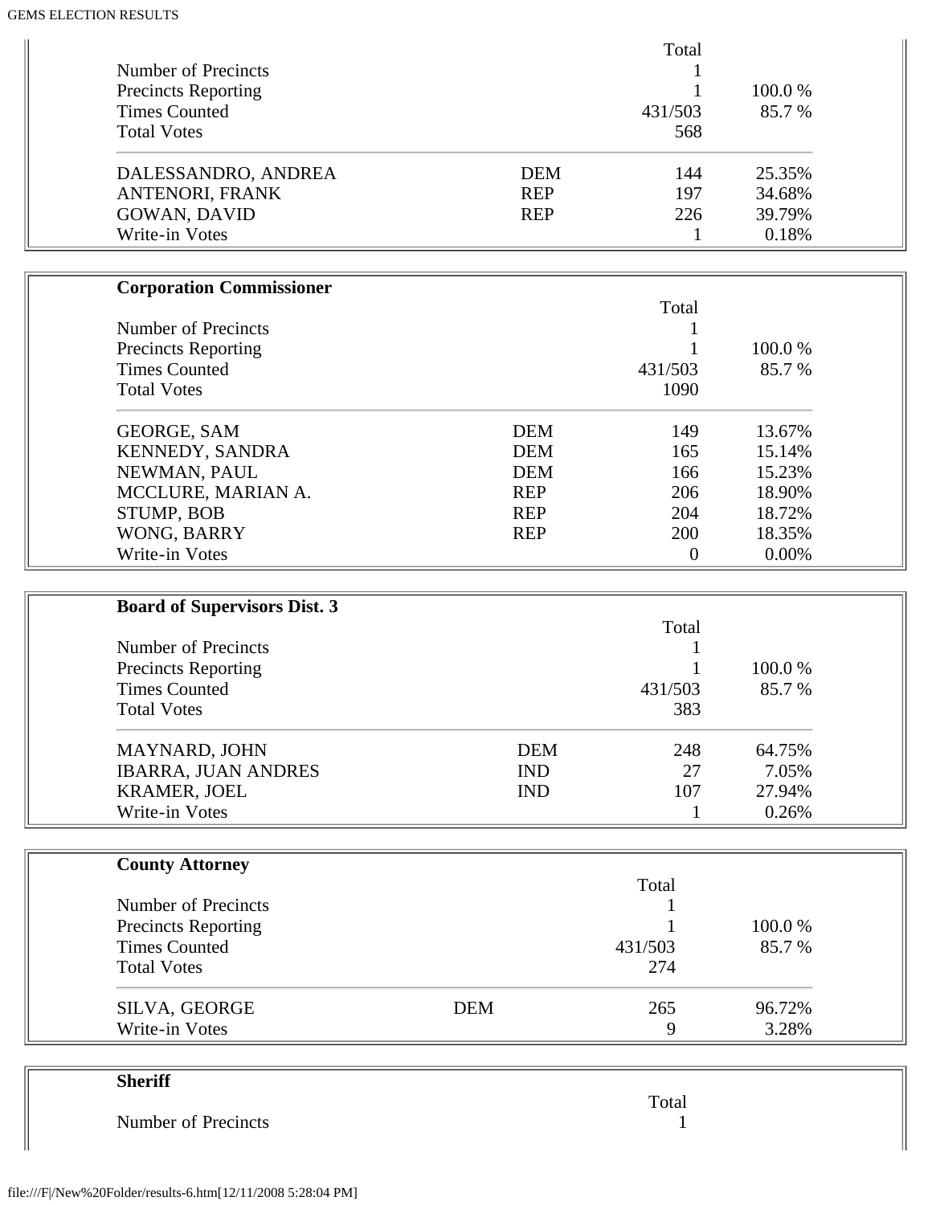| | | Total | |
|---|---|---|---|
| Number of Precincts | | 1 | |
| Precincts Reporting | | 1 | 100.0 % |
| Times Counted | | 431/503 | 85.7 % |
| Total Votes | | 568 | |
| DALESSANDRO, ANDREA | DEM | 144 | 25.35% |
| ANTENORI, FRANK | REP | 197 | 34.68% |
| GOWAN, DAVID | REP | 226 | 39.79% |
| Write-in Votes | | 1 | 0.18% |

**Corporation Commissioner**

| | | Total | |
|---|---|---|---|
| Number of Precincts | | 1 | |
| Precincts Reporting | | 1 | 100.0 % |
| Times Counted | | 431/503 | 85.7 % |
| Total Votes | | 1090 | |
| GEORGE, SAM | DEM | 149 | 13.67% |
| KENNEDY, SANDRA | DEM | 165 | 15.14% |
| NEWMAN, PAUL | DEM | 166 | 15.23% |
| MCCLURE, MARIAN A. | REP | 206 | 18.90% |
| STUMP, BOB | REP | 204 | 18.72% |
| WONG, BARRY | REP | 200 | 18.35% |
| Write-in Votes | | 0 | 0.00% |

**Board of Supervisors Dist. 3**

| | | Total | |
|---|---|---|---|
| Number of Precincts | | 1 | |
| Precincts Reporting | | 1 | 100.0 % |
| Times Counted | | 431/503 | 85.7 % |
| Total Votes | | 383 | |
| MAYNARD, JOHN | DEM | 248 | 64.75% |
| IBARRA, JUAN ANDRES | IND | 27 | 7.05% |
| KRAMER, JOEL | IND | 107 | 27.94% |
| Write-in Votes | | 1 | 0.26% |

**County Attorney**

| | | Total | |
|---|---|---|---|
| Number of Precincts | | 1 | |
| Precincts Reporting | | 1 | 100.0 % |
| Times Counted | | 431/503 | 85.7 % |
| Total Votes | | 274 | |
| SILVA, GEORGE | DEM | 265 | 96.72% |
| Write-in Votes | | 9 | 3.28% |

**Sheriff**

| | | Total | |
|---|---|---|---|
| Number of Precincts | | 1 | |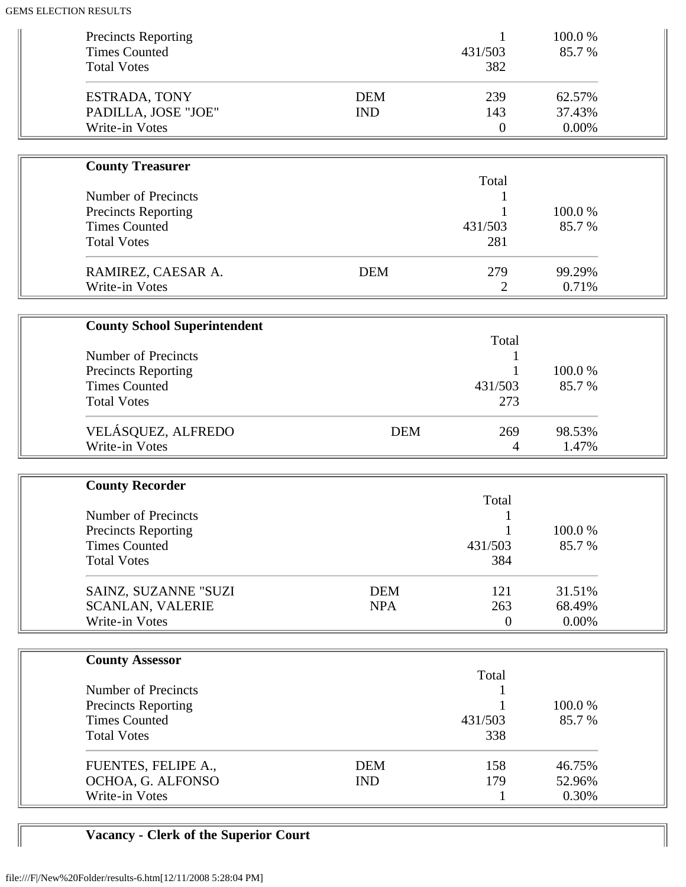| | | | |
|---|---|---|---|
| Precincts Reporting | | 1 | 100.0 % |
| Times Counted | | 431/503 | 85.7 % |
| Total Votes | | 382 | |
| ESTRADA, TONY | DEM | 239 | 62.57% |
| PADILLA, JOSE "JOE" | IND | 143 | 37.43% |
| Write-in Votes | | 0 | 0.00% |

**County Treasurer**

| | | Total | |
|---|---|---|---|
| Number of Precincts | | 1 | |
| Precincts Reporting | | 1 | 100.0 % |
| Times Counted | | 431/503 | 85.7 % |
| Total Votes | | 281 | |
| RAMIREZ, CAESAR A. | DEM | 279 | 99.29% |
| Write-in Votes | | 2 | 0.71% |

**County School Superintendent**

| | | Total | |
|---|---|---|---|
| Number of Precincts | | 1 | |
| Precincts Reporting | | 1 | 100.0 % |
| Times Counted | | 431/503 | 85.7 % |
| Total Votes | | 273 | |
| VELÁSQUEZ, ALFREDO | DEM | 269 | 98.53% |
| Write-in Votes | | 4 | 1.47% |

**County Recorder**

| | | Total | |
|---|---|---|---|
| Number of Precincts | | 1 | |
| Precincts Reporting | | 1 | 100.0 % |
| Times Counted | | 431/503 | 85.7 % |
| Total Votes | | 384 | |
| SAINZ, SUZANNE "SUZI | DEM | 121 | 31.51% |
| SCANLAN, VALERIE | NPA | 263 | 68.49% |
| Write-in Votes | | 0 | 0.00% |

**County Assessor**

| | | Total | |
|---|---|---|---|
| Number of Precincts | | 1 | |
| Precincts Reporting | | 1 | 100.0 % |
| Times Counted | | 431/503 | 85.7 % |
| Total Votes | | 338 | |
| FUENTES, FELIPE A., | DEM | 158 | 46.75% |
| OCHOA, G. ALFONSO | IND | 179 | 52.96% |
| Write-in Votes | | 1 | 0.30% |

**Vacancy - Clerk of the Superior Court**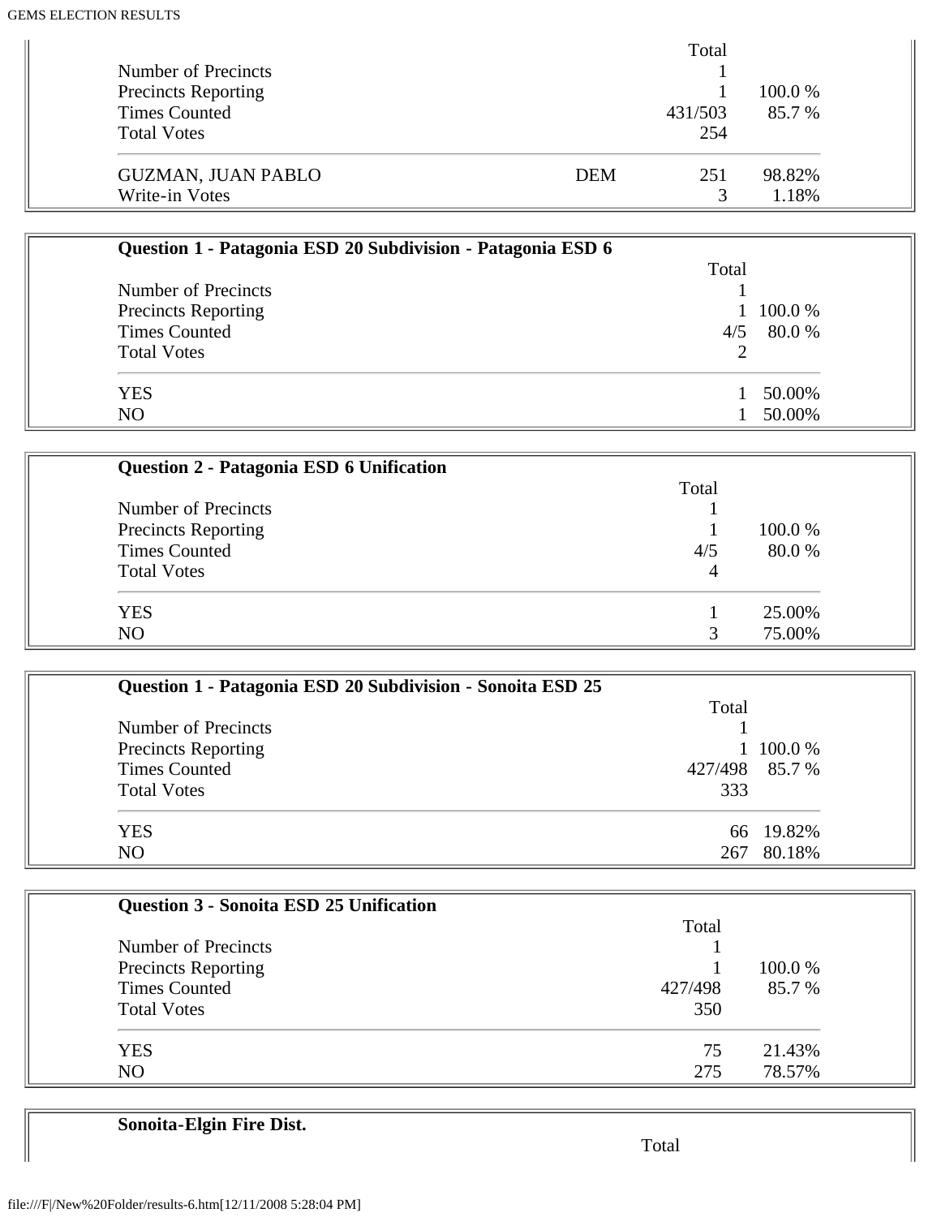| | | Total | |
|---|---|---|---|
| Number of Precincts | | 1 | |
| Precincts Reporting | | 1 | 100.0 % |
| Times Counted | | 431/503 | 85.7 % |
| Total Votes | | 254 | |
| GUZMAN, JUAN PABLO | DEM | 251 | 98.82% |
| Write-in Votes | | 3 | 1.18% |

**Question 1 - Patagonia ESD 20 Subdivision - Patagonia ESD 6**

| | Total | |
|---|---|---|
| Number of Precincts | 1 | |
| Precincts Reporting | 1 | 100.0 % |
| Times Counted | 4/5 | 80.0 % |
| Total Votes | 2 | |
| YES | 1 | 50.00% |
| NO | 1 | 50.00% |

**Question 2 - Patagonia ESD 6 Unification**

| | Total | |
|---|---|---|
| Number of Precincts | 1 | |
| Precincts Reporting | 1 | 100.0 % |
| Times Counted | 4/5 | 80.0 % |
| Total Votes | 4 | |
| YES | 1 | 25.00% |
| NO | 3 | 75.00% |

**Question 1 - Patagonia ESD 20 Subdivision - Sonoita ESD 25**

| | Total | |
|---|---|---|
| Number of Precincts | 1 | |
| Precincts Reporting | 1 | 100.0 % |
| Times Counted | 427/498 | 85.7 % |
| Total Votes | 333 | |
| YES | 66 | 19.82% |
| NO | 267 | 80.18% |

**Question 3 - Sonoita ESD 25 Unification**

| | Total | |
|---|---|---|
| Number of Precincts | 1 | |
| Precincts Reporting | 1 | 100.0 % |
| Times Counted | 427/498 | 85.7 % |
| Total Votes | 350 | |
| YES | 75 | 21.43% |
| NO | 275 | 78.57% |

**Sonoita-Elgin Fire Dist.**

Total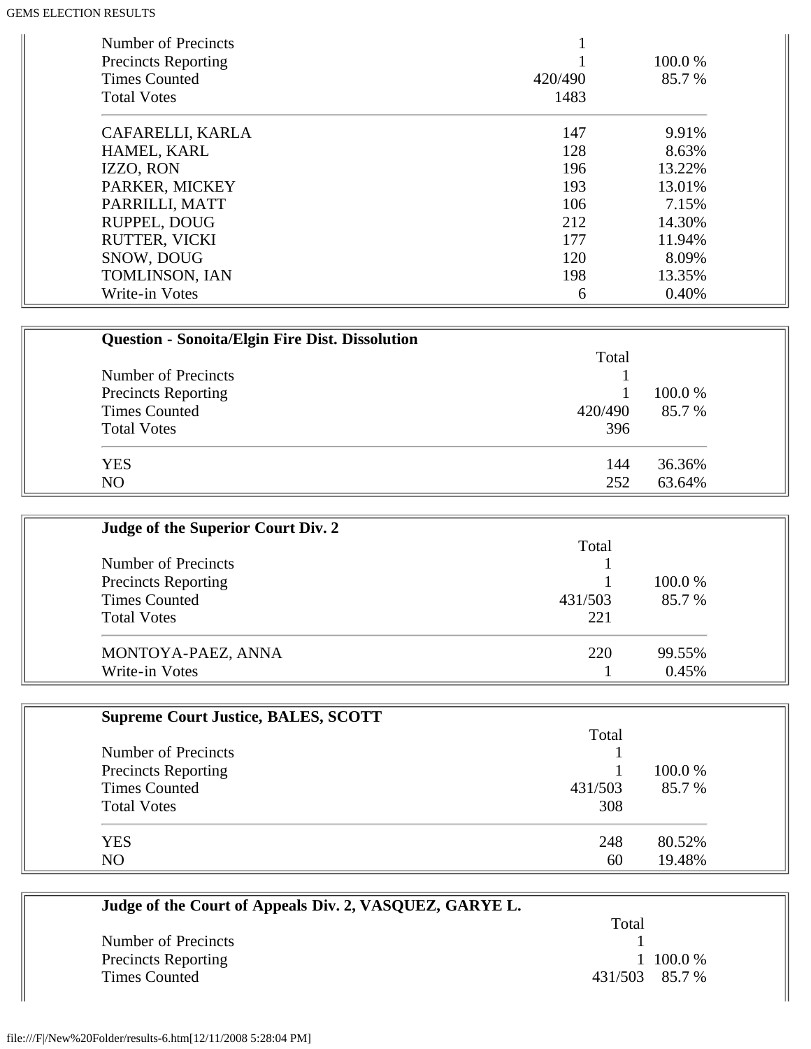| | | |
|---|---|---|
| Number of Precincts | 1 | |
| Precincts Reporting | 1 | 100.0 % |
| Times Counted | 420/490 | 85.7 % |
| Total Votes | 1483 | |
| CAFARELLI, KARLA | 147 | 9.91% |
| HAMEL, KARL | 128 | 8.63% |
| IZZO, RON | 196 | 13.22% |
| PARKER, MICKEY | 193 | 13.01% |
| PARRILLI, MATT | 106 | 7.15% |
| RUPPEL, DOUG | 212 | 14.30% |
| RUTTER, VICKI | 177 | 11.94% |
| SNOW, DOUG | 120 | 8.09% |
| TOMLINSON, IAN | 198 | 13.35% |
| Write-in Votes | 6 | 0.40% |

**Question - Sonoita/Elgin Fire Dist. Dissolution**

| | Total | |
|---|---|---|
| Number of Precincts | 1 | |
| Precincts Reporting | 1 | 100.0 % |
| Times Counted | 420/490 | 85.7 % |
| Total Votes | 396 | |
| YES | 144 | 36.36% |
| NO | 252 | 63.64% |

**Judge of the Superior Court Div. 2**

| | Total | |
|---|---|---|
| Number of Precincts | 1 | |
| Precincts Reporting | 1 | 100.0 % |
| Times Counted | 431/503 | 85.7 % |
| Total Votes | 221 | |
| MONTOYA-PAEZ, ANNA | 220 | 99.55% |
| Write-in Votes | 1 | 0.45% |

**Supreme Court Justice, BALES, SCOTT**

| | Total | |
|---|---|---|
| Number of Precincts | 1 | |
| Precincts Reporting | 1 | 100.0 % |
| Times Counted | 431/503 | 85.7 % |
| Total Votes | 308 | |
| YES | 248 | 80.52% |
| NO | 60 | 19.48% |

**Judge of the Court of Appeals Div. 2, VASQUEZ, GARYE L.**

| | Total | |
|---|---|---|
| Number of Precincts | 1 | |
| Precincts Reporting | 1 | 100.0 % |
| Times Counted | 431/503 | 85.7 % |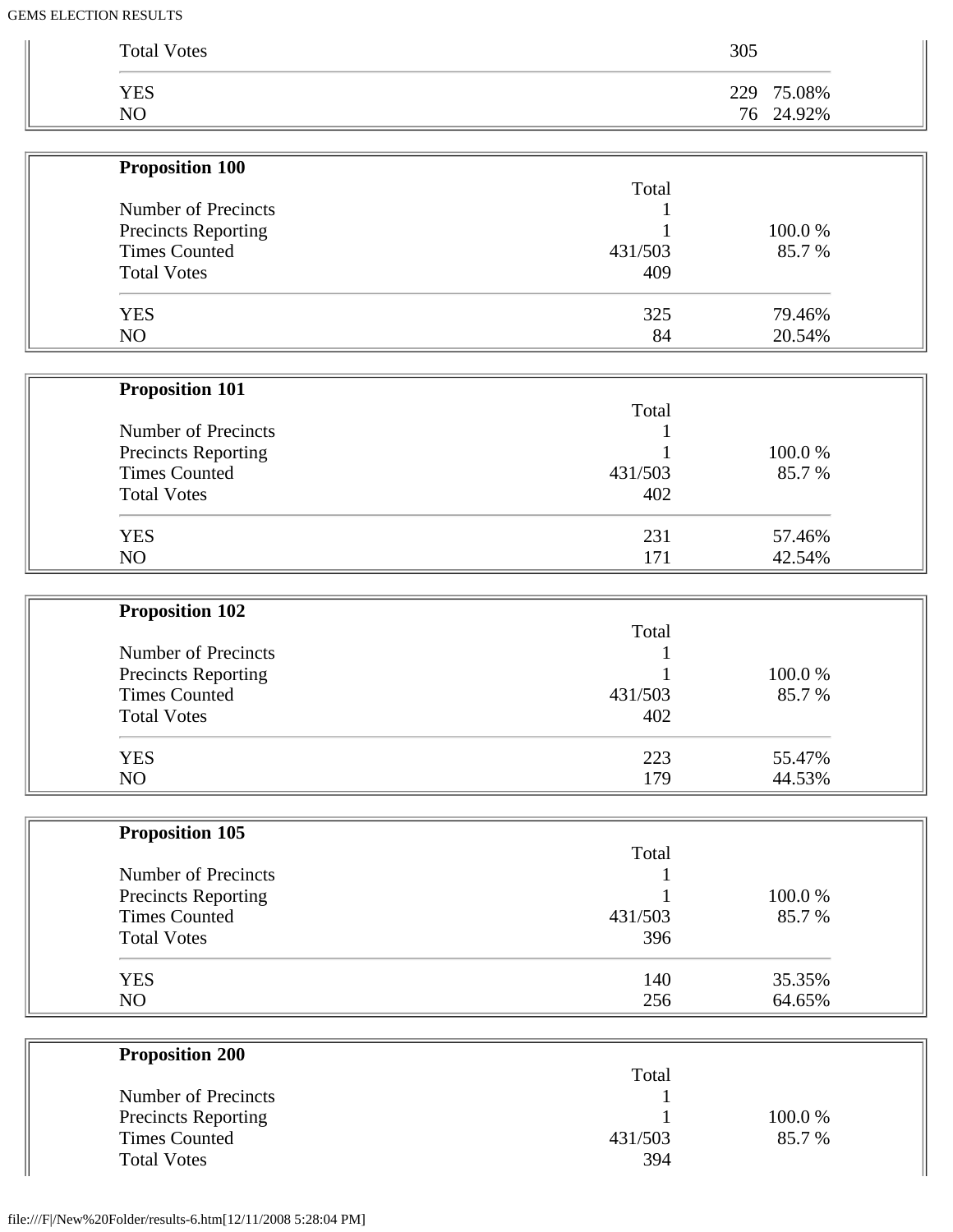| | | |
|---|---|---|
| Total Votes | 305 | |
| YES | 229 | 75.08% |
| NO | 76 | 24.92% |

**Proposition 100**

| | Total | |
|---|---|---|
| Number of Precincts | 1 | |
| Precincts Reporting | 1 | 100.0 % |
| Times Counted | 431/503 | 85.7 % |
| Total Votes | 409 | |
| YES | 325 | 79.46% |
| NO | 84 | 20.54% |

**Proposition 101**

| | Total | |
|---|---|---|
| Number of Precincts | 1 | |
| Precincts Reporting | 1 | 100.0 % |
| Times Counted | 431/503 | 85.7 % |
| Total Votes | 402 | |
| YES | 231 | 57.46% |
| NO | 171 | 42.54% |

**Proposition 102**

| | Total | |
|---|---|---|
| Number of Precincts | 1 | |
| Precincts Reporting | 1 | 100.0 % |
| Times Counted | 431/503 | 85.7 % |
| Total Votes | 402 | |
| YES | 223 | 55.47% |
| NO | 179 | 44.53% |

**Proposition 105**

| | Total | |
|---|---|---|
| Number of Precincts | 1 | |
| Precincts Reporting | 1 | 100.0 % |
| Times Counted | 431/503 | 85.7 % |
| Total Votes | 396 | |
| YES | 140 | 35.35% |
| NO | 256 | 64.65% |

**Proposition 200**

| | Total | |
|---|---|---|
| Number of Precincts | 1 | |
| Precincts Reporting | 1 | 100.0 % |
| Times Counted | 431/503 | 85.7 % |
| Total Votes | 394 | |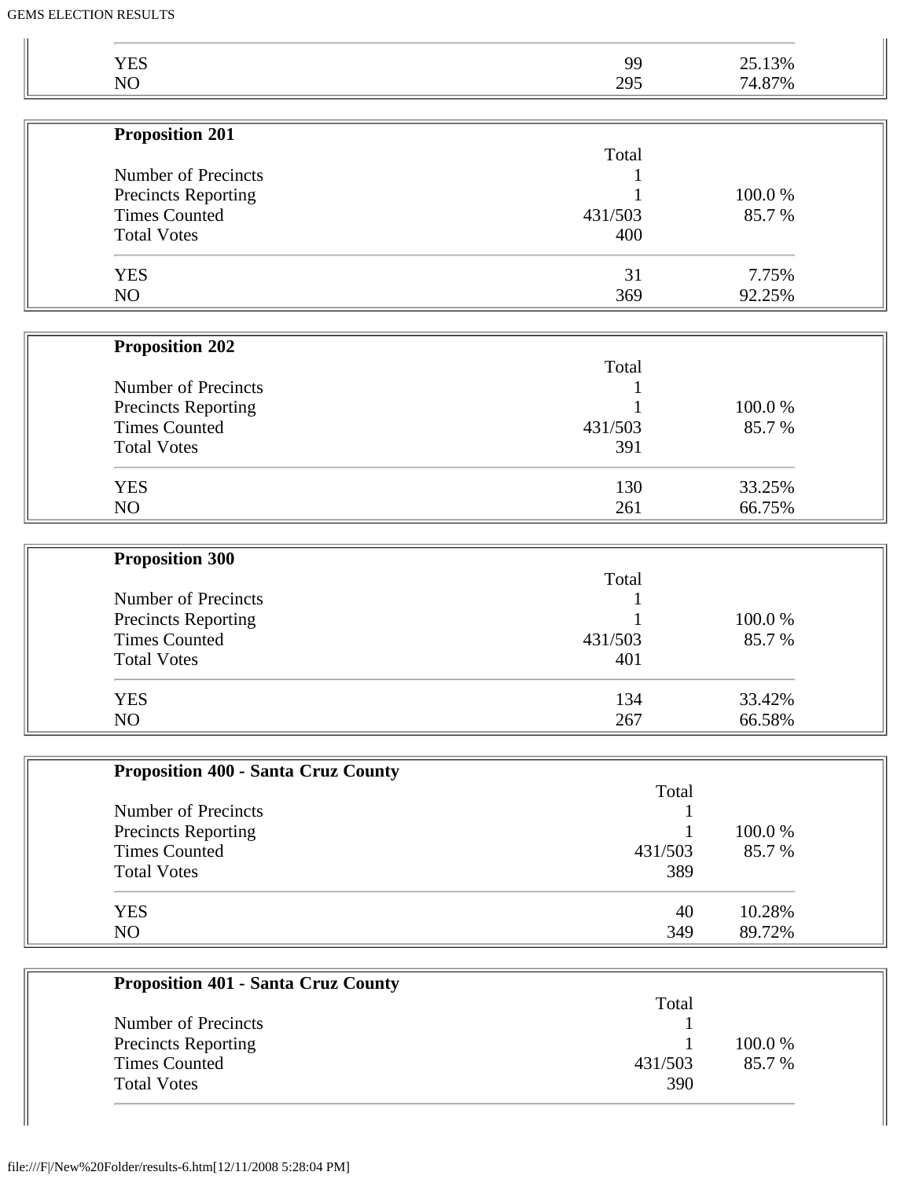| | | |
|---|---|---|
| YES | 99 | 25.13% |
| NO | 295 | 74.87% |

**Proposition 201**

| | Total | |
|---|---|---|
| Number of Precincts | 1 | |
| Precincts Reporting | 1 | 100.0 % |
| Times Counted | 431/503 | 85.7 % |
| Total Votes | 400 | |
| YES | 31 | 7.75% |
| NO | 369 | 92.25% |

**Proposition 202**

| | Total | |
|---|---|---|
| Number of Precincts | 1 | |
| Precincts Reporting | 1 | 100.0 % |
| Times Counted | 431/503 | 85.7 % |
| Total Votes | 391 | |
| YES | 130 | 33.25% |
| NO | 261 | 66.75% |

**Proposition 300**

| | Total | |
|---|---|---|
| Number of Precincts | 1 | |
| Precincts Reporting | 1 | 100.0 % |
| Times Counted | 431/503 | 85.7 % |
| Total Votes | 401 | |
| YES | 134 | 33.42% |
| NO | 267 | 66.58% |

**Proposition 400 - Santa Cruz County**

| | Total | |
|---|---|---|
| Number of Precincts | 1 | |
| Precincts Reporting | 1 | 100.0 % |
| Times Counted | 431/503 | 85.7 % |
| Total Votes | 389 | |
| YES | 40 | 10.28% |
| NO | 349 | 89.72% |

**Proposition 401 - Santa Cruz County**

| | Total | |
|---|---|---|
| Number of Precincts | 1 | |
| Precincts Reporting | 1 | 100.0 % |
| Times Counted | 431/503 | 85.7 % |
| Total Votes | 390 | |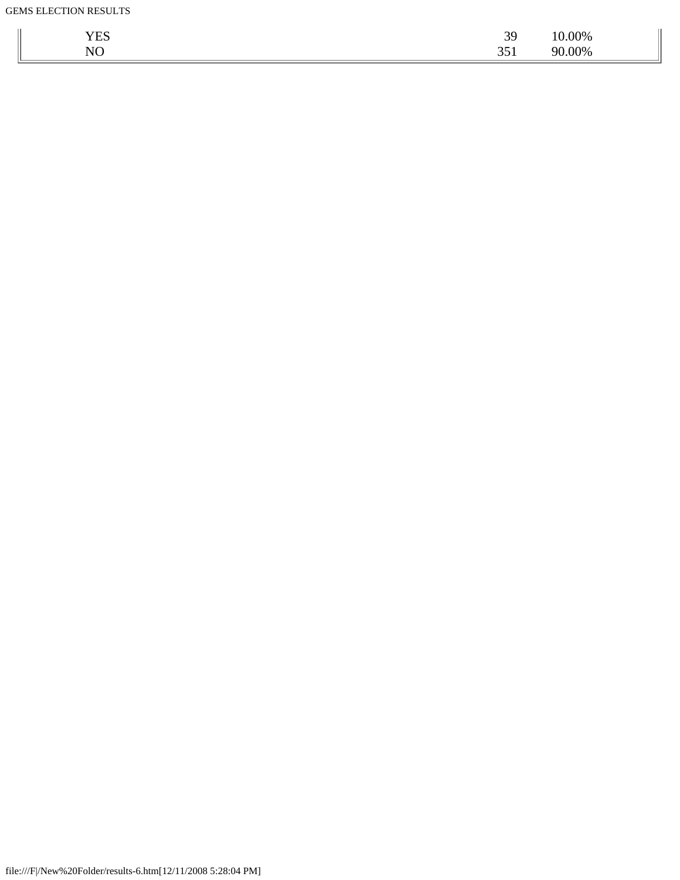| | | |
|---|---|---|
| YES | 39 | 10.00% |
| NO | 351 | 90.00% |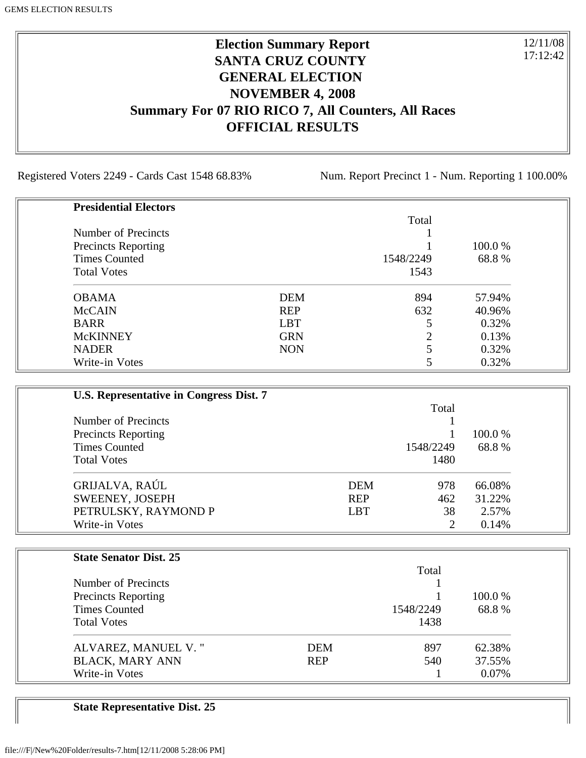# Election Summary Report
# SANTA CRUZ COUNTY
# GENERAL ELECTION
# NOVEMBER 4, 2008
# Summary For 07 RIO RICO 7, All Counters, All Races
# OFFICIAL RESULTS

12/11/08
17:12:42

Registered Voters 2249 - Cards Cast 1548 68.83%

Num. Report Precinct 1 - Num. Reporting 1 100.00%

**Presidential Electors**

| | | Total | |
|---|---|---|---|
| Number of Precincts | | 1 | |
| Precincts Reporting | | 1 | 100.0 % |
| Times Counted | | 1548/2249 | 68.8 % |
| Total Votes | | 1543 | |
| OBAMA | DEM | 894 | 57.94% |
| McCAIN | REP | 632 | 40.96% |
| BARR | LBT | 5 | 0.32% |
| McKINNEY | GRN | 2 | 0.13% |
| NADER | NON | 5 | 0.32% |
| Write-in Votes | | 5 | 0.32% |

**U.S. Representative in Congress Dist. 7**

| | | Total | |
|---|---|---|---|
| Number of Precincts | | 1 | |
| Precincts Reporting | | 1 | 100.0 % |
| Times Counted | | 1548/2249 | 68.8 % |
| Total Votes | | 1480 | |
| GRIJALVA, RAÚL | DEM | 978 | 66.08% |
| SWEENEY, JOSEPH | REP | 462 | 31.22% |
| PETRULSKY, RAYMOND P | LBT | 38 | 2.57% |
| Write-in Votes | | 2 | 0.14% |

**State Senator Dist. 25**

| | | Total | |
|---|---|---|---|
| Number of Precincts | | 1 | |
| Precincts Reporting | | 1 | 100.0 % |
| Times Counted | | 1548/2249 | 68.8 % |
| Total Votes | | 1438 | |
| ALVAREZ, MANUEL V. " | DEM | 897 | 62.38% |
| BLACK, MARY ANN | REP | 540 | 37.55% |
| Write-in Votes | | 1 | 0.07% |

**State Representative Dist. 25**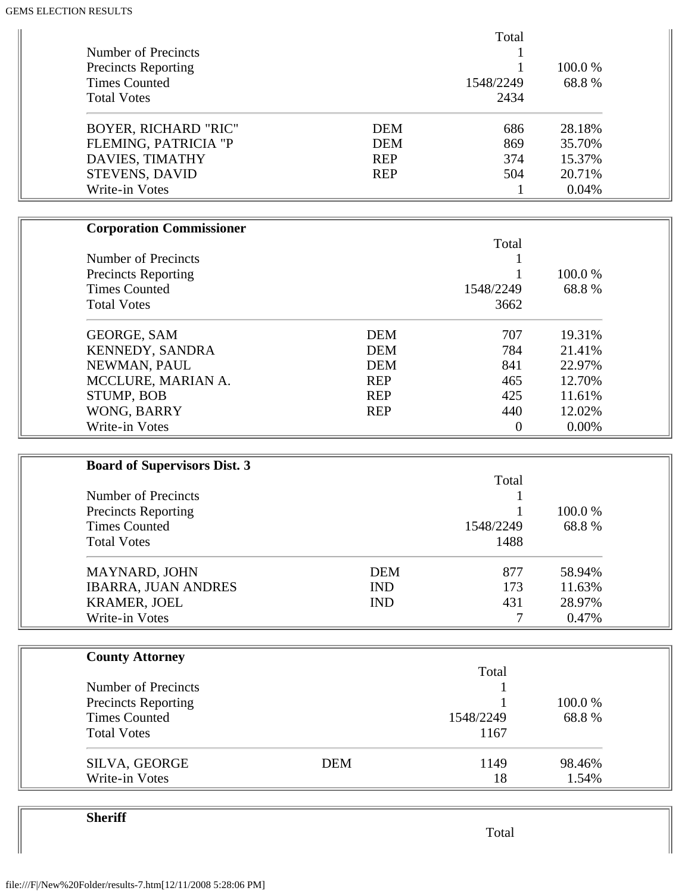| | | Total | |
|---|---|---|---|
| Number of Precincts | | 1 | |
| Precincts Reporting | | 1 | 100.0 % |
| Times Counted | | 1548/2249 | 68.8 % |
| Total Votes | | 2434 | |
| BOYER, RICHARD "RIC" | DEM | 686 | 28.18% |
| FLEMING, PATRICIA "P | DEM | 869 | 35.70% |
| DAVIES, TIMATHY | REP | 374 | 15.37% |
| STEVENS, DAVID | REP | 504 | 20.71% |
| Write-in Votes | | 1 | 0.04% |

**Corporation Commissioner**

| | | Total | |
|---|---|---|---|
| Number of Precincts | | 1 | |
| Precincts Reporting | | 1 | 100.0 % |
| Times Counted | | 1548/2249 | 68.8 % |
| Total Votes | | 3662 | |
| GEORGE, SAM | DEM | 707 | 19.31% |
| KENNEDY, SANDRA | DEM | 784 | 21.41% |
| NEWMAN, PAUL | DEM | 841 | 22.97% |
| MCCLURE, MARIAN A. | REP | 465 | 12.70% |
| STUMP, BOB | REP | 425 | 11.61% |
| WONG, BARRY | REP | 440 | 12.02% |
| Write-in Votes | | 0 | 0.00% |

**Board of Supervisors Dist. 3**

| | | Total | |
|---|---|---|---|
| Number of Precincts | | 1 | |
| Precincts Reporting | | 1 | 100.0 % |
| Times Counted | | 1548/2249 | 68.8 % |
| Total Votes | | 1488 | |
| MAYNARD, JOHN | DEM | 877 | 58.94% |
| IBARRA, JUAN ANDRES | IND | 173 | 11.63% |
| KRAMER, JOEL | IND | 431 | 28.97% |
| Write-in Votes | | 7 | 0.47% |

**County Attorney**

| | | Total | |
|---|---|---|---|
| Number of Precincts | | 1 | |
| Precincts Reporting | | 1 | 100.0 % |
| Times Counted | | 1548/2249 | 68.8 % |
| Total Votes | | 1167 | |
| SILVA, GEORGE | DEM | 1149 | 98.46% |
| Write-in Votes | | 18 | 1.54% |

**Sheriff**

| | | Total | |
|---|---|---|---|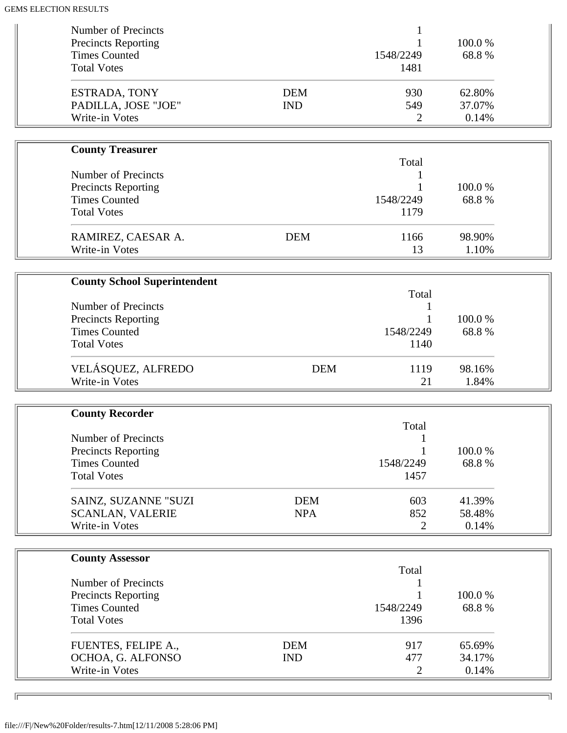| | | | |
|---|---|---|---|
| Number of Precincts | | 1 | |
| Precincts Reporting | | 1 | 100.0 % |
| Times Counted | | 1548/2249 | 68.8 % |
| Total Votes | | 1481 | |
| ESTRADA, TONY | DEM | 930 | 62.80% |
| PADILLA, JOSE "JOE" | IND | 549 | 37.07% |
| Write-in Votes | | 2 | 0.14% |

**County Treasurer**

| | | Total | |
|---|---|---|---|
| Number of Precincts | | 1 | |
| Precincts Reporting | | 1 | 100.0 % |
| Times Counted | | 1548/2249 | 68.8 % |
| Total Votes | | 1179 | |
| RAMIREZ, CAESAR A. | DEM | 1166 | 98.90% |
| Write-in Votes | | 13 | 1.10% |

**County School Superintendent**

| | | Total | |
|---|---|---|---|
| Number of Precincts | | 1 | |
| Precincts Reporting | | 1 | 100.0 % |
| Times Counted | | 1548/2249 | 68.8 % |
| Total Votes | | 1140 | |
| VELÁSQUEZ, ALFREDO | DEM | 1119 | 98.16% |
| Write-in Votes | | 21 | 1.84% |

**County Recorder**

| | | Total | |
|---|---|---|---|
| Number of Precincts | | 1 | |
| Precincts Reporting | | 1 | 100.0 % |
| Times Counted | | 1548/2249 | 68.8 % |
| Total Votes | | 1457 | |
| SAINZ, SUZANNE "SUZI | DEM | 603 | 41.39% |
| SCANLAN, VALERIE | NPA | 852 | 58.48% |
| Write-in Votes | | 2 | 0.14% |

**County Assessor**

| | | Total | |
|---|---|---|---|
| Number of Precincts | | 1 | |
| Precincts Reporting | | 1 | 100.0 % |
| Times Counted | | 1548/2249 | 68.8 % |
| Total Votes | | 1396 | |
| FUENTES, FELIPE A., | DEM | 917 | 65.69% |
| OCHOA, G. ALFONSO | IND | 477 | 34.17% |
| Write-in Votes | | 2 | 0.14% |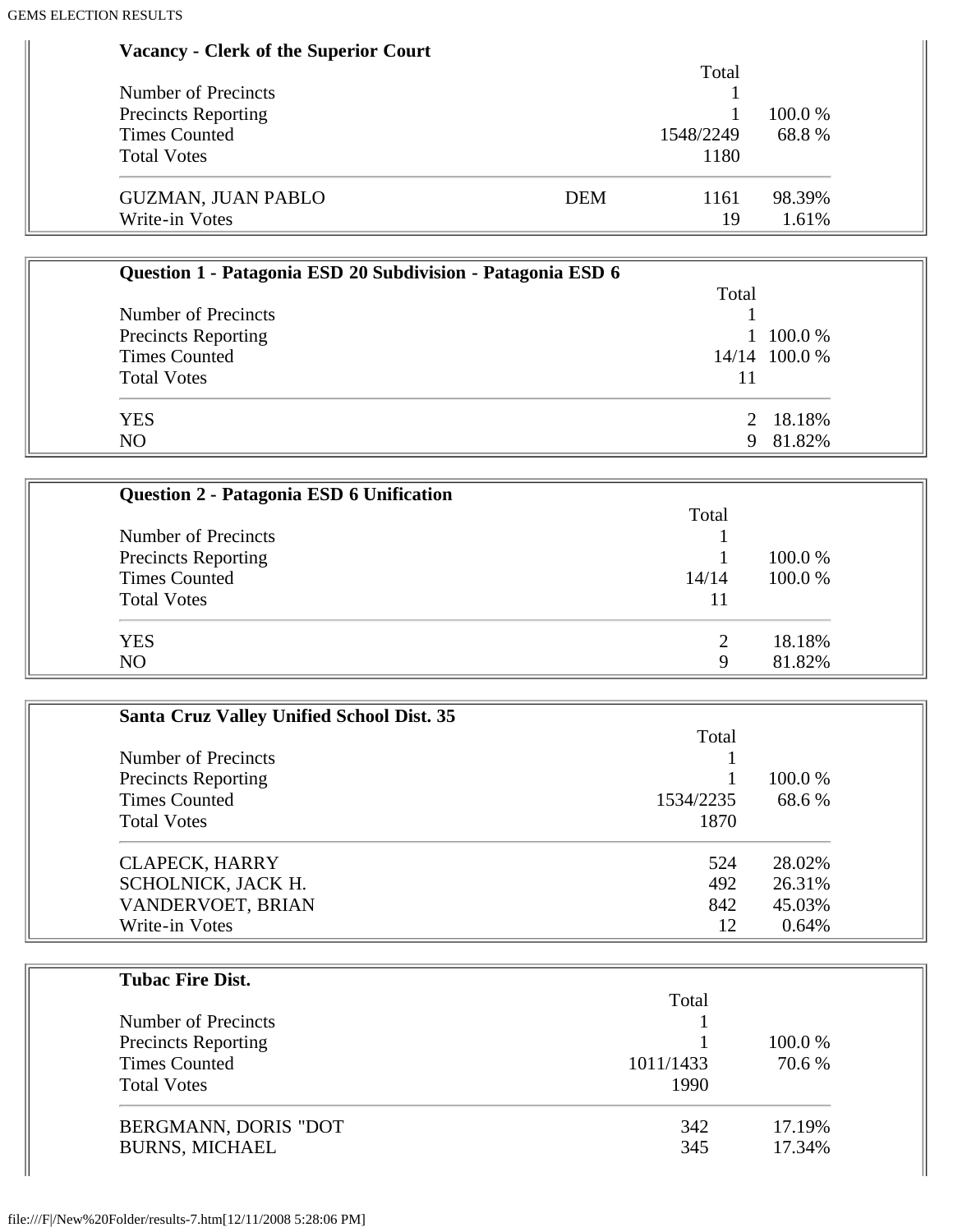**Vacancy - Clerk of the Superior Court**

| | | Total | |
|---|---|---|---|
| Number of Precincts | | 1 | |
| Precincts Reporting | | 1 | 100.0 % |
| Times Counted | | 1548/2249 | 68.8 % |
| Total Votes | | 1180 | |
| GUZMAN, JUAN PABLO | DEM | 1161 | 98.39% |
| Write-in Votes | | 19 | 1.61% |

**Question 1 - Patagonia ESD 20 Subdivision - Patagonia ESD 6**

| | Total | |
|---|---|---|
| Number of Precincts | 1 | |
| Precincts Reporting | 1 | 100.0 % |
| Times Counted | 14/14 | 100.0 % |
| Total Votes | 11 | |
| YES | 2 | 18.18% |
| NO | 9 | 81.82% |

**Question 2 - Patagonia ESD 6 Unification**

| | Total | |
|---|---|---|
| Number of Precincts | 1 | |
| Precincts Reporting | 1 | 100.0 % |
| Times Counted | 14/14 | 100.0 % |
| Total Votes | 11 | |
| YES | 2 | 18.18% |
| NO | 9 | 81.82% |

**Santa Cruz Valley Unified School Dist. 35**

| | Total | |
|---|---|---|
| Number of Precincts | 1 | |
| Precincts Reporting | 1 | 100.0 % |
| Times Counted | 1534/2235 | 68.6 % |
| Total Votes | 1870 | |
| CLAPECK, HARRY | 524 | 28.02% |
| SCHOLNICK, JACK H. | 492 | 26.31% |
| VANDERVOET, BRIAN | 842 | 45.03% |
| Write-in Votes | 12 | 0.64% |

**Tubac Fire Dist.**

| | Total | |
|---|---|---|
| Number of Precincts | 1 | |
| Precincts Reporting | 1 | 100.0 % |
| Times Counted | 1011/1433 | 70.6 % |
| Total Votes | 1990 | |
| BERGMANN, DORIS "DOT | 342 | 17.19% |
| BURNS, MICHAEL | 345 | 17.34% |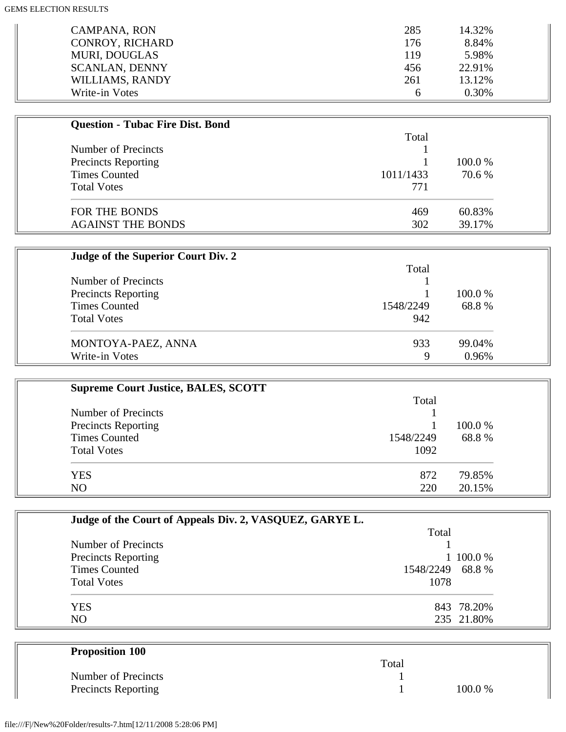| | | |
|---|---|---|
| CAMPANA, RON | 285 | 14.32% |
| CONROY, RICHARD | 176 | 8.84% |
| MURI, DOUGLAS | 119 | 5.98% |
| SCANLAN, DENNY | 456 | 22.91% |
| WILLIAMS, RANDY | 261 | 13.12% |
| Write-in Votes | 6 | 0.30% |

**Question - Tubac Fire Dist. Bond**

| | Total | |
|---|---|---|
| Number of Precincts | 1 | |
| Precincts Reporting | 1 | 100.0 % |
| Times Counted | 1011/1433 | 70.6 % |
| Total Votes | 771 | |
| FOR THE BONDS | 469 | 60.83% |
| AGAINST THE BONDS | 302 | 39.17% |

**Judge of the Superior Court Div. 2**

| | Total | |
|---|---|---|
| Number of Precincts | 1 | |
| Precincts Reporting | 1 | 100.0 % |
| Times Counted | 1548/2249 | 68.8 % |
| Total Votes | 942 | |
| MONTOYA-PAEZ, ANNA | 933 | 99.04% |
| Write-in Votes | 9 | 0.96% |

**Supreme Court Justice, BALES, SCOTT**

| | Total | |
|---|---|---|
| Number of Precincts | 1 | |
| Precincts Reporting | 1 | 100.0 % |
| Times Counted | 1548/2249 | 68.8 % |
| Total Votes | 1092 | |
| YES | 872 | 79.85% |
| NO | 220 | 20.15% |

**Judge of the Court of Appeals Div. 2, VASQUEZ, GARYE L.**

| | Total | |
|---|---|---|
| Number of Precincts | 1 | |
| Precincts Reporting | 1 | 100.0 % |
| Times Counted | 1548/2249 | 68.8 % |
| Total Votes | 1078 | |
| YES | 843 | 78.20% |
| NO | 235 | 21.80% |

**Proposition 100**

| | Total | |
|---|---|---|
| Number of Precincts | 1 | |
| Precincts Reporting | 1 | 100.0 % |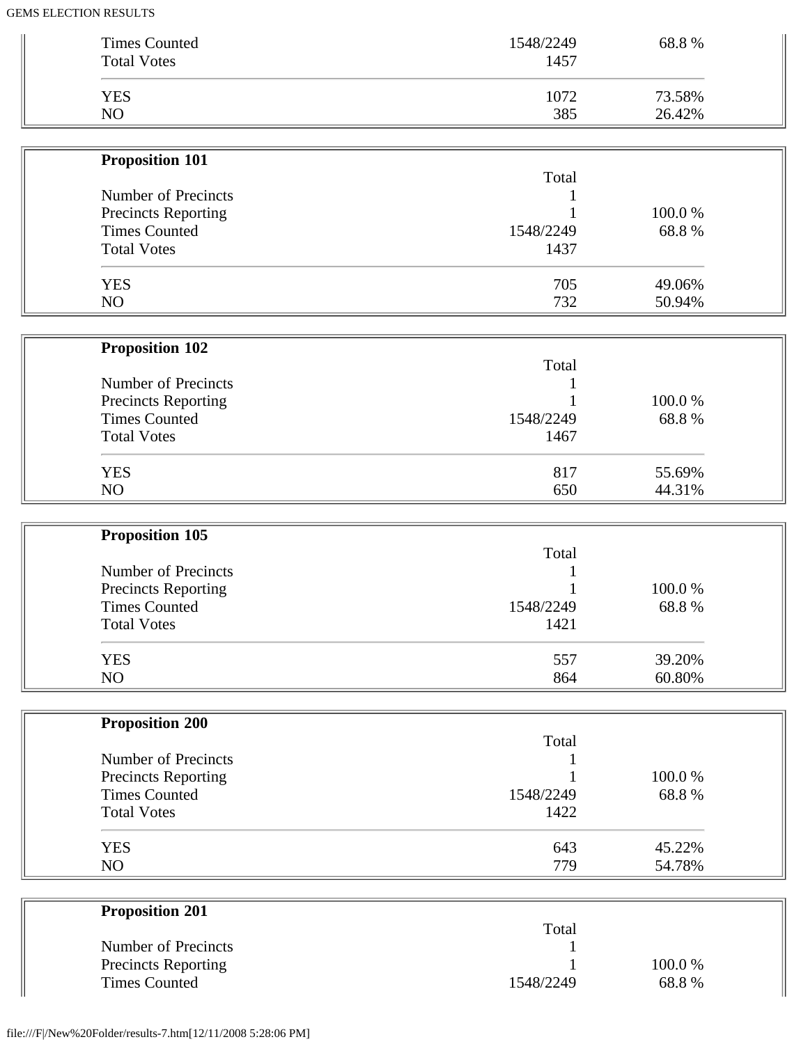| | | |
|---|---|---|
| Times Counted | 1548/2249 | 68.8 % |
| Total Votes | 1457 | |
| YES | 1072 | 73.58% |
| NO | 385 | 26.42% |

**Proposition 101**

| | Total | |
|---|---|---|
| Number of Precincts | 1 | |
| Precincts Reporting | 1 | 100.0 % |
| Times Counted | 1548/2249 | 68.8 % |
| Total Votes | 1437 | |
| YES | 705 | 49.06% |
| NO | 732 | 50.94% |

**Proposition 102**

| | Total | |
|---|---|---|
| Number of Precincts | 1 | |
| Precincts Reporting | 1 | 100.0 % |
| Times Counted | 1548/2249 | 68.8 % |
| Total Votes | 1467 | |
| YES | 817 | 55.69% |
| NO | 650 | 44.31% |

**Proposition 105**

| | Total | |
|---|---|---|
| Number of Precincts | 1 | |
| Precincts Reporting | 1 | 100.0 % |
| Times Counted | 1548/2249 | 68.8 % |
| Total Votes | 1421 | |
| YES | 557 | 39.20% |
| NO | 864 | 60.80% |

**Proposition 200**

| | Total | |
|---|---|---|
| Number of Precincts | 1 | |
| Precincts Reporting | 1 | 100.0 % |
| Times Counted | 1548/2249 | 68.8 % |
| Total Votes | 1422 | |
| YES | 643 | 45.22% |
| NO | 779 | 54.78% |

**Proposition 201**

| | Total | |
|---|---|---|
| Number of Precincts | 1 | |
| Precincts Reporting | 1 | 100.0 % |
| Times Counted | 1548/2249 | 68.8 % |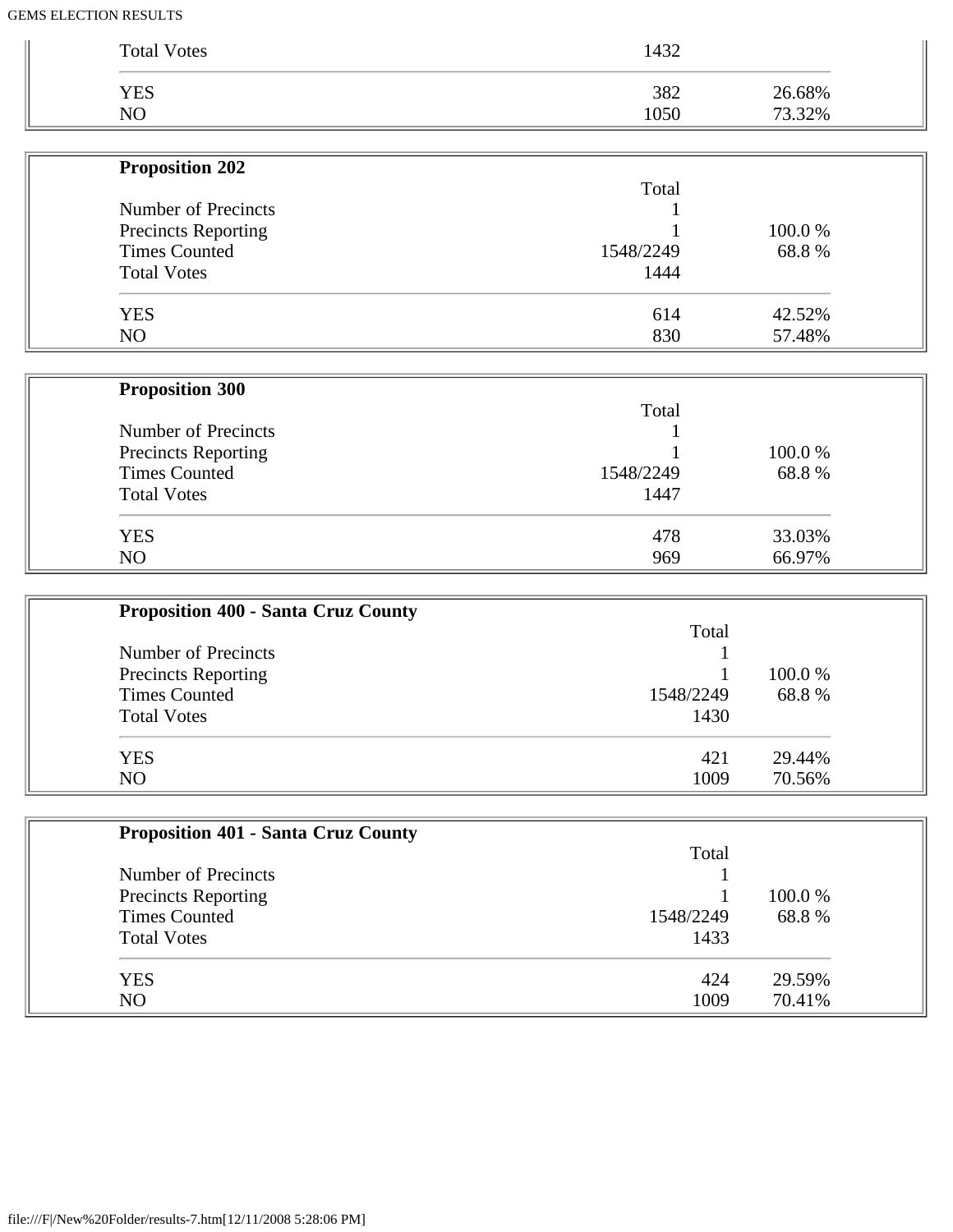| | | |
|---|---|---|
| Total Votes | 1432 | |
| YES | 382 | 26.68% |
| NO | 1050 | 73.32% |

**Proposition 202**

| | Total | |
|---|---|---|
| Number of Precincts | 1 | |
| Precincts Reporting | 1 | 100.0 % |
| Times Counted | 1548/2249 | 68.8 % |
| Total Votes | 1444 | |
| YES | 614 | 42.52% |
| NO | 830 | 57.48% |

**Proposition 300**

| | Total | |
|---|---|---|
| Number of Precincts | 1 | |
| Precincts Reporting | 1 | 100.0 % |
| Times Counted | 1548/2249 | 68.8 % |
| Total Votes | 1447 | |
| YES | 478 | 33.03% |
| NO | 969 | 66.97% |

**Proposition 400 - Santa Cruz County**

| | Total | |
|---|---|---|
| Number of Precincts | 1 | |
| Precincts Reporting | 1 | 100.0 % |
| Times Counted | 1548/2249 | 68.8 % |
| Total Votes | 1430 | |
| YES | 421 | 29.44% |
| NO | 1009 | 70.56% |

**Proposition 401 - Santa Cruz County**

| | Total | |
|---|---|---|
| Number of Precincts | 1 | |
| Precincts Reporting | 1 | 100.0 % |
| Times Counted | 1548/2249 | 68.8 % |
| Total Votes | 1433 | |
| YES | 424 | 29.59% |
| NO | 1009 | 70.41% |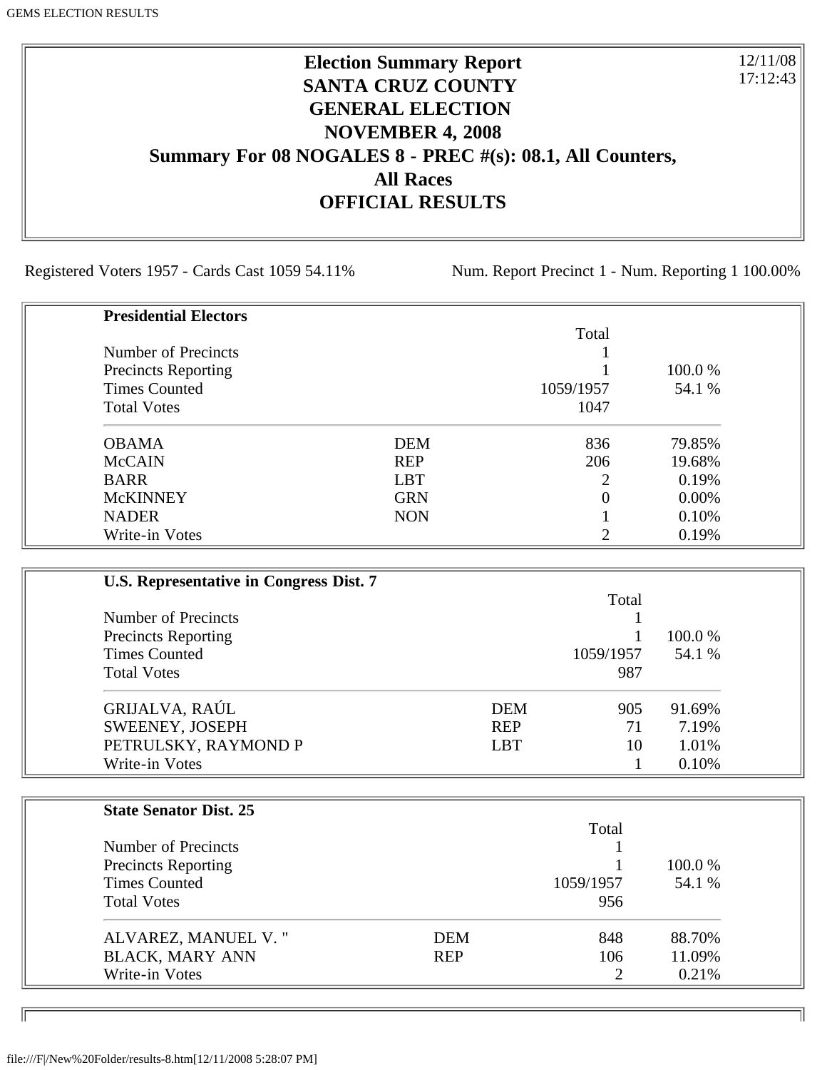# Election Summary Report
# SANTA CRUZ COUNTY
# GENERAL ELECTION
# NOVEMBER 4, 2008
# Summary For 08 NOGALES 8 - PREC #(s): 08.1, All Counters, All Races
# OFFICIAL RESULTS

12/11/08
17:12:43

Registered Voters 1957 - Cards Cast 1059 54.11%     Num. Report Precinct 1 - Num. Reporting 1 100.00%

**Presidential Electors**

| | | Total | |
|---|---|---|---|
| Number of Precincts | | 1 | |
| Precincts Reporting | | 1 | 100.0 % |
| Times Counted | | 1059/1957 | 54.1 % |
| Total Votes | | 1047 | |
| OBAMA | DEM | 836 | 79.85% |
| McCAIN | REP | 206 | 19.68% |
| BARR | LBT | 2 | 0.19% |
| McKINNEY | GRN | 0 | 0.00% |
| NADER | NON | 1 | 0.10% |
| Write-in Votes | | 2 | 0.19% |

**U.S. Representative in Congress Dist. 7**

| | | Total | |
|---|---|---|---|
| Number of Precincts | | 1 | |
| Precincts Reporting | | 1 | 100.0 % |
| Times Counted | | 1059/1957 | 54.1 % |
| Total Votes | | 987 | |
| GRIJALVA, RAÚL | DEM | 905 | 91.69% |
| SWEENEY, JOSEPH | REP | 71 | 7.19% |
| PETRULSKY, RAYMOND P | LBT | 10 | 1.01% |
| Write-in Votes | | 1 | 0.10% |

**State Senator Dist. 25**

| | | Total | |
|---|---|---|---|
| Number of Precincts | | 1 | |
| Precincts Reporting | | 1 | 100.0 % |
| Times Counted | | 1059/1957 | 54.1 % |
| Total Votes | | 956 | |
| ALVAREZ, MANUEL V. " | DEM | 848 | 88.70% |
| BLACK, MARY ANN | REP | 106 | 11.09% |
| Write-in Votes | | 2 | 0.21% |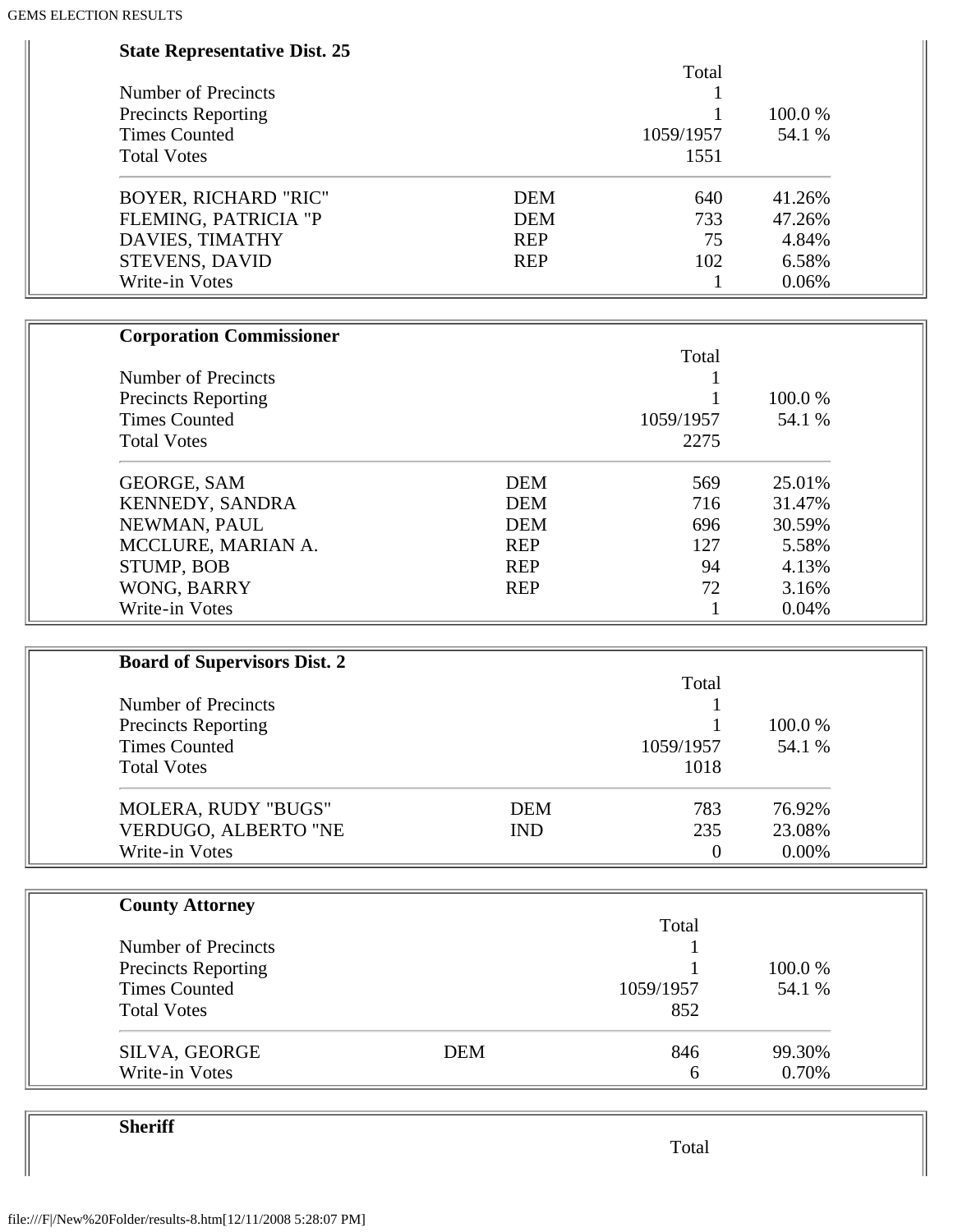**State Representative Dist. 25**

| | | Total | |
|---|---|---|---|
| Number of Precincts | | 1 | |
| Precincts Reporting | | 1 | 100.0 % |
| Times Counted | | 1059/1957 | 54.1 % |
| Total Votes | | 1551 | |
| BOYER, RICHARD "RIC" | DEM | 640 | 41.26% |
| FLEMING, PATRICIA "P | DEM | 733 | 47.26% |
| DAVIES, TIMATHY | REP | 75 | 4.84% |
| STEVENS, DAVID | REP | 102 | 6.58% |
| Write-in Votes | | 1 | 0.06% |

**Corporation Commissioner**

| | | Total | |
|---|---|---|---|
| Number of Precincts | | 1 | |
| Precincts Reporting | | 1 | 100.0 % |
| Times Counted | | 1059/1957 | 54.1 % |
| Total Votes | | 2275 | |
| GEORGE, SAM | DEM | 569 | 25.01% |
| KENNEDY, SANDRA | DEM | 716 | 31.47% |
| NEWMAN, PAUL | DEM | 696 | 30.59% |
| MCCLURE, MARIAN A. | REP | 127 | 5.58% |
| STUMP, BOB | REP | 94 | 4.13% |
| WONG, BARRY | REP | 72 | 3.16% |
| Write-in Votes | | 1 | 0.04% |

**Board of Supervisors Dist. 2**

| | | Total | |
|---|---|---|---|
| Number of Precincts | | 1 | |
| Precincts Reporting | | 1 | 100.0 % |
| Times Counted | | 1059/1957 | 54.1 % |
| Total Votes | | 1018 | |
| MOLERA, RUDY "BUGS" | DEM | 783 | 76.92% |
| VERDUGO, ALBERTO "NE | IND | 235 | 23.08% |
| Write-in Votes | | 0 | 0.00% |

**County Attorney**

| | | Total | |
|---|---|---|---|
| Number of Precincts | | 1 | |
| Precincts Reporting | | 1 | 100.0 % |
| Times Counted | | 1059/1957 | 54.1 % |
| Total Votes | | 852 | |
| SILVA, GEORGE | DEM | 846 | 99.30% |
| Write-in Votes | | 6 | 0.70% |

**Sheriff**

| | | Total | |
|---|---|---|---|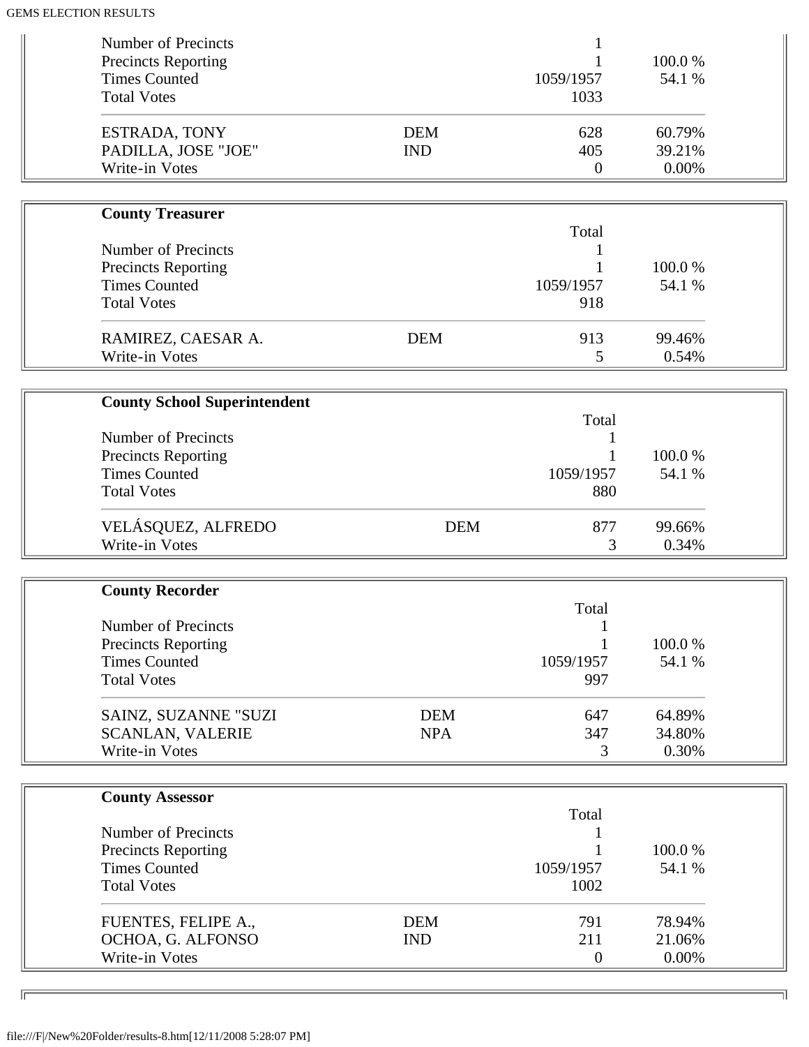| | | | |
|---|---|---|---|
| Number of Precincts | | 1 | |
| Precincts Reporting | | 1 | 100.0 % |
| Times Counted | | 1059/1957 | 54.1 % |
| Total Votes | | 1033 | |
| ESTRADA, TONY | DEM | 628 | 60.79% |
| PADILLA, JOSE "JOE" | IND | 405 | 39.21% |
| Write-in Votes | | 0 | 0.00% |

**County Treasurer**

| | | Total | |
|---|---|---|---|
| Number of Precincts | | 1 | |
| Precincts Reporting | | 1 | 100.0 % |
| Times Counted | | 1059/1957 | 54.1 % |
| Total Votes | | 918 | |
| RAMIREZ, CAESAR A. | DEM | 913 | 99.46% |
| Write-in Votes | | 5 | 0.54% |

**County School Superintendent**

| | | Total | |
|---|---|---|---|
| Number of Precincts | | 1 | |
| Precincts Reporting | | 1 | 100.0 % |
| Times Counted | | 1059/1957 | 54.1 % |
| Total Votes | | 880 | |
| VELÁSQUEZ, ALFREDO | DEM | 877 | 99.66% |
| Write-in Votes | | 3 | 0.34% |

**County Recorder**

| | | Total | |
|---|---|---|---|
| Number of Precincts | | 1 | |
| Precincts Reporting | | 1 | 100.0 % |
| Times Counted | | 1059/1957 | 54.1 % |
| Total Votes | | 997 | |
| SAINZ, SUZANNE "SUZI | DEM | 647 | 64.89% |
| SCANLAN, VALERIE | NPA | 347 | 34.80% |
| Write-in Votes | | 3 | 0.30% |

**County Assessor**

| | | Total | |
|---|---|---|---|
| Number of Precincts | | 1 | |
| Precincts Reporting | | 1 | 100.0 % |
| Times Counted | | 1059/1957 | 54.1 % |
| Total Votes | | 1002 | |
| FUENTES, FELIPE A., | DEM | 791 | 78.94% |
| OCHOA, G. ALFONSO | IND | 211 | 21.06% |
| Write-in Votes | | 0 | 0.00% |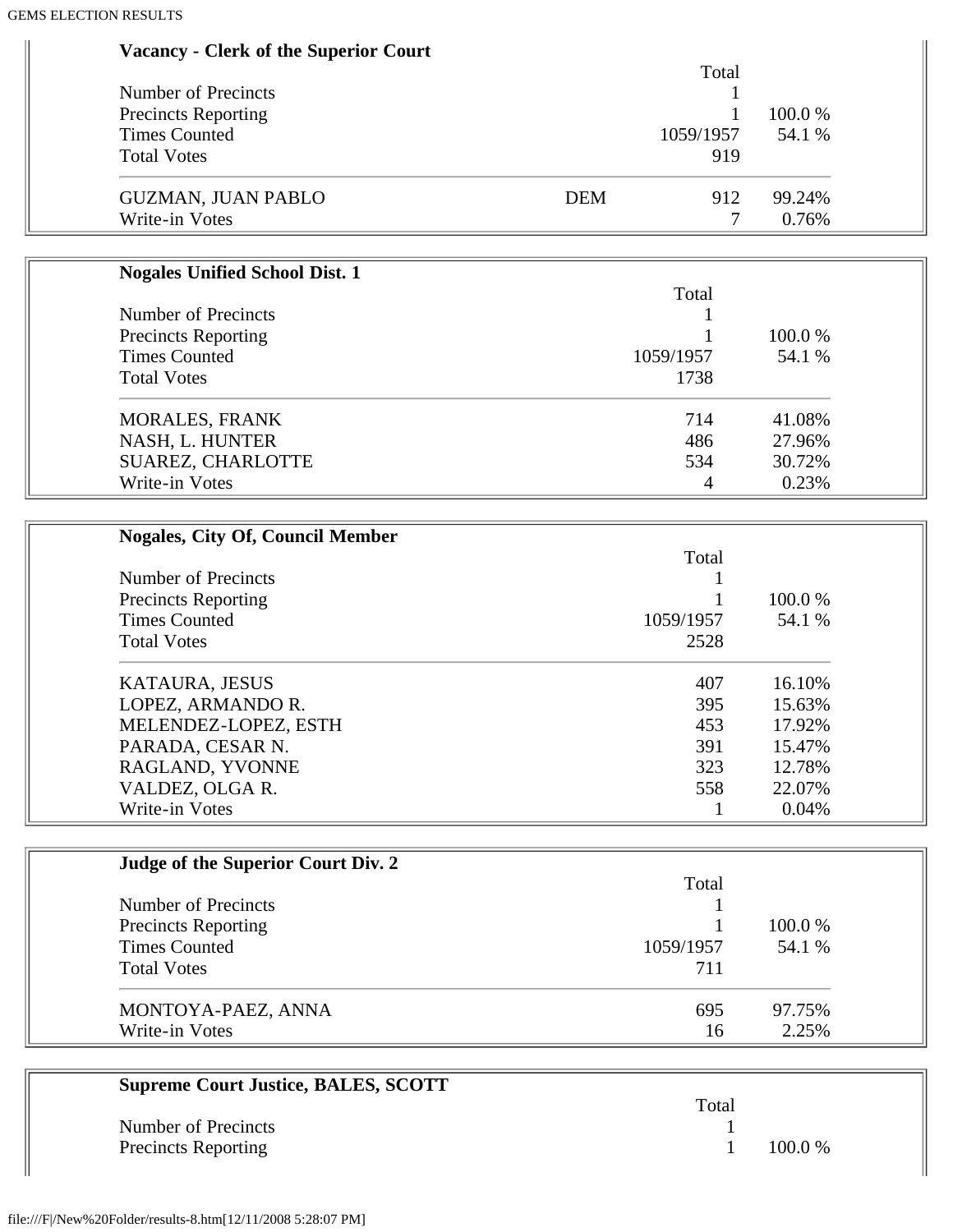## Vacancy - Clerk of the Superior Court

| | | Total | |
|---|---|---|---|
| Number of Precincts | | 1 | |
| Precincts Reporting | | 1 | 100.0 % |
| Times Counted | | 1059/1957 | 54.1 % |
| Total Votes | | 919 | |
| GUZMAN, JUAN PABLO | DEM | 912 | 99.24% |
| Write-in Votes | | 7 | 0.76% |

## Nogales Unified School Dist. 1

| | Total | |
|---|---|---|
| Number of Precincts | 1 | |
| Precincts Reporting | 1 | 100.0 % |
| Times Counted | 1059/1957 | 54.1 % |
| Total Votes | 1738 | |
| MORALES, FRANK | 714 | 41.08% |
| NASH, L. HUNTER | 486 | 27.96% |
| SUAREZ, CHARLOTTE | 534 | 30.72% |
| Write-in Votes | 4 | 0.23% |

## Nogales, City Of, Council Member

| | Total | |
|---|---|---|
| Number of Precincts | 1 | |
| Precincts Reporting | 1 | 100.0 % |
| Times Counted | 1059/1957 | 54.1 % |
| Total Votes | 2528 | |
| KATAURA, JESUS | 407 | 16.10% |
| LOPEZ, ARMANDO R. | 395 | 15.63% |
| MELENDEZ-LOPEZ, ESTH | 453 | 17.92% |
| PARADA, CESAR N. | 391 | 15.47% |
| RAGLAND, YVONNE | 323 | 12.78% |
| VALDEZ, OLGA R. | 558 | 22.07% |
| Write-in Votes | 1 | 0.04% |

## Judge of the Superior Court Div. 2

| | Total | |
|---|---|---|
| Number of Precincts | 1 | |
| Precincts Reporting | 1 | 100.0 % |
| Times Counted | 1059/1957 | 54.1 % |
| Total Votes | 711 | |
| MONTOYA-PAEZ, ANNA | 695 | 97.75% |
| Write-in Votes | 16 | 2.25% |

## Supreme Court Justice, BALES, SCOTT

| | Total | |
|---|---|---|
| Number of Precincts | 1 | |
| Precincts Reporting | 1 | 100.0 % |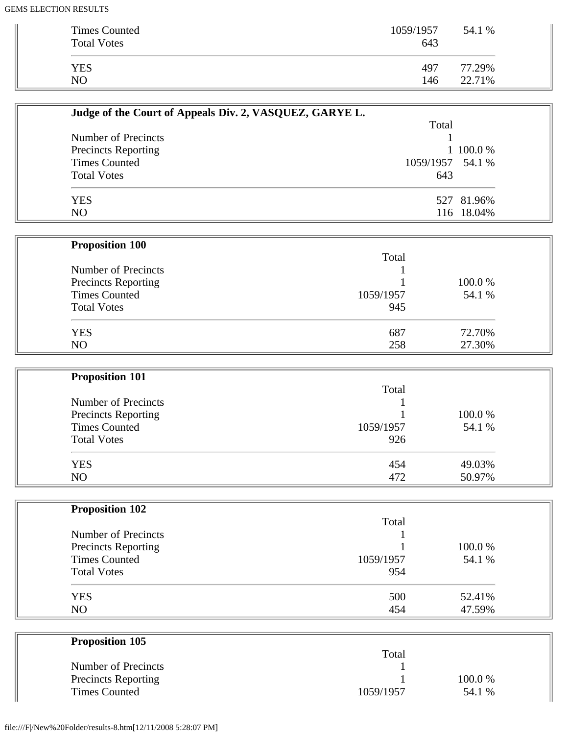| | | |
|---|---|---|
| Times Counted | 1059/1957 | 54.1 % |
| Total Votes | 643 | |
| YES | 497 | 77.29% |
| NO | 146 | 22.71% |

**Judge of the Court of Appeals Div. 2, VASQUEZ, GARYE L.**

| | Total | |
|---|---|---|
| Number of Precincts | 1 | |
| Precincts Reporting | 1 | 100.0 % |
| Times Counted | 1059/1957 | 54.1 % |
| Total Votes | 643 | |
| YES | 527 | 81.96% |
| NO | 116 | 18.04% |

**Proposition 100**

| | Total | |
|---|---|---|
| Number of Precincts | 1 | |
| Precincts Reporting | 1 | 100.0 % |
| Times Counted | 1059/1957 | 54.1 % |
| Total Votes | 945 | |
| YES | 687 | 72.70% |
| NO | 258 | 27.30% |

**Proposition 101**

| | Total | |
|---|---|---|
| Number of Precincts | 1 | |
| Precincts Reporting | 1 | 100.0 % |
| Times Counted | 1059/1957 | 54.1 % |
| Total Votes | 926 | |
| YES | 454 | 49.03% |
| NO | 472 | 50.97% |

**Proposition 102**

| | Total | |
|---|---|---|
| Number of Precincts | 1 | |
| Precincts Reporting | 1 | 100.0 % |
| Times Counted | 1059/1957 | 54.1 % |
| Total Votes | 954 | |
| YES | 500 | 52.41% |
| NO | 454 | 47.59% |

**Proposition 105**

| | Total | |
|---|---|---|
| Number of Precincts | 1 | |
| Precincts Reporting | 1 | 100.0 % |
| Times Counted | 1059/1957 | 54.1 % |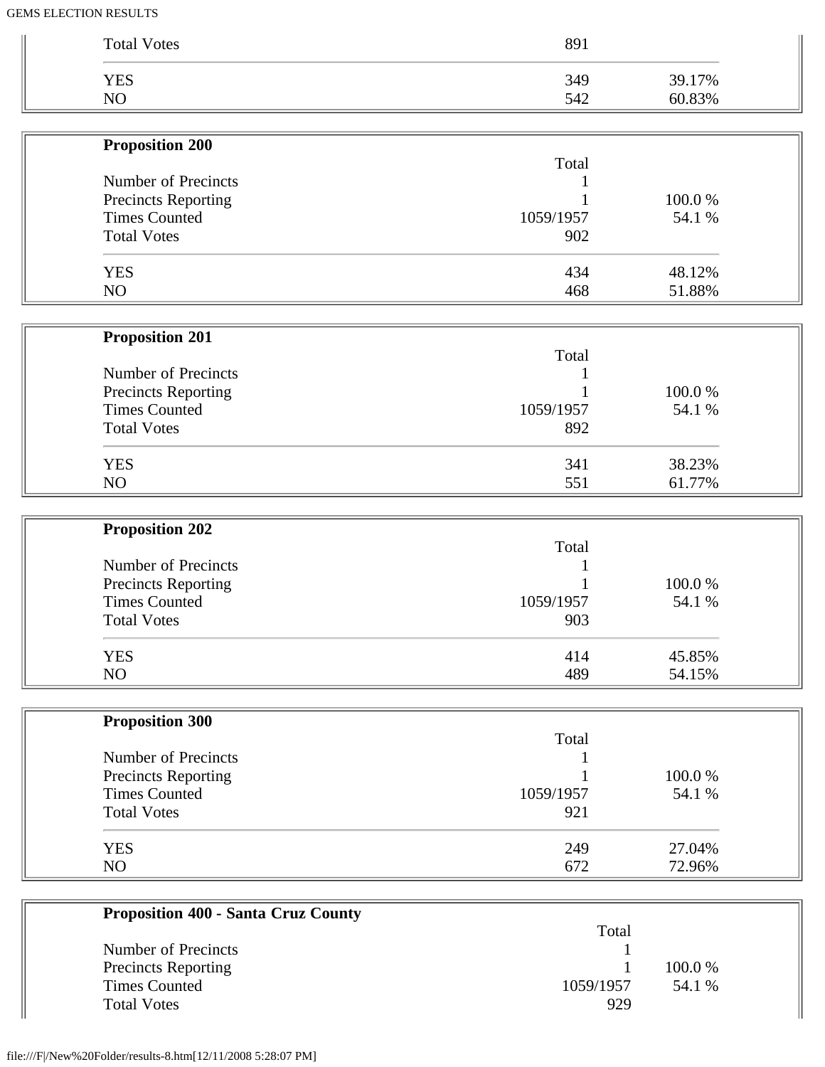| Total Votes | 891 | |
|---|---|---|
| YES | 349 | 39.17% |
| NO | 542 | 60.83% |

**Proposition 200**

| | Total | |
|---|---|---|
| Number of Precincts | 1 | |
| Precincts Reporting | 1 | 100.0 % |
| Times Counted | 1059/1957 | 54.1 % |
| Total Votes | 902 | |
| YES | 434 | 48.12% |
| NO | 468 | 51.88% |

**Proposition 201**

| | Total | |
|---|---|---|
| Number of Precincts | 1 | |
| Precincts Reporting | 1 | 100.0 % |
| Times Counted | 1059/1957 | 54.1 % |
| Total Votes | 892 | |
| YES | 341 | 38.23% |
| NO | 551 | 61.77% |

**Proposition 202**

| | Total | |
|---|---|---|
| Number of Precincts | 1 | |
| Precincts Reporting | 1 | 100.0 % |
| Times Counted | 1059/1957 | 54.1 % |
| Total Votes | 903 | |
| YES | 414 | 45.85% |
| NO | 489 | 54.15% |

**Proposition 300**

| | Total | |
|---|---|---|
| Number of Precincts | 1 | |
| Precincts Reporting | 1 | 100.0 % |
| Times Counted | 1059/1957 | 54.1 % |
| Total Votes | 921 | |
| YES | 249 | 27.04% |
| NO | 672 | 72.96% |

**Proposition 400 - Santa Cruz County**

| | Total | |
|---|---|---|
| Number of Precincts | 1 | |
| Precincts Reporting | 1 | 100.0 % |
| Times Counted | 1059/1957 | 54.1 % |
| Total Votes | 929 | |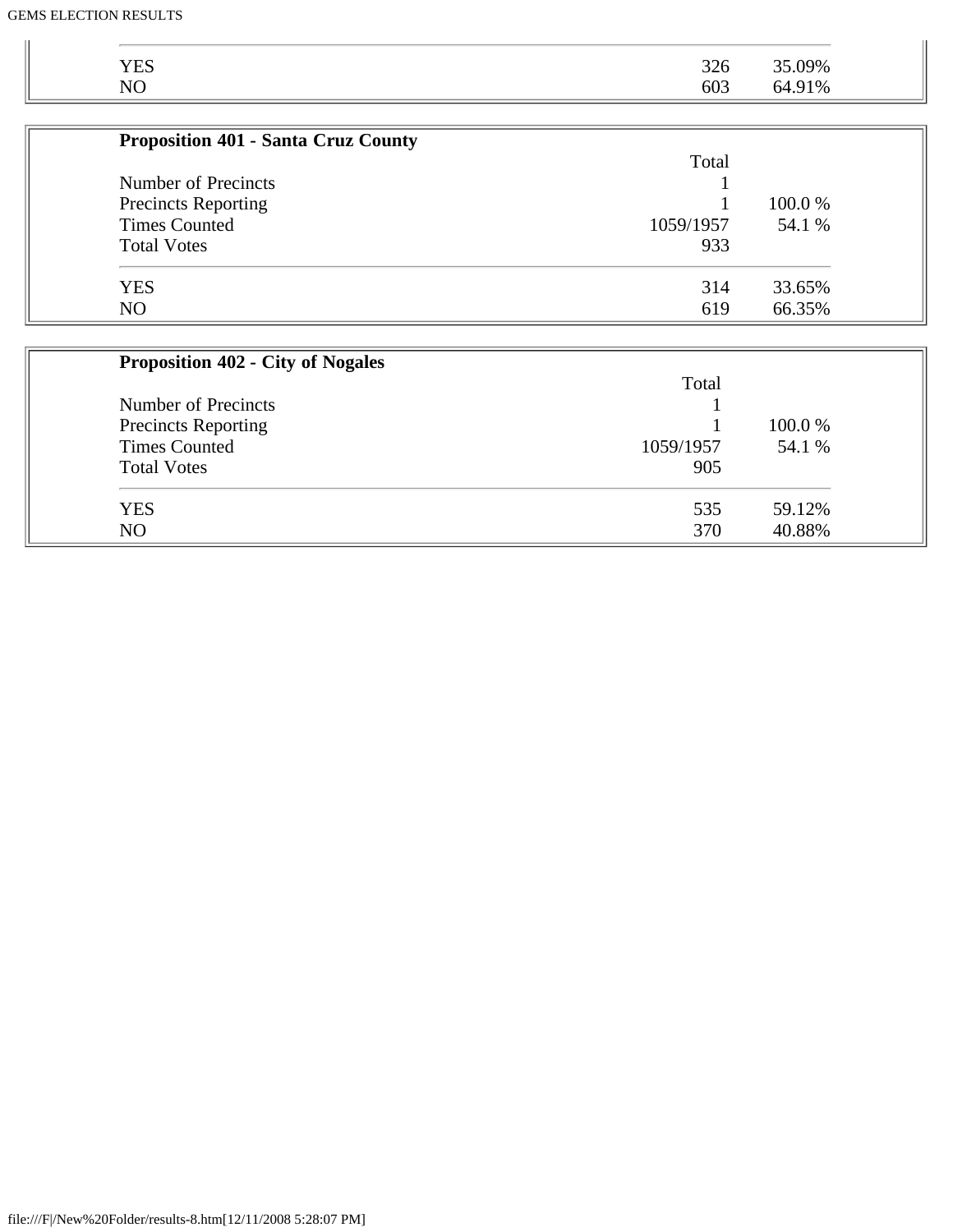| | | |
|---|---|---|
| YES | 326 | 35.09% |
| NO | 603 | 64.91% |

**Proposition 401 - Santa Cruz County**

| | Total | |
|---|---|---|
| Number of Precincts | 1 | |
| Precincts Reporting | 1 | 100.0 % |
| Times Counted | 1059/1957 | 54.1 % |
| Total Votes | 933 | |
| YES | 314 | 33.65% |
| NO | 619 | 66.35% |

**Proposition 402 - City of Nogales**

| | Total | |
|---|---|---|
| Number of Precincts | 1 | |
| Precincts Reporting | 1 | 100.0 % |
| Times Counted | 1059/1957 | 54.1 % |
| Total Votes | 905 | |
| YES | 535 | 59.12% |
| NO | 370 | 40.88% |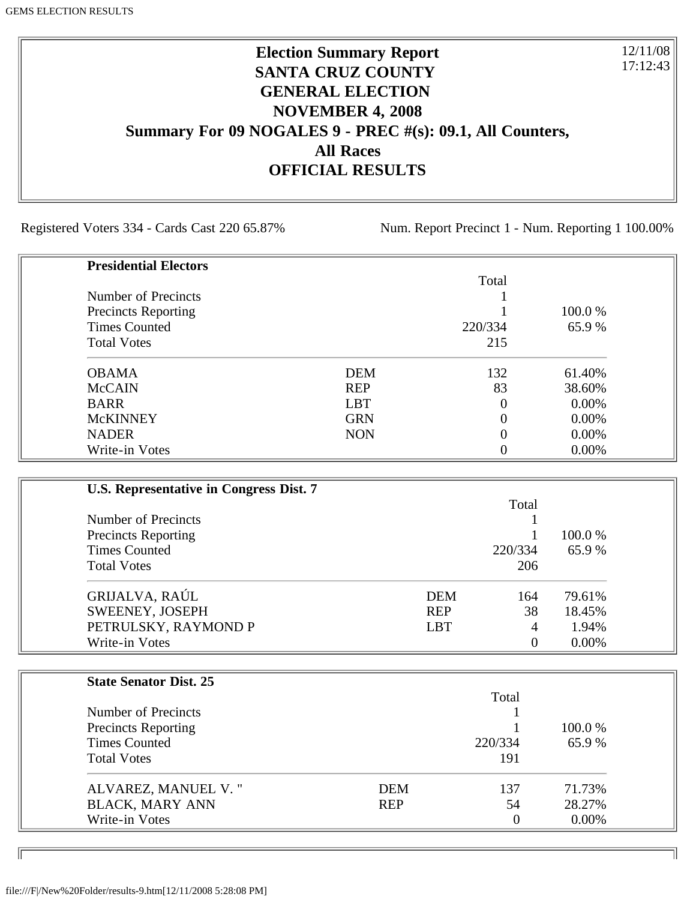# Election Summary Report
## SANTA CRUZ COUNTY
## GENERAL ELECTION
## NOVEMBER 4, 2008
## Summary For 09 NOGALES 9 - PREC #(s): 09.1, All Counters, All Races
## OFFICIAL RESULTS

12/11/08
17:12:43

Registered Voters 334 - Cards Cast 220 65.87%

Num. Report Precinct 1 - Num. Reporting 1 100.00%

**Presidential Electors**

| | | Total | |
|---|---|---|---|
| Number of Precincts | | 1 | |
| Precincts Reporting | | 1 | 100.0 % |
| Times Counted | | 220/334 | 65.9 % |
| Total Votes | | 215 | |
| OBAMA | DEM | 132 | 61.40% |
| McCAIN | REP | 83 | 38.60% |
| BARR | LBT | 0 | 0.00% |
| McKINNEY | GRN | 0 | 0.00% |
| NADER | NON | 0 | 0.00% |
| Write-in Votes | | 0 | 0.00% |

**U.S. Representative in Congress Dist. 7**

| | | Total | |
|---|---|---|---|
| Number of Precincts | | 1 | |
| Precincts Reporting | | 1 | 100.0 % |
| Times Counted | | 220/334 | 65.9 % |
| Total Votes | | 206 | |
| GRIJALVA, RAÚL | DEM | 164 | 79.61% |
| SWEENEY, JOSEPH | REP | 38 | 18.45% |
| PETRULSKY, RAYMOND P | LBT | 4 | 1.94% |
| Write-in Votes | | 0 | 0.00% |

**State Senator Dist. 25**

| | | Total | |
|---|---|---|---|
| Number of Precincts | | 1 | |
| Precincts Reporting | | 1 | 100.0 % |
| Times Counted | | 220/334 | 65.9 % |
| Total Votes | | 191 | |
| ALVAREZ, MANUEL V. " | DEM | 137 | 71.73% |
| BLACK, MARY ANN | REP | 54 | 28.27% |
| Write-in Votes | | 0 | 0.00% |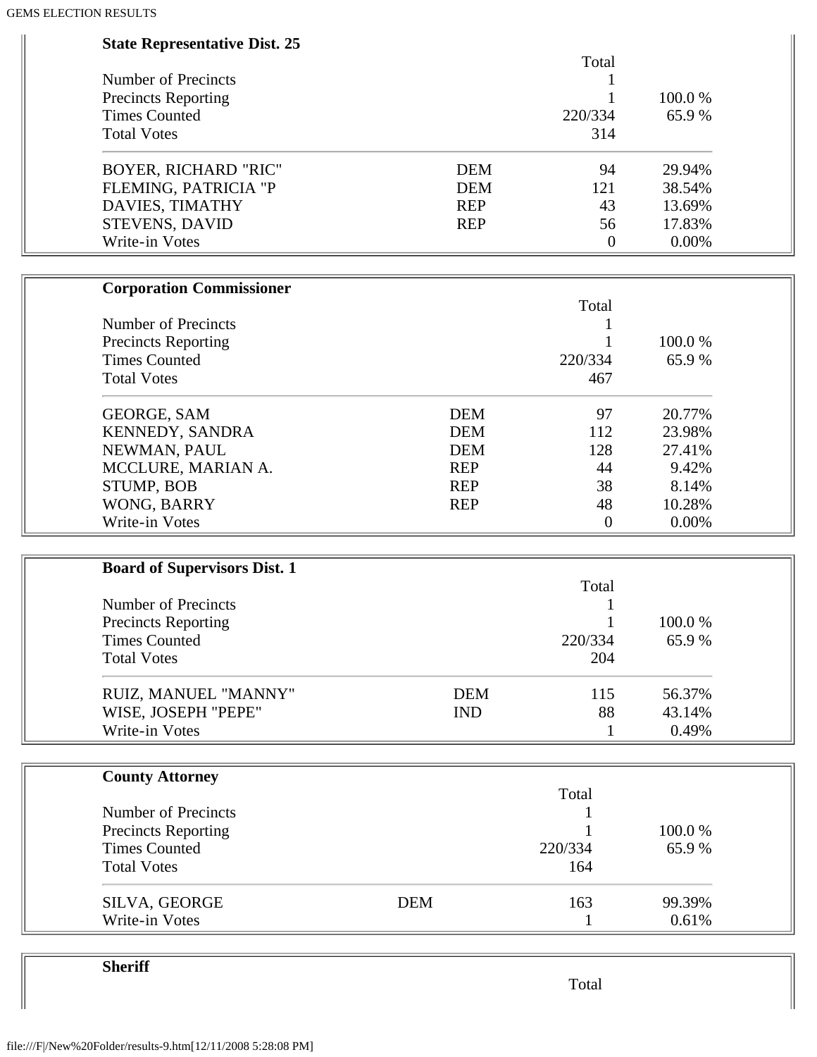**State Representative Dist. 25**

| | | Total | |
|---|---|---|---|
| Number of Precincts | | 1 | |
| Precincts Reporting | | 1 | 100.0 % |
| Times Counted | | 220/334 | 65.9 % |
| Total Votes | | 314 | |
| BOYER, RICHARD "RIC" | DEM | 94 | 29.94% |
| FLEMING, PATRICIA "P | DEM | 121 | 38.54% |
| DAVIES, TIMATHY | REP | 43 | 13.69% |
| STEVENS, DAVID | REP | 56 | 17.83% |
| Write-in Votes | | 0 | 0.00% |

**Corporation Commissioner**

| | | Total | |
|---|---|---|---|
| Number of Precincts | | 1 | |
| Precincts Reporting | | 1 | 100.0 % |
| Times Counted | | 220/334 | 65.9 % |
| Total Votes | | 467 | |
| GEORGE, SAM | DEM | 97 | 20.77% |
| KENNEDY, SANDRA | DEM | 112 | 23.98% |
| NEWMAN, PAUL | DEM | 128 | 27.41% |
| MCCLURE, MARIAN A. | REP | 44 | 9.42% |
| STUMP, BOB | REP | 38 | 8.14% |
| WONG, BARRY | REP | 48 | 10.28% |
| Write-in Votes | | 0 | 0.00% |

**Board of Supervisors Dist. 1**

| | | Total | |
|---|---|---|---|
| Number of Precincts | | 1 | |
| Precincts Reporting | | 1 | 100.0 % |
| Times Counted | | 220/334 | 65.9 % |
| Total Votes | | 204 | |
| RUIZ, MANUEL "MANNY" | DEM | 115 | 56.37% |
| WISE, JOSEPH "PEPE" | IND | 88 | 43.14% |
| Write-in Votes | | 1 | 0.49% |

**County Attorney**

| | | Total | |
|---|---|---|---|
| Number of Precincts | | 1 | |
| Precincts Reporting | | 1 | 100.0 % |
| Times Counted | | 220/334 | 65.9 % |
| Total Votes | | 164 | |
| SILVA, GEORGE | DEM | 163 | 99.39% |
| Write-in Votes | | 1 | 0.61% |

**Sheriff**

| | | Total | |
|---|---|---|---|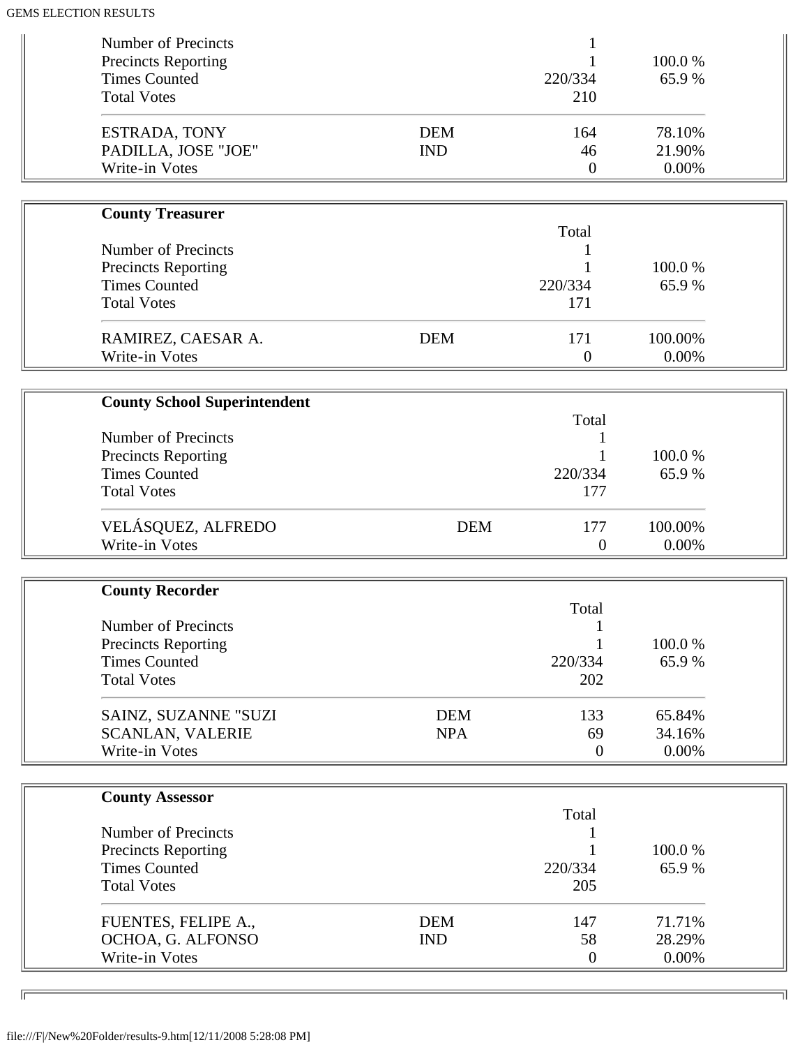| | | | |
|---|---|---|---|
| Number of Precincts | | 1 | |
| Precincts Reporting | | 1 | 100.0 % |
| Times Counted | | 220/334 | 65.9 % |
| Total Votes | | 210 | |
| ESTRADA, TONY | DEM | 164 | 78.10% |
| PADILLA, JOSE "JOE" | IND | 46 | 21.90% |
| Write-in Votes | | 0 | 0.00% |

**County Treasurer**

| | | Total | |
|---|---|---|---|
| Number of Precincts | | 1 | |
| Precincts Reporting | | 1 | 100.0 % |
| Times Counted | | 220/334 | 65.9 % |
| Total Votes | | 171 | |
| RAMIREZ, CAESAR A. | DEM | 171 | 100.00% |
| Write-in Votes | | 0 | 0.00% |

**County School Superintendent**

| | | Total | |
|---|---|---|---|
| Number of Precincts | | 1 | |
| Precincts Reporting | | 1 | 100.0 % |
| Times Counted | | 220/334 | 65.9 % |
| Total Votes | | 177 | |
| VELÁSQUEZ, ALFREDO | DEM | 177 | 100.00% |
| Write-in Votes | | 0 | 0.00% |

**County Recorder**

| | | Total | |
|---|---|---|---|
| Number of Precincts | | 1 | |
| Precincts Reporting | | 1 | 100.0 % |
| Times Counted | | 220/334 | 65.9 % |
| Total Votes | | 202 | |
| SAINZ, SUZANNE "SUZI | DEM | 133 | 65.84% |
| SCANLAN, VALERIE | NPA | 69 | 34.16% |
| Write-in Votes | | 0 | 0.00% |

**County Assessor**

| | | Total | |
|---|---|---|---|
| Number of Precincts | | 1 | |
| Precincts Reporting | | 1 | 100.0 % |
| Times Counted | | 220/334 | 65.9 % |
| Total Votes | | 205 | |
| FUENTES, FELIPE A., | DEM | 147 | 71.71% |
| OCHOA, G. ALFONSO | IND | 58 | 28.29% |
| Write-in Votes | | 0 | 0.00% |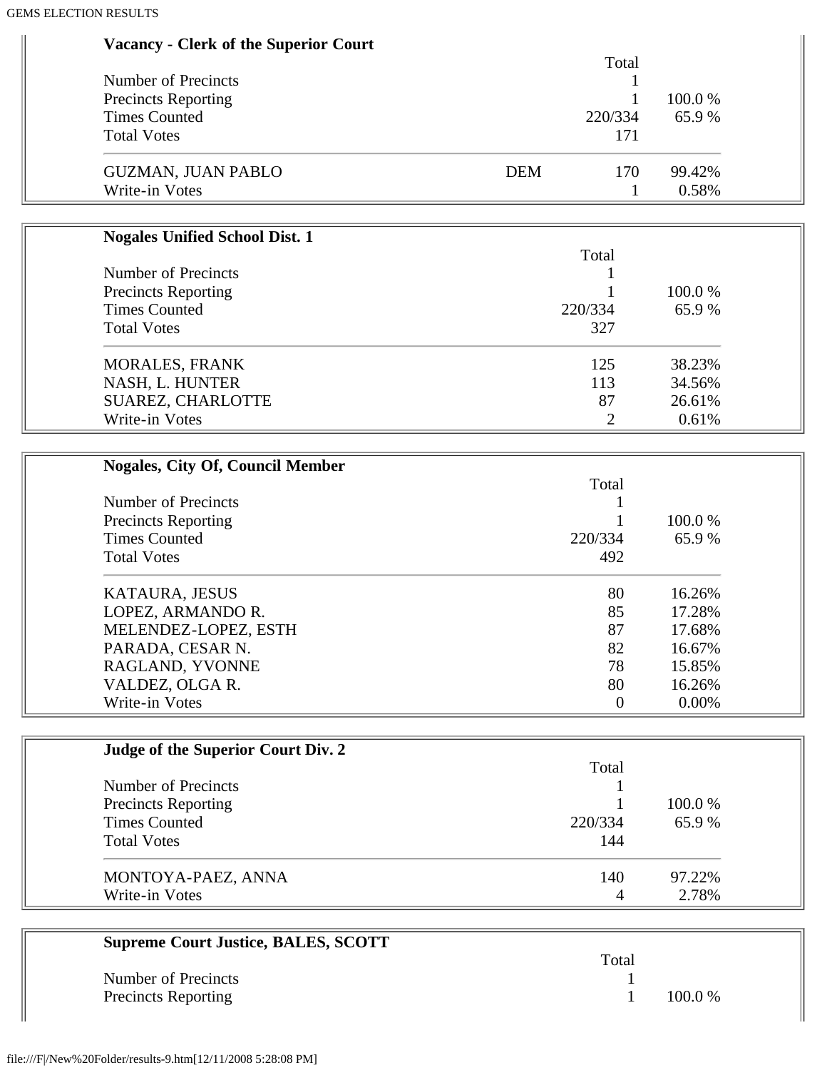### Vacancy - Clerk of the Superior Court

| | | Total | |
|---|---|---|---|
| Number of Precincts | | 1 | |
| Precincts Reporting | | 1 | 100.0 % |
| Times Counted | | 220/334 | 65.9 % |
| Total Votes | | 171 | |
| GUZMAN, JUAN PABLO | DEM | 170 | 99.42% |
| Write-in Votes | | 1 | 0.58% |

### Nogales Unified School Dist. 1

| | Total | |
|---|---|---|
| Number of Precincts | 1 | |
| Precincts Reporting | 1 | 100.0 % |
| Times Counted | 220/334 | 65.9 % |
| Total Votes | 327 | |
| MORALES, FRANK | 125 | 38.23% |
| NASH, L. HUNTER | 113 | 34.56% |
| SUAREZ, CHARLOTTE | 87 | 26.61% |
| Write-in Votes | 2 | 0.61% |

### Nogales, City Of, Council Member

| | Total | |
|---|---|---|
| Number of Precincts | 1 | |
| Precincts Reporting | 1 | 100.0 % |
| Times Counted | 220/334 | 65.9 % |
| Total Votes | 492 | |
| KATAURA, JESUS | 80 | 16.26% |
| LOPEZ, ARMANDO R. | 85 | 17.28% |
| MELENDEZ-LOPEZ, ESTH | 87 | 17.68% |
| PARADA, CESAR N. | 82 | 16.67% |
| RAGLAND, YVONNE | 78 | 15.85% |
| VALDEZ, OLGA R. | 80 | 16.26% |
| Write-in Votes | 0 | 0.00% |

### Judge of the Superior Court Div. 2

| | Total | |
|---|---|---|
| Number of Precincts | 1 | |
| Precincts Reporting | 1 | 100.0 % |
| Times Counted | 220/334 | 65.9 % |
| Total Votes | 144 | |
| MONTOYA-PAEZ, ANNA | 140 | 97.22% |
| Write-in Votes | 4 | 2.78% |

### Supreme Court Justice, BALES, SCOTT

| | Total | |
|---|---|---|
| Number of Precincts | 1 | |
| Precincts Reporting | 1 | 100.0 % |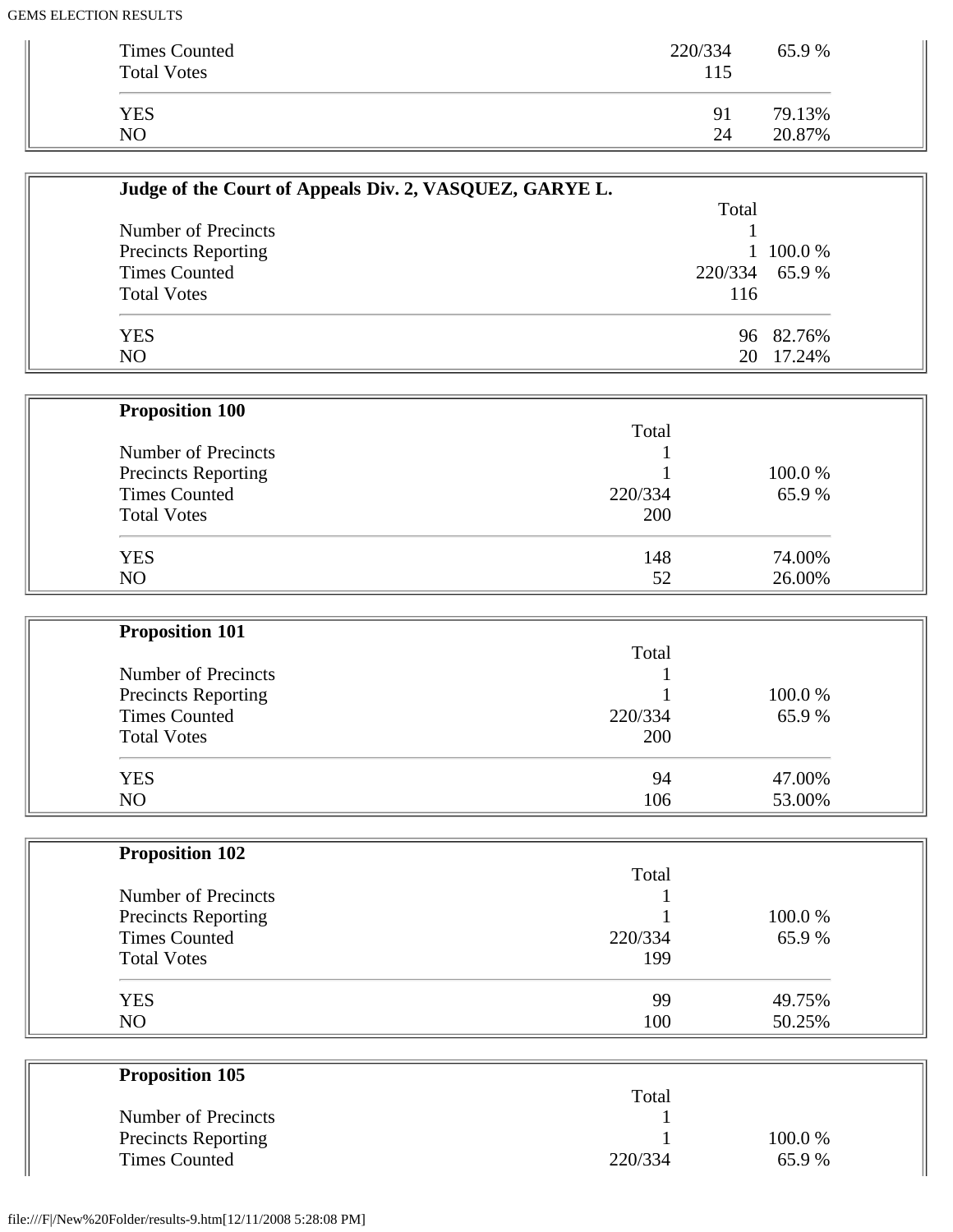| | | |
|---|---|---|
| Times Counted | 220/334 | 65.9 % |
| Total Votes | 115 | |
| YES | 91 | 79.13% |
| NO | 24 | 20.87% |

**Judge of the Court of Appeals Div. 2, VASQUEZ, GARYE L.**

| | Total | |
|---|---|---|
| Number of Precincts | 1 | |
| Precincts Reporting | 1 | 100.0 % |
| Times Counted | 220/334 | 65.9 % |
| Total Votes | 116 | |
| YES | 96 | 82.76% |
| NO | 20 | 17.24% |

**Proposition 100**

| | Total | |
|---|---|---|
| Number of Precincts | 1 | |
| Precincts Reporting | 1 | 100.0 % |
| Times Counted | 220/334 | 65.9 % |
| Total Votes | 200 | |
| YES | 148 | 74.00% |
| NO | 52 | 26.00% |

**Proposition 101**

| | Total | |
|---|---|---|
| Number of Precincts | 1 | |
| Precincts Reporting | 1 | 100.0 % |
| Times Counted | 220/334 | 65.9 % |
| Total Votes | 200 | |
| YES | 94 | 47.00% |
| NO | 106 | 53.00% |

**Proposition 102**

| | Total | |
|---|---|---|
| Number of Precincts | 1 | |
| Precincts Reporting | 1 | 100.0 % |
| Times Counted | 220/334 | 65.9 % |
| Total Votes | 199 | |
| YES | 99 | 49.75% |
| NO | 100 | 50.25% |

**Proposition 105**

| | Total | |
|---|---|---|
| Number of Precincts | 1 | |
| Precincts Reporting | 1 | 100.0 % |
| Times Counted | 220/334 | 65.9 % |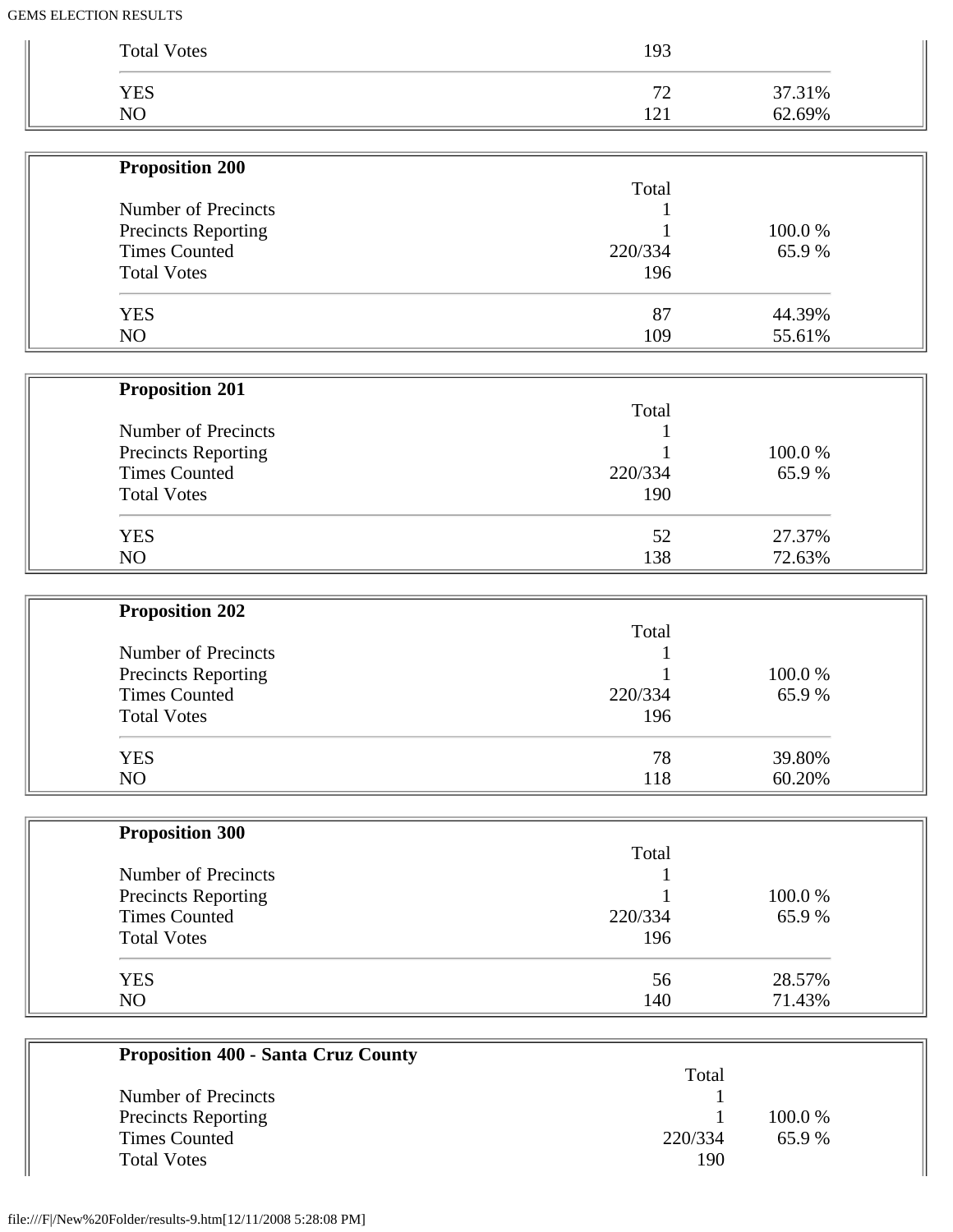| | | |
|---|---|---|
| Total Votes | 193 | |
| YES | 72 | 37.31% |
| NO | 121 | 62.69% |

**Proposition 200**

| | Total | |
|---|---|---|
| Number of Precincts | 1 | |
| Precincts Reporting | 1 | 100.0 % |
| Times Counted | 220/334 | 65.9 % |
| Total Votes | 196 | |
| YES | 87 | 44.39% |
| NO | 109 | 55.61% |

**Proposition 201**

| | Total | |
|---|---|---|
| Number of Precincts | 1 | |
| Precincts Reporting | 1 | 100.0 % |
| Times Counted | 220/334 | 65.9 % |
| Total Votes | 190 | |
| YES | 52 | 27.37% |
| NO | 138 | 72.63% |

**Proposition 202**

| | Total | |
|---|---|---|
| Number of Precincts | 1 | |
| Precincts Reporting | 1 | 100.0 % |
| Times Counted | 220/334 | 65.9 % |
| Total Votes | 196 | |
| YES | 78 | 39.80% |
| NO | 118 | 60.20% |

**Proposition 300**

| | Total | |
|---|---|---|
| Number of Precincts | 1 | |
| Precincts Reporting | 1 | 100.0 % |
| Times Counted | 220/334 | 65.9 % |
| Total Votes | 196 | |
| YES | 56 | 28.57% |
| NO | 140 | 71.43% |

**Proposition 400 - Santa Cruz County**

| | Total | |
|---|---|---|
| Number of Precincts | 1 | |
| Precincts Reporting | 1 | 100.0 % |
| Times Counted | 220/334 | 65.9 % |
| Total Votes | 190 | |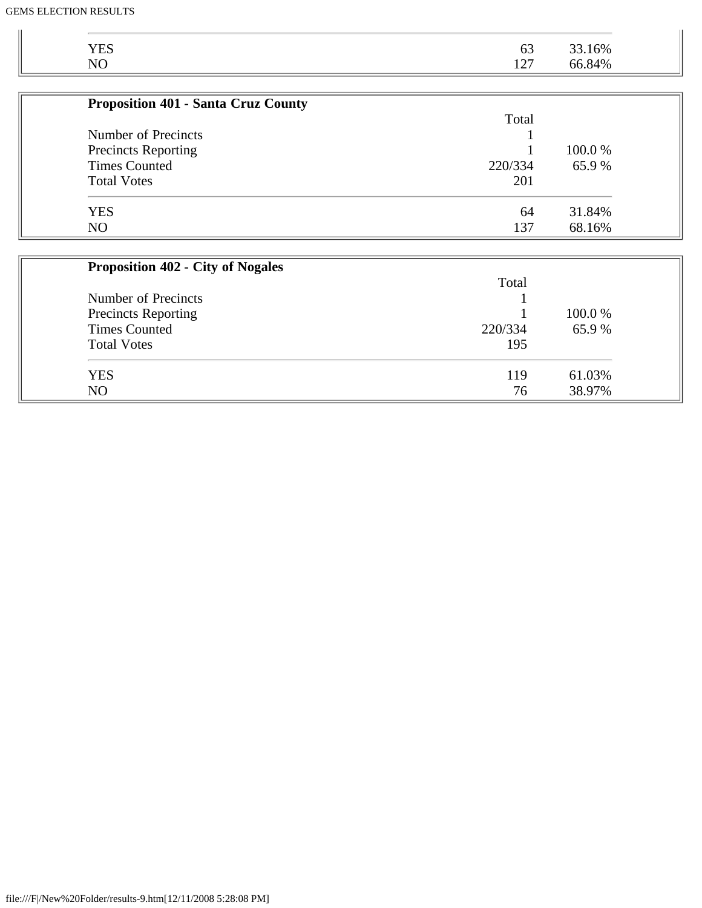| | | |
|---|---|---|
| YES | 63 | 33.16% |
| NO | 127 | 66.84% |

**Proposition 401 - Santa Cruz County**

| | Total | |
|---|---|---|
| Number of Precincts | 1 | |
| Precincts Reporting | 1 | 100.0 % |
| Times Counted | 220/334 | 65.9 % |
| Total Votes | 201 | |
| YES | 64 | 31.84% |
| NO | 137 | 68.16% |

**Proposition 402 - City of Nogales**

| | Total | |
|---|---|---|
| Number of Precincts | 1 | |
| Precincts Reporting | 1 | 100.0 % |
| Times Counted | 220/334 | 65.9 % |
| Total Votes | 195 | |
| YES | 119 | 61.03% |
| NO | 76 | 38.97% |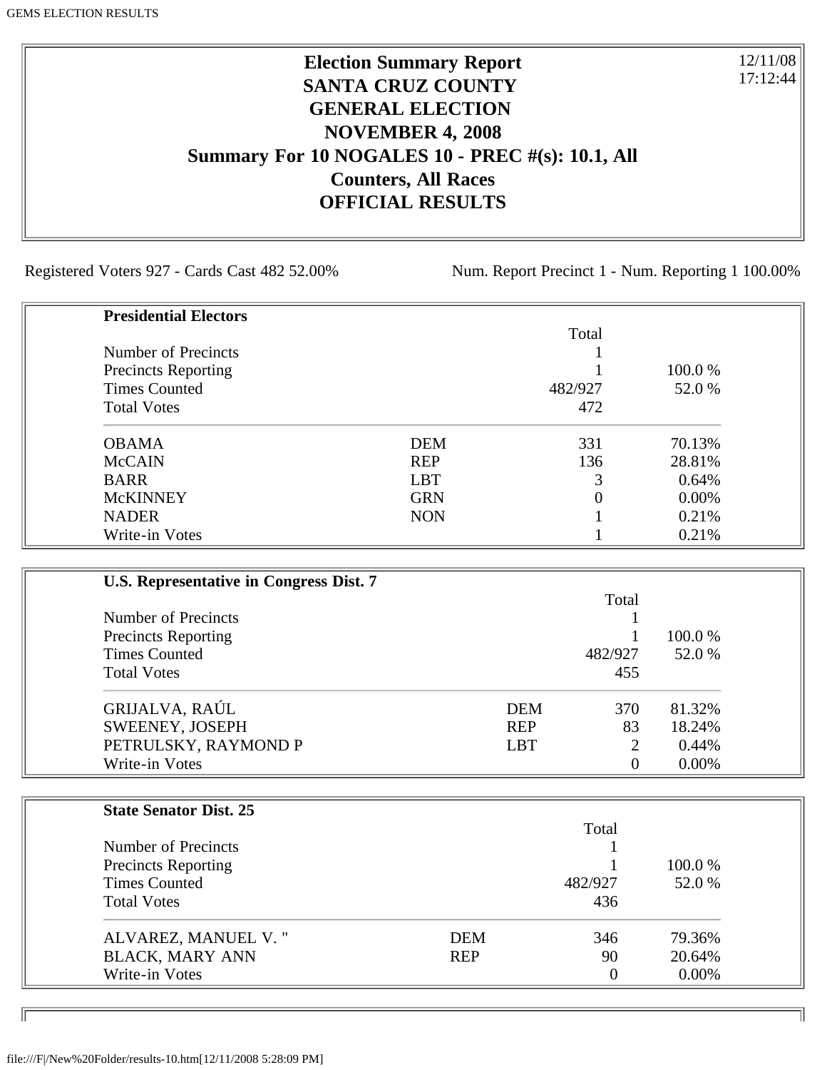**Election Summary Report**
**SANTA CRUZ COUNTY**
**GENERAL ELECTION**
**NOVEMBER 4, 2008**
**Summary For 10 NOGALES 10 - PREC #(s): 10.1, All Counters, All Races**
**OFFICIAL RESULTS**

12/11/08
17:12:44

Registered Voters 927 - Cards Cast 482 52.00%

Num. Report Precinct 1 - Num. Reporting 1 100.00%

**Presidential Electors**

| | | Total | |
|---|---|---|---|
| Number of Precincts | | 1 | |
| Precincts Reporting | | 1 | 100.0 % |
| Times Counted | | 482/927 | 52.0 % |
| Total Votes | | 472 | |
| OBAMA | DEM | 331 | 70.13% |
| McCAIN | REP | 136 | 28.81% |
| BARR | LBT | 3 | 0.64% |
| McKINNEY | GRN | 0 | 0.00% |
| NADER | NON | 1 | 0.21% |
| Write-in Votes | | 1 | 0.21% |

**U.S. Representative in Congress Dist. 7**

| | | Total | |
|---|---|---|---|
| Number of Precincts | | 1 | |
| Precincts Reporting | | 1 | 100.0 % |
| Times Counted | | 482/927 | 52.0 % |
| Total Votes | | 455 | |
| GRIJALVA, RAÚL | DEM | 370 | 81.32% |
| SWEENEY, JOSEPH | REP | 83 | 18.24% |
| PETRULSKY, RAYMOND P | LBT | 2 | 0.44% |
| Write-in Votes | | 0 | 0.00% |

**State Senator Dist. 25**

| | | Total | |
|---|---|---|---|
| Number of Precincts | | 1 | |
| Precincts Reporting | | 1 | 100.0 % |
| Times Counted | | 482/927 | 52.0 % |
| Total Votes | | 436 | |
| ALVAREZ, MANUEL V. " | DEM | 346 | 79.36% |
| BLACK, MARY ANN | REP | 90 | 20.64% |
| Write-in Votes | | 0 | 0.00% |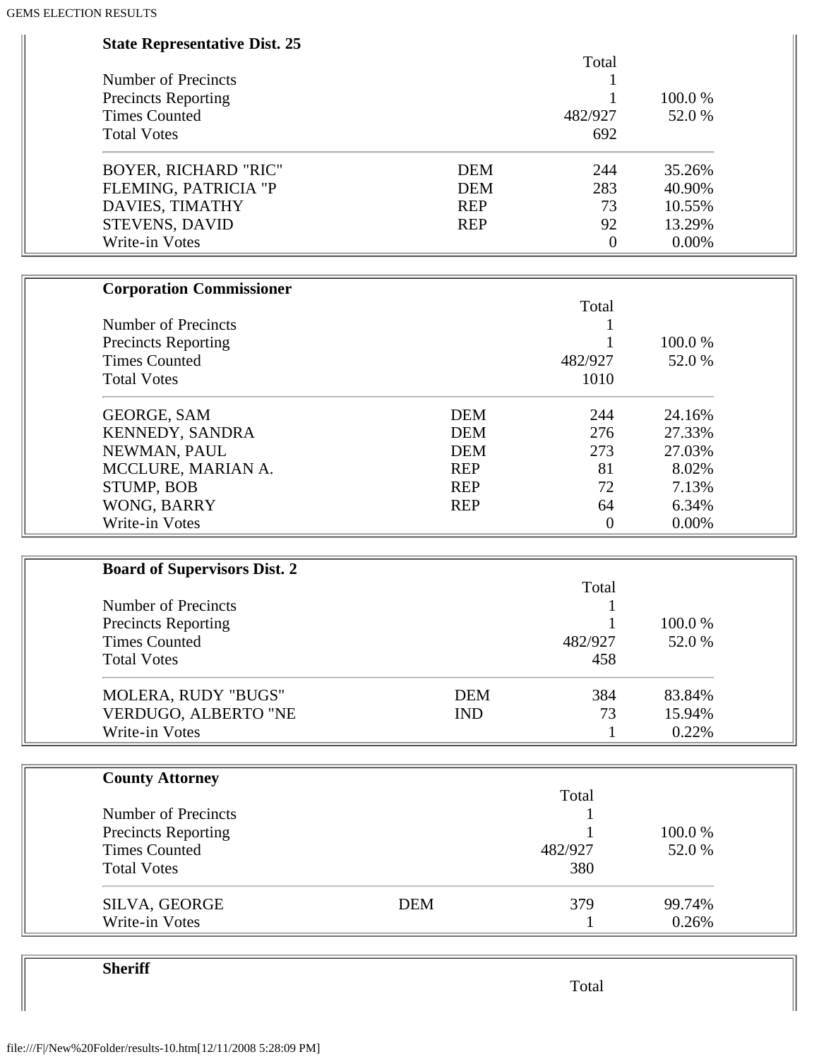### State Representative Dist. 25

| | | Total | |
|---|---|---|---|
| Number of Precincts | | 1 | |
| Precincts Reporting | | 1 | 100.0 % |
| Times Counted | | 482/927 | 52.0 % |
| Total Votes | | 692 | |
| BOYER, RICHARD "RIC" | DEM | 244 | 35.26% |
| FLEMING, PATRICIA "P | DEM | 283 | 40.90% |
| DAVIES, TIMATHY | REP | 73 | 10.55% |
| STEVENS, DAVID | REP | 92 | 13.29% |
| Write-in Votes | | 0 | 0.00% |

### Corporation Commissioner

| | | Total | |
|---|---|---|---|
| Number of Precincts | | 1 | |
| Precincts Reporting | | 1 | 100.0 % |
| Times Counted | | 482/927 | 52.0 % |
| Total Votes | | 1010 | |
| GEORGE, SAM | DEM | 244 | 24.16% |
| KENNEDY, SANDRA | DEM | 276 | 27.33% |
| NEWMAN, PAUL | DEM | 273 | 27.03% |
| MCCLURE, MARIAN A. | REP | 81 | 8.02% |
| STUMP, BOB | REP | 72 | 7.13% |
| WONG, BARRY | REP | 64 | 6.34% |
| Write-in Votes | | 0 | 0.00% |

### Board of Supervisors Dist. 2

| | | Total | |
|---|---|---|---|
| Number of Precincts | | 1 | |
| Precincts Reporting | | 1 | 100.0 % |
| Times Counted | | 482/927 | 52.0 % |
| Total Votes | | 458 | |
| MOLERA, RUDY "BUGS" | DEM | 384 | 83.84% |
| VERDUGO, ALBERTO "NE | IND | 73 | 15.94% |
| Write-in Votes | | 1 | 0.22% |

### County Attorney

| | | Total | |
|---|---|---|---|
| Number of Precincts | | 1 | |
| Precincts Reporting | | 1 | 100.0 % |
| Times Counted | | 482/927 | 52.0 % |
| Total Votes | | 380 | |
| SILVA, GEORGE | DEM | 379 | 99.74% |
| Write-in Votes | | 1 | 0.26% |

### Sheriff

| | | Total | |
|---|---|---|---|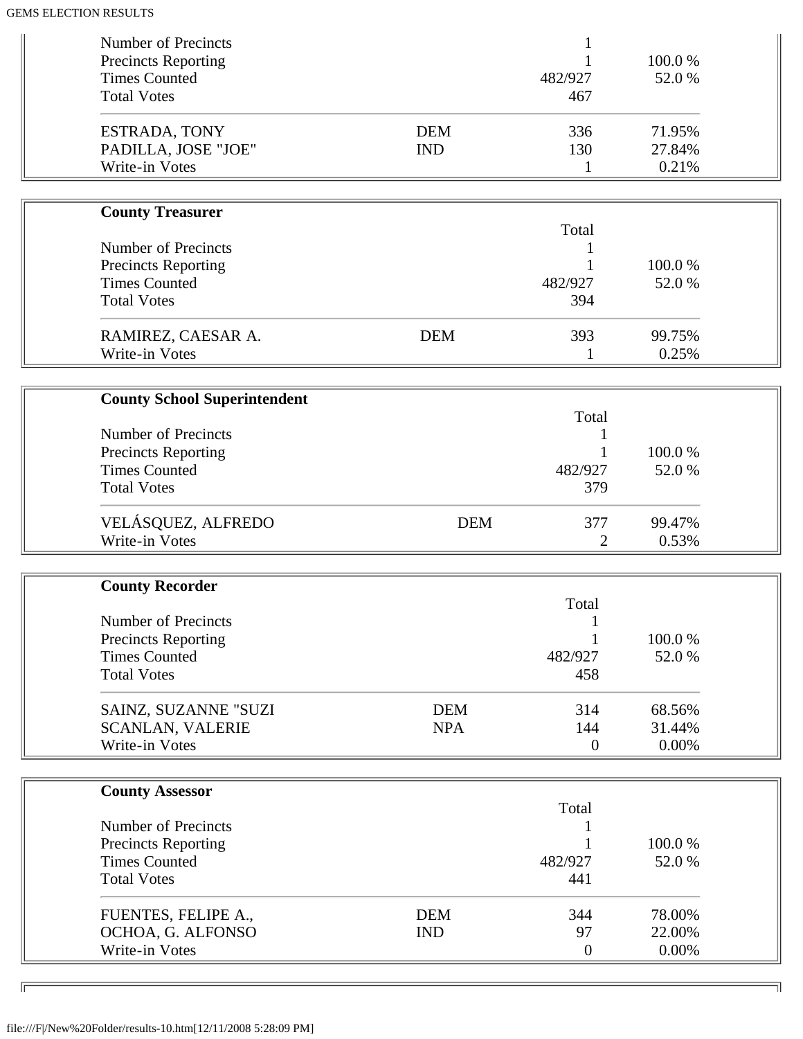| | | | |
|---|---|---|---|
| Number of Precincts | | 1 | |
| Precincts Reporting | | 1 | 100.0 % |
| Times Counted | | 482/927 | 52.0 % |
| Total Votes | | 467 | |
| ESTRADA, TONY | DEM | 336 | 71.95% |
| PADILLA, JOSE "JOE" | IND | 130 | 27.84% |
| Write-in Votes | | 1 | 0.21% |

**County Treasurer**

| | | Total | |
|---|---|---|---|
| Number of Precincts | | 1 | |
| Precincts Reporting | | 1 | 100.0 % |
| Times Counted | | 482/927 | 52.0 % |
| Total Votes | | 394 | |
| RAMIREZ, CAESAR A. | DEM | 393 | 99.75% |
| Write-in Votes | | 1 | 0.25% |

**County School Superintendent**

| | | Total | |
|---|---|---|---|
| Number of Precincts | | 1 | |
| Precincts Reporting | | 1 | 100.0 % |
| Times Counted | | 482/927 | 52.0 % |
| Total Votes | | 379 | |
| VELÁSQUEZ, ALFREDO | DEM | 377 | 99.47% |
| Write-in Votes | | 2 | 0.53% |

**County Recorder**

| | | Total | |
|---|---|---|---|
| Number of Precincts | | 1 | |
| Precincts Reporting | | 1 | 100.0 % |
| Times Counted | | 482/927 | 52.0 % |
| Total Votes | | 458 | |
| SAINZ, SUZANNE "SUZI | DEM | 314 | 68.56% |
| SCANLAN, VALERIE | NPA | 144 | 31.44% |
| Write-in Votes | | 0 | 0.00% |

**County Assessor**

| | | Total | |
|---|---|---|---|
| Number of Precincts | | 1 | |
| Precincts Reporting | | 1 | 100.0 % |
| Times Counted | | 482/927 | 52.0 % |
| Total Votes | | 441 | |
| FUENTES, FELIPE A., | DEM | 344 | 78.00% |
| OCHOA, G. ALFONSO | IND | 97 | 22.00% |
| Write-in Votes | | 0 | 0.00% |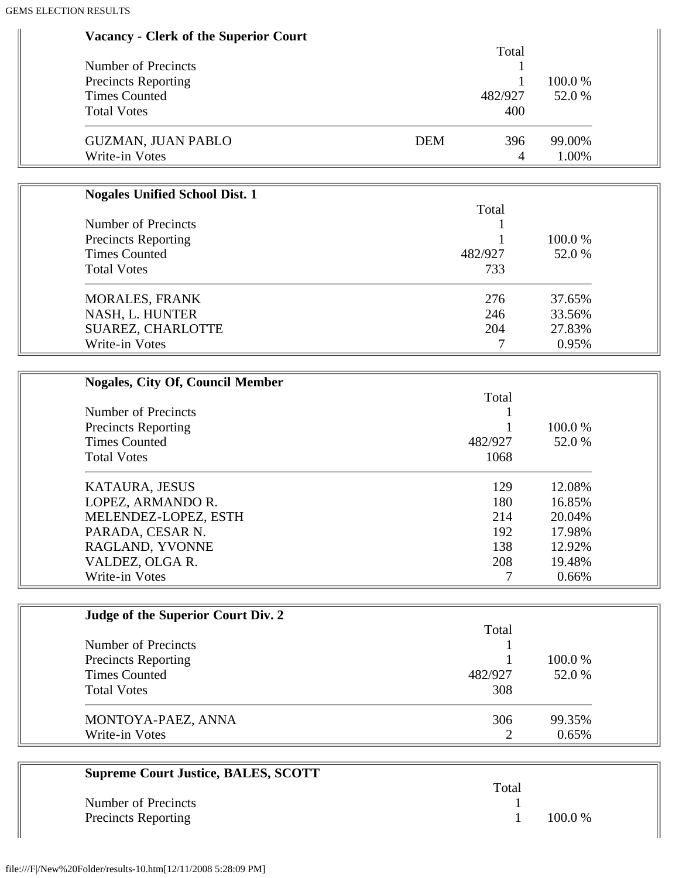**Vacancy - Clerk of the Superior Court**

| | | Total | |
|---|---|---|---|
| Number of Precincts | | 1 | |
| Precincts Reporting | | 1 | 100.0 % |
| Times Counted | | 482/927 | 52.0 % |
| Total Votes | | 400 | |
| GUZMAN, JUAN PABLO | DEM | 396 | 99.00% |
| Write-in Votes | | 4 | 1.00% |

**Nogales Unified School Dist. 1**

| | Total | |
|---|---|---|
| Number of Precincts | 1 | |
| Precincts Reporting | 1 | 100.0 % |
| Times Counted | 482/927 | 52.0 % |
| Total Votes | 733 | |
| MORALES, FRANK | 276 | 37.65% |
| NASH, L. HUNTER | 246 | 33.56% |
| SUAREZ, CHARLOTTE | 204 | 27.83% |
| Write-in Votes | 7 | 0.95% |

**Nogales, City Of, Council Member**

| | Total | |
|---|---|---|
| Number of Precincts | 1 | |
| Precincts Reporting | 1 | 100.0 % |
| Times Counted | 482/927 | 52.0 % |
| Total Votes | 1068 | |
| KATAURA, JESUS | 129 | 12.08% |
| LOPEZ, ARMANDO R. | 180 | 16.85% |
| MELENDEZ-LOPEZ, ESTH | 214 | 20.04% |
| PARADA, CESAR N. | 192 | 17.98% |
| RAGLAND, YVONNE | 138 | 12.92% |
| VALDEZ, OLGA R. | 208 | 19.48% |
| Write-in Votes | 7 | 0.66% |

**Judge of the Superior Court Div. 2**

| | Total | |
|---|---|---|
| Number of Precincts | 1 | |
| Precincts Reporting | 1 | 100.0 % |
| Times Counted | 482/927 | 52.0 % |
| Total Votes | 308 | |
| MONTOYA-PAEZ, ANNA | 306 | 99.35% |
| Write-in Votes | 2 | 0.65% |

**Supreme Court Justice, BALES, SCOTT**

| | Total | |
|---|---|---|
| Number of Precincts | 1 | |
| Precincts Reporting | 1 | 100.0 % |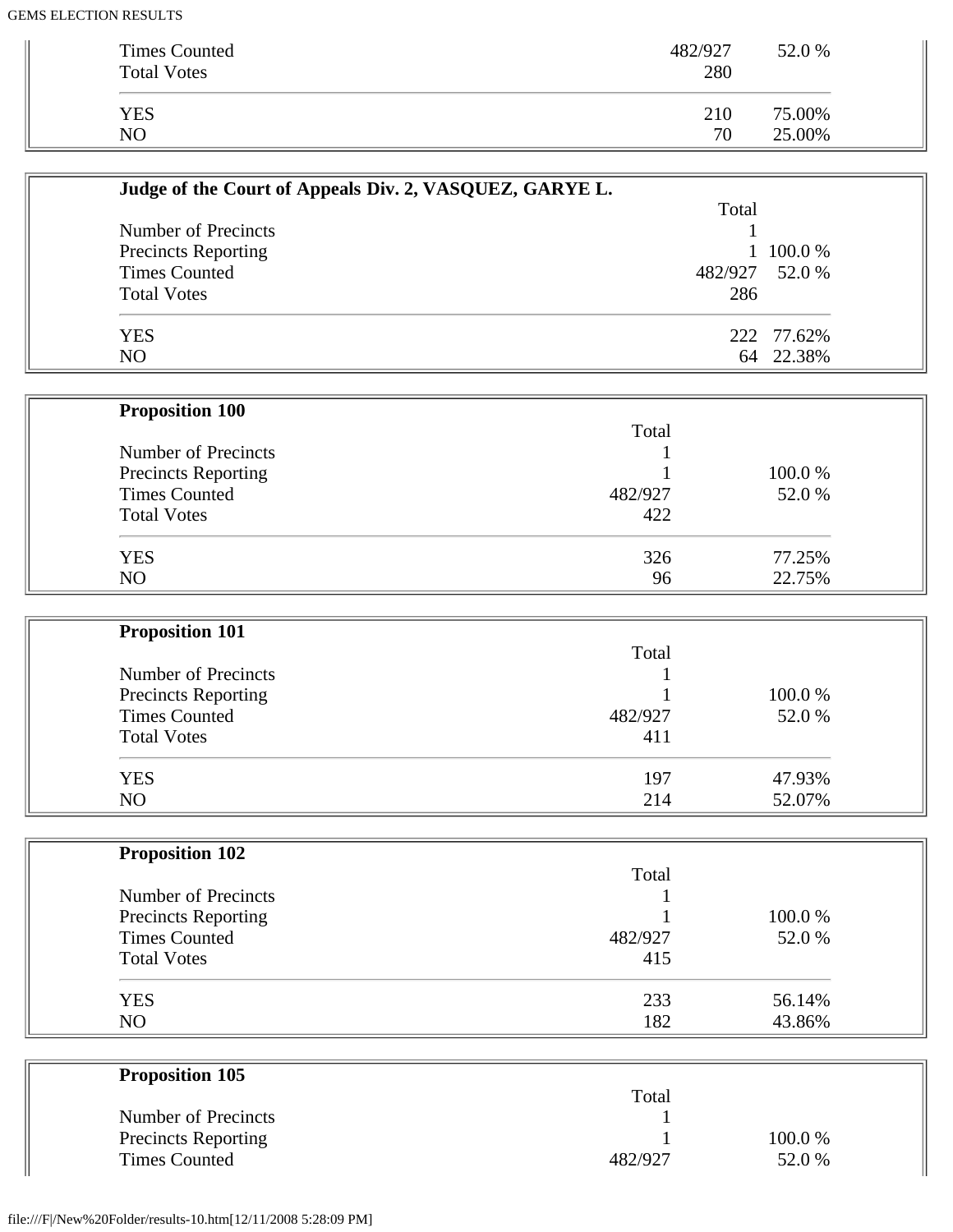| | | |
|---|---|---|
| Times Counted | 482/927 | 52.0 % |
| Total Votes | 280 | |
| YES | 210 | 75.00% |
| NO | 70 | 25.00% |

**Judge of the Court of Appeals Div. 2, VASQUEZ, GARYE L.**

| | Total | |
|---|---|---|
| Number of Precincts | 1 | |
| Precincts Reporting | 1 | 100.0 % |
| Times Counted | 482/927 | 52.0 % |
| Total Votes | 286 | |
| YES | 222 | 77.62% |
| NO | 64 | 22.38% |

**Proposition 100**

| | Total | |
|---|---|---|
| Number of Precincts | 1 | |
| Precincts Reporting | 1 | 100.0 % |
| Times Counted | 482/927 | 52.0 % |
| Total Votes | 422 | |
| YES | 326 | 77.25% |
| NO | 96 | 22.75% |

**Proposition 101**

| | Total | |
|---|---|---|
| Number of Precincts | 1 | |
| Precincts Reporting | 1 | 100.0 % |
| Times Counted | 482/927 | 52.0 % |
| Total Votes | 411 | |
| YES | 197 | 47.93% |
| NO | 214 | 52.07% |

**Proposition 102**

| | Total | |
|---|---|---|
| Number of Precincts | 1 | |
| Precincts Reporting | 1 | 100.0 % |
| Times Counted | 482/927 | 52.0 % |
| Total Votes | 415 | |
| YES | 233 | 56.14% |
| NO | 182 | 43.86% |

**Proposition 105**

| | Total | |
|---|---|---|
| Number of Precincts | 1 | |
| Precincts Reporting | 1 | 100.0 % |
| Times Counted | 482/927 | 52.0 % |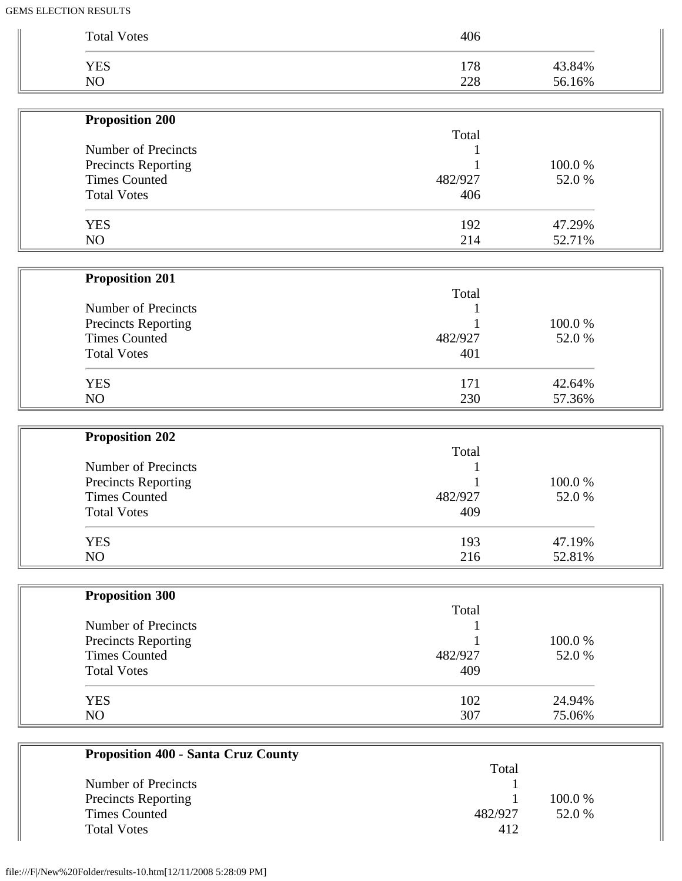| | | |
|---|---|---|
| Total Votes | 406 | |
| YES | 178 | 43.84% |
| NO | 228 | 56.16% |

**Proposition 200**

| | Total | |
|---|---|---|
| Number of Precincts | 1 | |
| Precincts Reporting | 1 | 100.0 % |
| Times Counted | 482/927 | 52.0 % |
| Total Votes | 406 | |
| YES | 192 | 47.29% |
| NO | 214 | 52.71% |

**Proposition 201**

| | Total | |
|---|---|---|
| Number of Precincts | 1 | |
| Precincts Reporting | 1 | 100.0 % |
| Times Counted | 482/927 | 52.0 % |
| Total Votes | 401 | |
| YES | 171 | 42.64% |
| NO | 230 | 57.36% |

**Proposition 202**

| | Total | |
|---|---|---|
| Number of Precincts | 1 | |
| Precincts Reporting | 1 | 100.0 % |
| Times Counted | 482/927 | 52.0 % |
| Total Votes | 409 | |
| YES | 193 | 47.19% |
| NO | 216 | 52.81% |

**Proposition 300**

| | Total | |
|---|---|---|
| Number of Precincts | 1 | |
| Precincts Reporting | 1 | 100.0 % |
| Times Counted | 482/927 | 52.0 % |
| Total Votes | 409 | |
| YES | 102 | 24.94% |
| NO | 307 | 75.06% |

**Proposition 400 - Santa Cruz County**

| | Total | |
|---|---|---|
| Number of Precincts | 1 | |
| Precincts Reporting | 1 | 100.0 % |
| Times Counted | 482/927 | 52.0 % |
| Total Votes | 412 | |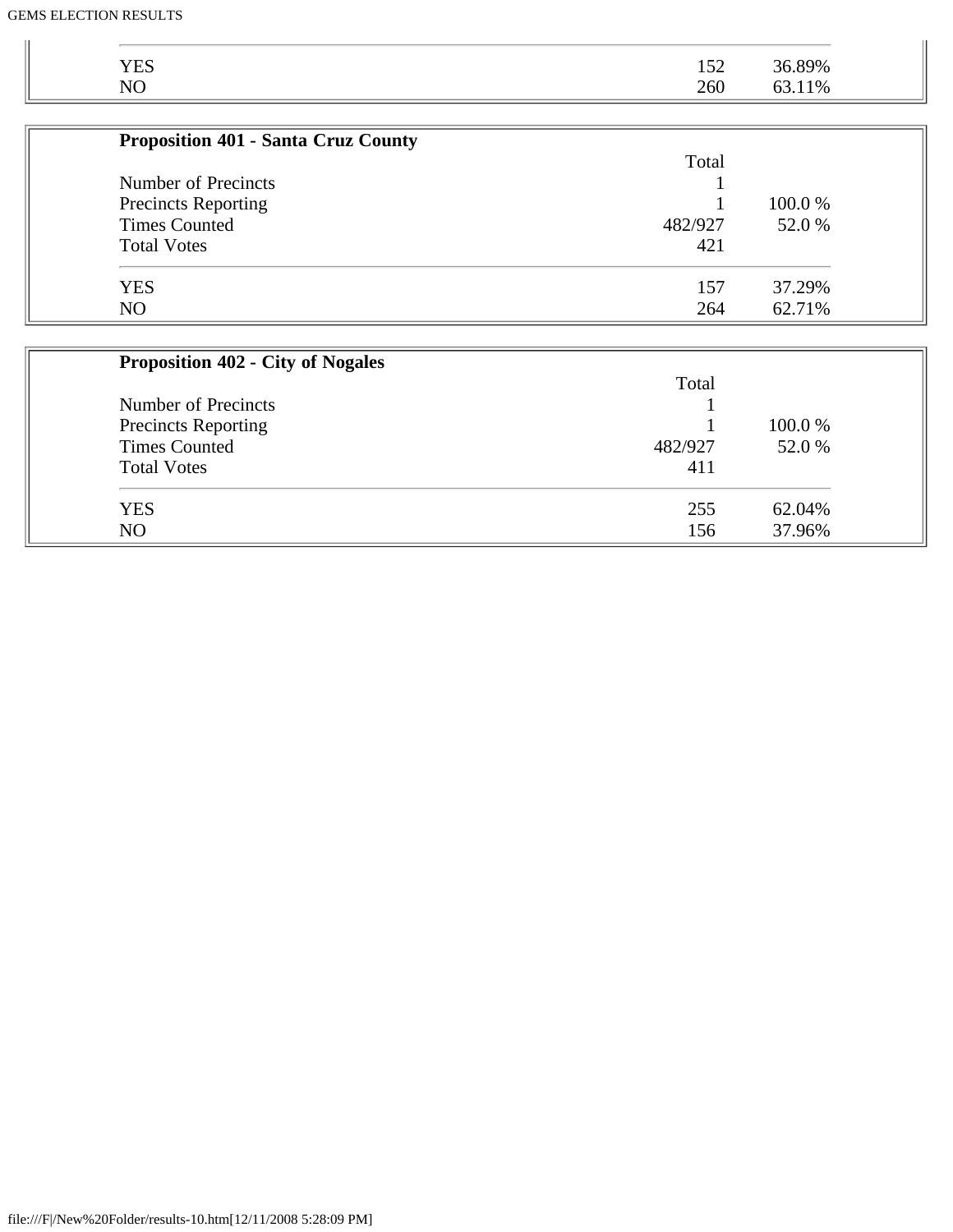| | | |
|---|---|---|
| YES | 152 | 36.89% |
| NO | 260 | 63.11% |

**Proposition 401 - Santa Cruz County**

| | Total | |
|---|---|---|
| Number of Precincts | 1 | |
| Precincts Reporting | 1 | 100.0 % |
| Times Counted | 482/927 | 52.0 % |
| Total Votes | 421 | |
| YES | 157 | 37.29% |
| NO | 264 | 62.71% |

**Proposition 402 - City of Nogales**

| | Total | |
|---|---|---|
| Number of Precincts | 1 | |
| Precincts Reporting | 1 | 100.0 % |
| Times Counted | 482/927 | 52.0 % |
| Total Votes | 411 | |
| YES | 255 | 62.04% |
| NO | 156 | 37.96% |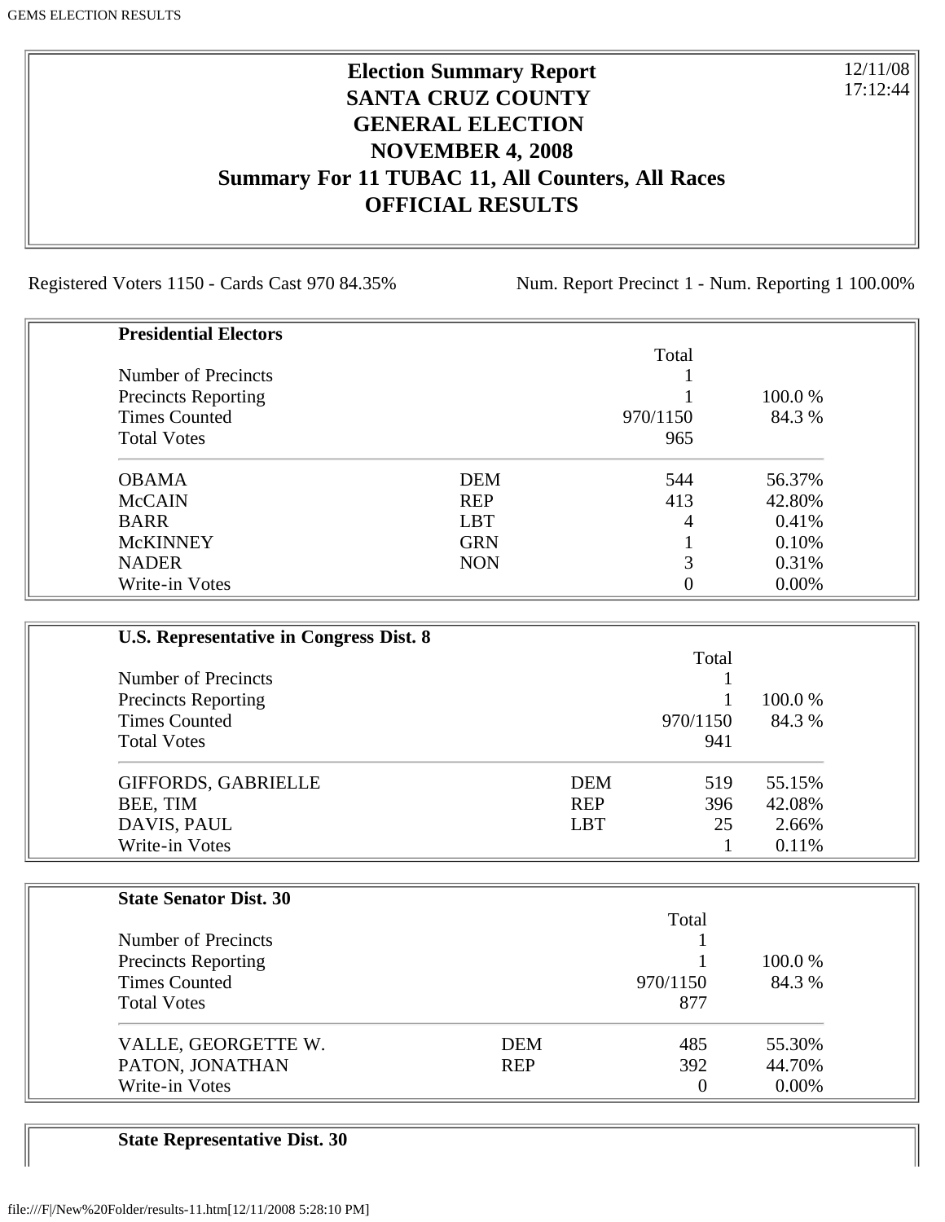# Election Summary Report
## SANTA CRUZ COUNTY
## GENERAL ELECTION
## NOVEMBER 4, 2008
## Summary For 11 TUBAC 11, All Counters, All Races
## OFFICIAL RESULTS

12/11/08
17:12:44

Registered Voters 1150 - Cards Cast 970 84.35%

Num. Report Precinct 1 - Num. Reporting 1 100.00%

### Presidential Electors

| | | Total | |
|---|---|---|---|
| Number of Precincts | | 1 | |
| Precincts Reporting | | 1 | 100.0 % |
| Times Counted | | 970/1150 | 84.3 % |
| Total Votes | | 965 | |
| OBAMA | DEM | 544 | 56.37% |
| McCAIN | REP | 413 | 42.80% |
| BARR | LBT | 4 | 0.41% |
| McKINNEY | GRN | 1 | 0.10% |
| NADER | NON | 3 | 0.31% |
| Write-in Votes | | 0 | 0.00% |

### U.S. Representative in Congress Dist. 8

| | | Total | |
|---|---|---|---|
| Number of Precincts | | 1 | |
| Precincts Reporting | | 1 | 100.0 % |
| Times Counted | | 970/1150 | 84.3 % |
| Total Votes | | 941 | |
| GIFFORDS, GABRIELLE | DEM | 519 | 55.15% |
| BEE, TIM | REP | 396 | 42.08% |
| DAVIS, PAUL | LBT | 25 | 2.66% |
| Write-in Votes | | 1 | 0.11% |

### State Senator Dist. 30

| | | Total | |
|---|---|---|---|
| Number of Precincts | | 1 | |
| Precincts Reporting | | 1 | 100.0 % |
| Times Counted | | 970/1150 | 84.3 % |
| Total Votes | | 877 | |
| VALLE, GEORGETTE W. | DEM | 485 | 55.30% |
| PATON, JONATHAN | REP | 392 | 44.70% |
| Write-in Votes | | 0 | 0.00% |

### State Representative Dist. 30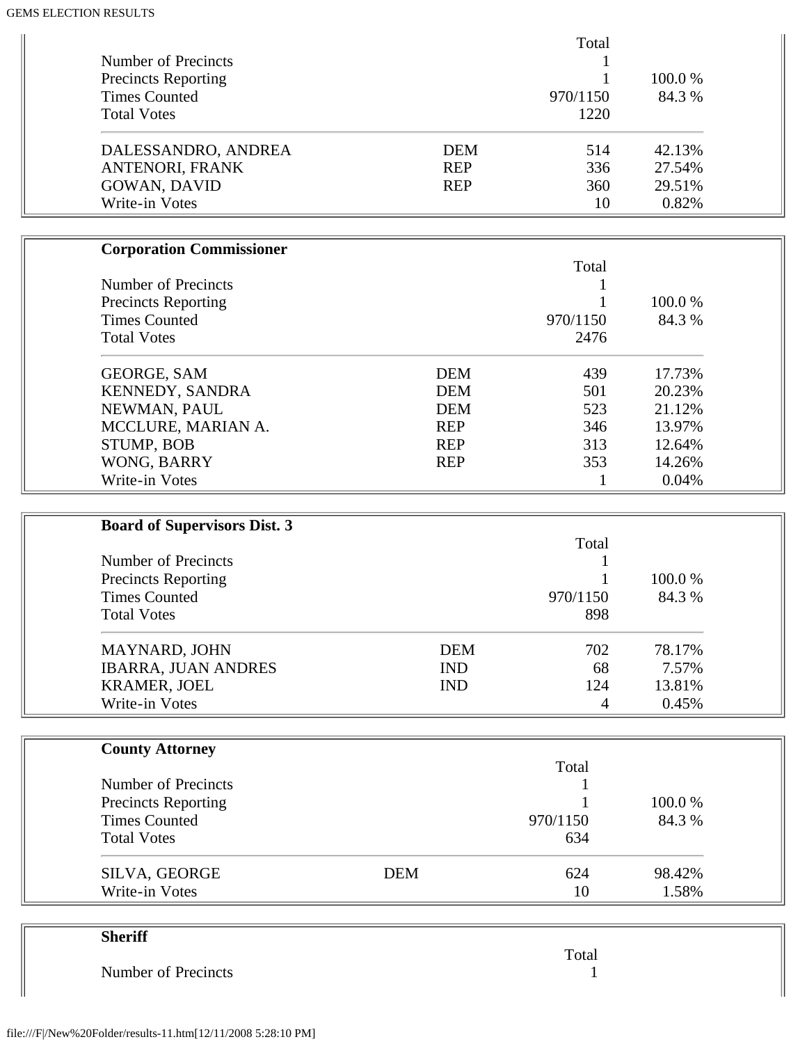| | | Total | |
|---|---|---|---|
| Number of Precincts | | 1 | |
| Precincts Reporting | | 1 | 100.0 % |
| Times Counted | | 970/1150 | 84.3 % |
| Total Votes | | 1220 | |
| DALESSANDRO, ANDREA | DEM | 514 | 42.13% |
| ANTENORI, FRANK | REP | 336 | 27.54% |
| GOWAN, DAVID | REP | 360 | 29.51% |
| Write-in Votes | | 10 | 0.82% |

**Corporation Commissioner**

| | | Total | |
|---|---|---|---|
| Number of Precincts | | 1 | |
| Precincts Reporting | | 1 | 100.0 % |
| Times Counted | | 970/1150 | 84.3 % |
| Total Votes | | 2476 | |
| GEORGE, SAM | DEM | 439 | 17.73% |
| KENNEDY, SANDRA | DEM | 501 | 20.23% |
| NEWMAN, PAUL | DEM | 523 | 21.12% |
| MCCLURE, MARIAN A. | REP | 346 | 13.97% |
| STUMP, BOB | REP | 313 | 12.64% |
| WONG, BARRY | REP | 353 | 14.26% |
| Write-in Votes | | 1 | 0.04% |

**Board of Supervisors Dist. 3**

| | | Total | |
|---|---|---|---|
| Number of Precincts | | 1 | |
| Precincts Reporting | | 1 | 100.0 % |
| Times Counted | | 970/1150 | 84.3 % |
| Total Votes | | 898 | |
| MAYNARD, JOHN | DEM | 702 | 78.17% |
| IBARRA, JUAN ANDRES | IND | 68 | 7.57% |
| KRAMER, JOEL | IND | 124 | 13.81% |
| Write-in Votes | | 4 | 0.45% |

**County Attorney**

| | | Total | |
|---|---|---|---|
| Number of Precincts | | 1 | |
| Precincts Reporting | | 1 | 100.0 % |
| Times Counted | | 970/1150 | 84.3 % |
| Total Votes | | 634 | |
| SILVA, GEORGE | DEM | 624 | 98.42% |
| Write-in Votes | | 10 | 1.58% |

**Sheriff**

| | Total |
|---|---|
| Number of Precincts | 1 |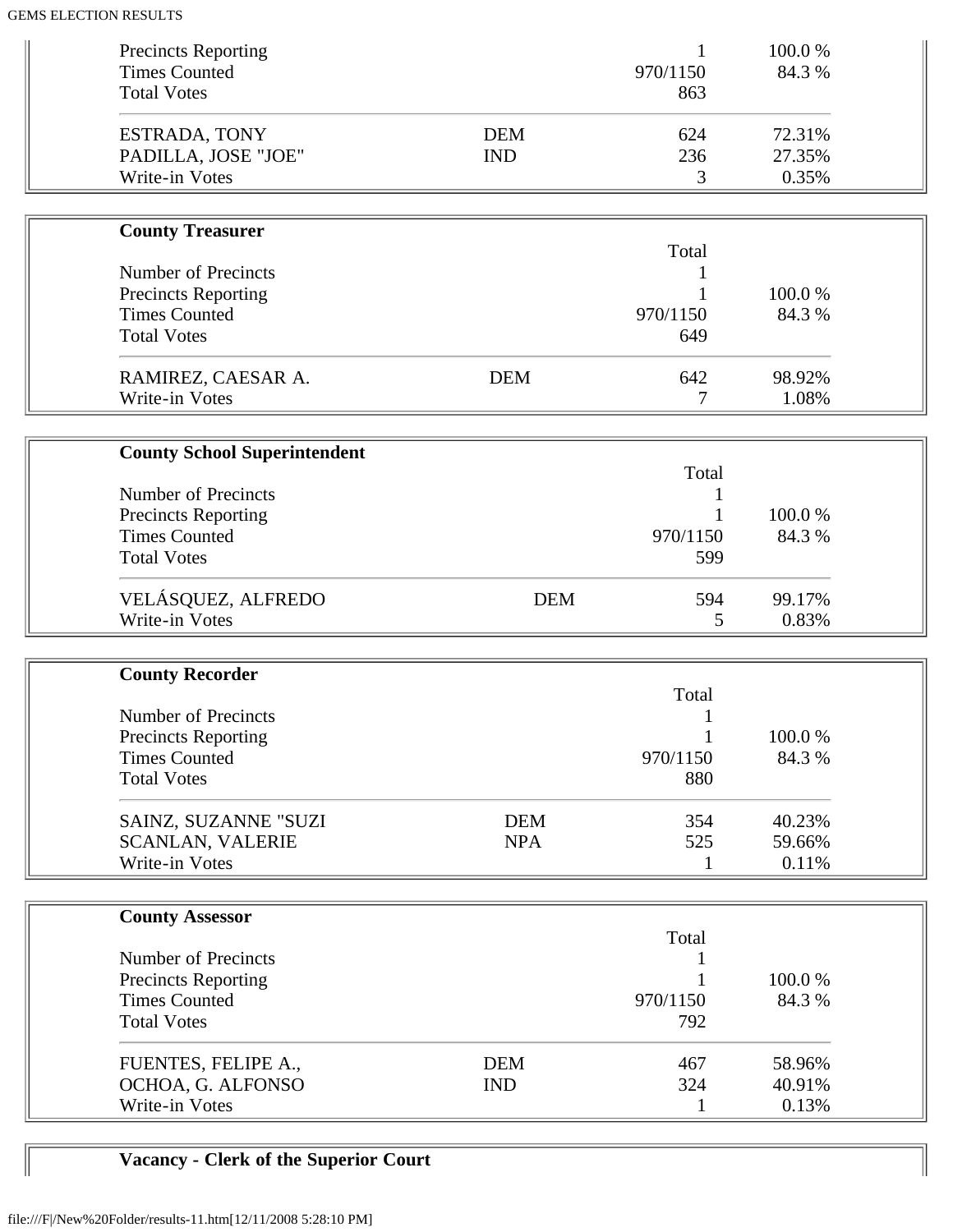| | | | |
|---|---|---|---|
| Precincts Reporting | | 1 | 100.0 % |
| Times Counted | | 970/1150 | 84.3 % |
| Total Votes | | 863 | |
| ESTRADA, TONY | DEM | 624 | 72.31% |
| PADILLA, JOSE "JOE" | IND | 236 | 27.35% |
| Write-in Votes | | 3 | 0.35% |

**County Treasurer**

| | | Total | |
|---|---|---|---|
| Number of Precincts | | 1 | |
| Precincts Reporting | | 1 | 100.0 % |
| Times Counted | | 970/1150 | 84.3 % |
| Total Votes | | 649 | |
| RAMIREZ, CAESAR A. | DEM | 642 | 98.92% |
| Write-in Votes | | 7 | 1.08% |

**County School Superintendent**

| | | Total | |
|---|---|---|---|
| Number of Precincts | | 1 | |
| Precincts Reporting | | 1 | 100.0 % |
| Times Counted | | 970/1150 | 84.3 % |
| Total Votes | | 599 | |
| VELÁSQUEZ, ALFREDO | DEM | 594 | 99.17% |
| Write-in Votes | | 5 | 0.83% |

**County Recorder**

| | | Total | |
|---|---|---|---|
| Number of Precincts | | 1 | |
| Precincts Reporting | | 1 | 100.0 % |
| Times Counted | | 970/1150 | 84.3 % |
| Total Votes | | 880 | |
| SAINZ, SUZANNE "SUZI | DEM | 354 | 40.23% |
| SCANLAN, VALERIE | NPA | 525 | 59.66% |
| Write-in Votes | | 1 | 0.11% |

**County Assessor**

| | | Total | |
|---|---|---|---|
| Number of Precincts | | 1 | |
| Precincts Reporting | | 1 | 100.0 % |
| Times Counted | | 970/1150 | 84.3 % |
| Total Votes | | 792 | |
| FUENTES, FELIPE A., | DEM | 467 | 58.96% |
| OCHOA, G. ALFONSO | IND | 324 | 40.91% |
| Write-in Votes | | 1 | 0.13% |

**Vacancy - Clerk of the Superior Court**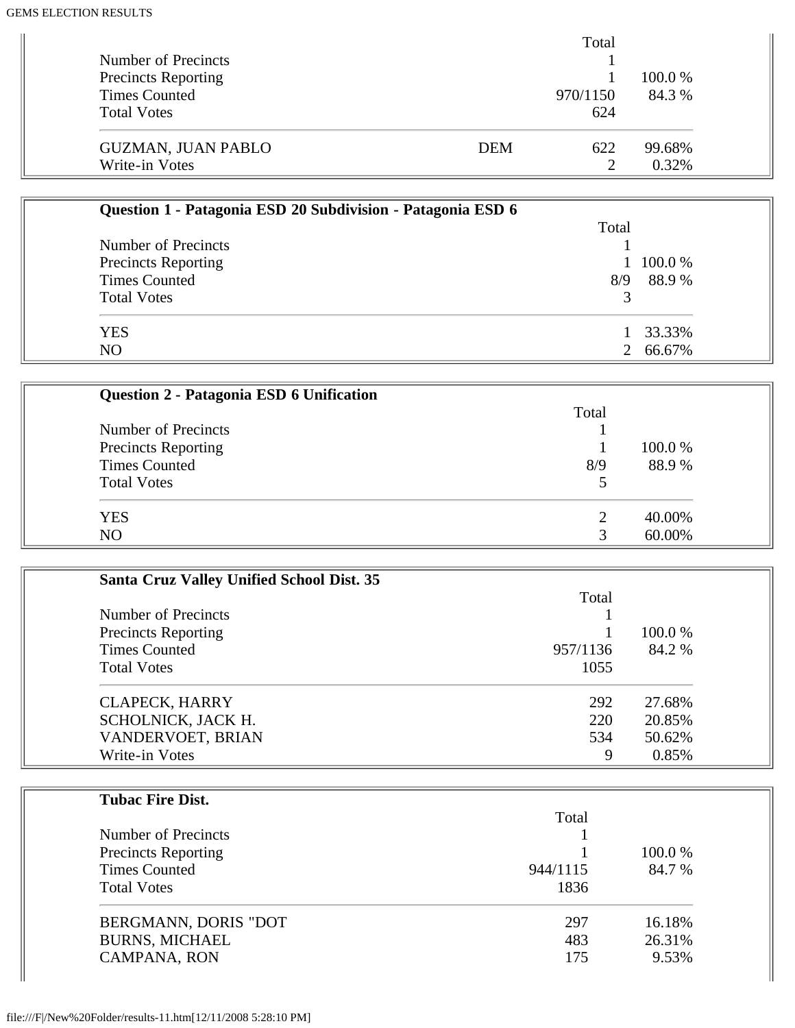| | | Total | |
|---|---|---|---|
| Number of Precincts | | 1 | |
| Precincts Reporting | | 1 | 100.0 % |
| Times Counted | | 970/1150 | 84.3 % |
| Total Votes | | 624 | |
| GUZMAN, JUAN PABLO | DEM | 622 | 99.68% |
| Write-in Votes | | 2 | 0.32% |

**Question 1 - Patagonia ESD 20 Subdivision - Patagonia ESD 6**

| | Total | |
|---|---|---|
| Number of Precincts | 1 | |
| Precincts Reporting | 1 | 100.0 % |
| Times Counted | 8/9 | 88.9 % |
| Total Votes | 3 | |
| YES | 1 | 33.33% |
| NO | 2 | 66.67% |

**Question 2 - Patagonia ESD 6 Unification**

| | Total | |
|---|---|---|
| Number of Precincts | 1 | |
| Precincts Reporting | 1 | 100.0 % |
| Times Counted | 8/9 | 88.9 % |
| Total Votes | 5 | |
| YES | 2 | 40.00% |
| NO | 3 | 60.00% |

**Santa Cruz Valley Unified School Dist. 35**

| | Total | |
|---|---|---|
| Number of Precincts | 1 | |
| Precincts Reporting | 1 | 100.0 % |
| Times Counted | 957/1136 | 84.2 % |
| Total Votes | 1055 | |
| CLAPECK, HARRY | 292 | 27.68% |
| SCHOLNICK, JACK H. | 220 | 20.85% |
| VANDERVOET, BRIAN | 534 | 50.62% |
| Write-in Votes | 9 | 0.85% |

**Tubac Fire Dist.**

| | Total | |
|---|---|---|
| Number of Precincts | 1 | |
| Precincts Reporting | 1 | 100.0 % |
| Times Counted | 944/1115 | 84.7 % |
| Total Votes | 1836 | |
| BERGMANN, DORIS "DOT | 297 | 16.18% |
| BURNS, MICHAEL | 483 | 26.31% |
| CAMPANA, RON | 175 | 9.53% |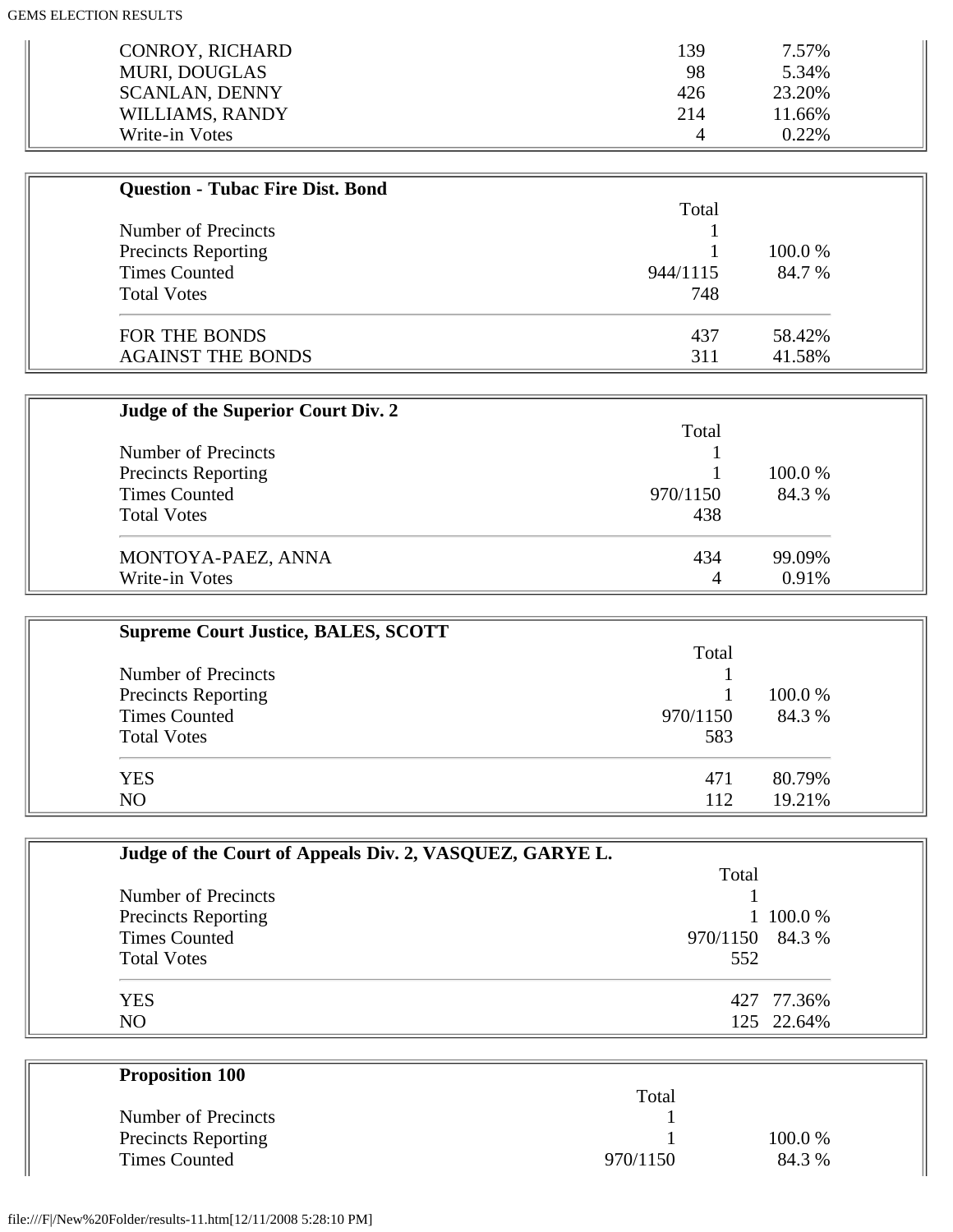| | | |
|---|---|---|
| CONROY, RICHARD | 139 | 7.57% |
| MURI, DOUGLAS | 98 | 5.34% |
| SCANLAN, DENNY | 426 | 23.20% |
| WILLIAMS, RANDY | 214 | 11.66% |
| Write-in Votes | 4 | 0.22% |

**Question - Tubac Fire Dist. Bond**

| | Total | |
|---|---|---|
| Number of Precincts | 1 | |
| Precincts Reporting | 1 | 100.0 % |
| Times Counted | 944/1115 | 84.7 % |
| Total Votes | 748 | |
| FOR THE BONDS | 437 | 58.42% |
| AGAINST THE BONDS | 311 | 41.58% |

**Judge of the Superior Court Div. 2**

| | Total | |
|---|---|---|
| Number of Precincts | 1 | |
| Precincts Reporting | 1 | 100.0 % |
| Times Counted | 970/1150 | 84.3 % |
| Total Votes | 438 | |
| MONTOYA-PAEZ, ANNA | 434 | 99.09% |
| Write-in Votes | 4 | 0.91% |

**Supreme Court Justice, BALES, SCOTT**

| | Total | |
|---|---|---|
| Number of Precincts | 1 | |
| Precincts Reporting | 1 | 100.0 % |
| Times Counted | 970/1150 | 84.3 % |
| Total Votes | 583 | |
| YES | 471 | 80.79% |
| NO | 112 | 19.21% |

**Judge of the Court of Appeals Div. 2, VASQUEZ, GARYE L.**

| | Total | |
|---|---|---|
| Number of Precincts | 1 | |
| Precincts Reporting | 1 | 100.0 % |
| Times Counted | 970/1150 | 84.3 % |
| Total Votes | 552 | |
| YES | 427 | 77.36% |
| NO | 125 | 22.64% |

**Proposition 100**

| | Total | |
|---|---|---|
| Number of Precincts | 1 | |
| Precincts Reporting | 1 | 100.0 % |
| Times Counted | 970/1150 | 84.3 % |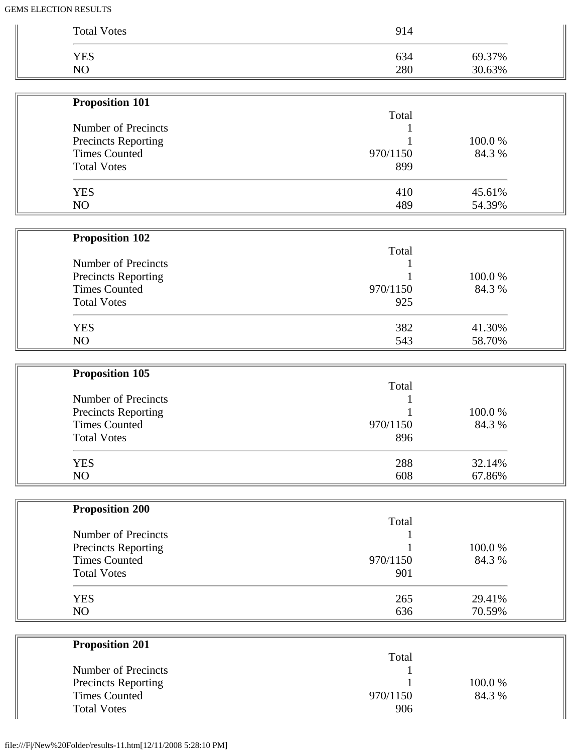| | | |
|---|---|---|
| Total Votes | 914 | |
| YES | 634 | 69.37% |
| NO | 280 | 30.63% |

**Proposition 101**

| | Total | |
|---|---|---|
| Number of Precincts | 1 | |
| Precincts Reporting | 1 | 100.0 % |
| Times Counted | 970/1150 | 84.3 % |
| Total Votes | 899 | |
| YES | 410 | 45.61% |
| NO | 489 | 54.39% |

**Proposition 102**

| | Total | |
|---|---|---|
| Number of Precincts | 1 | |
| Precincts Reporting | 1 | 100.0 % |
| Times Counted | 970/1150 | 84.3 % |
| Total Votes | 925 | |
| YES | 382 | 41.30% |
| NO | 543 | 58.70% |

**Proposition 105**

| | Total | |
|---|---|---|
| Number of Precincts | 1 | |
| Precincts Reporting | 1 | 100.0 % |
| Times Counted | 970/1150 | 84.3 % |
| Total Votes | 896 | |
| YES | 288 | 32.14% |
| NO | 608 | 67.86% |

**Proposition 200**

| | Total | |
|---|---|---|
| Number of Precincts | 1 | |
| Precincts Reporting | 1 | 100.0 % |
| Times Counted | 970/1150 | 84.3 % |
| Total Votes | 901 | |
| YES | 265 | 29.41% |
| NO | 636 | 70.59% |

**Proposition 201**

| | Total | |
|---|---|---|
| Number of Precincts | 1 | |
| Precincts Reporting | 1 | 100.0 % |
| Times Counted | 970/1150 | 84.3 % |
| Total Votes | 906 | |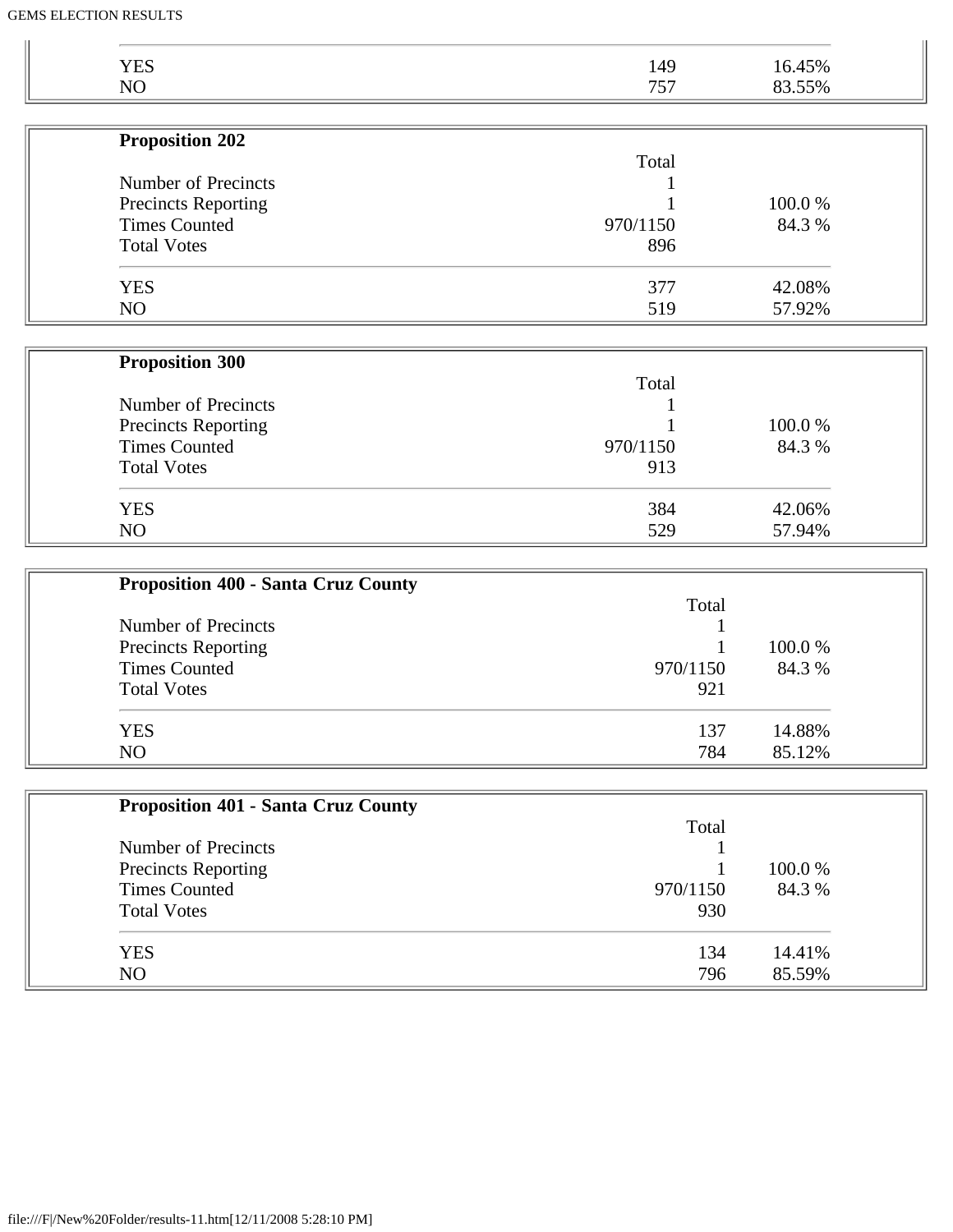| | | |
|---|---|---|
| YES | 149 | 16.45% |
| NO | 757 | 83.55% |

**Proposition 202**

| | Total | |
|---|---|---|
| Number of Precincts | 1 | |
| Precincts Reporting | 1 | 100.0 % |
| Times Counted | 970/1150 | 84.3 % |
| Total Votes | 896 | |
| YES | 377 | 42.08% |
| NO | 519 | 57.92% |

**Proposition 300**

| | Total | |
|---|---|---|
| Number of Precincts | 1 | |
| Precincts Reporting | 1 | 100.0 % |
| Times Counted | 970/1150 | 84.3 % |
| Total Votes | 913 | |
| YES | 384 | 42.06% |
| NO | 529 | 57.94% |

**Proposition 400 - Santa Cruz County**

| | Total | |
|---|---|---|
| Number of Precincts | 1 | |
| Precincts Reporting | 1 | 100.0 % |
| Times Counted | 970/1150 | 84.3 % |
| Total Votes | 921 | |
| YES | 137 | 14.88% |
| NO | 784 | 85.12% |

**Proposition 401 - Santa Cruz County**

| | Total | |
|---|---|---|
| Number of Precincts | 1 | |
| Precincts Reporting | 1 | 100.0 % |
| Times Counted | 970/1150 | 84.3 % |
| Total Votes | 930 | |
| YES | 134 | 14.41% |
| NO | 796 | 85.59% |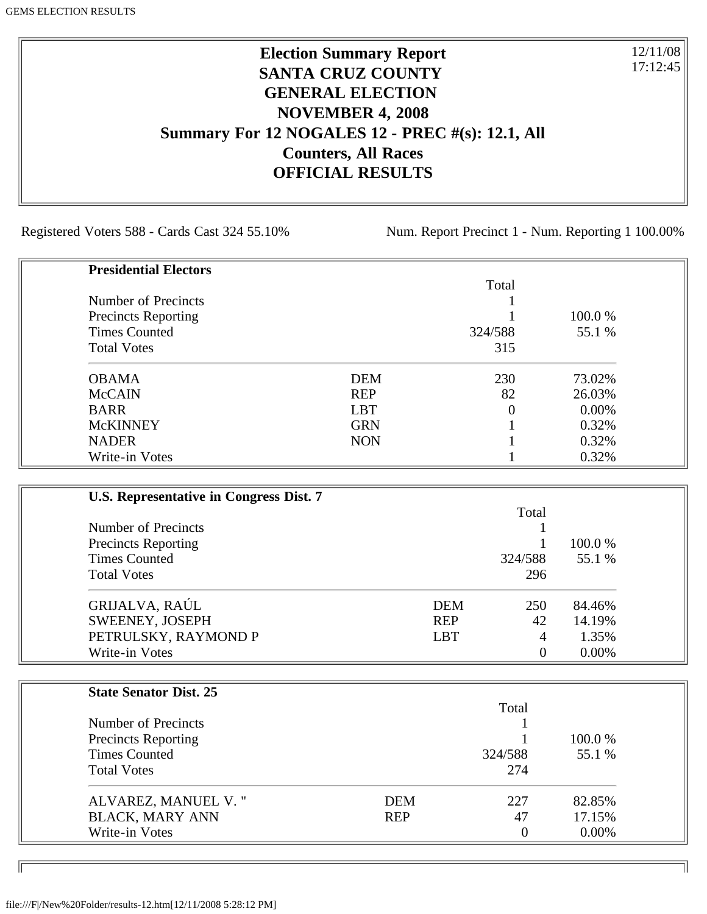# Election Summary Report
## SANTA CRUZ COUNTY
## GENERAL ELECTION
## NOVEMBER 4, 2008
## Summary For 12 NOGALES 12 - PREC #(s): 12.1, All Counters, All Races
## OFFICIAL RESULTS

12/11/08
17:12:45

Registered Voters 588 - Cards Cast 324 55.10%

Num. Report Precinct 1 - Num. Reporting 1 100.00%

**Presidential Electors**

| | | Total | |
|---|---|---|---|
| Number of Precincts | | 1 | |
| Precincts Reporting | | 1 | 100.0 % |
| Times Counted | | 324/588 | 55.1 % |
| Total Votes | | 315 | |
| OBAMA | DEM | 230 | 73.02% |
| McCAIN | REP | 82 | 26.03% |
| BARR | LBT | 0 | 0.00% |
| McKINNEY | GRN | 1 | 0.32% |
| NADER | NON | 1 | 0.32% |
| Write-in Votes | | 1 | 0.32% |

**U.S. Representative in Congress Dist. 7**

| | | Total | |
|---|---|---|---|
| Number of Precincts | | 1 | |
| Precincts Reporting | | 1 | 100.0 % |
| Times Counted | | 324/588 | 55.1 % |
| Total Votes | | 296 | |
| GRIJALVA, RAÚL | DEM | 250 | 84.46% |
| SWEENEY, JOSEPH | REP | 42 | 14.19% |
| PETRULSKY, RAYMOND P | LBT | 4 | 1.35% |
| Write-in Votes | | 0 | 0.00% |

**State Senator Dist. 25**

| | | Total | |
|---|---|---|---|
| Number of Precincts | | 1 | |
| Precincts Reporting | | 1 | 100.0 % |
| Times Counted | | 324/588 | 55.1 % |
| Total Votes | | 274 | |
| ALVAREZ, MANUEL V. " | DEM | 227 | 82.85% |
| BLACK, MARY ANN | REP | 47 | 17.15% |
| Write-in Votes | | 0 | 0.00% |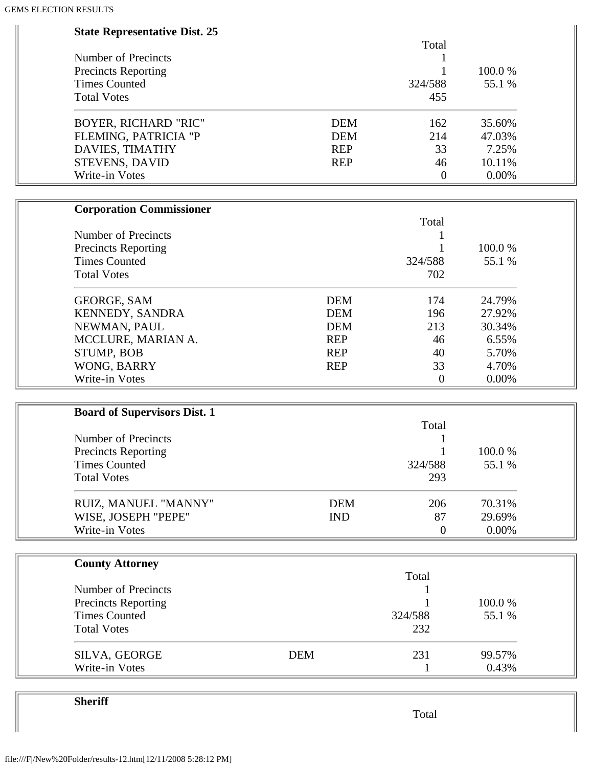### State Representative Dist. 25

| | | Total | |
|---|---|---|---|
| Number of Precincts | | 1 | |
| Precincts Reporting | | 1 | 100.0 % |
| Times Counted | | 324/588 | 55.1 % |
| Total Votes | | 455 | |
| BOYER, RICHARD "RIC" | DEM | 162 | 35.60% |
| FLEMING, PATRICIA "P | DEM | 214 | 47.03% |
| DAVIES, TIMATHY | REP | 33 | 7.25% |
| STEVENS, DAVID | REP | 46 | 10.11% |
| Write-in Votes | | 0 | 0.00% |

### Corporation Commissioner

| | | Total | |
|---|---|---|---|
| Number of Precincts | | 1 | |
| Precincts Reporting | | 1 | 100.0 % |
| Times Counted | | 324/588 | 55.1 % |
| Total Votes | | 702 | |
| GEORGE, SAM | DEM | 174 | 24.79% |
| KENNEDY, SANDRA | DEM | 196 | 27.92% |
| NEWMAN, PAUL | DEM | 213 | 30.34% |
| MCCLURE, MARIAN A. | REP | 46 | 6.55% |
| STUMP, BOB | REP | 40 | 5.70% |
| WONG, BARRY | REP | 33 | 4.70% |
| Write-in Votes | | 0 | 0.00% |

### Board of Supervisors Dist. 1

| | | Total | |
|---|---|---|---|
| Number of Precincts | | 1 | |
| Precincts Reporting | | 1 | 100.0 % |
| Times Counted | | 324/588 | 55.1 % |
| Total Votes | | 293 | |
| RUIZ, MANUEL "MANNY" | DEM | 206 | 70.31% |
| WISE, JOSEPH "PEPE" | IND | 87 | 29.69% |
| Write-in Votes | | 0 | 0.00% |

### County Attorney

| | | Total | |
|---|---|---|---|
| Number of Precincts | | 1 | |
| Precincts Reporting | | 1 | 100.0 % |
| Times Counted | | 324/588 | 55.1 % |
| Total Votes | | 232 | |
| SILVA, GEORGE | DEM | 231 | 99.57% |
| Write-in Votes | | 1 | 0.43% |

### Sheriff

| | | Total | |
|---|---|---|---|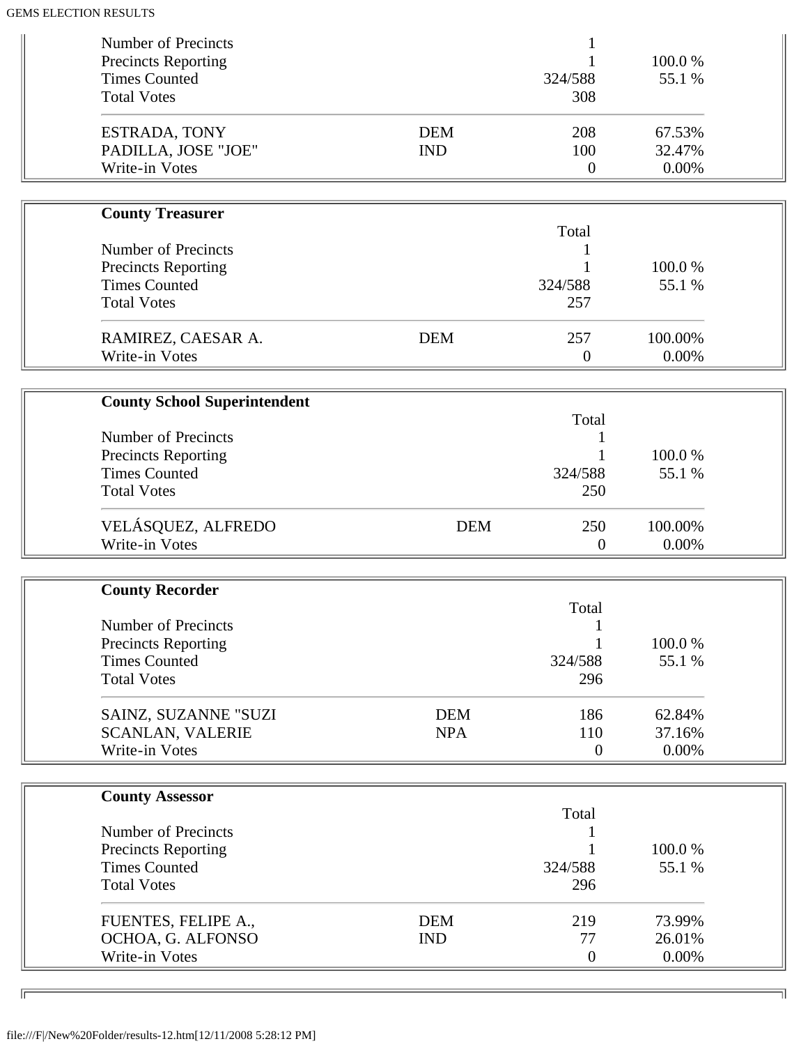| | | | |
|---|---|---|---|
| Number of Precincts | | 1 | |
| Precincts Reporting | | 1 | 100.0 % |
| Times Counted | | 324/588 | 55.1 % |
| Total Votes | | 308 | |
| ESTRADA, TONY | DEM | 208 | 67.53% |
| PADILLA, JOSE "JOE" | IND | 100 | 32.47% |
| Write-in Votes | | 0 | 0.00% |

**County Treasurer**

| | | Total | |
|---|---|---|---|
| Number of Precincts | | 1 | |
| Precincts Reporting | | 1 | 100.0 % |
| Times Counted | | 324/588 | 55.1 % |
| Total Votes | | 257 | |
| RAMIREZ, CAESAR A. | DEM | 257 | 100.00% |
| Write-in Votes | | 0 | 0.00% |

**County School Superintendent**

| | | Total | |
|---|---|---|---|
| Number of Precincts | | 1 | |
| Precincts Reporting | | 1 | 100.0 % |
| Times Counted | | 324/588 | 55.1 % |
| Total Votes | | 250 | |
| VELÁSQUEZ, ALFREDO | DEM | 250 | 100.00% |
| Write-in Votes | | 0 | 0.00% |

**County Recorder**

| | | Total | |
|---|---|---|---|
| Number of Precincts | | 1 | |
| Precincts Reporting | | 1 | 100.0 % |
| Times Counted | | 324/588 | 55.1 % |
| Total Votes | | 296 | |
| SAINZ, SUZANNE "SUZI | DEM | 186 | 62.84% |
| SCANLAN, VALERIE | NPA | 110 | 37.16% |
| Write-in Votes | | 0 | 0.00% |

**County Assessor**

| | | Total | |
|---|---|---|---|
| Number of Precincts | | 1 | |
| Precincts Reporting | | 1 | 100.0 % |
| Times Counted | | 324/588 | 55.1 % |
| Total Votes | | 296 | |
| FUENTES, FELIPE A., | DEM | 219 | 73.99% |
| OCHOA, G. ALFONSO | IND | 77 | 26.01% |
| Write-in Votes | | 0 | 0.00% |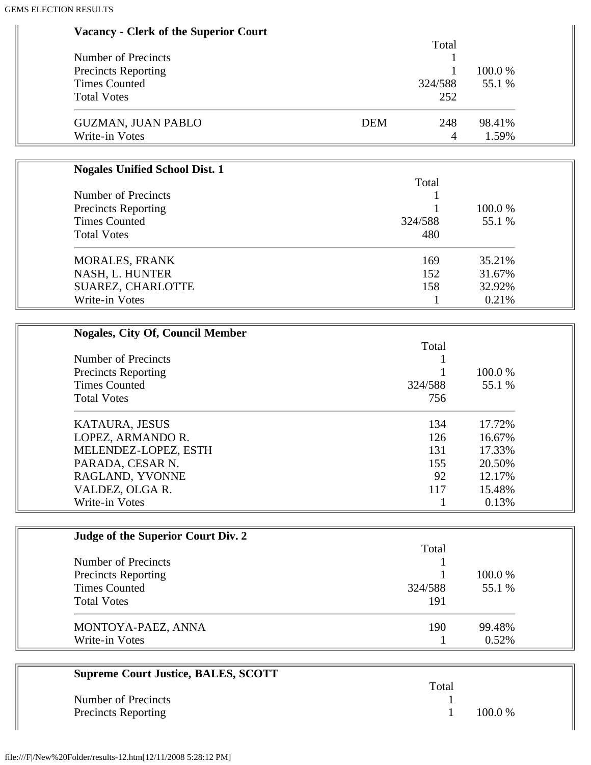**Vacancy - Clerk of the Superior Court**

| | | Total | |
|---|---|---|---|
| Number of Precincts | | 1 | |
| Precincts Reporting | | 1 | 100.0 % |
| Times Counted | | 324/588 | 55.1 % |
| Total Votes | | 252 | |
| GUZMAN, JUAN PABLO | DEM | 248 | 98.41% |
| Write-in Votes | | 4 | 1.59% |

**Nogales Unified School Dist. 1**

| | Total | |
|---|---|---|
| Number of Precincts | 1 | |
| Precincts Reporting | 1 | 100.0 % |
| Times Counted | 324/588 | 55.1 % |
| Total Votes | 480 | |
| MORALES, FRANK | 169 | 35.21% |
| NASH, L. HUNTER | 152 | 31.67% |
| SUAREZ, CHARLOTTE | 158 | 32.92% |
| Write-in Votes | 1 | 0.21% |

**Nogales, City Of, Council Member**

| | Total | |
|---|---|---|
| Number of Precincts | 1 | |
| Precincts Reporting | 1 | 100.0 % |
| Times Counted | 324/588 | 55.1 % |
| Total Votes | 756 | |
| KATAURA, JESUS | 134 | 17.72% |
| LOPEZ, ARMANDO R. | 126 | 16.67% |
| MELENDEZ-LOPEZ, ESTH | 131 | 17.33% |
| PARADA, CESAR N. | 155 | 20.50% |
| RAGLAND, YVONNE | 92 | 12.17% |
| VALDEZ, OLGA R. | 117 | 15.48% |
| Write-in Votes | 1 | 0.13% |

**Judge of the Superior Court Div. 2**

| | Total | |
|---|---|---|
| Number of Precincts | 1 | |
| Precincts Reporting | 1 | 100.0 % |
| Times Counted | 324/588 | 55.1 % |
| Total Votes | 191 | |
| MONTOYA-PAEZ, ANNA | 190 | 99.48% |
| Write-in Votes | 1 | 0.52% |

**Supreme Court Justice, BALES, SCOTT**

| | Total | |
|---|---|---|
| Number of Precincts | 1 | |
| Precincts Reporting | 1 | 100.0 % |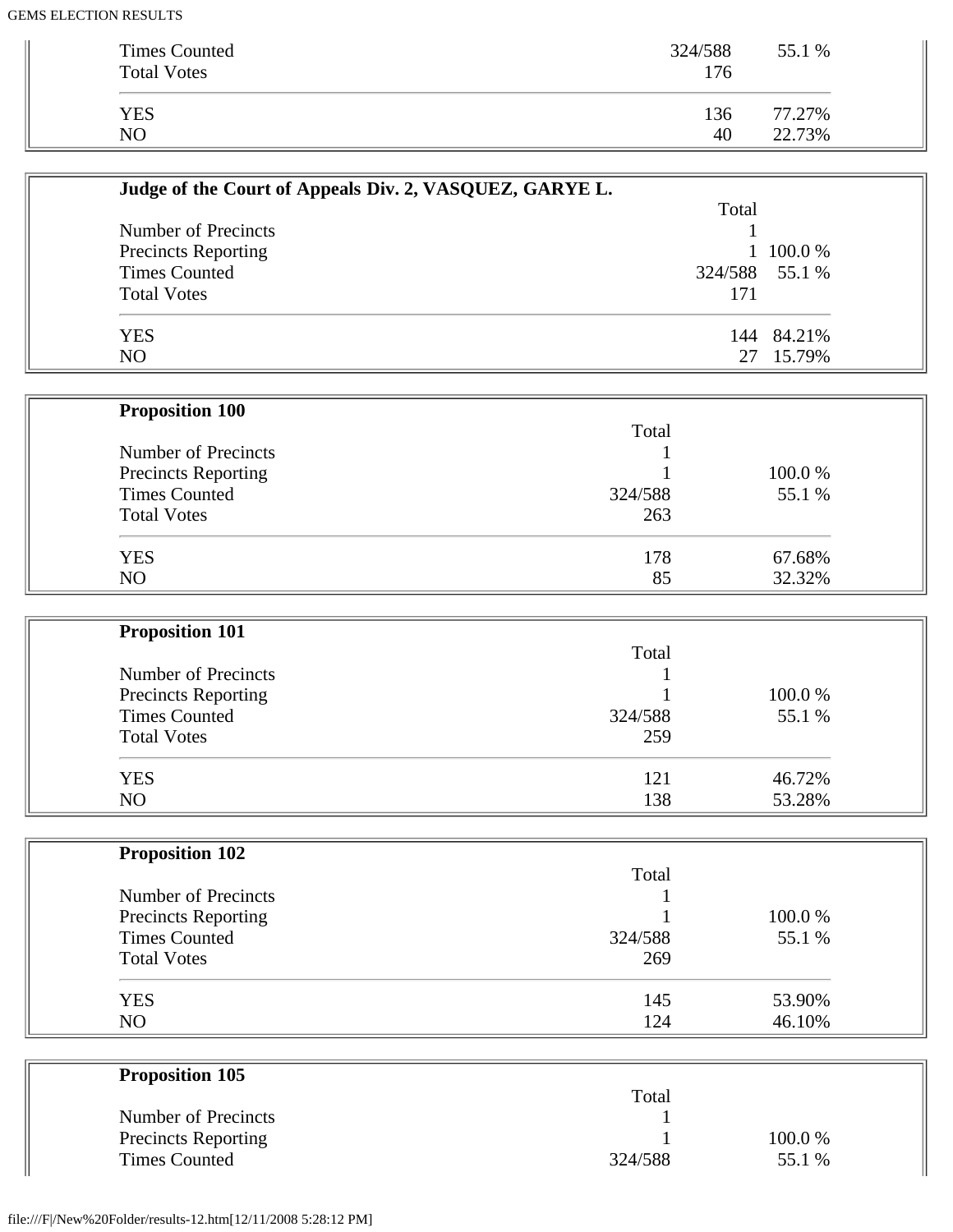| | | |
|---|---|---|
| Times Counted | 324/588 | 55.1 % |
| Total Votes | 176 | |
| YES | 136 | 77.27% |
| NO | 40 | 22.73% |

**Judge of the Court of Appeals Div. 2, VASQUEZ, GARYE L.**

| | Total | |
|---|---|---|
| Number of Precincts | 1 | |
| Precincts Reporting | 1 | 100.0 % |
| Times Counted | 324/588 | 55.1 % |
| Total Votes | 171 | |
| YES | 144 | 84.21% |
| NO | 27 | 15.79% |

**Proposition 100**

| | Total | |
|---|---|---|
| Number of Precincts | 1 | |
| Precincts Reporting | 1 | 100.0 % |
| Times Counted | 324/588 | 55.1 % |
| Total Votes | 263 | |
| YES | 178 | 67.68% |
| NO | 85 | 32.32% |

**Proposition 101**

| | Total | |
|---|---|---|
| Number of Precincts | 1 | |
| Precincts Reporting | 1 | 100.0 % |
| Times Counted | 324/588 | 55.1 % |
| Total Votes | 259 | |
| YES | 121 | 46.72% |
| NO | 138 | 53.28% |

**Proposition 102**

| | Total | |
|---|---|---|
| Number of Precincts | 1 | |
| Precincts Reporting | 1 | 100.0 % |
| Times Counted | 324/588 | 55.1 % |
| Total Votes | 269 | |
| YES | 145 | 53.90% |
| NO | 124 | 46.10% |

**Proposition 105**

| | Total | |
|---|---|---|
| Number of Precincts | 1 | |
| Precincts Reporting | 1 | 100.0 % |
| Times Counted | 324/588 | 55.1 % |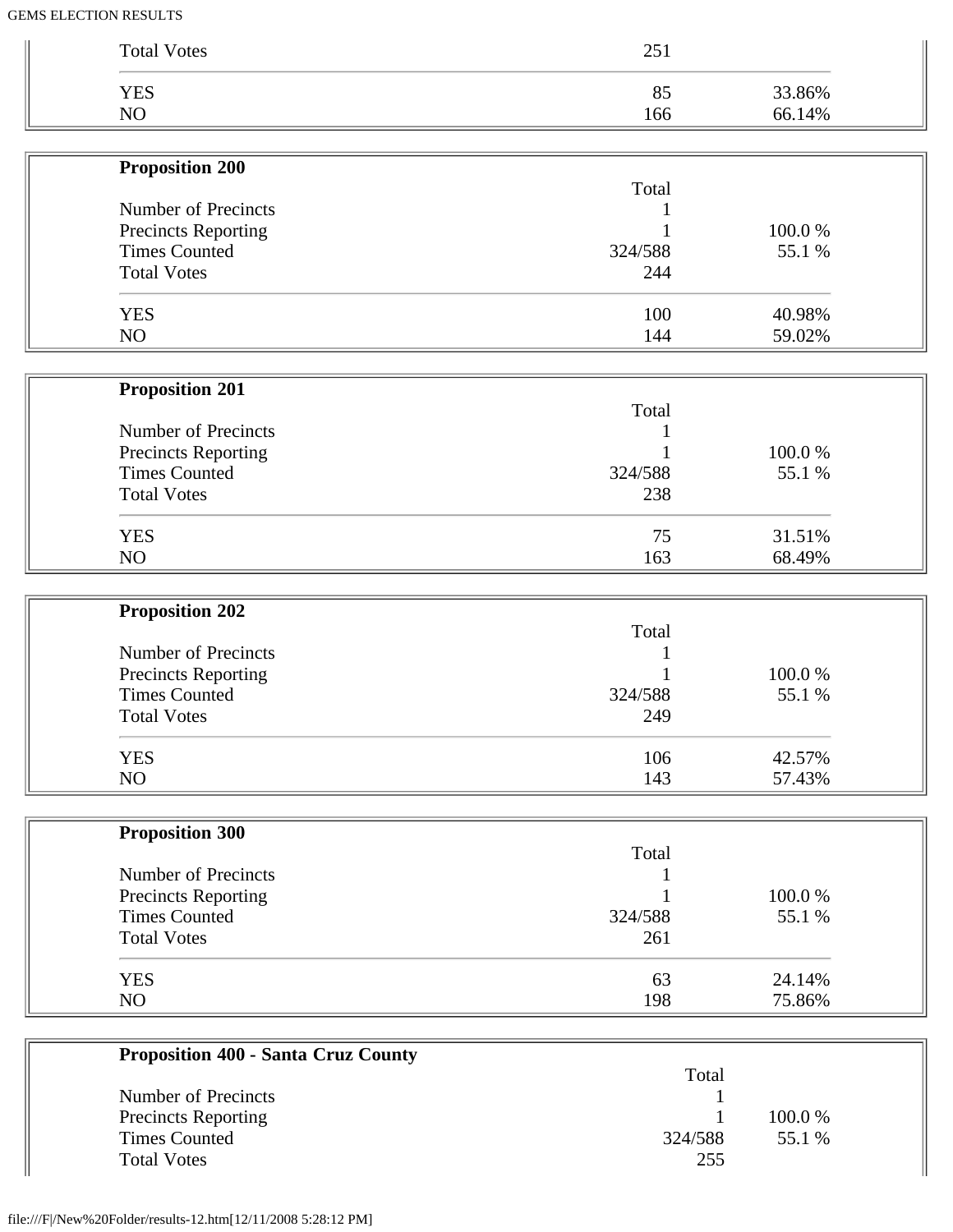| | | |
|---|---|---|
| Total Votes | 251 | |
| YES | 85 | 33.86% |
| NO | 166 | 66.14% |

**Proposition 200**

| | Total | |
|---|---|---|
| Number of Precincts | 1 | |
| Precincts Reporting | 1 | 100.0 % |
| Times Counted | 324/588 | 55.1 % |
| Total Votes | 244 | |
| YES | 100 | 40.98% |
| NO | 144 | 59.02% |

**Proposition 201**

| | Total | |
|---|---|---|
| Number of Precincts | 1 | |
| Precincts Reporting | 1 | 100.0 % |
| Times Counted | 324/588 | 55.1 % |
| Total Votes | 238 | |
| YES | 75 | 31.51% |
| NO | 163 | 68.49% |

**Proposition 202**

| | Total | |
|---|---|---|
| Number of Precincts | 1 | |
| Precincts Reporting | 1 | 100.0 % |
| Times Counted | 324/588 | 55.1 % |
| Total Votes | 249 | |
| YES | 106 | 42.57% |
| NO | 143 | 57.43% |

**Proposition 300**

| | Total | |
|---|---|---|
| Number of Precincts | 1 | |
| Precincts Reporting | 1 | 100.0 % |
| Times Counted | 324/588 | 55.1 % |
| Total Votes | 261 | |
| YES | 63 | 24.14% |
| NO | 198 | 75.86% |

**Proposition 400 - Santa Cruz County**

| | Total | |
|---|---|---|
| Number of Precincts | 1 | |
| Precincts Reporting | 1 | 100.0 % |
| Times Counted | 324/588 | 55.1 % |
| Total Votes | 255 | |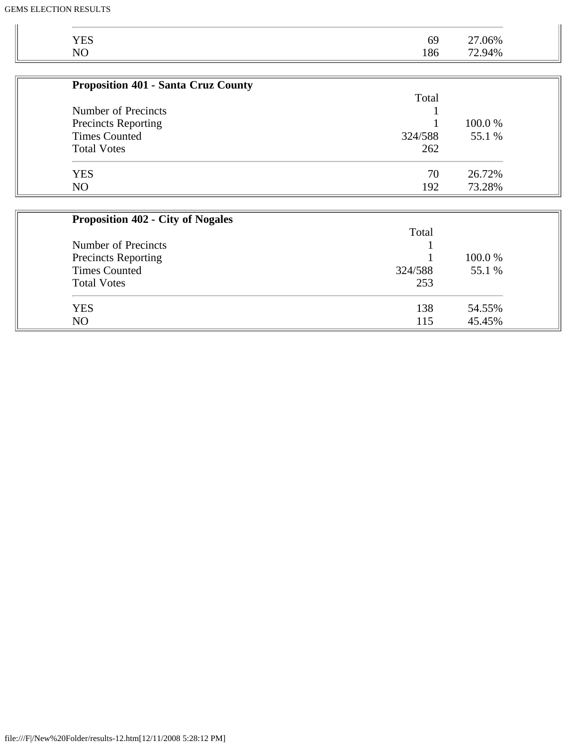| | | |
|---|---|---|
| YES | 69 | 27.06% |
| NO | 186 | 72.94% |

**Proposition 401 - Santa Cruz County**

| | Total | |
|---|---|---|
| Number of Precincts | 1 | |
| Precincts Reporting | 1 | 100.0 % |
| Times Counted | 324/588 | 55.1 % |
| Total Votes | 262 | |
| YES | 70 | 26.72% |
| NO | 192 | 73.28% |

**Proposition 402 - City of Nogales**

| | Total | |
|---|---|---|
| Number of Precincts | 1 | |
| Precincts Reporting | 1 | 100.0 % |
| Times Counted | 324/588 | 55.1 % |
| Total Votes | 253 | |
| YES | 138 | 54.55% |
| NO | 115 | 45.45% |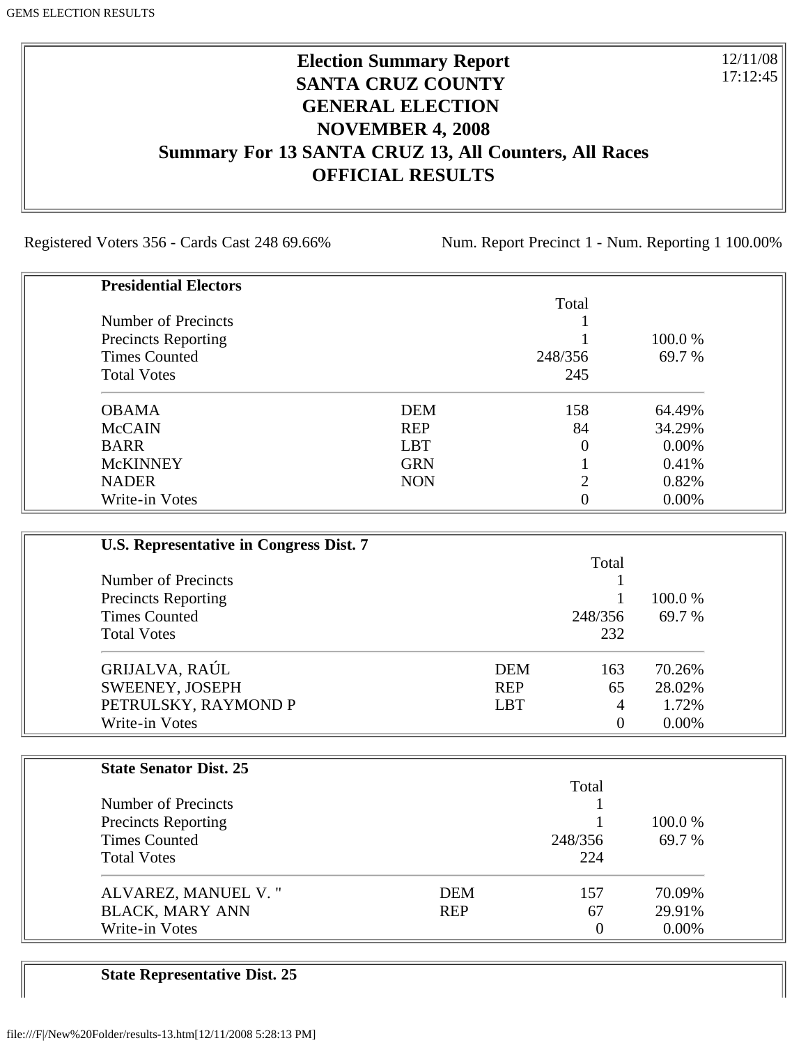# Election Summary Report
# SANTA CRUZ COUNTY
# GENERAL ELECTION
# NOVEMBER 4, 2008
# Summary For 13 SANTA CRUZ 13, All Counters, All Races
# OFFICIAL RESULTS

12/11/08
17:12:45

Registered Voters 356 - Cards Cast 248 69.66% Num. Report Precinct 1 - Num. Reporting 1 100.00%

**Presidential Electors**

| | | Total | |
|---|---|---|---|
| Number of Precincts | | 1 | |
| Precincts Reporting | | 1 | 100.0 % |
| Times Counted | | 248/356 | 69.7 % |
| Total Votes | | 245 | |
| OBAMA | DEM | 158 | 64.49% |
| McCAIN | REP | 84 | 34.29% |
| BARR | LBT | 0 | 0.00% |
| McKINNEY | GRN | 1 | 0.41% |
| NADER | NON | 2 | 0.82% |
| Write-in Votes | | 0 | 0.00% |

**U.S. Representative in Congress Dist. 7**

| | | Total | |
|---|---|---|---|
| Number of Precincts | | 1 | |
| Precincts Reporting | | 1 | 100.0 % |
| Times Counted | | 248/356 | 69.7 % |
| Total Votes | | 232 | |
| GRIJALVA, RAÚL | DEM | 163 | 70.26% |
| SWEENEY, JOSEPH | REP | 65 | 28.02% |
| PETRULSKY, RAYMOND P | LBT | 4 | 1.72% |
| Write-in Votes | | 0 | 0.00% |

**State Senator Dist. 25**

| | | Total | |
|---|---|---|---|
| Number of Precincts | | 1 | |
| Precincts Reporting | | 1 | 100.0 % |
| Times Counted | | 248/356 | 69.7 % |
| Total Votes | | 224 | |
| ALVAREZ, MANUEL V. " | DEM | 157 | 70.09% |
| BLACK, MARY ANN | REP | 67 | 29.91% |
| Write-in Votes | | 0 | 0.00% |

**State Representative Dist. 25**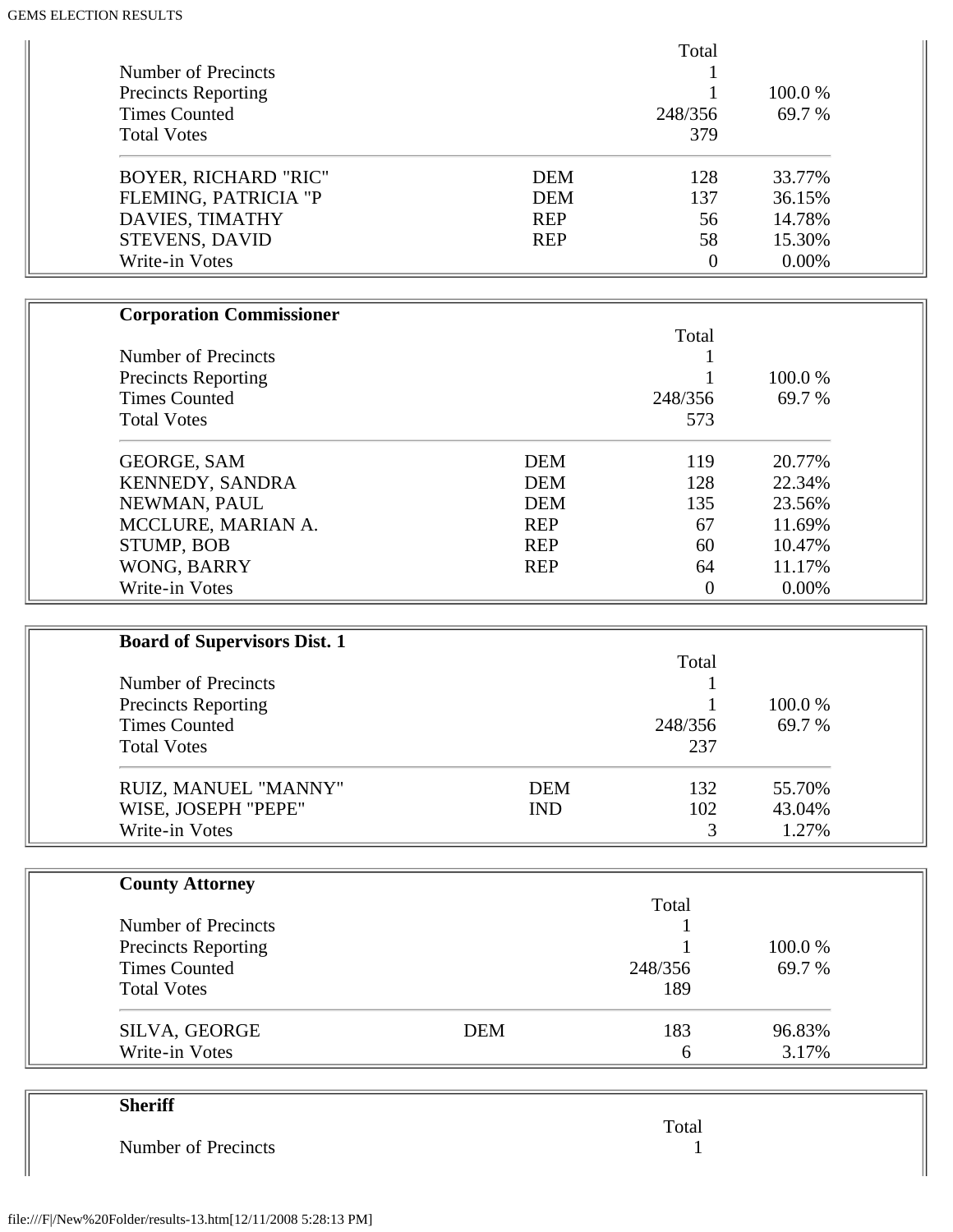| | | Total | |
|---|---|---|---|
| Number of Precincts | | 1 | |
| Precincts Reporting | | 1 | 100.0 % |
| Times Counted | | 248/356 | 69.7 % |
| Total Votes | | 379 | |
| BOYER, RICHARD "RIC" | DEM | 128 | 33.77% |
| FLEMING, PATRICIA "P | DEM | 137 | 36.15% |
| DAVIES, TIMATHY | REP | 56 | 14.78% |
| STEVENS, DAVID | REP | 58 | 15.30% |
| Write-in Votes | | 0 | 0.00% |

**Corporation Commissioner**

| | | Total | |
|---|---|---|---|
| Number of Precincts | | 1 | |
| Precincts Reporting | | 1 | 100.0 % |
| Times Counted | | 248/356 | 69.7 % |
| Total Votes | | 573 | |
| GEORGE, SAM | DEM | 119 | 20.77% |
| KENNEDY, SANDRA | DEM | 128 | 22.34% |
| NEWMAN, PAUL | DEM | 135 | 23.56% |
| MCCLURE, MARIAN A. | REP | 67 | 11.69% |
| STUMP, BOB | REP | 60 | 10.47% |
| WONG, BARRY | REP | 64 | 11.17% |
| Write-in Votes | | 0 | 0.00% |

**Board of Supervisors Dist. 1**

| | | Total | |
|---|---|---|---|
| Number of Precincts | | 1 | |
| Precincts Reporting | | 1 | 100.0 % |
| Times Counted | | 248/356 | 69.7 % |
| Total Votes | | 237 | |
| RUIZ, MANUEL "MANNY" | DEM | 132 | 55.70% |
| WISE, JOSEPH "PEPE" | IND | 102 | 43.04% |
| Write-in Votes | | 3 | 1.27% |

**County Attorney**

| | | Total | |
|---|---|---|---|
| Number of Precincts | | 1 | |
| Precincts Reporting | | 1 | 100.0 % |
| Times Counted | | 248/356 | 69.7 % |
| Total Votes | | 189 | |
| SILVA, GEORGE | DEM | 183 | 96.83% |
| Write-in Votes | | 6 | 3.17% |

**Sheriff**

| | | Total | |
|---|---|---|---|
| Number of Precincts | | 1 | |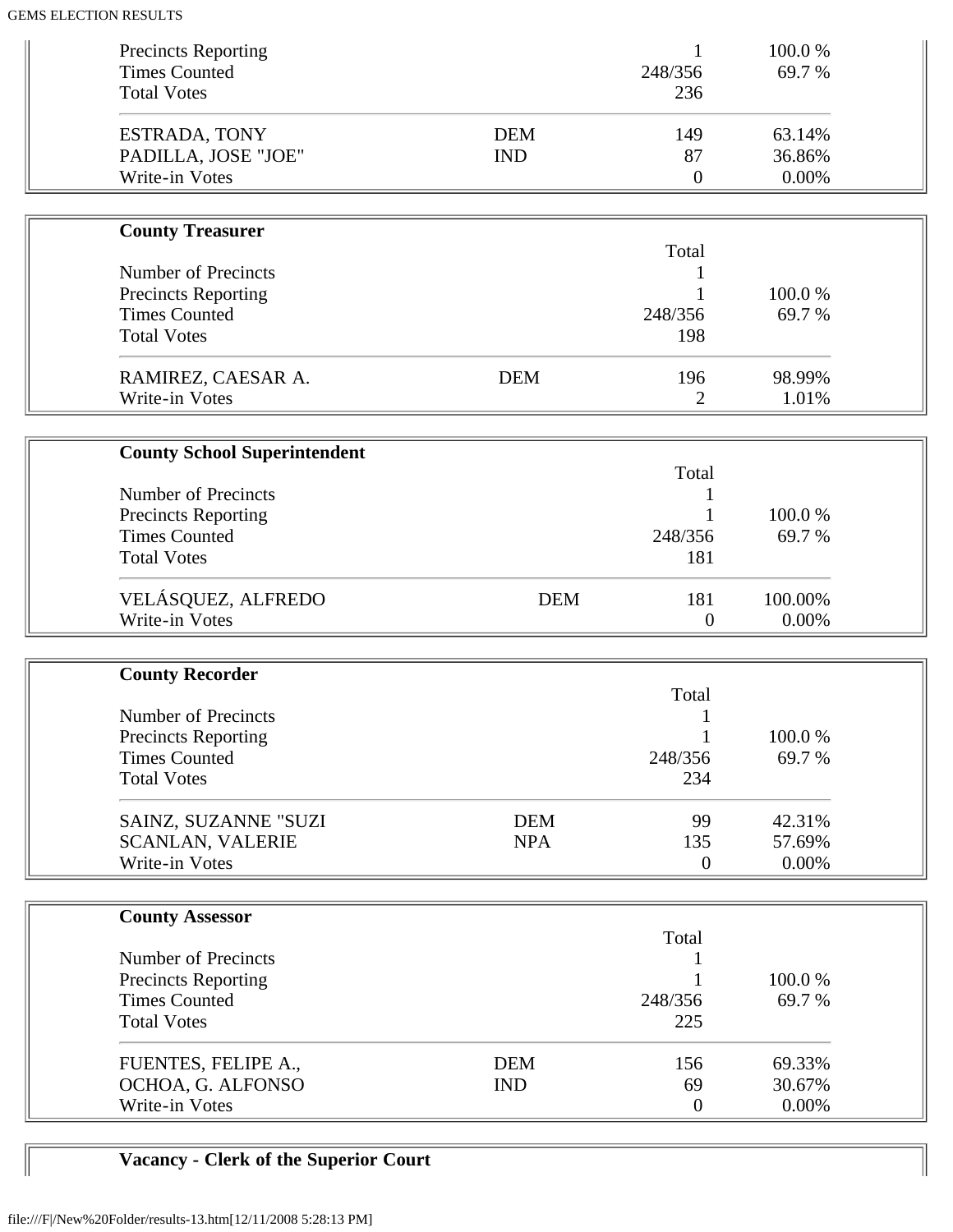| | | | |
|---|---|---|---|
| Precincts Reporting | | 1 | 100.0 % |
| Times Counted | | 248/356 | 69.7 % |
| Total Votes | | 236 | |
| ESTRADA, TONY | DEM | 149 | 63.14% |
| PADILLA, JOSE "JOE" | IND | 87 | 36.86% |
| Write-in Votes | | 0 | 0.00% |

**County Treasurer**

| | | Total | |
|---|---|---|---|
| Number of Precincts | | 1 | |
| Precincts Reporting | | 1 | 100.0 % |
| Times Counted | | 248/356 | 69.7 % |
| Total Votes | | 198 | |
| RAMIREZ, CAESAR A. | DEM | 196 | 98.99% |
| Write-in Votes | | 2 | 1.01% |

**County School Superintendent**

| | | Total | |
|---|---|---|---|
| Number of Precincts | | 1 | |
| Precincts Reporting | | 1 | 100.0 % |
| Times Counted | | 248/356 | 69.7 % |
| Total Votes | | 181 | |
| VELÁSQUEZ, ALFREDO | DEM | 181 | 100.00% |
| Write-in Votes | | 0 | 0.00% |

**County Recorder**

| | | Total | |
|---|---|---|---|
| Number of Precincts | | 1 | |
| Precincts Reporting | | 1 | 100.0 % |
| Times Counted | | 248/356 | 69.7 % |
| Total Votes | | 234 | |
| SAINZ, SUZANNE "SUZI | DEM | 99 | 42.31% |
| SCANLAN, VALERIE | NPA | 135 | 57.69% |
| Write-in Votes | | 0 | 0.00% |

**County Assessor**

| | | Total | |
|---|---|---|---|
| Number of Precincts | | 1 | |
| Precincts Reporting | | 1 | 100.0 % |
| Times Counted | | 248/356 | 69.7 % |
| Total Votes | | 225 | |
| FUENTES, FELIPE A., | DEM | 156 | 69.33% |
| OCHOA, G. ALFONSO | IND | 69 | 30.67% |
| Write-in Votes | | 0 | 0.00% |

**Vacancy - Clerk of the Superior Court**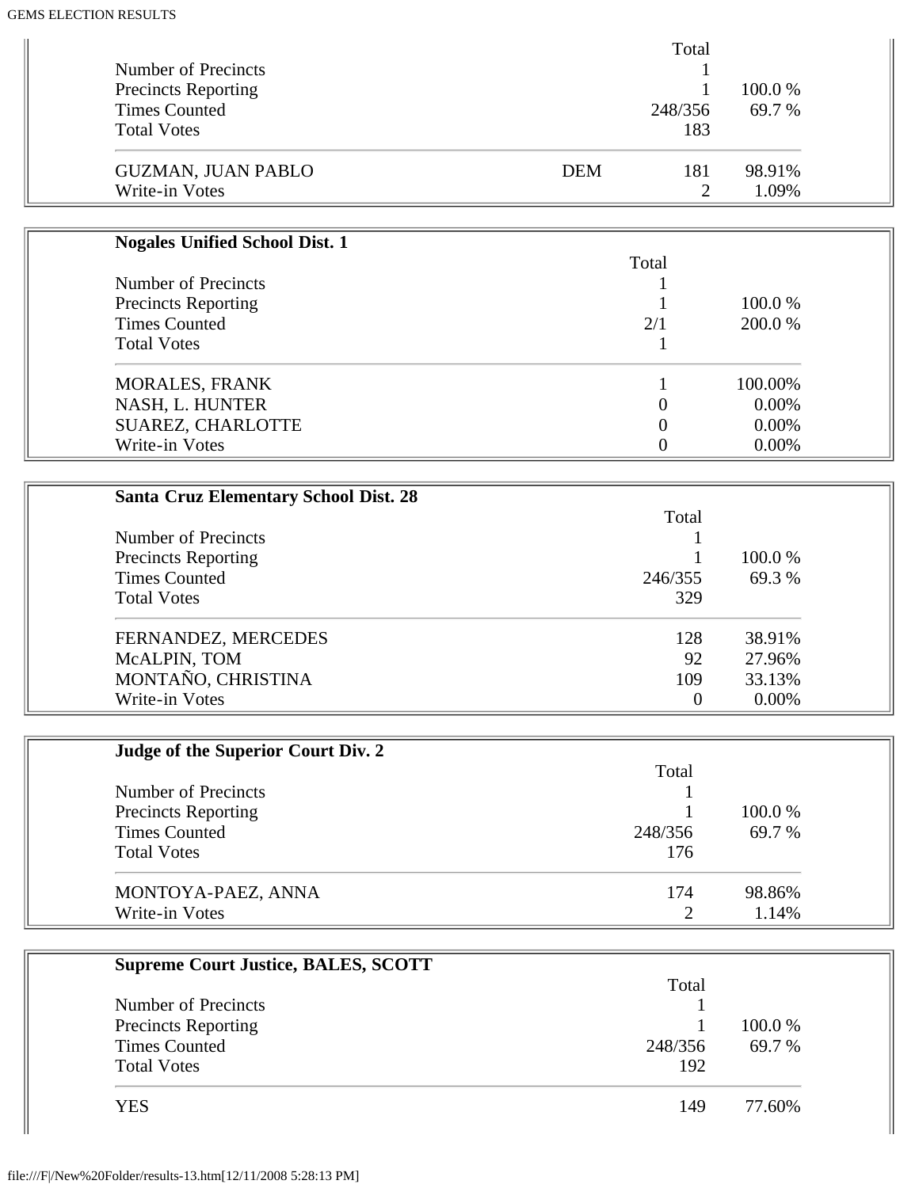| | | Total | |
|---|---|---|---|
| Number of Precincts | | 1 | |
| Precincts Reporting | | 1 | 100.0 % |
| Times Counted | | 248/356 | 69.7 % |
| Total Votes | | 183 | |
| GUZMAN, JUAN PABLO | DEM | 181 | 98.91% |
| Write-in Votes | | 2 | 1.09% |

**Nogales Unified School Dist. 1**

| | Total | |
|---|---|---|
| Number of Precincts | 1 | |
| Precincts Reporting | 1 | 100.0 % |
| Times Counted | 2/1 | 200.0 % |
| Total Votes | 1 | |
| MORALES, FRANK | 1 | 100.00% |
| NASH, L. HUNTER | 0 | 0.00% |
| SUAREZ, CHARLOTTE | 0 | 0.00% |
| Write-in Votes | 0 | 0.00% |

**Santa Cruz Elementary School Dist. 28**

| | Total | |
|---|---|---|
| Number of Precincts | 1 | |
| Precincts Reporting | 1 | 100.0 % |
| Times Counted | 246/355 | 69.3 % |
| Total Votes | 329 | |
| FERNANDEZ, MERCEDES | 128 | 38.91% |
| McALPIN, TOM | 92 | 27.96% |
| MONTAÑO, CHRISTINA | 109 | 33.13% |
| Write-in Votes | 0 | 0.00% |

**Judge of the Superior Court Div. 2**

| | Total | |
|---|---|---|
| Number of Precincts | 1 | |
| Precincts Reporting | 1 | 100.0 % |
| Times Counted | 248/356 | 69.7 % |
| Total Votes | 176 | |
| MONTOYA-PAEZ, ANNA | 174 | 98.86% |
| Write-in Votes | 2 | 1.14% |

**Supreme Court Justice, BALES, SCOTT**

| | Total | |
|---|---|---|
| Number of Precincts | 1 | |
| Precincts Reporting | 1 | 100.0 % |
| Times Counted | 248/356 | 69.7 % |
| Total Votes | 192 | |
| YES | 149 | 77.60% |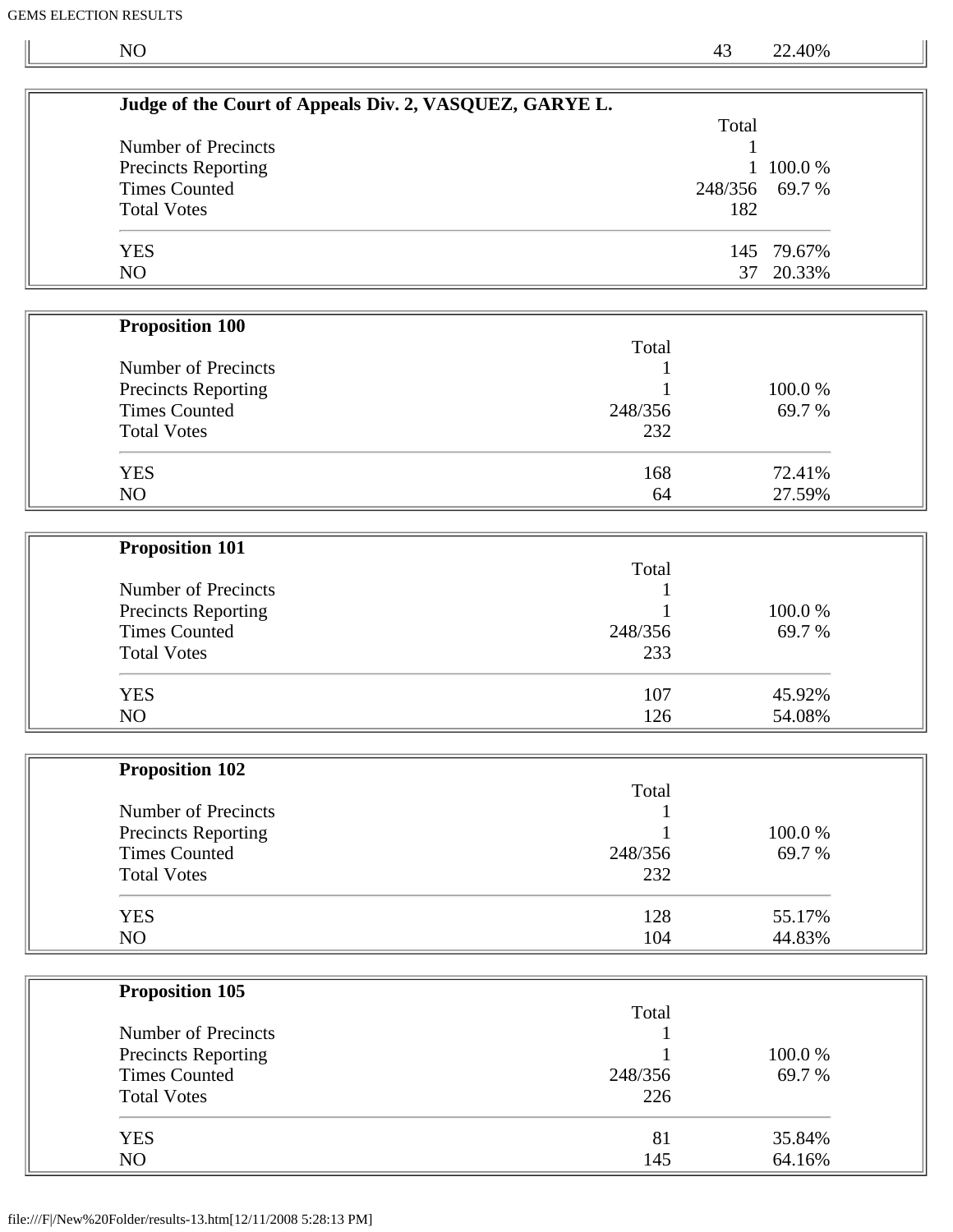| | | |
|---|---|---|
| NO | 43 | 22.40% |

**Judge of the Court of Appeals Div. 2, VASQUEZ, GARYE L.**

| | Total | |
|---|---|---|
| Number of Precincts | 1 | |
| Precincts Reporting | 1 | 100.0 % |
| Times Counted | 248/356 | 69.7 % |
| Total Votes | 182 | |
| YES | 145 | 79.67% |
| NO | 37 | 20.33% |

**Proposition 100**

| | Total | |
|---|---|---|
| Number of Precincts | 1 | |
| Precincts Reporting | 1 | 100.0 % |
| Times Counted | 248/356 | 69.7 % |
| Total Votes | 232 | |
| YES | 168 | 72.41% |
| NO | 64 | 27.59% |

**Proposition 101**

| | Total | |
|---|---|---|
| Number of Precincts | 1 | |
| Precincts Reporting | 1 | 100.0 % |
| Times Counted | 248/356 | 69.7 % |
| Total Votes | 233 | |
| YES | 107 | 45.92% |
| NO | 126 | 54.08% |

**Proposition 102**

| | Total | |
|---|---|---|
| Number of Precincts | 1 | |
| Precincts Reporting | 1 | 100.0 % |
| Times Counted | 248/356 | 69.7 % |
| Total Votes | 232 | |
| YES | 128 | 55.17% |
| NO | 104 | 44.83% |

**Proposition 105**

| | Total | |
|---|---|---|
| Number of Precincts | 1 | |
| Precincts Reporting | 1 | 100.0 % |
| Times Counted | 248/356 | 69.7 % |
| Total Votes | 226 | |
| YES | 81 | 35.84% |
| NO | 145 | 64.16% |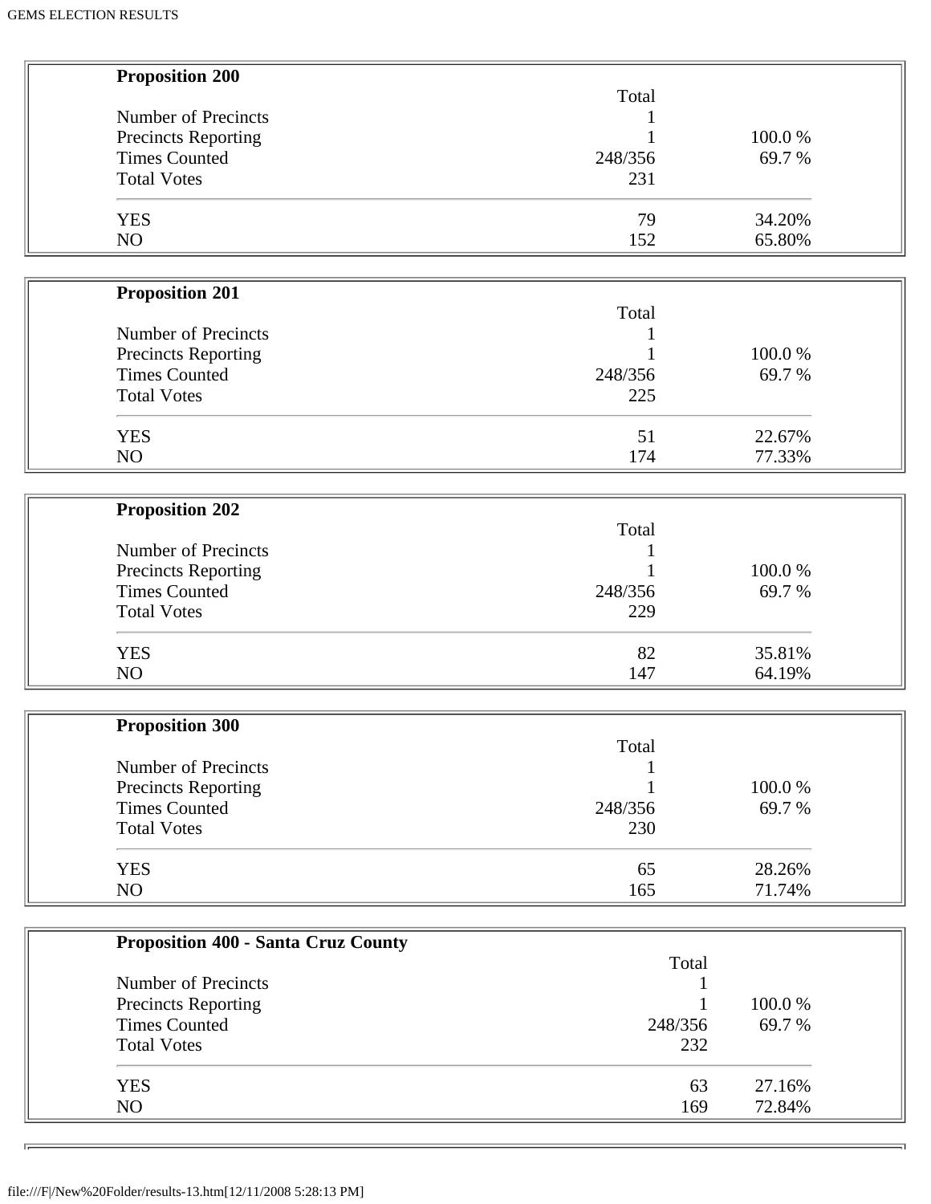**Proposition 200**

| | Total | |
|---|---|---|
| Number of Precincts | 1 | |
| Precincts Reporting | 1 | 100.0 % |
| Times Counted | 248/356 | 69.7 % |
| Total Votes | 231 | |
| YES | 79 | 34.20% |
| NO | 152 | 65.80% |

**Proposition 201**

| | Total | |
|---|---|---|
| Number of Precincts | 1 | |
| Precincts Reporting | 1 | 100.0 % |
| Times Counted | 248/356 | 69.7 % |
| Total Votes | 225 | |
| YES | 51 | 22.67% |
| NO | 174 | 77.33% |

**Proposition 202**

| | Total | |
|---|---|---|
| Number of Precincts | 1 | |
| Precincts Reporting | 1 | 100.0 % |
| Times Counted | 248/356 | 69.7 % |
| Total Votes | 229 | |
| YES | 82 | 35.81% |
| NO | 147 | 64.19% |

**Proposition 300**

| | Total | |
|---|---|---|
| Number of Precincts | 1 | |
| Precincts Reporting | 1 | 100.0 % |
| Times Counted | 248/356 | 69.7 % |
| Total Votes | 230 | |
| YES | 65 | 28.26% |
| NO | 165 | 71.74% |

**Proposition 400 - Santa Cruz County**

| | Total | |
|---|---|---|
| Number of Precincts | 1 | |
| Precincts Reporting | 1 | 100.0 % |
| Times Counted | 248/356 | 69.7 % |
| Total Votes | 232 | |
| YES | 63 | 27.16% |
| NO | 169 | 72.84% |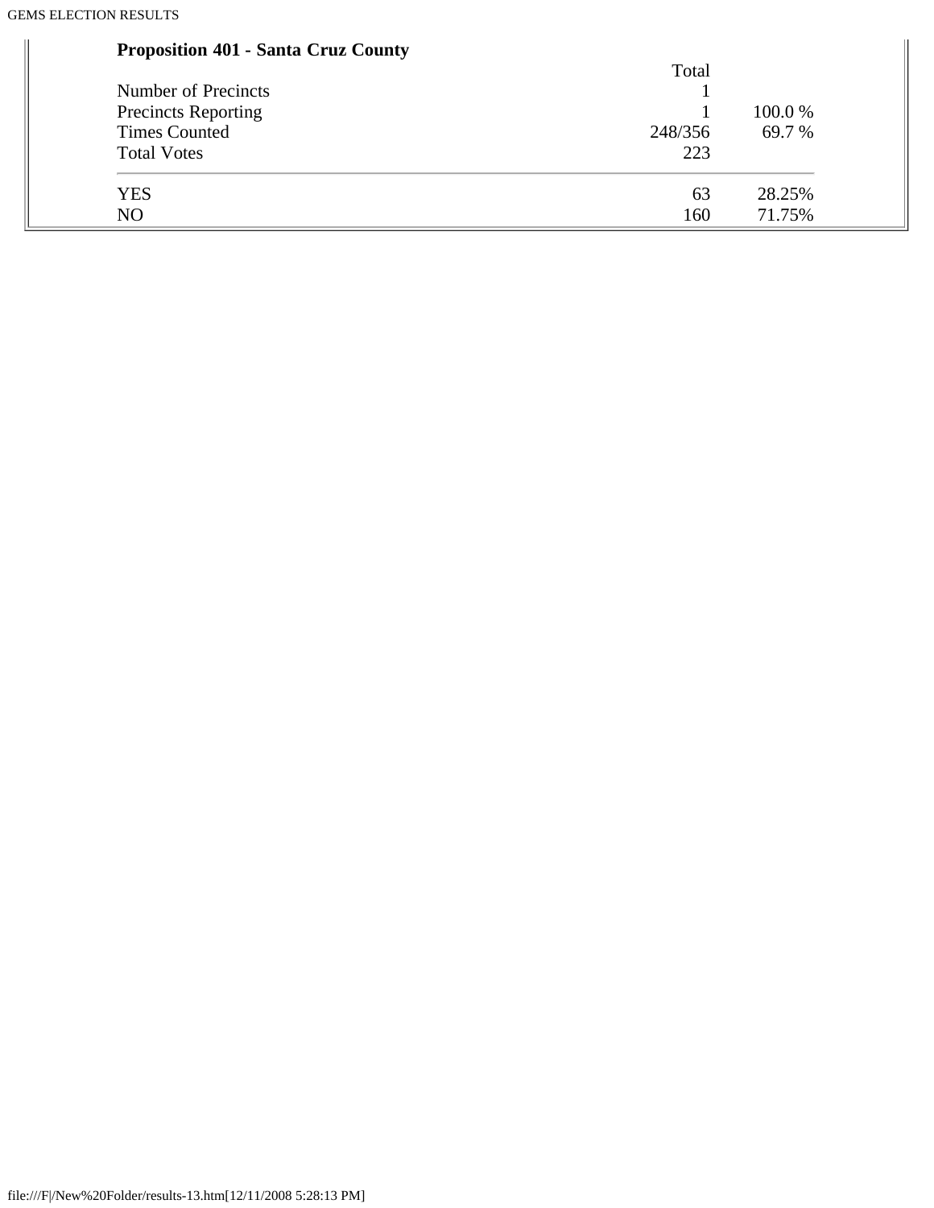**Proposition 401 - Santa Cruz County**

| | Total | |
|---|---|---|
| Number of Precincts | 1 | |
| Precincts Reporting | 1 | 100.0 % |
| Times Counted | 248/356 | 69.7 % |
| Total Votes | 223 | |
| YES | 63 | 28.25% |
| NO | 160 | 71.75% |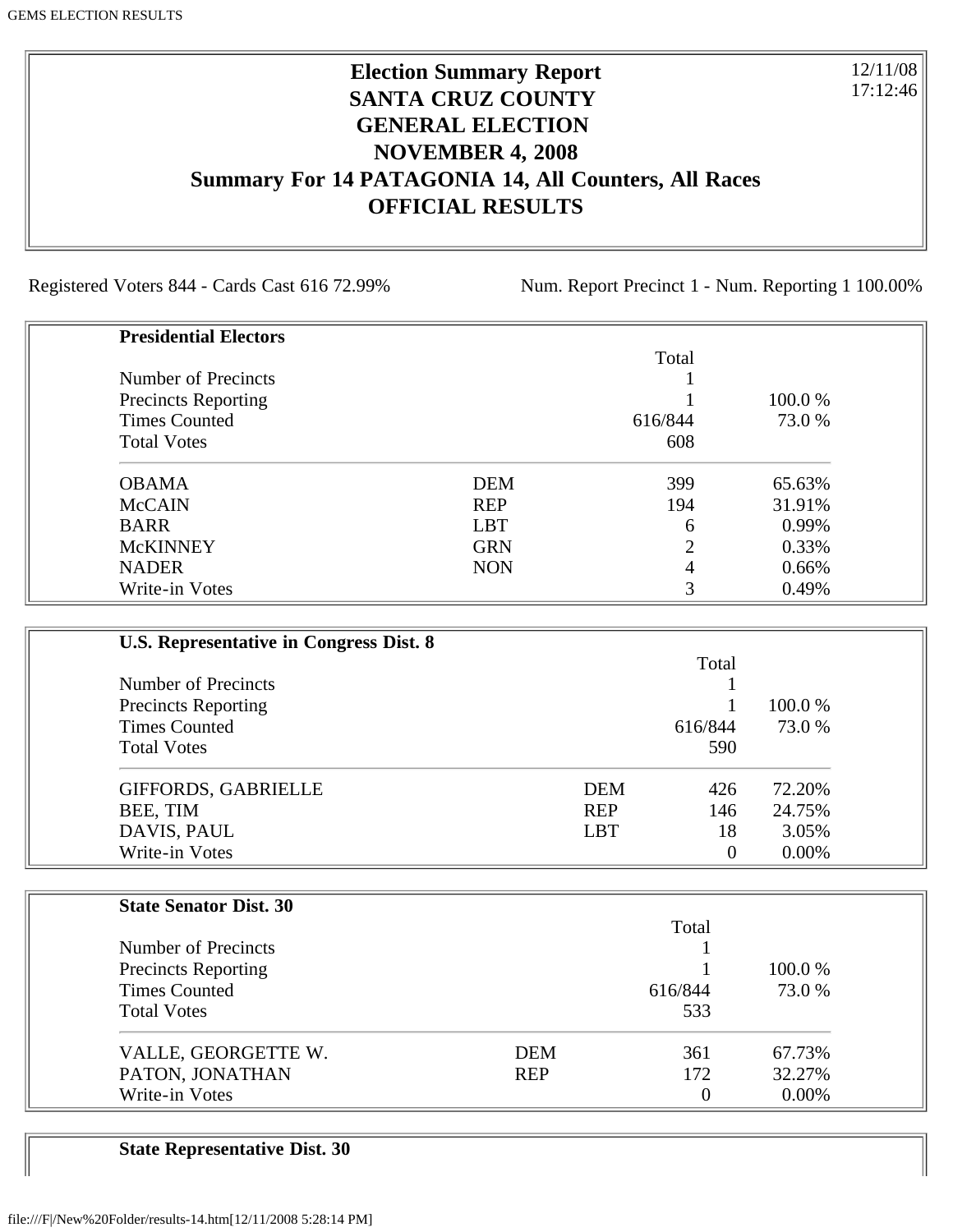# Election Summary Report
# SANTA CRUZ COUNTY
# GENERAL ELECTION
# NOVEMBER 4, 2008
# Summary For 14 PATAGONIA 14, All Counters, All Races
# OFFICIAL RESULTS

12/11/08
17:12:46

Registered Voters 844 - Cards Cast 616 72.99%

Num. Report Precinct 1 - Num. Reporting 1 100.00%

## Presidential Electors

| | | Total | |
|---|---|---|---|
| Number of Precincts | | 1 | |
| Precincts Reporting | | 1 | 100.0 % |
| Times Counted | | 616/844 | 73.0 % |
| Total Votes | | 608 | |
| OBAMA | DEM | 399 | 65.63% |
| McCAIN | REP | 194 | 31.91% |
| BARR | LBT | 6 | 0.99% |
| McKINNEY | GRN | 2 | 0.33% |
| NADER | NON | 4 | 0.66% |
| Write-in Votes | | 3 | 0.49% |

## U.S. Representative in Congress Dist. 8

| | | Total | |
|---|---|---|---|
| Number of Precincts | | 1 | |
| Precincts Reporting | | 1 | 100.0 % |
| Times Counted | | 616/844 | 73.0 % |
| Total Votes | | 590 | |
| GIFFORDS, GABRIELLE | DEM | 426 | 72.20% |
| BEE, TIM | REP | 146 | 24.75% |
| DAVIS, PAUL | LBT | 18 | 3.05% |
| Write-in Votes | | 0 | 0.00% |

## State Senator Dist. 30

| | | Total | |
|---|---|---|---|
| Number of Precincts | | 1 | |
| Precincts Reporting | | 1 | 100.0 % |
| Times Counted | | 616/844 | 73.0 % |
| Total Votes | | 533 | |
| VALLE, GEORGETTE W. | DEM | 361 | 67.73% |
| PATON, JONATHAN | REP | 172 | 32.27% |
| Write-in Votes | | 0 | 0.00% |

## State Representative Dist. 30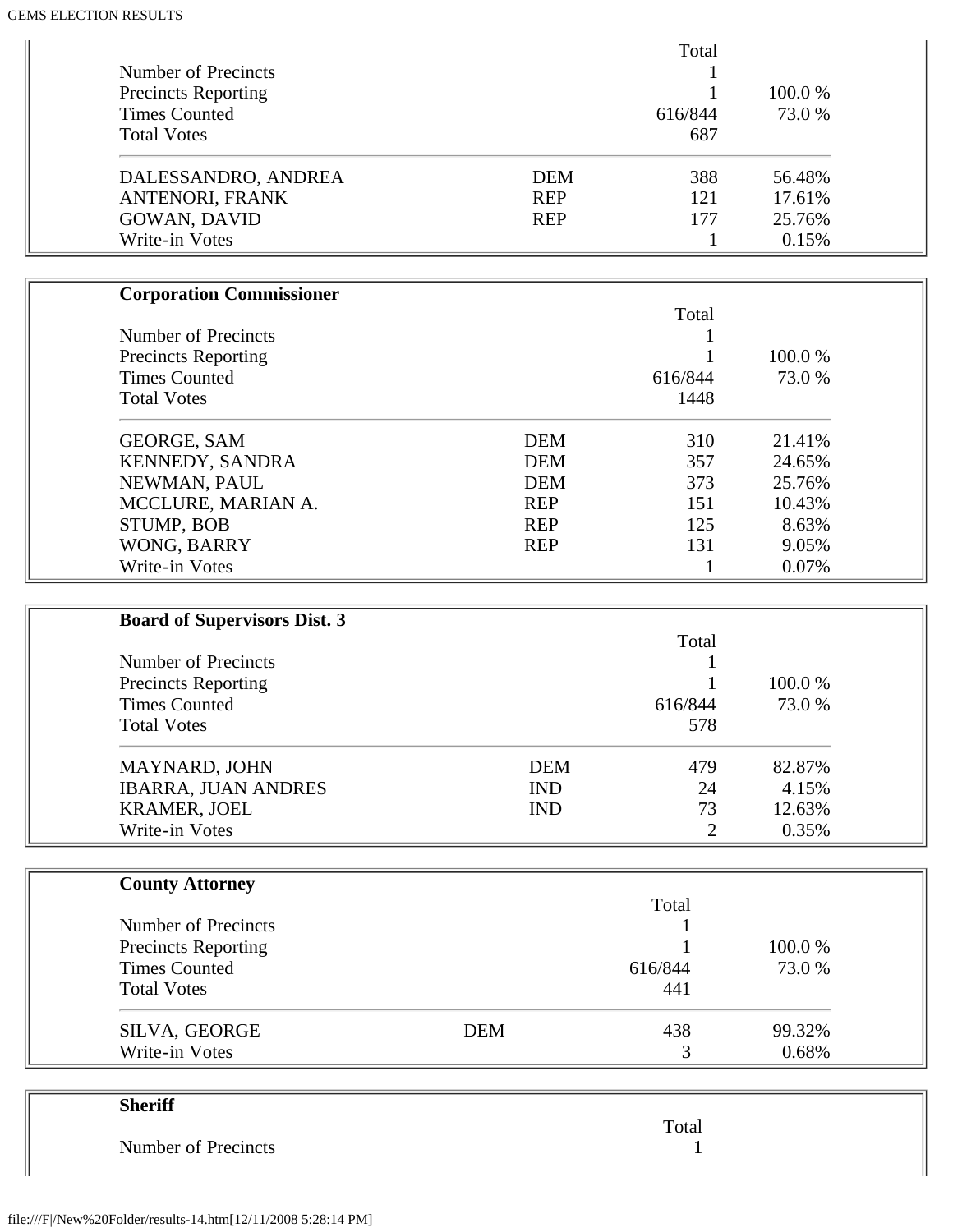| | | Total | |
|---|---|---|---|
| Number of Precincts | | 1 | |
| Precincts Reporting | | 1 | 100.0 % |
| Times Counted | | 616/844 | 73.0 % |
| Total Votes | | 687 | |
| DALESSANDRO, ANDREA | DEM | 388 | 56.48% |
| ANTENORI, FRANK | REP | 121 | 17.61% |
| GOWAN, DAVID | REP | 177 | 25.76% |
| Write-in Votes | | 1 | 0.15% |

**Corporation Commissioner**

| | | Total | |
|---|---|---|---|
| Number of Precincts | | 1 | |
| Precincts Reporting | | 1 | 100.0 % |
| Times Counted | | 616/844 | 73.0 % |
| Total Votes | | 1448 | |
| GEORGE, SAM | DEM | 310 | 21.41% |
| KENNEDY, SANDRA | DEM | 357 | 24.65% |
| NEWMAN, PAUL | DEM | 373 | 25.76% |
| MCCLURE, MARIAN A. | REP | 151 | 10.43% |
| STUMP, BOB | REP | 125 | 8.63% |
| WONG, BARRY | REP | 131 | 9.05% |
| Write-in Votes | | 1 | 0.07% |

**Board of Supervisors Dist. 3**

| | | Total | |
|---|---|---|---|
| Number of Precincts | | 1 | |
| Precincts Reporting | | 1 | 100.0 % |
| Times Counted | | 616/844 | 73.0 % |
| Total Votes | | 578 | |
| MAYNARD, JOHN | DEM | 479 | 82.87% |
| IBARRA, JUAN ANDRES | IND | 24 | 4.15% |
| KRAMER, JOEL | IND | 73 | 12.63% |
| Write-in Votes | | 2 | 0.35% |

**County Attorney**

| | | Total | |
|---|---|---|---|
| Number of Precincts | | 1 | |
| Precincts Reporting | | 1 | 100.0 % |
| Times Counted | | 616/844 | 73.0 % |
| Total Votes | | 441 | |
| SILVA, GEORGE | DEM | 438 | 99.32% |
| Write-in Votes | | 3 | 0.68% |

**Sheriff**

| | | Total | |
|---|---|---|---|
| Number of Precincts | | 1 | |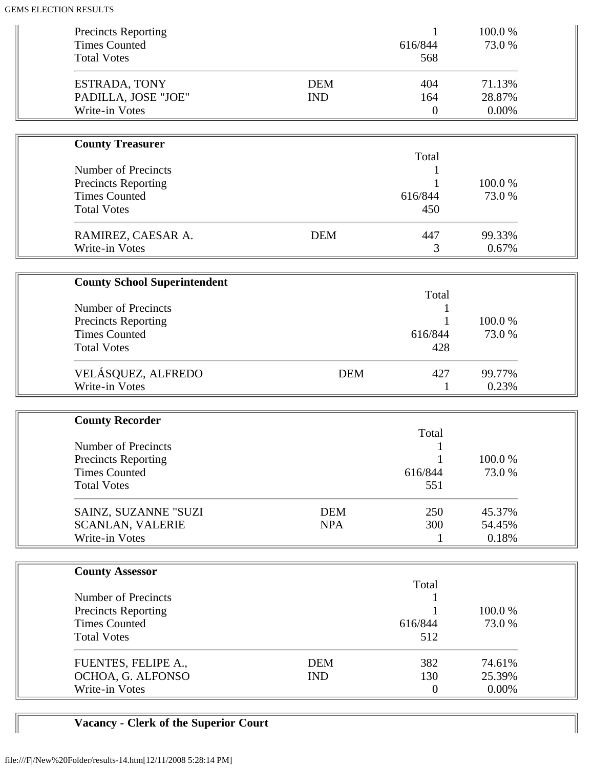| | | | |
|---|---|---|---|
| Precincts Reporting | | 1 | 100.0 % |
| Times Counted | | 616/844 | 73.0 % |
| Total Votes | | 568 | |
| ESTRADA, TONY | DEM | 404 | 71.13% |
| PADILLA, JOSE "JOE" | IND | 164 | 28.87% |
| Write-in Votes | | 0 | 0.00% |

**County Treasurer**

| | | Total | |
|---|---|---|---|
| Number of Precincts | | 1 | |
| Precincts Reporting | | 1 | 100.0 % |
| Times Counted | | 616/844 | 73.0 % |
| Total Votes | | 450 | |
| RAMIREZ, CAESAR A. | DEM | 447 | 99.33% |
| Write-in Votes | | 3 | 0.67% |

**County School Superintendent**

| | | Total | |
|---|---|---|---|
| Number of Precincts | | 1 | |
| Precincts Reporting | | 1 | 100.0 % |
| Times Counted | | 616/844 | 73.0 % |
| Total Votes | | 428 | |
| VELÁSQUEZ, ALFREDO | DEM | 427 | 99.77% |
| Write-in Votes | | 1 | 0.23% |

**County Recorder**

| | | Total | |
|---|---|---|---|
| Number of Precincts | | 1 | |
| Precincts Reporting | | 1 | 100.0 % |
| Times Counted | | 616/844 | 73.0 % |
| Total Votes | | 551 | |
| SAINZ, SUZANNE "SUZI | DEM | 250 | 45.37% |
| SCANLAN, VALERIE | NPA | 300 | 54.45% |
| Write-in Votes | | 1 | 0.18% |

**County Assessor**

| | | Total | |
|---|---|---|---|
| Number of Precincts | | 1 | |
| Precincts Reporting | | 1 | 100.0 % |
| Times Counted | | 616/844 | 73.0 % |
| Total Votes | | 512 | |
| FUENTES, FELIPE A., | DEM | 382 | 74.61% |
| OCHOA, G. ALFONSO | IND | 130 | 25.39% |
| Write-in Votes | | 0 | 0.00% |

**Vacancy - Clerk of the Superior Court**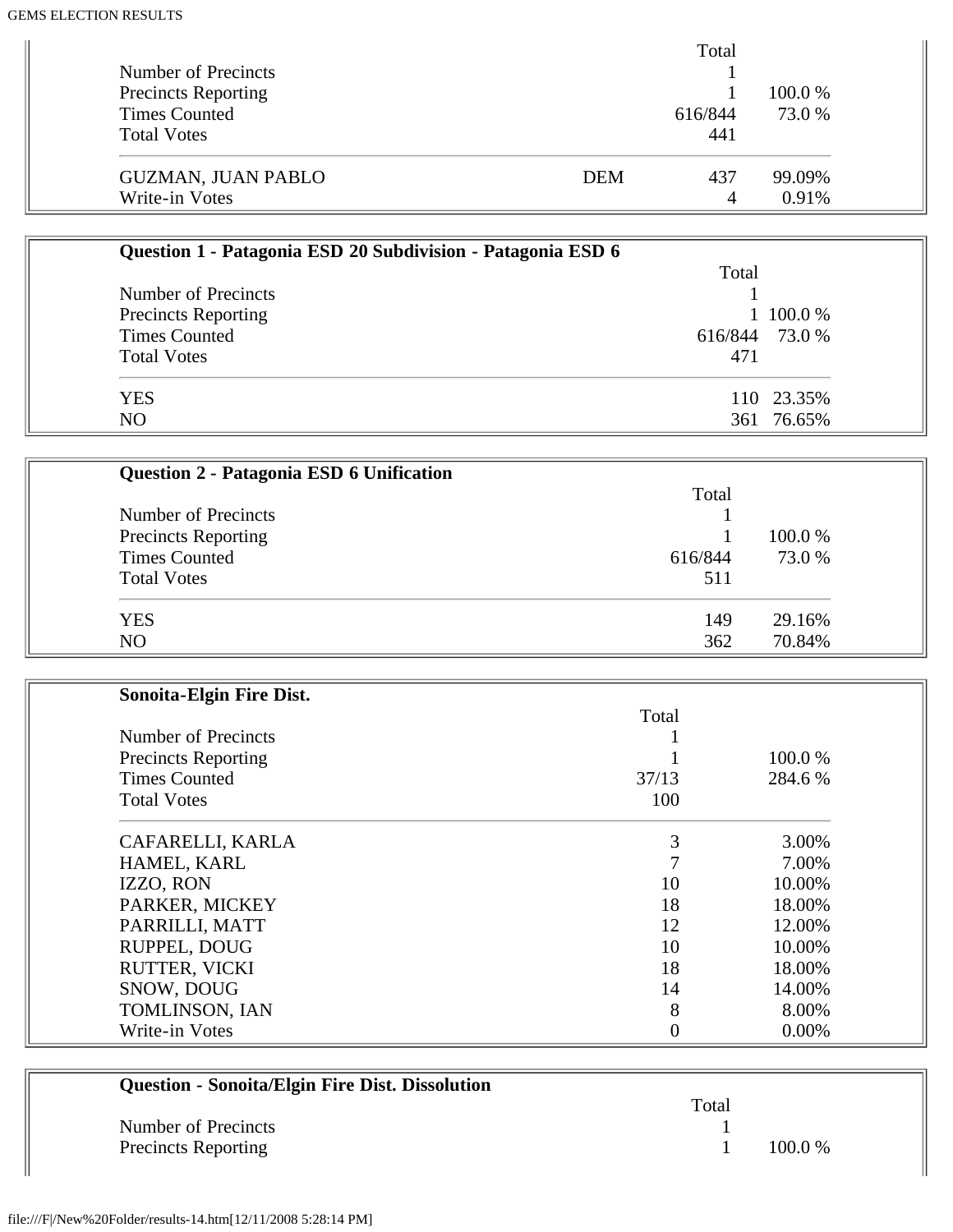| | | Total | |
|---|---|---|---|
| Number of Precincts | | 1 | |
| Precincts Reporting | | 1 | 100.0 % |
| Times Counted | | 616/844 | 73.0 % |
| Total Votes | | 441 | |
| GUZMAN, JUAN PABLO | DEM | 437 | 99.09% |
| Write-in Votes | | 4 | 0.91% |

**Question 1 - Patagonia ESD 20 Subdivision - Patagonia ESD 6**

| | Total | |
|---|---|---|
| Number of Precincts | 1 | |
| Precincts Reporting | 1 | 100.0 % |
| Times Counted | 616/844 | 73.0 % |
| Total Votes | 471 | |
| YES | 110 | 23.35% |
| NO | 361 | 76.65% |

**Question 2 - Patagonia ESD 6 Unification**

| | Total | |
|---|---|---|
| Number of Precincts | 1 | |
| Precincts Reporting | 1 | 100.0 % |
| Times Counted | 616/844 | 73.0 % |
| Total Votes | 511 | |
| YES | 149 | 29.16% |
| NO | 362 | 70.84% |

**Sonoita-Elgin Fire Dist.**

| | Total | |
|---|---|---|
| Number of Precincts | 1 | |
| Precincts Reporting | 1 | 100.0 % |
| Times Counted | 37/13 | 284.6 % |
| Total Votes | 100 | |
| CAFARELLI, KARLA | 3 | 3.00% |
| HAMEL, KARL | 7 | 7.00% |
| IZZO, RON | 10 | 10.00% |
| PARKER, MICKEY | 18 | 18.00% |
| PARRILLI, MATT | 12 | 12.00% |
| RUPPEL, DOUG | 10 | 10.00% |
| RUTTER, VICKI | 18 | 18.00% |
| SNOW, DOUG | 14 | 14.00% |
| TOMLINSON, IAN | 8 | 8.00% |
| Write-in Votes | 0 | 0.00% |

**Question - Sonoita/Elgin Fire Dist. Dissolution**

| | Total | |
|---|---|---|
| Number of Precincts | 1 | |
| Precincts Reporting | 1 | 100.0 % |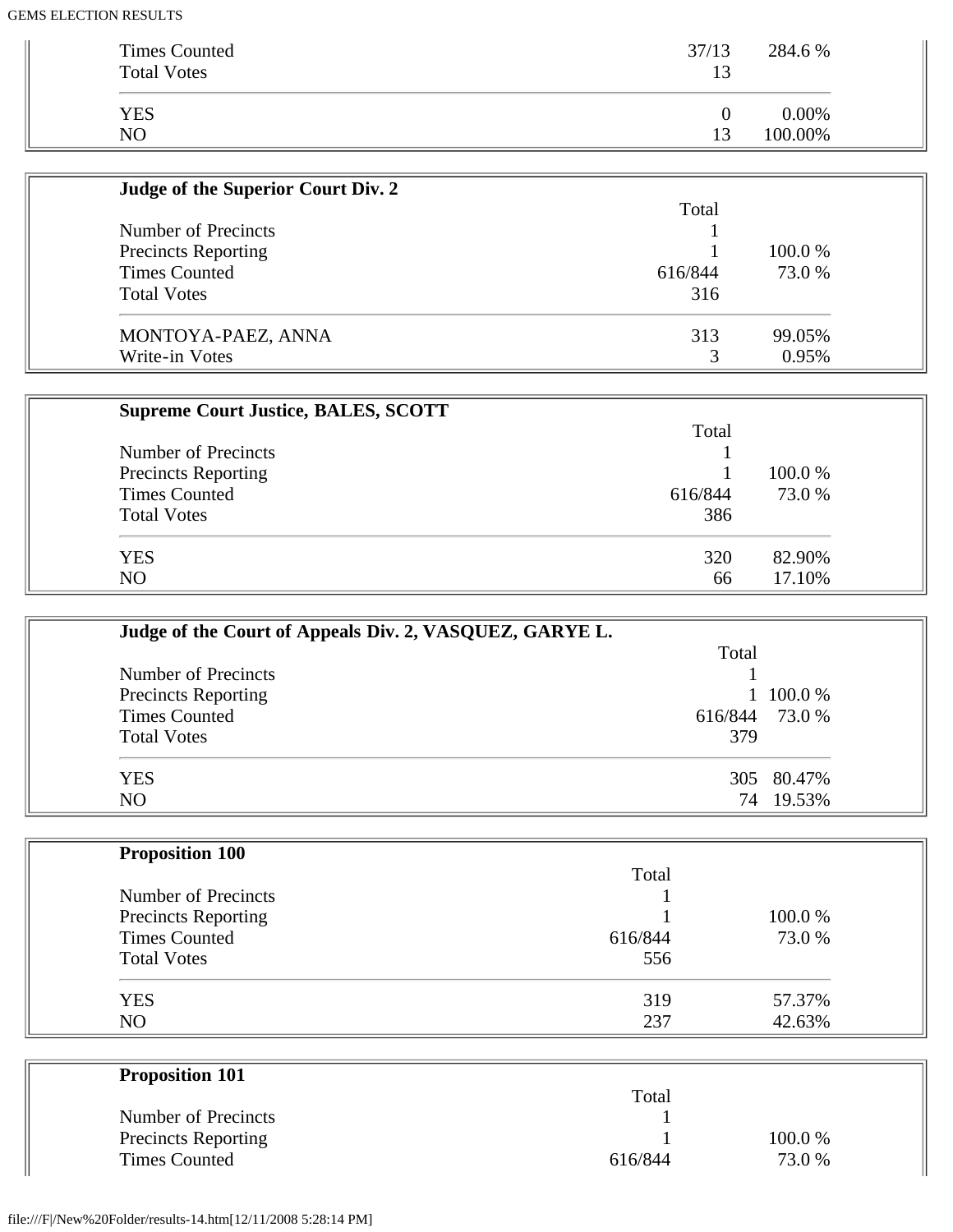| | | |
|---|---|---|
| Times Counted | 37/13 | 284.6 % |
| Total Votes | 13 | |
| YES | 0 | 0.00% |
| NO | 13 | 100.00% |

**Judge of the Superior Court Div. 2**

| | Total | |
|---|---|---|
| Number of Precincts | 1 | |
| Precincts Reporting | 1 | 100.0 % |
| Times Counted | 616/844 | 73.0 % |
| Total Votes | 316 | |
| MONTOYA-PAEZ, ANNA | 313 | 99.05% |
| Write-in Votes | 3 | 0.95% |

**Supreme Court Justice, BALES, SCOTT**

| | Total | |
|---|---|---|
| Number of Precincts | 1 | |
| Precincts Reporting | 1 | 100.0 % |
| Times Counted | 616/844 | 73.0 % |
| Total Votes | 386 | |
| YES | 320 | 82.90% |
| NO | 66 | 17.10% |

**Judge of the Court of Appeals Div. 2, VASQUEZ, GARYE L.**

| | Total | |
|---|---|---|
| Number of Precincts | 1 | |
| Precincts Reporting | 1 | 100.0 % |
| Times Counted | 616/844 | 73.0 % |
| Total Votes | 379 | |
| YES | 305 | 80.47% |
| NO | 74 | 19.53% |

**Proposition 100**

| | Total | |
|---|---|---|
| Number of Precincts | 1 | |
| Precincts Reporting | 1 | 100.0 % |
| Times Counted | 616/844 | 73.0 % |
| Total Votes | 556 | |
| YES | 319 | 57.37% |
| NO | 237 | 42.63% |

**Proposition 101**

| | Total | |
|---|---|---|
| Number of Precincts | 1 | |
| Precincts Reporting | 1 | 100.0 % |
| Times Counted | 616/844 | 73.0 % |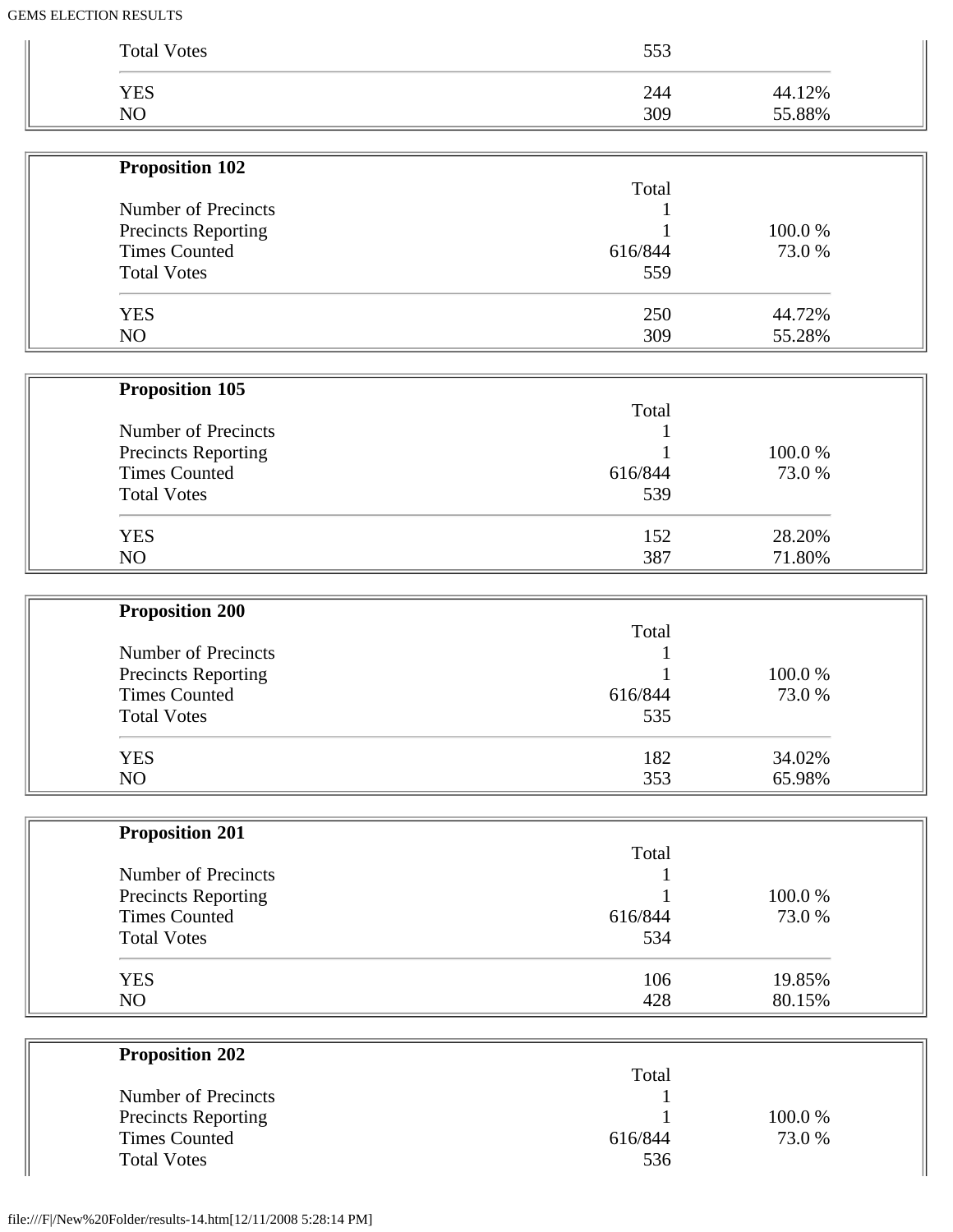| | | |
|---|---|---|
| Total Votes | 553 | |
| YES | 244 | 44.12% |
| NO | 309 | 55.88% |

**Proposition 102**

| | Total | |
|---|---|---|
| Number of Precincts | 1 | |
| Precincts Reporting | 1 | 100.0 % |
| Times Counted | 616/844 | 73.0 % |
| Total Votes | 559 | |
| YES | 250 | 44.72% |
| NO | 309 | 55.28% |

**Proposition 105**

| | Total | |
|---|---|---|
| Number of Precincts | 1 | |
| Precincts Reporting | 1 | 100.0 % |
| Times Counted | 616/844 | 73.0 % |
| Total Votes | 539 | |
| YES | 152 | 28.20% |
| NO | 387 | 71.80% |

**Proposition 200**

| | Total | |
|---|---|---|
| Number of Precincts | 1 | |
| Precincts Reporting | 1 | 100.0 % |
| Times Counted | 616/844 | 73.0 % |
| Total Votes | 535 | |
| YES | 182 | 34.02% |
| NO | 353 | 65.98% |

**Proposition 201**

| | Total | |
|---|---|---|
| Number of Precincts | 1 | |
| Precincts Reporting | 1 | 100.0 % |
| Times Counted | 616/844 | 73.0 % |
| Total Votes | 534 | |
| YES | 106 | 19.85% |
| NO | 428 | 80.15% |

**Proposition 202**

| | Total | |
|---|---|---|
| Number of Precincts | 1 | |
| Precincts Reporting | 1 | 100.0 % |
| Times Counted | 616/844 | 73.0 % |
| Total Votes | 536 | |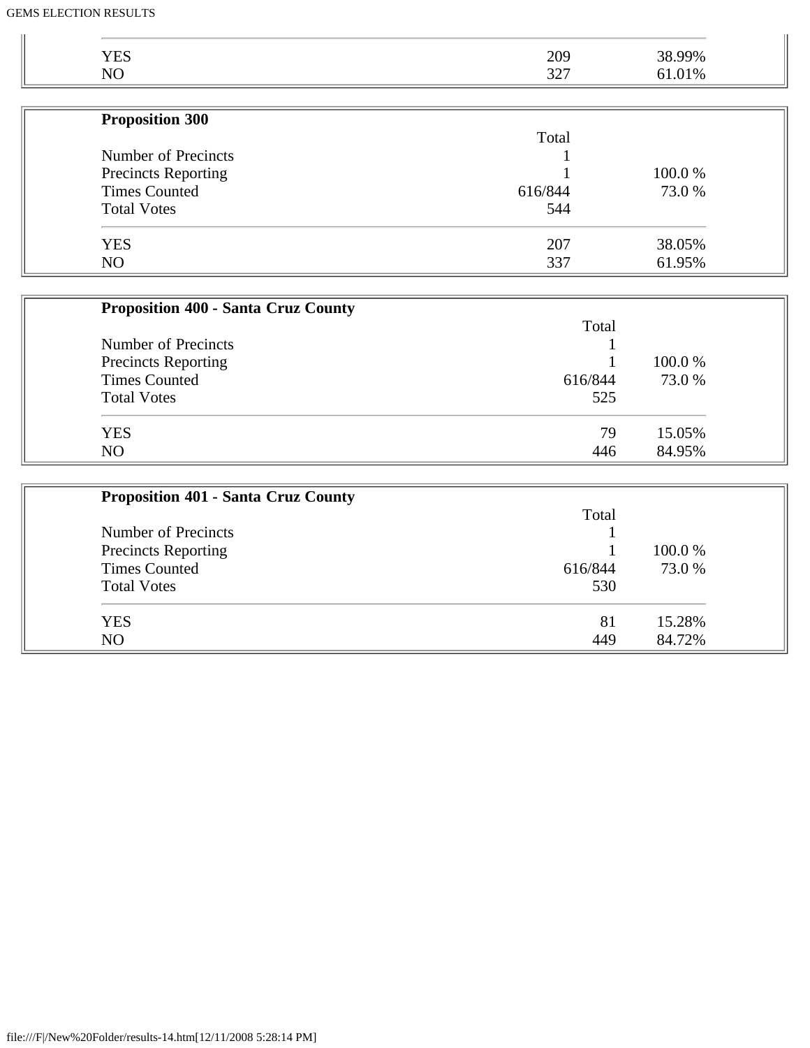| | | |
|---|---|---|
| YES | 209 | 38.99% |
| NO | 327 | 61.01% |

**Proposition 300**

| | Total | |
|---|---|---|
| Number of Precincts | 1 | |
| Precincts Reporting | 1 | 100.0 % |
| Times Counted | 616/844 | 73.0 % |
| Total Votes | 544 | |
| YES | 207 | 38.05% |
| NO | 337 | 61.95% |

**Proposition 400 - Santa Cruz County**

| | Total | |
|---|---|---|
| Number of Precincts | 1 | |
| Precincts Reporting | 1 | 100.0 % |
| Times Counted | 616/844 | 73.0 % |
| Total Votes | 525 | |
| YES | 79 | 15.05% |
| NO | 446 | 84.95% |

**Proposition 401 - Santa Cruz County**

| | Total | |
|---|---|---|
| Number of Precincts | 1 | |
| Precincts Reporting | 1 | 100.0 % |
| Times Counted | 616/844 | 73.0 % |
| Total Votes | 530 | |
| YES | 81 | 15.28% |
| NO | 449 | 84.72% |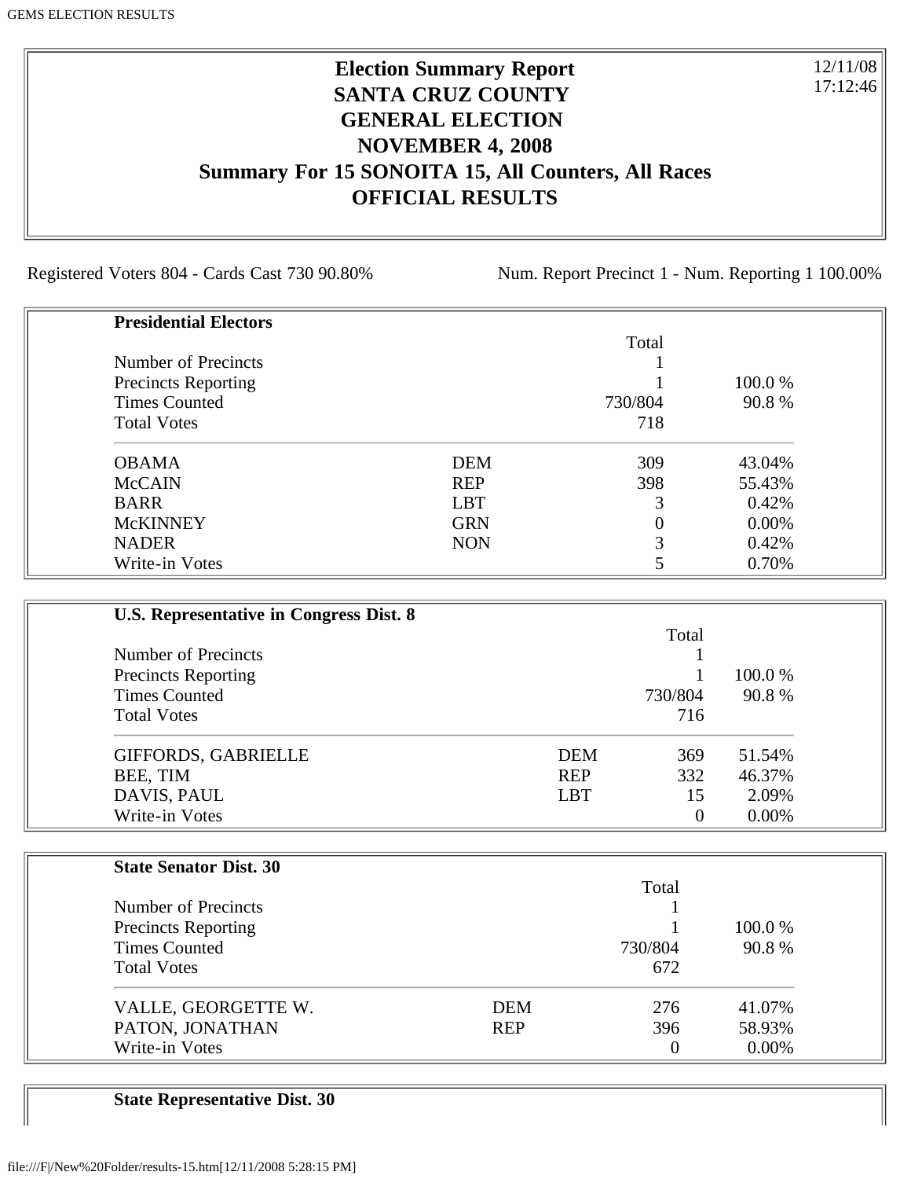# Election Summary Report
## SANTA CRUZ COUNTY
## GENERAL ELECTION
## NOVEMBER 4, 2008
## Summary For 15 SONOITA 15, All Counters, All Races
## OFFICIAL RESULTS

12/11/08
17:12:46

Registered Voters 804 - Cards Cast 730 90.80%

Num. Report Precinct 1 - Num. Reporting 1 100.00%

### Presidential Electors

| | | Total | |
|---|---|---|---|
| Number of Precincts | | 1 | |
| Precincts Reporting | | 1 | 100.0 % |
| Times Counted | | 730/804 | 90.8 % |
| Total Votes | | 718 | |
| OBAMA | DEM | 309 | 43.04% |
| McCAIN | REP | 398 | 55.43% |
| BARR | LBT | 3 | 0.42% |
| McKINNEY | GRN | 0 | 0.00% |
| NADER | NON | 3 | 0.42% |
| Write-in Votes | | 5 | 0.70% |

### U.S. Representative in Congress Dist. 8

| | | Total | |
|---|---|---|---|
| Number of Precincts | | 1 | |
| Precincts Reporting | | 1 | 100.0 % |
| Times Counted | | 730/804 | 90.8 % |
| Total Votes | | 716 | |
| GIFFORDS, GABRIELLE | DEM | 369 | 51.54% |
| BEE, TIM | REP | 332 | 46.37% |
| DAVIS, PAUL | LBT | 15 | 2.09% |
| Write-in Votes | | 0 | 0.00% |

### State Senator Dist. 30

| | | Total | |
|---|---|---|---|
| Number of Precincts | | 1 | |
| Precincts Reporting | | 1 | 100.0 % |
| Times Counted | | 730/804 | 90.8 % |
| Total Votes | | 672 | |
| VALLE, GEORGETTE W. | DEM | 276 | 41.07% |
| PATON, JONATHAN | REP | 396 | 58.93% |
| Write-in Votes | | 0 | 0.00% |

### State Representative Dist. 30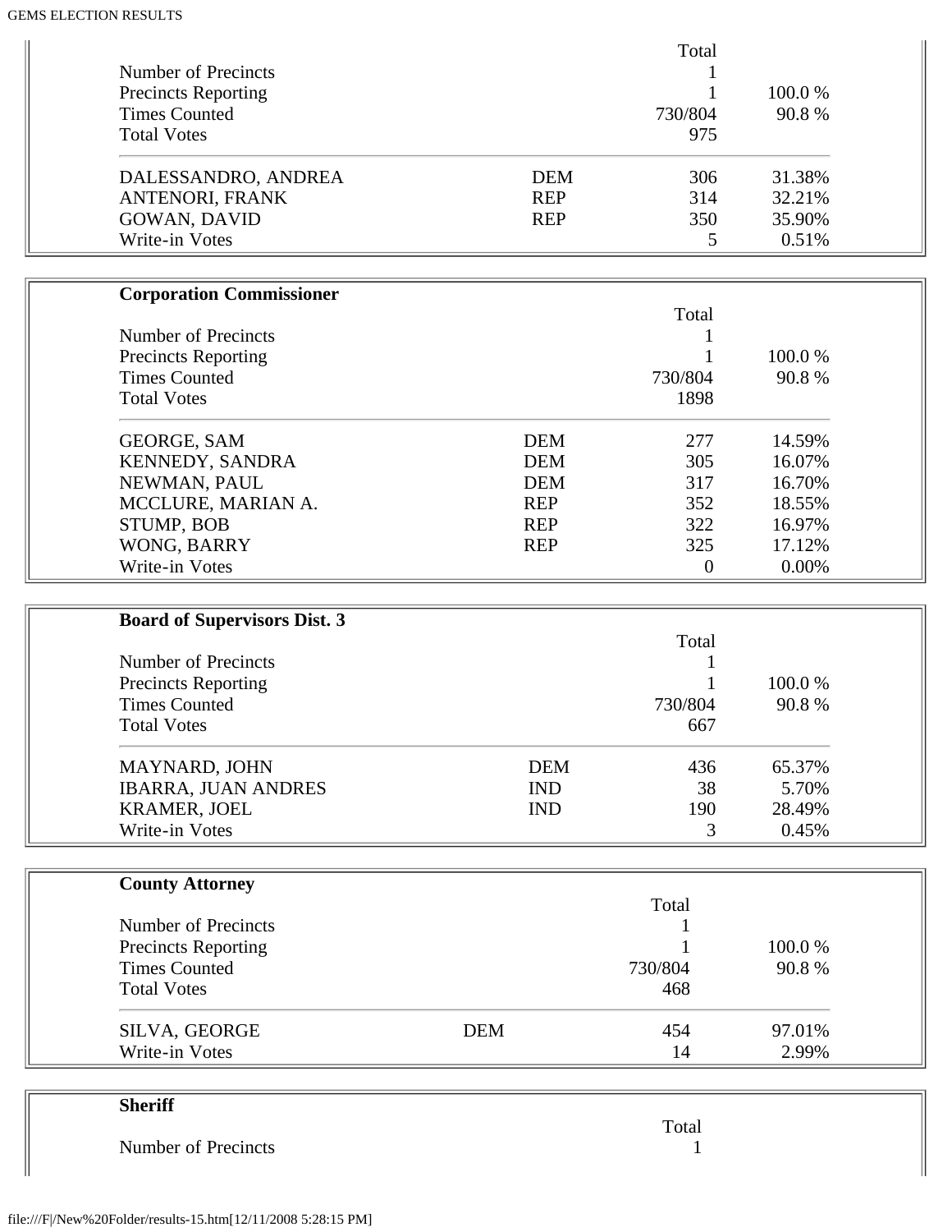| | | Total | |
|---|---|---|---|
| Number of Precincts | | 1 | |
| Precincts Reporting | | 1 | 100.0 % |
| Times Counted | | 730/804 | 90.8 % |
| Total Votes | | 975 | |
| DALESSANDRO, ANDREA | DEM | 306 | 31.38% |
| ANTENORI, FRANK | REP | 314 | 32.21% |
| GOWAN, DAVID | REP | 350 | 35.90% |
| Write-in Votes | | 5 | 0.51% |

**Corporation Commissioner**

| | | Total | |
|---|---|---|---|
| Number of Precincts | | 1 | |
| Precincts Reporting | | 1 | 100.0 % |
| Times Counted | | 730/804 | 90.8 % |
| Total Votes | | 1898 | |
| GEORGE, SAM | DEM | 277 | 14.59% |
| KENNEDY, SANDRA | DEM | 305 | 16.07% |
| NEWMAN, PAUL | DEM | 317 | 16.70% |
| MCCLURE, MARIAN A. | REP | 352 | 18.55% |
| STUMP, BOB | REP | 322 | 16.97% |
| WONG, BARRY | REP | 325 | 17.12% |
| Write-in Votes | | 0 | 0.00% |

**Board of Supervisors Dist. 3**

| | | Total | |
|---|---|---|---|
| Number of Precincts | | 1 | |
| Precincts Reporting | | 1 | 100.0 % |
| Times Counted | | 730/804 | 90.8 % |
| Total Votes | | 667 | |
| MAYNARD, JOHN | DEM | 436 | 65.37% |
| IBARRA, JUAN ANDRES | IND | 38 | 5.70% |
| KRAMER, JOEL | IND | 190 | 28.49% |
| Write-in Votes | | 3 | 0.45% |

**County Attorney**

| | | Total | |
|---|---|---|---|
| Number of Precincts | | 1 | |
| Precincts Reporting | | 1 | 100.0 % |
| Times Counted | | 730/804 | 90.8 % |
| Total Votes | | 468 | |
| SILVA, GEORGE | DEM | 454 | 97.01% |
| Write-in Votes | | 14 | 2.99% |

**Sheriff**

| | | Total | |
|---|---|---|---|
| Number of Precincts | | 1 | |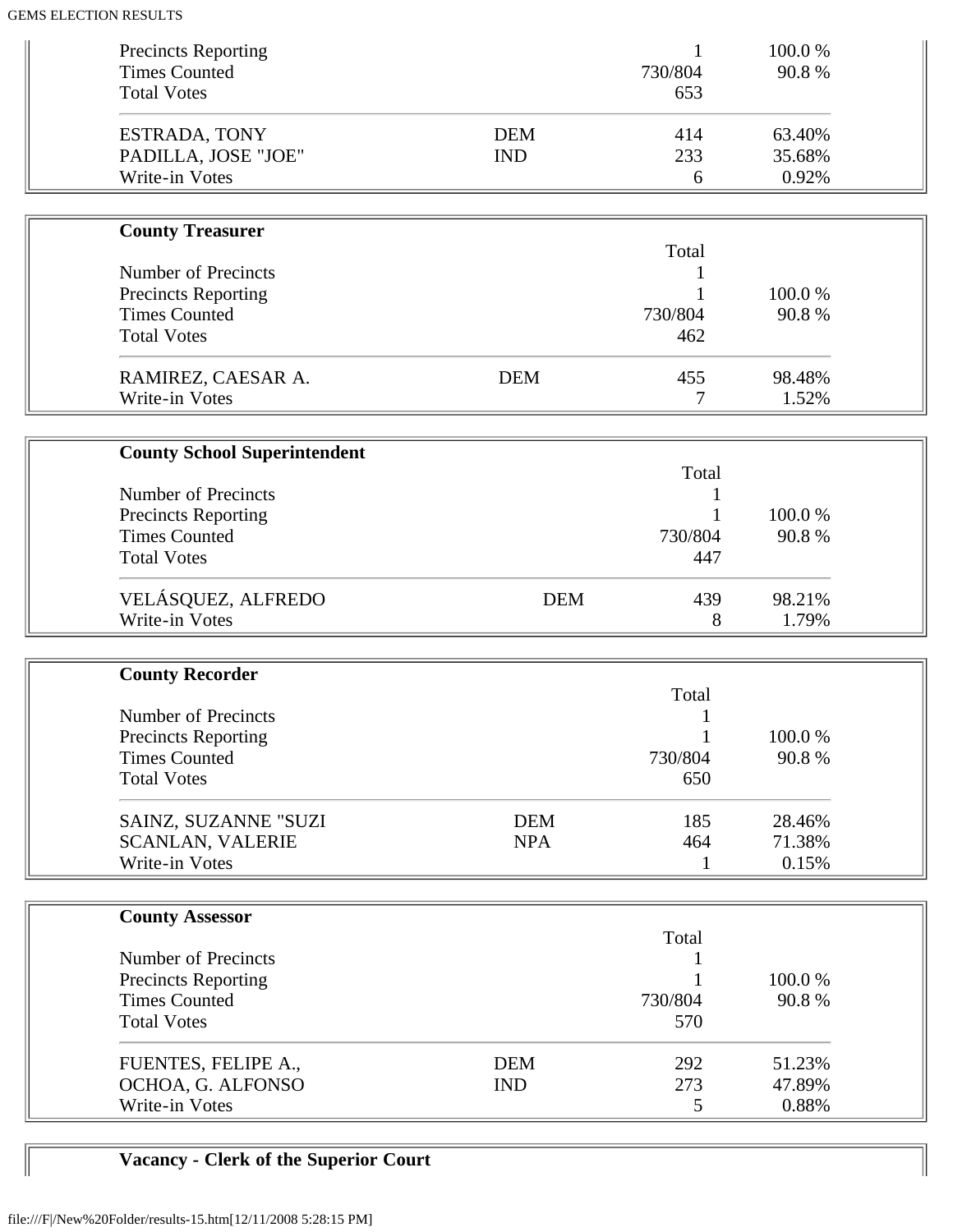| | | | |
|---|---|---|---|
| Precincts Reporting | | 1 | 100.0 % |
| Times Counted | | 730/804 | 90.8 % |
| Total Votes | | 653 | |
| ESTRADA, TONY | DEM | 414 | 63.40% |
| PADILLA, JOSE "JOE" | IND | 233 | 35.68% |
| Write-in Votes | | 6 | 0.92% |

**County Treasurer**

| | | Total | |
|---|---|---|---|
| Number of Precincts | | 1 | |
| Precincts Reporting | | 1 | 100.0 % |
| Times Counted | | 730/804 | 90.8 % |
| Total Votes | | 462 | |
| RAMIREZ, CAESAR A. | DEM | 455 | 98.48% |
| Write-in Votes | | 7 | 1.52% |

**County School Superintendent**

| | | Total | |
|---|---|---|---|
| Number of Precincts | | 1 | |
| Precincts Reporting | | 1 | 100.0 % |
| Times Counted | | 730/804 | 90.8 % |
| Total Votes | | 447 | |
| VELÁSQUEZ, ALFREDO | DEM | 439 | 98.21% |
| Write-in Votes | | 8 | 1.79% |

**County Recorder**

| | | Total | |
|---|---|---|---|
| Number of Precincts | | 1 | |
| Precincts Reporting | | 1 | 100.0 % |
| Times Counted | | 730/804 | 90.8 % |
| Total Votes | | 650 | |
| SAINZ, SUZANNE "SUZI | DEM | 185 | 28.46% |
| SCANLAN, VALERIE | NPA | 464 | 71.38% |
| Write-in Votes | | 1 | 0.15% |

**County Assessor**

| | | Total | |
|---|---|---|---|
| Number of Precincts | | 1 | |
| Precincts Reporting | | 1 | 100.0 % |
| Times Counted | | 730/804 | 90.8 % |
| Total Votes | | 570 | |
| FUENTES, FELIPE A., | DEM | 292 | 51.23% |
| OCHOA, G. ALFONSO | IND | 273 | 47.89% |
| Write-in Votes | | 5 | 0.88% |

**Vacancy - Clerk of the Superior Court**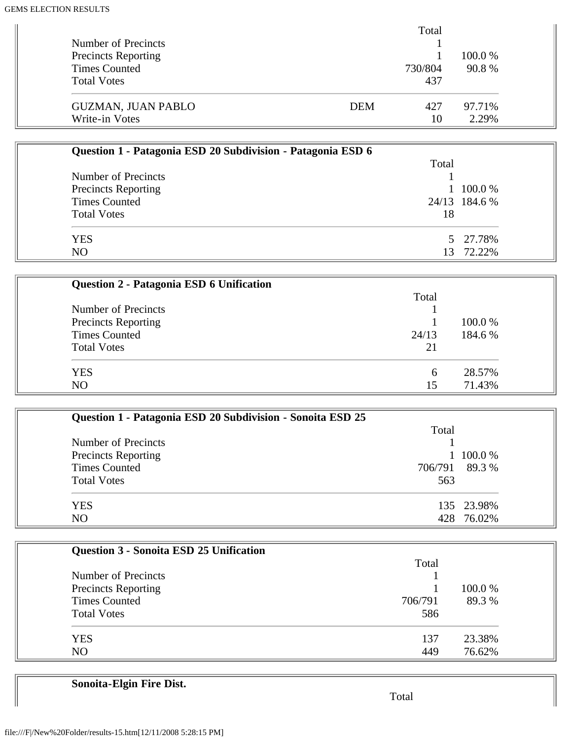| | | Total | |
|---|---|---|---|
| Number of Precincts | | 1 | |
| Precincts Reporting | | 1 | 100.0 % |
| Times Counted | | 730/804 | 90.8 % |
| Total Votes | | 437 | |
| GUZMAN, JUAN PABLO | DEM | 427 | 97.71% |
| Write-in Votes | | 10 | 2.29% |

**Question 1 - Patagonia ESD 20 Subdivision - Patagonia ESD 6**

| | Total | |
|---|---|---|
| Number of Precincts | 1 | |
| Precincts Reporting | 1 | 100.0 % |
| Times Counted | 24/13 | 184.6 % |
| Total Votes | 18 | |
| YES | 5 | 27.78% |
| NO | 13 | 72.22% |

**Question 2 - Patagonia ESD 6 Unification**

| | Total | |
|---|---|---|
| Number of Precincts | 1 | |
| Precincts Reporting | 1 | 100.0 % |
| Times Counted | 24/13 | 184.6 % |
| Total Votes | 21 | |
| YES | 6 | 28.57% |
| NO | 15 | 71.43% |

**Question 1 - Patagonia ESD 20 Subdivision - Sonoita ESD 25**

| | Total | |
|---|---|---|
| Number of Precincts | 1 | |
| Precincts Reporting | 1 | 100.0 % |
| Times Counted | 706/791 | 89.3 % |
| Total Votes | 563 | |
| YES | 135 | 23.98% |
| NO | 428 | 76.02% |

**Question 3 - Sonoita ESD 25 Unification**

| | Total | |
|---|---|---|
| Number of Precincts | 1 | |
| Precincts Reporting | 1 | 100.0 % |
| Times Counted | 706/791 | 89.3 % |
| Total Votes | 586 | |
| YES | 137 | 23.38% |
| NO | 449 | 76.62% |

**Sonoita-Elgin Fire Dist.**

Total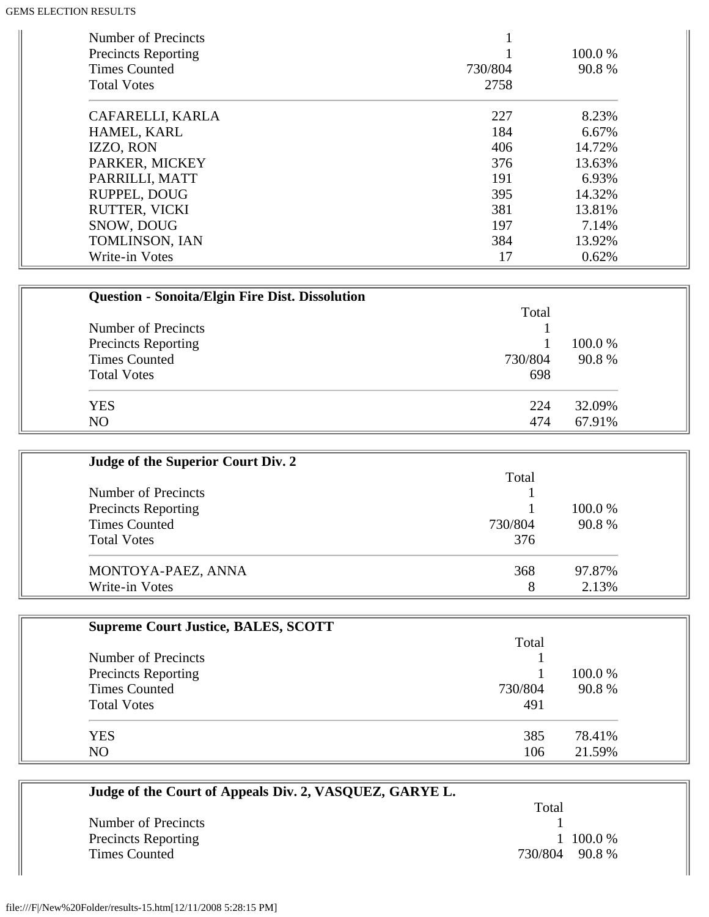| | | |
|---|---|---|
| Number of Precincts | 1 | |
| Precincts Reporting | 1 | 100.0 % |
| Times Counted | 730/804 | 90.8 % |
| Total Votes | 2758 | |
| CAFARELLI, KARLA | 227 | 8.23% |
| HAMEL, KARL | 184 | 6.67% |
| IZZO, RON | 406 | 14.72% |
| PARKER, MICKEY | 376 | 13.63% |
| PARRILLI, MATT | 191 | 6.93% |
| RUPPEL, DOUG | 395 | 14.32% |
| RUTTER, VICKI | 381 | 13.81% |
| SNOW, DOUG | 197 | 7.14% |
| TOMLINSON, IAN | 384 | 13.92% |
| Write-in Votes | 17 | 0.62% |

**Question - Sonoita/Elgin Fire Dist. Dissolution**

| | Total | |
|---|---|---|
| Number of Precincts | 1 | |
| Precincts Reporting | 1 | 100.0 % |
| Times Counted | 730/804 | 90.8 % |
| Total Votes | 698 | |
| YES | 224 | 32.09% |
| NO | 474 | 67.91% |

**Judge of the Superior Court Div. 2**

| | Total | |
|---|---|---|
| Number of Precincts | 1 | |
| Precincts Reporting | 1 | 100.0 % |
| Times Counted | 730/804 | 90.8 % |
| Total Votes | 376 | |
| MONTOYA-PAEZ, ANNA | 368 | 97.87% |
| Write-in Votes | 8 | 2.13% |

**Supreme Court Justice, BALES, SCOTT**

| | Total | |
|---|---|---|
| Number of Precincts | 1 | |
| Precincts Reporting | 1 | 100.0 % |
| Times Counted | 730/804 | 90.8 % |
| Total Votes | 491 | |
| YES | 385 | 78.41% |
| NO | 106 | 21.59% |

**Judge of the Court of Appeals Div. 2, VASQUEZ, GARYE L.**

| | Total | |
|---|---|---|
| Number of Precincts | 1 | |
| Precincts Reporting | 1 | 100.0 % |
| Times Counted | 730/804 | 90.8 % |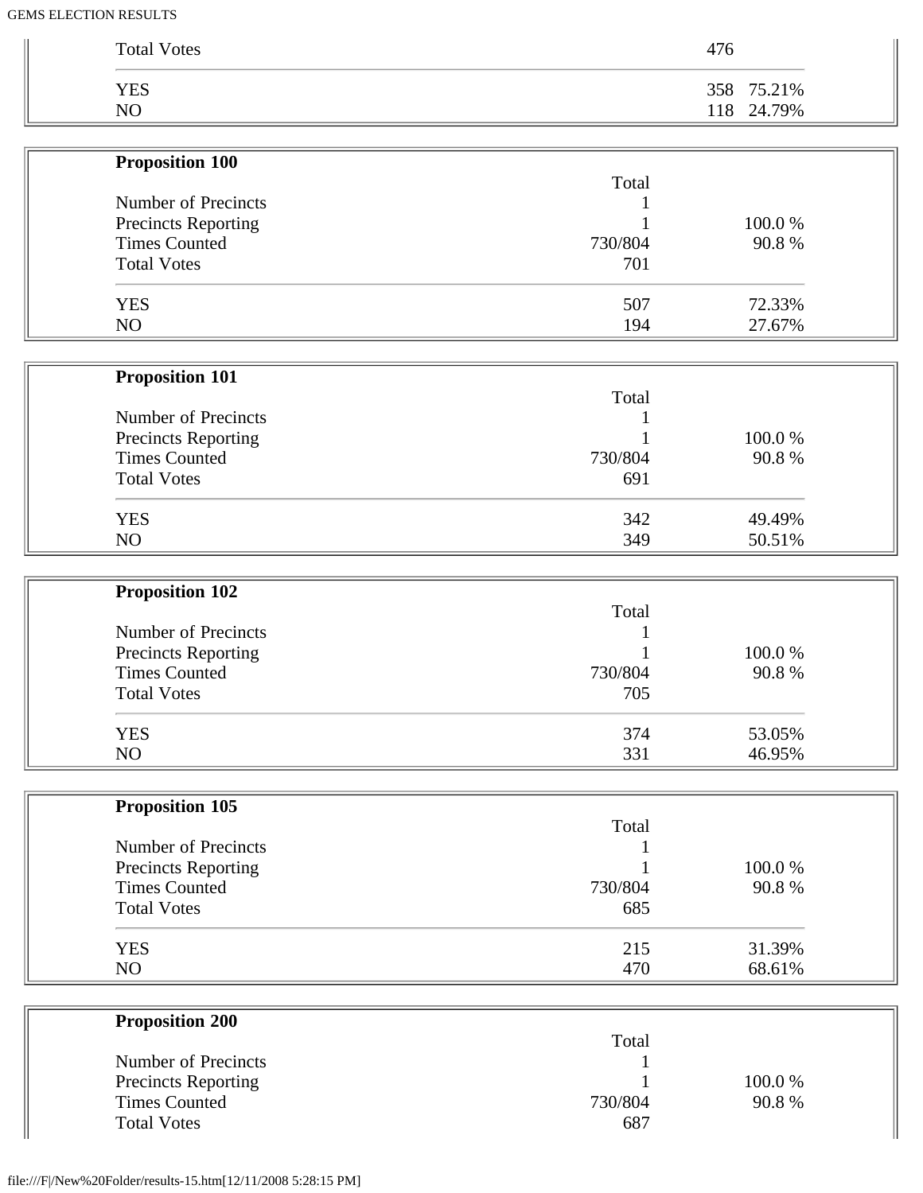| Total Votes | 476 | |
|---|---|---|
| YES | 358 | 75.21% |
| NO | 118 | 24.79% |

**Proposition 100**

| | Total | |
|---|---|---|
| Number of Precincts | 1 | |
| Precincts Reporting | 1 | 100.0 % |
| Times Counted | 730/804 | 90.8 % |
| Total Votes | 701 | |
| YES | 507 | 72.33% |
| NO | 194 | 27.67% |

**Proposition 101**

| | Total | |
|---|---|---|
| Number of Precincts | 1 | |
| Precincts Reporting | 1 | 100.0 % |
| Times Counted | 730/804 | 90.8 % |
| Total Votes | 691 | |
| YES | 342 | 49.49% |
| NO | 349 | 50.51% |

**Proposition 102**

| | Total | |
|---|---|---|
| Number of Precincts | 1 | |
| Precincts Reporting | 1 | 100.0 % |
| Times Counted | 730/804 | 90.8 % |
| Total Votes | 705 | |
| YES | 374 | 53.05% |
| NO | 331 | 46.95% |

**Proposition 105**

| | Total | |
|---|---|---|
| Number of Precincts | 1 | |
| Precincts Reporting | 1 | 100.0 % |
| Times Counted | 730/804 | 90.8 % |
| Total Votes | 685 | |
| YES | 215 | 31.39% |
| NO | 470 | 68.61% |

**Proposition 200**

| | Total | |
|---|---|---|
| Number of Precincts | 1 | |
| Precincts Reporting | 1 | 100.0 % |
| Times Counted | 730/804 | 90.8 % |
| Total Votes | 687 | |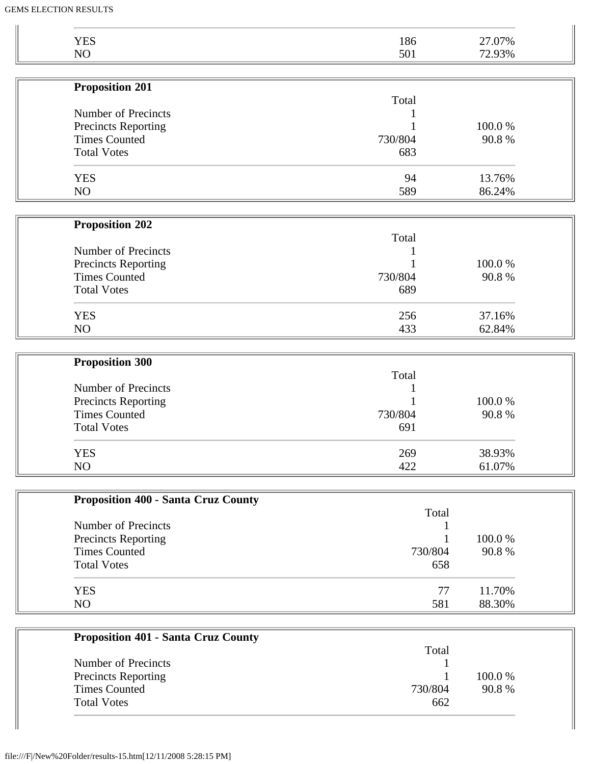| | | |
|---|---|---|
| YES | 186 | 27.07% |
| NO | 501 | 72.93% |

**Proposition 201**

| | Total | |
|---|---|---|
| Number of Precincts | 1 | |
| Precincts Reporting | 1 | 100.0 % |
| Times Counted | 730/804 | 90.8 % |
| Total Votes | 683 | |
| YES | 94 | 13.76% |
| NO | 589 | 86.24% |

**Proposition 202**

| | Total | |
|---|---|---|
| Number of Precincts | 1 | |
| Precincts Reporting | 1 | 100.0 % |
| Times Counted | 730/804 | 90.8 % |
| Total Votes | 689 | |
| YES | 256 | 37.16% |
| NO | 433 | 62.84% |

**Proposition 300**

| | Total | |
|---|---|---|
| Number of Precincts | 1 | |
| Precincts Reporting | 1 | 100.0 % |
| Times Counted | 730/804 | 90.8 % |
| Total Votes | 691 | |
| YES | 269 | 38.93% |
| NO | 422 | 61.07% |

**Proposition 400 - Santa Cruz County**

| | Total | |
|---|---|---|
| Number of Precincts | 1 | |
| Precincts Reporting | 1 | 100.0 % |
| Times Counted | 730/804 | 90.8 % |
| Total Votes | 658 | |
| YES | 77 | 11.70% |
| NO | 581 | 88.30% |

**Proposition 401 - Santa Cruz County**

| | Total | |
|---|---|---|
| Number of Precincts | 1 | |
| Precincts Reporting | 1 | 100.0 % |
| Times Counted | 730/804 | 90.8 % |
| Total Votes | 662 | |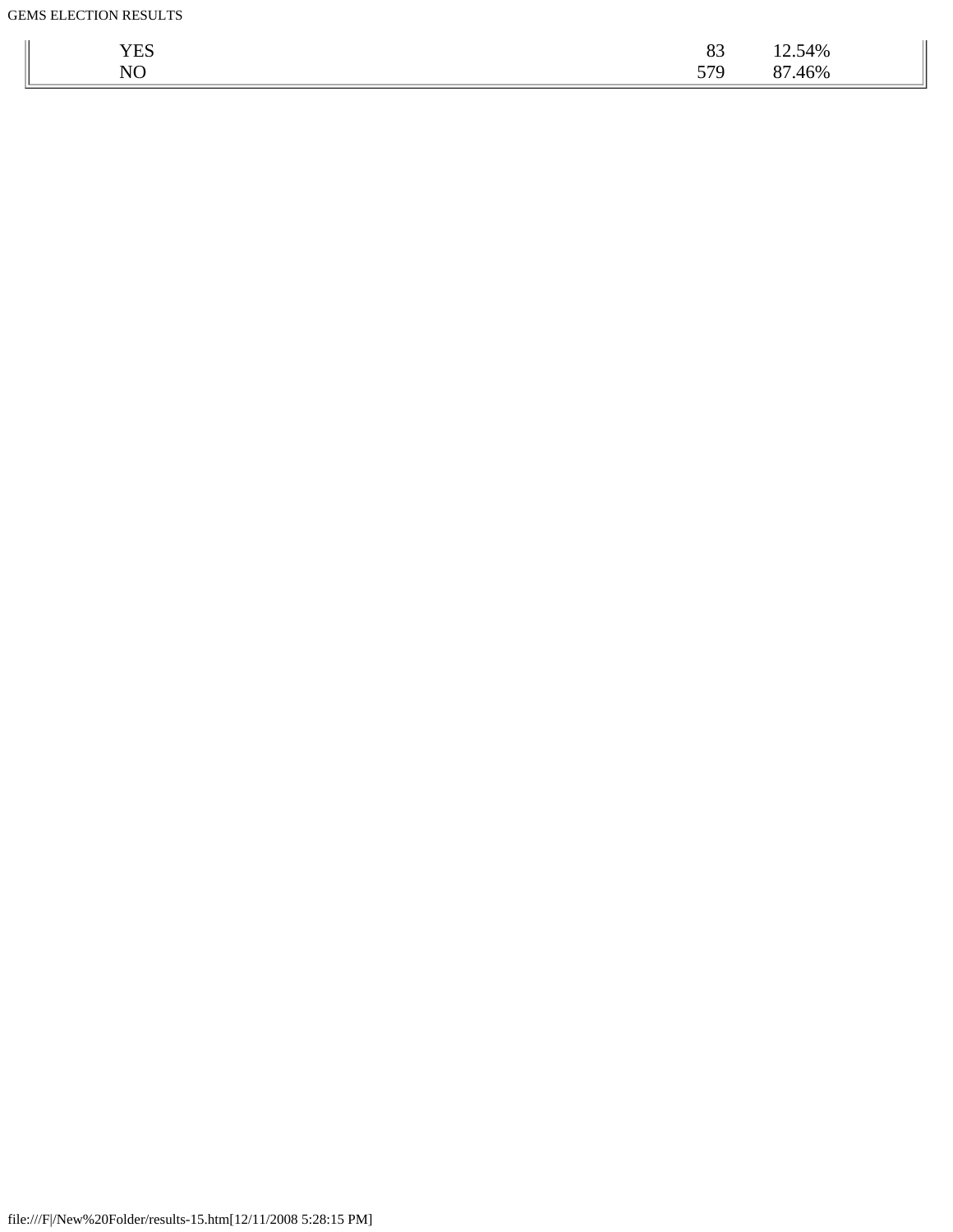| | | |
|---|---|---|
| YES | 83 | 12.54% |
| NO | 579 | 87.46% |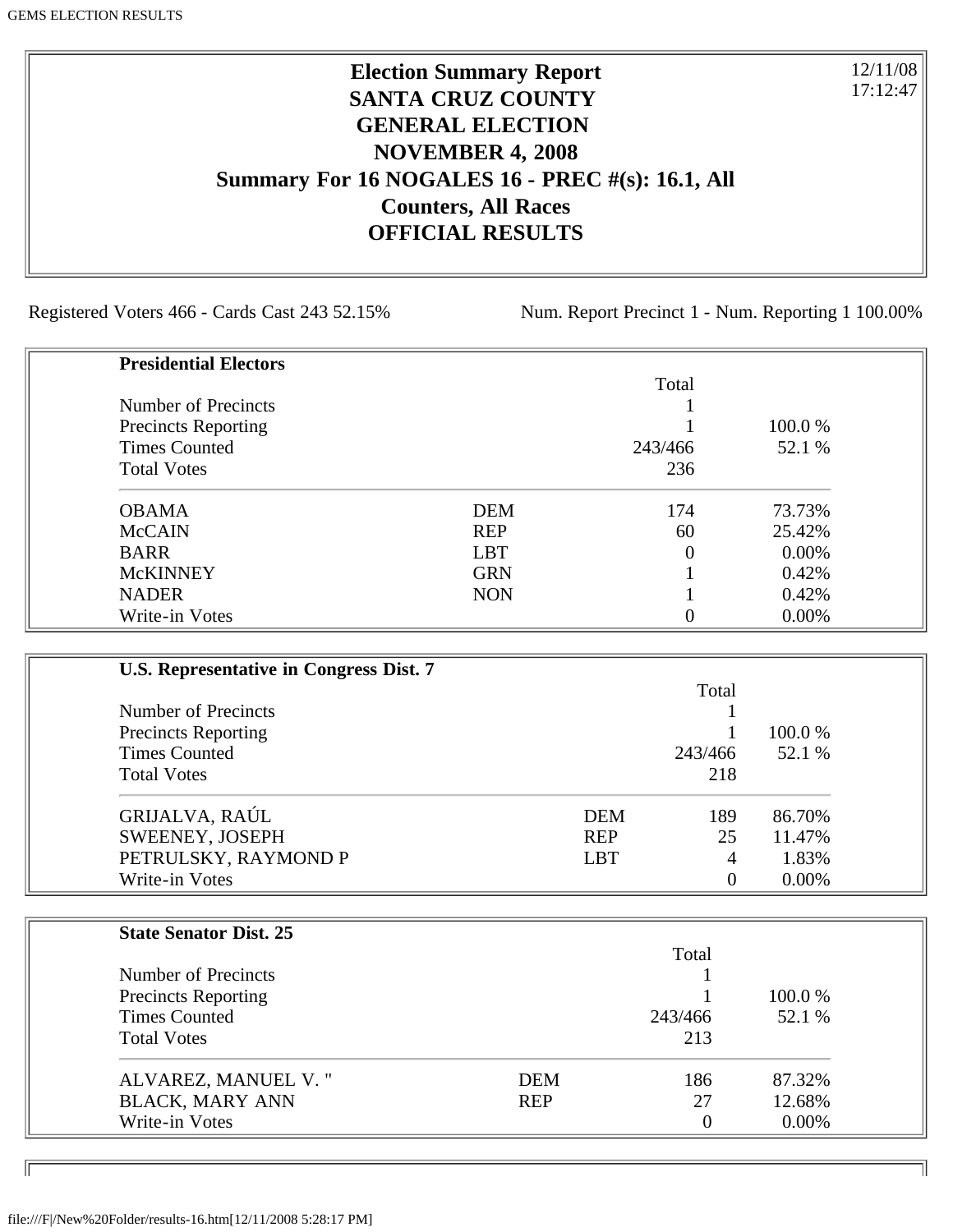# Election Summary Report
# SANTA CRUZ COUNTY
# GENERAL ELECTION
# NOVEMBER 4, 2008
# Summary For 16 NOGALES 16 - PREC #(s): 16.1, All Counters, All Races
# OFFICIAL RESULTS

12/11/08
17:12:47

Registered Voters 466 - Cards Cast 243 52.15%

Num. Report Precinct 1 - Num. Reporting 1 100.00%

**Presidential Electors**

| | | Total | |
|---|---|---|---|
| Number of Precincts | | 1 | |
| Precincts Reporting | | 1 | 100.0 % |
| Times Counted | | 243/466 | 52.1 % |
| Total Votes | | 236 | |
| OBAMA | DEM | 174 | 73.73% |
| McCAIN | REP | 60 | 25.42% |
| BARR | LBT | 0 | 0.00% |
| McKINNEY | GRN | 1 | 0.42% |
| NADER | NON | 1 | 0.42% |
| Write-in Votes | | 0 | 0.00% |

**U.S. Representative in Congress Dist. 7**

| | | Total | |
|---|---|---|---|
| Number of Precincts | | 1 | |
| Precincts Reporting | | 1 | 100.0 % |
| Times Counted | | 243/466 | 52.1 % |
| Total Votes | | 218 | |
| GRIJALVA, RAÚL | DEM | 189 | 86.70% |
| SWEENEY, JOSEPH | REP | 25 | 11.47% |
| PETRULSKY, RAYMOND P | LBT | 4 | 1.83% |
| Write-in Votes | | 0 | 0.00% |

**State Senator Dist. 25**

| | | Total | |
|---|---|---|---|
| Number of Precincts | | 1 | |
| Precincts Reporting | | 1 | 100.0 % |
| Times Counted | | 243/466 | 52.1 % |
| Total Votes | | 213 | |
| ALVAREZ, MANUEL V. " | DEM | 186 | 87.32% |
| BLACK, MARY ANN | REP | 27 | 12.68% |
| Write-in Votes | | 0 | 0.00% |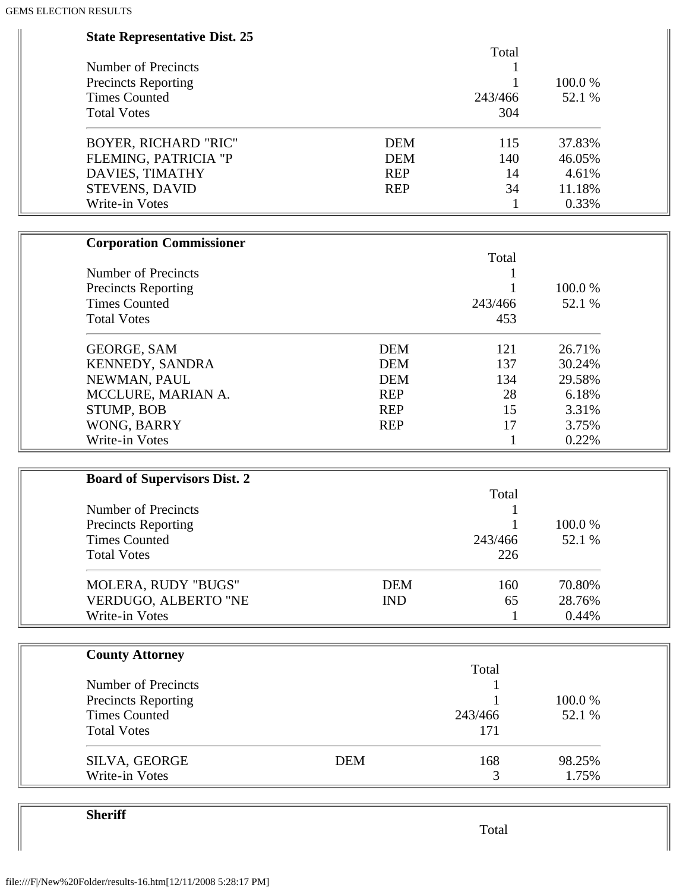### State Representative Dist. 25

| | | Total | |
|---|---|---|---|
| Number of Precincts | | 1 | |
| Precincts Reporting | | 1 | 100.0 % |
| Times Counted | | 243/466 | 52.1 % |
| Total Votes | | 304 | |
| BOYER, RICHARD "RIC" | DEM | 115 | 37.83% |
| FLEMING, PATRICIA "P | DEM | 140 | 46.05% |
| DAVIES, TIMATHY | REP | 14 | 4.61% |
| STEVENS, DAVID | REP | 34 | 11.18% |
| Write-in Votes | | 1 | 0.33% |

### Corporation Commissioner

| | | Total | |
|---|---|---|---|
| Number of Precincts | | 1 | |
| Precincts Reporting | | 1 | 100.0 % |
| Times Counted | | 243/466 | 52.1 % |
| Total Votes | | 453 | |
| GEORGE, SAM | DEM | 121 | 26.71% |
| KENNEDY, SANDRA | DEM | 137 | 30.24% |
| NEWMAN, PAUL | DEM | 134 | 29.58% |
| MCCLURE, MARIAN A. | REP | 28 | 6.18% |
| STUMP, BOB | REP | 15 | 3.31% |
| WONG, BARRY | REP | 17 | 3.75% |
| Write-in Votes | | 1 | 0.22% |

### Board of Supervisors Dist. 2

| | | Total | |
|---|---|---|---|
| Number of Precincts | | 1 | |
| Precincts Reporting | | 1 | 100.0 % |
| Times Counted | | 243/466 | 52.1 % |
| Total Votes | | 226 | |
| MOLERA, RUDY "BUGS" | DEM | 160 | 70.80% |
| VERDUGO, ALBERTO "NE | IND | 65 | 28.76% |
| Write-in Votes | | 1 | 0.44% |

### County Attorney

| | | Total | |
|---|---|---|---|
| Number of Precincts | | 1 | |
| Precincts Reporting | | 1 | 100.0 % |
| Times Counted | | 243/466 | 52.1 % |
| Total Votes | | 171 | |
| SILVA, GEORGE | DEM | 168 | 98.25% |
| Write-in Votes | | 3 | 1.75% |

### Sheriff

| | | Total | |
|---|---|---|---|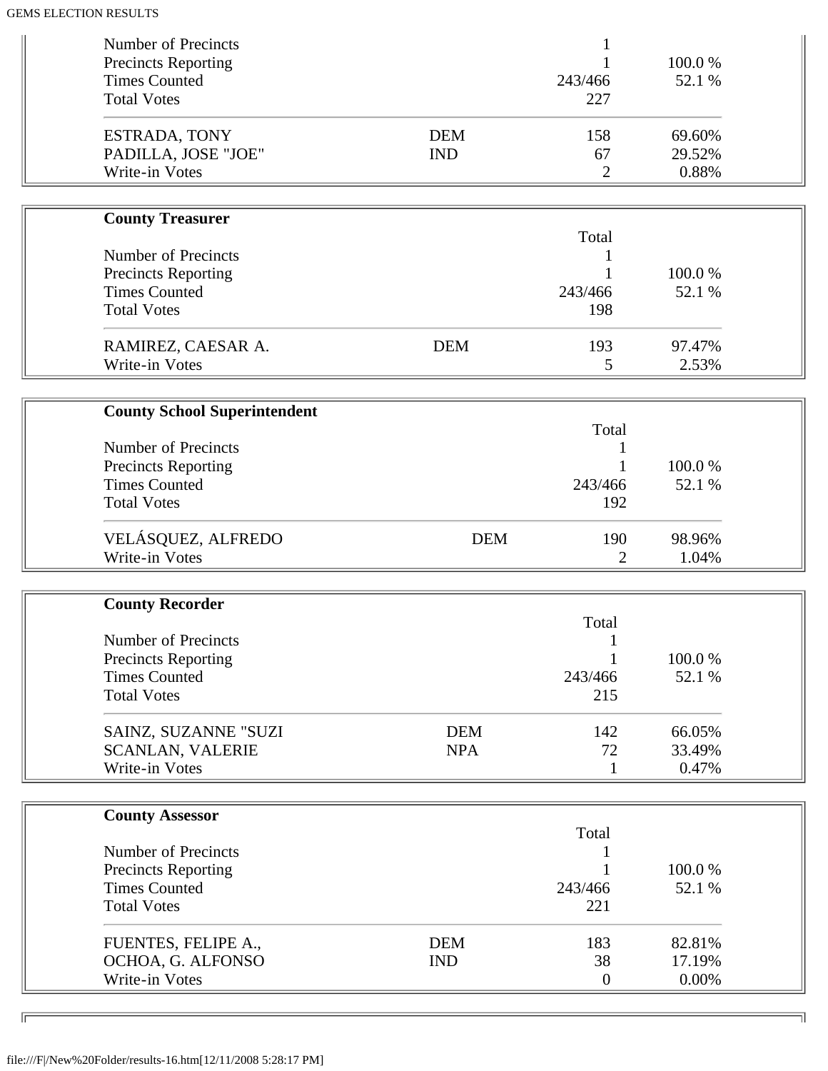| | | | |
|---|---|---|---|
| Number of Precincts | | 1 | |
| Precincts Reporting | | 1 | 100.0 % |
| Times Counted | | 243/466 | 52.1 % |
| Total Votes | | 227 | |
| ESTRADA, TONY | DEM | 158 | 69.60% |
| PADILLA, JOSE "JOE" | IND | 67 | 29.52% |
| Write-in Votes | | 2 | 0.88% |

**County Treasurer**

| | | Total | |
|---|---|---|---|
| Number of Precincts | | 1 | |
| Precincts Reporting | | 1 | 100.0 % |
| Times Counted | | 243/466 | 52.1 % |
| Total Votes | | 198 | |
| RAMIREZ, CAESAR A. | DEM | 193 | 97.47% |
| Write-in Votes | | 5 | 2.53% |

**County School Superintendent**

| | | Total | |
|---|---|---|---|
| Number of Precincts | | 1 | |
| Precincts Reporting | | 1 | 100.0 % |
| Times Counted | | 243/466 | 52.1 % |
| Total Votes | | 192 | |
| VELÁSQUEZ, ALFREDO | DEM | 190 | 98.96% |
| Write-in Votes | | 2 | 1.04% |

**County Recorder**

| | | Total | |
|---|---|---|---|
| Number of Precincts | | 1 | |
| Precincts Reporting | | 1 | 100.0 % |
| Times Counted | | 243/466 | 52.1 % |
| Total Votes | | 215 | |
| SAINZ, SUZANNE "SUZI | DEM | 142 | 66.05% |
| SCANLAN, VALERIE | NPA | 72 | 33.49% |
| Write-in Votes | | 1 | 0.47% |

**County Assessor**

| | | Total | |
|---|---|---|---|
| Number of Precincts | | 1 | |
| Precincts Reporting | | 1 | 100.0 % |
| Times Counted | | 243/466 | 52.1 % |
| Total Votes | | 221 | |
| FUENTES, FELIPE A., | DEM | 183 | 82.81% |
| OCHOA, G. ALFONSO | IND | 38 | 17.19% |
| Write-in Votes | | 0 | 0.00% |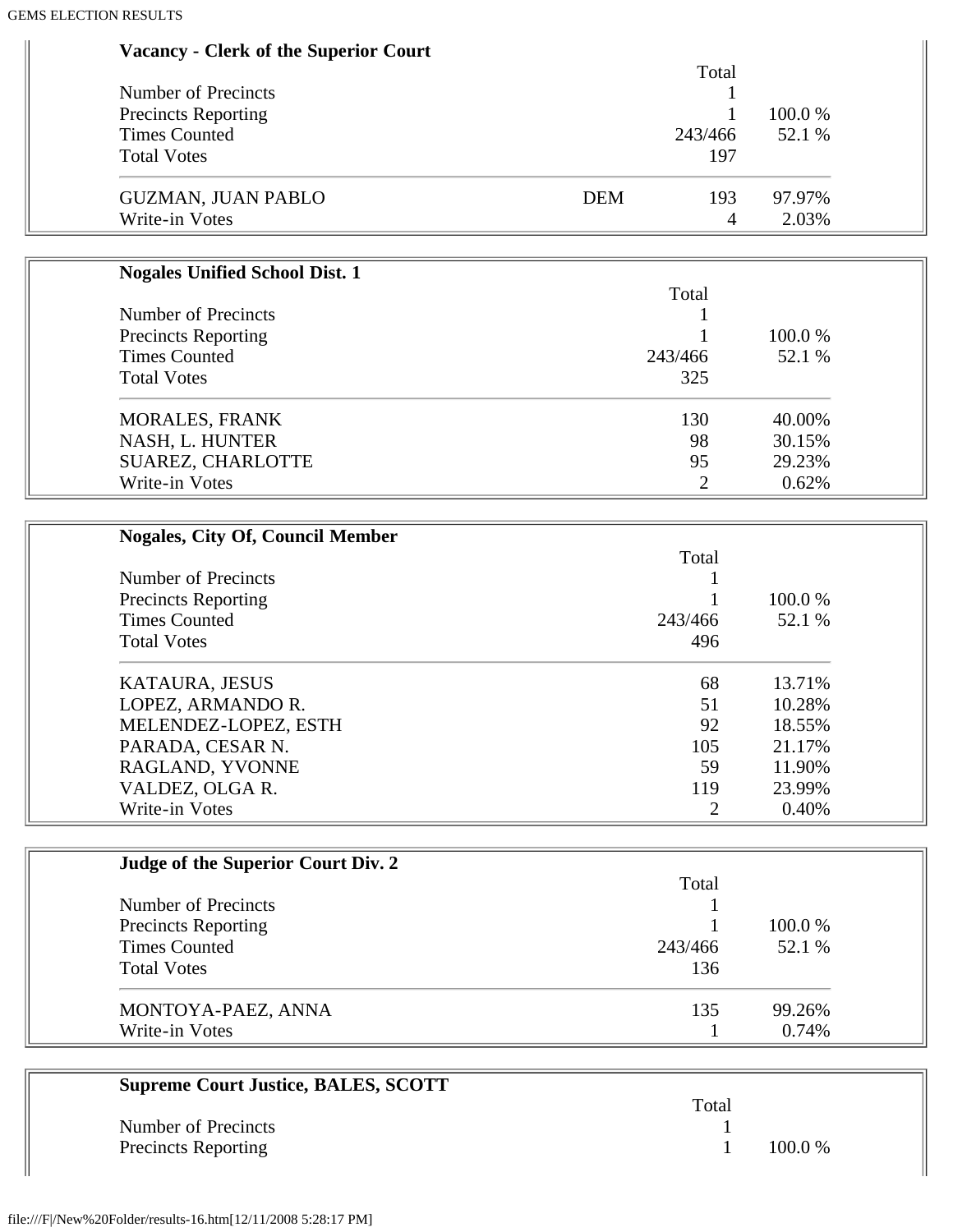**Vacancy - Clerk of the Superior Court**

| | | Total | |
|---|---|---|---|
| Number of Precincts | | 1 | |
| Precincts Reporting | | 1 | 100.0 % |
| Times Counted | | 243/466 | 52.1 % |
| Total Votes | | 197 | |
| GUZMAN, JUAN PABLO | DEM | 193 | 97.97% |
| Write-in Votes | | 4 | 2.03% |

**Nogales Unified School Dist. 1**

| | Total | |
|---|---|---|
| Number of Precincts | 1 | |
| Precincts Reporting | 1 | 100.0 % |
| Times Counted | 243/466 | 52.1 % |
| Total Votes | 325 | |
| MORALES, FRANK | 130 | 40.00% |
| NASH, L. HUNTER | 98 | 30.15% |
| SUAREZ, CHARLOTTE | 95 | 29.23% |
| Write-in Votes | 2 | 0.62% |

**Nogales, City Of, Council Member**

| | Total | |
|---|---|---|
| Number of Precincts | 1 | |
| Precincts Reporting | 1 | 100.0 % |
| Times Counted | 243/466 | 52.1 % |
| Total Votes | 496 | |
| KATAURA, JESUS | 68 | 13.71% |
| LOPEZ, ARMANDO R. | 51 | 10.28% |
| MELENDEZ-LOPEZ, ESTH | 92 | 18.55% |
| PARADA, CESAR N. | 105 | 21.17% |
| RAGLAND, YVONNE | 59 | 11.90% |
| VALDEZ, OLGA R. | 119 | 23.99% |
| Write-in Votes | 2 | 0.40% |

**Judge of the Superior Court Div. 2**

| | Total | |
|---|---|---|
| Number of Precincts | 1 | |
| Precincts Reporting | 1 | 100.0 % |
| Times Counted | 243/466 | 52.1 % |
| Total Votes | 136 | |
| MONTOYA-PAEZ, ANNA | 135 | 99.26% |
| Write-in Votes | 1 | 0.74% |

**Supreme Court Justice, BALES, SCOTT**

| | Total | |
|---|---|---|
| Number of Precincts | 1 | |
| Precincts Reporting | 1 | 100.0 % |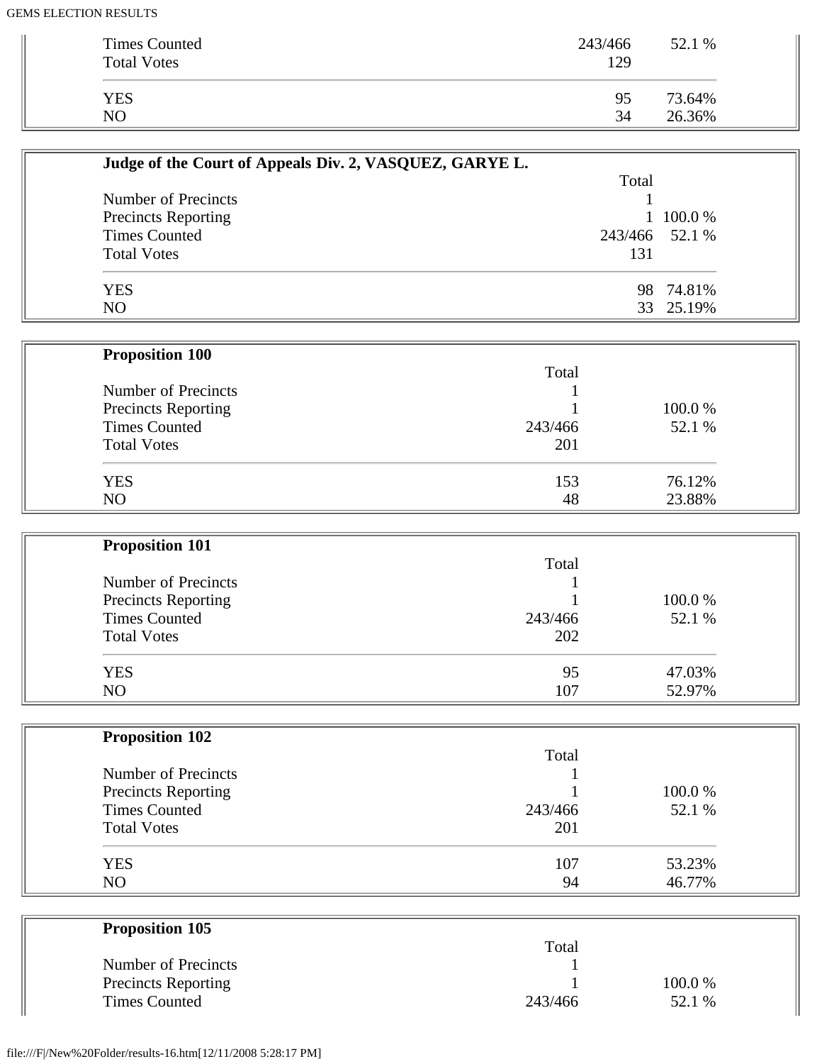| | | |
|---|---|---|
| Times Counted | 243/466 | 52.1 % |
| Total Votes | 129 | |
| YES | 95 | 73.64% |
| NO | 34 | 26.36% |

**Judge of the Court of Appeals Div. 2, VASQUEZ, GARYE L.**

| | Total | |
|---|---|---|
| Number of Precincts | 1 | |
| Precincts Reporting | 1 | 100.0 % |
| Times Counted | 243/466 | 52.1 % |
| Total Votes | 131 | |
| YES | 98 | 74.81% |
| NO | 33 | 25.19% |

**Proposition 100**

| | Total | |
|---|---|---|
| Number of Precincts | 1 | |
| Precincts Reporting | 1 | 100.0 % |
| Times Counted | 243/466 | 52.1 % |
| Total Votes | 201 | |
| YES | 153 | 76.12% |
| NO | 48 | 23.88% |

**Proposition 101**

| | Total | |
|---|---|---|
| Number of Precincts | 1 | |
| Precincts Reporting | 1 | 100.0 % |
| Times Counted | 243/466 | 52.1 % |
| Total Votes | 202 | |
| YES | 95 | 47.03% |
| NO | 107 | 52.97% |

**Proposition 102**

| | Total | |
|---|---|---|
| Number of Precincts | 1 | |
| Precincts Reporting | 1 | 100.0 % |
| Times Counted | 243/466 | 52.1 % |
| Total Votes | 201 | |
| YES | 107 | 53.23% |
| NO | 94 | 46.77% |

**Proposition 105**

| | Total | |
|---|---|---|
| Number of Precincts | 1 | |
| Precincts Reporting | 1 | 100.0 % |
| Times Counted | 243/466 | 52.1 % |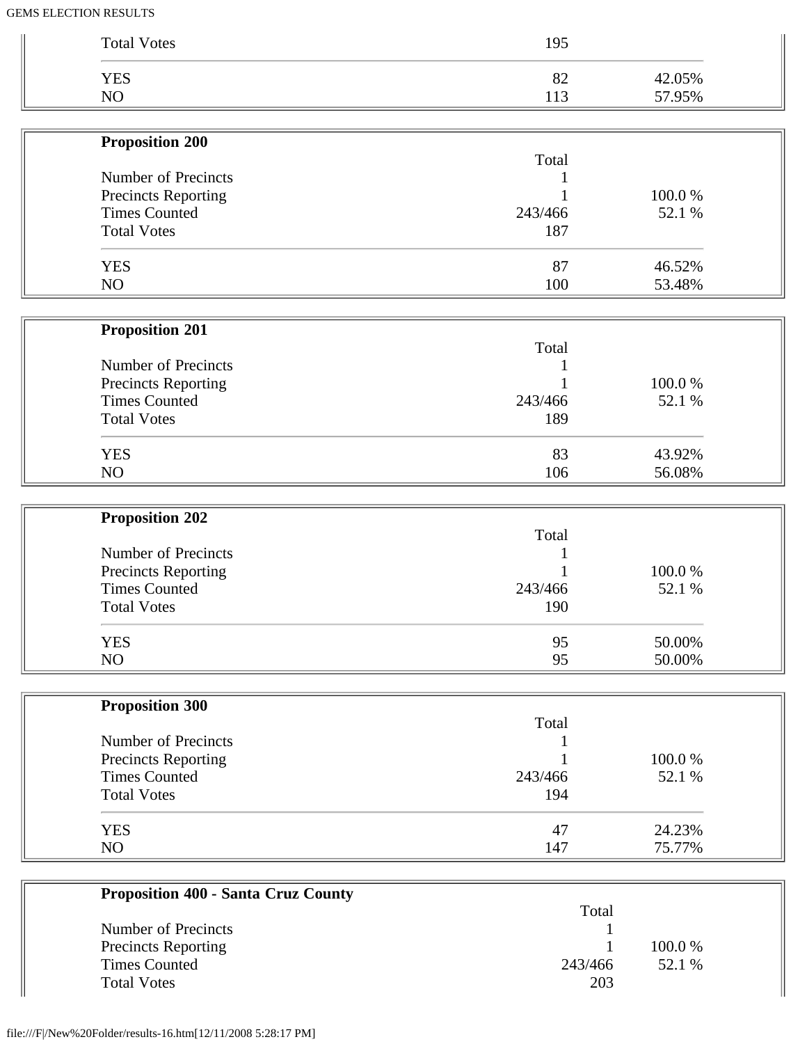| | | |
|---|---|---|
| Total Votes | 195 | |
| YES | 82 | 42.05% |
| NO | 113 | 57.95% |

**Proposition 200**

| | Total | |
|---|---|---|
| Number of Precincts | 1 | |
| Precincts Reporting | 1 | 100.0 % |
| Times Counted | 243/466 | 52.1 % |
| Total Votes | 187 | |
| YES | 87 | 46.52% |
| NO | 100 | 53.48% |

**Proposition 201**

| | Total | |
|---|---|---|
| Number of Precincts | 1 | |
| Precincts Reporting | 1 | 100.0 % |
| Times Counted | 243/466 | 52.1 % |
| Total Votes | 189 | |
| YES | 83 | 43.92% |
| NO | 106 | 56.08% |

**Proposition 202**

| | Total | |
|---|---|---|
| Number of Precincts | 1 | |
| Precincts Reporting | 1 | 100.0 % |
| Times Counted | 243/466 | 52.1 % |
| Total Votes | 190 | |
| YES | 95 | 50.00% |
| NO | 95 | 50.00% |

**Proposition 300**

| | Total | |
|---|---|---|
| Number of Precincts | 1 | |
| Precincts Reporting | 1 | 100.0 % |
| Times Counted | 243/466 | 52.1 % |
| Total Votes | 194 | |
| YES | 47 | 24.23% |
| NO | 147 | 75.77% |

**Proposition 400 - Santa Cruz County**

| | Total | |
|---|---|---|
| Number of Precincts | 1 | |
| Precincts Reporting | 1 | 100.0 % |
| Times Counted | 243/466 | 52.1 % |
| Total Votes | 203 | |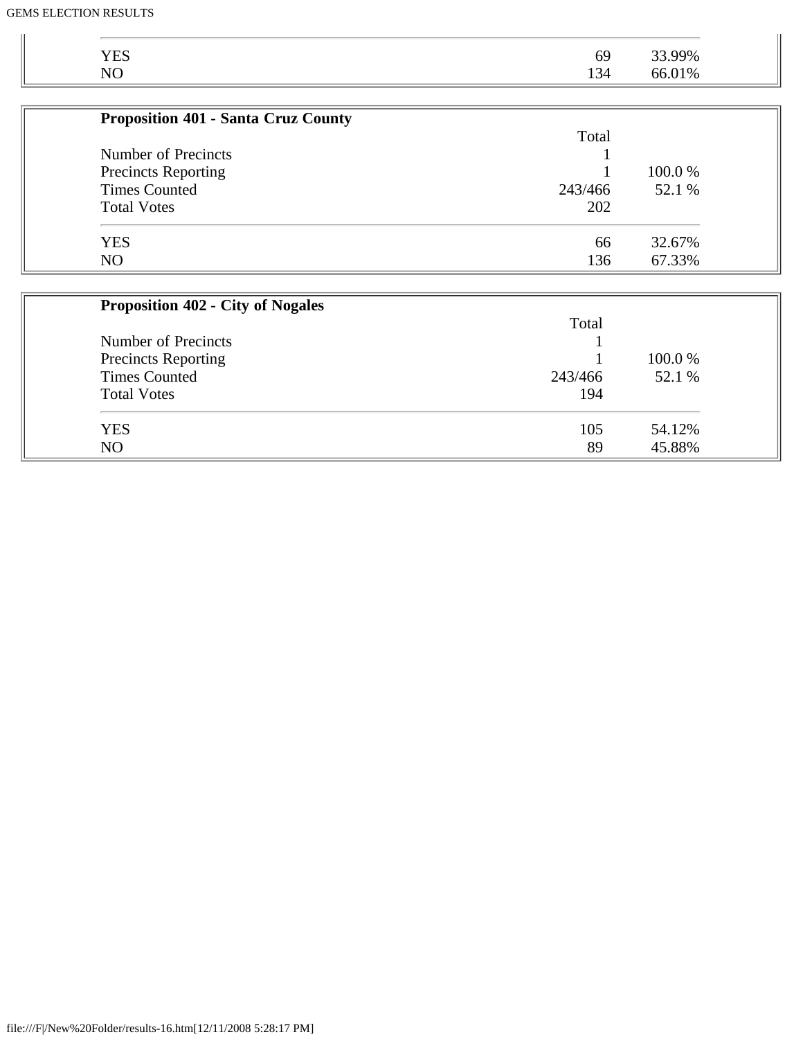| | | |
|---|---|---|
| YES | 69 | 33.99% |
| NO | 134 | 66.01% |

**Proposition 401 - Santa Cruz County**

| | Total | |
|---|---|---|
| Number of Precincts | 1 | |
| Precincts Reporting | 1 | 100.0 % |
| Times Counted | 243/466 | 52.1 % |
| Total Votes | 202 | |
| YES | 66 | 32.67% |
| NO | 136 | 67.33% |

**Proposition 402 - City of Nogales**

| | Total | |
|---|---|---|
| Number of Precincts | 1 | |
| Precincts Reporting | 1 | 100.0 % |
| Times Counted | 243/466 | 52.1 % |
| Total Votes | 194 | |
| YES | 105 | 54.12% |
| NO | 89 | 45.88% |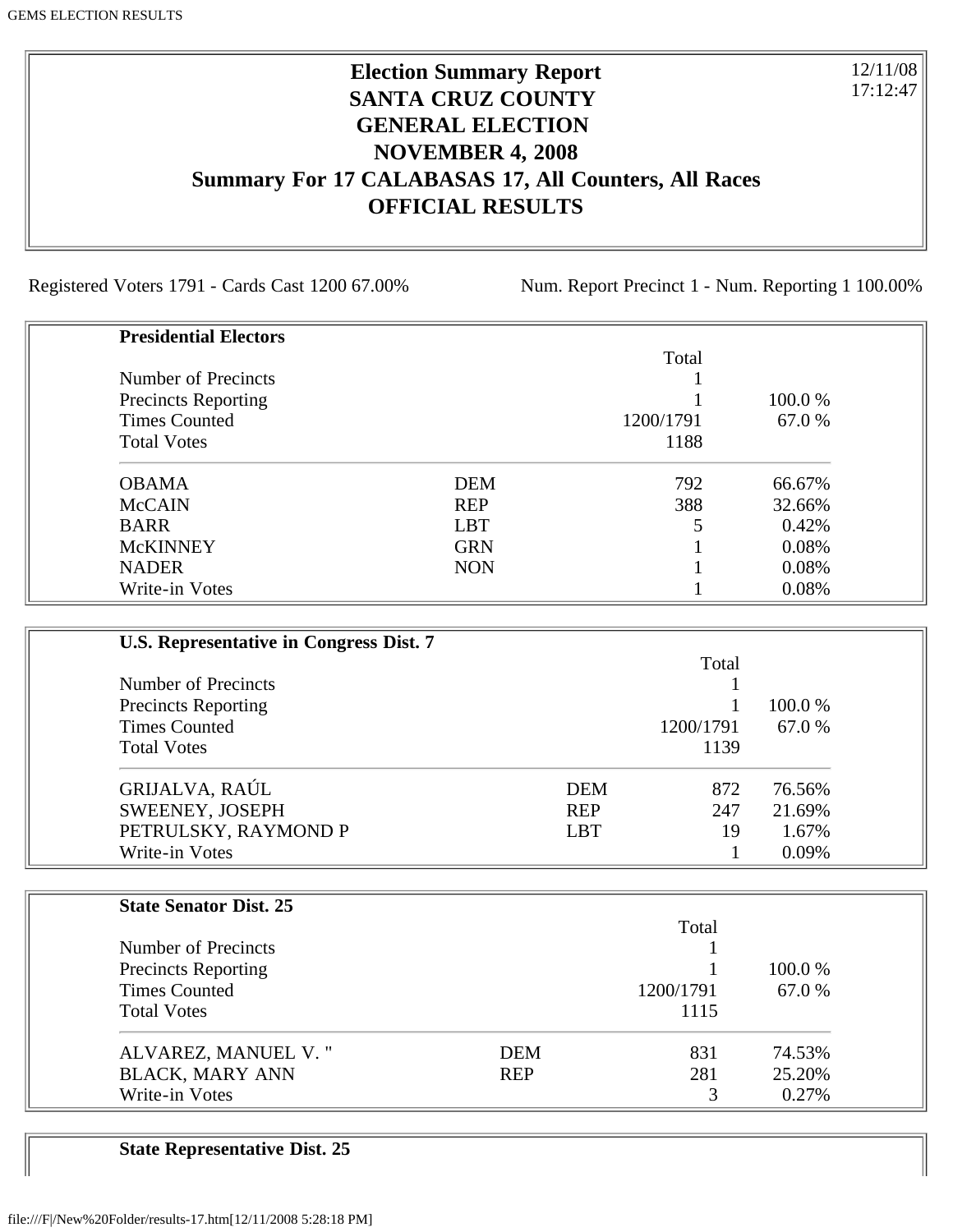# Election Summary Report
# SANTA CRUZ COUNTY
# GENERAL ELECTION
# NOVEMBER 4, 2008
# Summary For 17 CALABASAS 17, All Counters, All Races
# OFFICIAL RESULTS

12/11/08
17:12:47

Registered Voters 1791 - Cards Cast 1200 67.00%    Num. Report Precinct 1 - Num. Reporting 1 100.00%

**Presidential Electors**

| | | Total | |
|---|---|---|---|
| Number of Precincts | | 1 | |
| Precincts Reporting | | 1 | 100.0 % |
| Times Counted | | 1200/1791 | 67.0 % |
| Total Votes | | 1188 | |
| OBAMA | DEM | 792 | 66.67% |
| McCAIN | REP | 388 | 32.66% |
| BARR | LBT | 5 | 0.42% |
| McKINNEY | GRN | 1 | 0.08% |
| NADER | NON | 1 | 0.08% |
| Write-in Votes | | 1 | 0.08% |

**U.S. Representative in Congress Dist. 7**

| | | Total | |
|---|---|---|---|
| Number of Precincts | | 1 | |
| Precincts Reporting | | 1 | 100.0 % |
| Times Counted | | 1200/1791 | 67.0 % |
| Total Votes | | 1139 | |
| GRIJALVA, RAÚL | DEM | 872 | 76.56% |
| SWEENEY, JOSEPH | REP | 247 | 21.69% |
| PETRULSKY, RAYMOND P | LBT | 19 | 1.67% |
| Write-in Votes | | 1 | 0.09% |

**State Senator Dist. 25**

| | | Total | |
|---|---|---|---|
| Number of Precincts | | 1 | |
| Precincts Reporting | | 1 | 100.0 % |
| Times Counted | | 1200/1791 | 67.0 % |
| Total Votes | | 1115 | |
| ALVAREZ, MANUEL V. " | DEM | 831 | 74.53% |
| BLACK, MARY ANN | REP | 281 | 25.20% |
| Write-in Votes | | 3 | 0.27% |

**State Representative Dist. 25**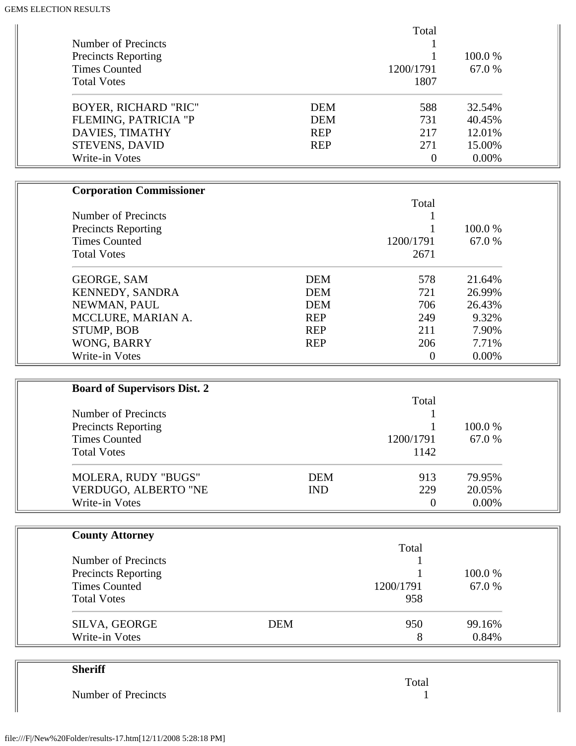| | | Total | |
|---|---|---|---|
| Number of Precincts | | 1 | |
| Precincts Reporting | | 1 | 100.0 % |
| Times Counted | | 1200/1791 | 67.0 % |
| Total Votes | | 1807 | |
| BOYER, RICHARD "RIC" | DEM | 588 | 32.54% |
| FLEMING, PATRICIA "P | DEM | 731 | 40.45% |
| DAVIES, TIMATHY | REP | 217 | 12.01% |
| STEVENS, DAVID | REP | 271 | 15.00% |
| Write-in Votes | | 0 | 0.00% |

**Corporation Commissioner**

| | | Total | |
|---|---|---|---|
| Number of Precincts | | 1 | |
| Precincts Reporting | | 1 | 100.0 % |
| Times Counted | | 1200/1791 | 67.0 % |
| Total Votes | | 2671 | |
| GEORGE, SAM | DEM | 578 | 21.64% |
| KENNEDY, SANDRA | DEM | 721 | 26.99% |
| NEWMAN, PAUL | DEM | 706 | 26.43% |
| MCCLURE, MARIAN A. | REP | 249 | 9.32% |
| STUMP, BOB | REP | 211 | 7.90% |
| WONG, BARRY | REP | 206 | 7.71% |
| Write-in Votes | | 0 | 0.00% |

**Board of Supervisors Dist. 2**

| | | Total | |
|---|---|---|---|
| Number of Precincts | | 1 | |
| Precincts Reporting | | 1 | 100.0 % |
| Times Counted | | 1200/1791 | 67.0 % |
| Total Votes | | 1142 | |
| MOLERA, RUDY "BUGS" | DEM | 913 | 79.95% |
| VERDUGO, ALBERTO "NE | IND | 229 | 20.05% |
| Write-in Votes | | 0 | 0.00% |

**County Attorney**

| | | Total | |
|---|---|---|---|
| Number of Precincts | | 1 | |
| Precincts Reporting | | 1 | 100.0 % |
| Times Counted | | 1200/1791 | 67.0 % |
| Total Votes | | 958 | |
| SILVA, GEORGE | DEM | 950 | 99.16% |
| Write-in Votes | | 8 | 0.84% |

**Sheriff**

| | | Total | |
|---|---|---|---|
| Number of Precincts | | 1 | |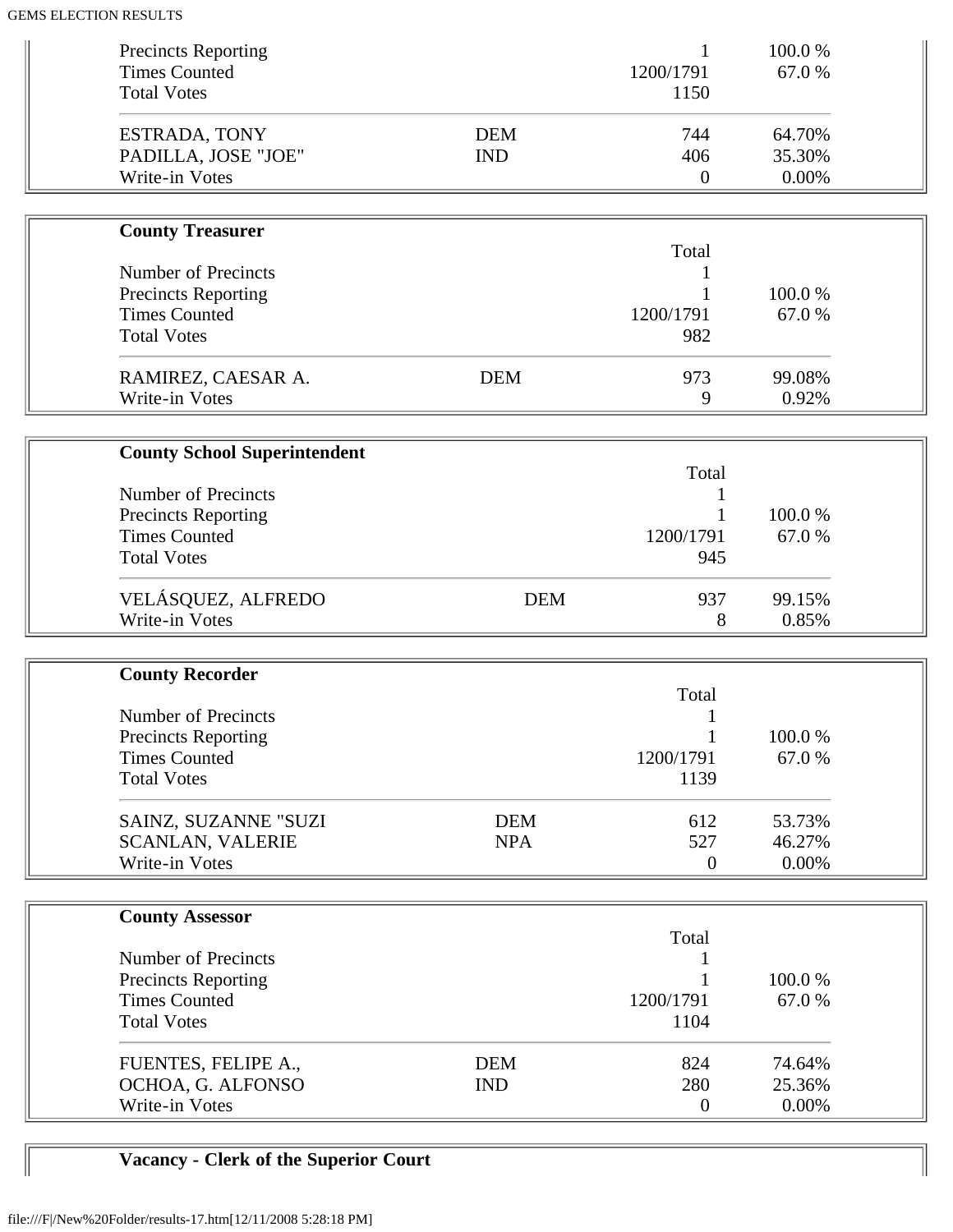| | | | |
|---|---|---|---|
| Precincts Reporting | | 1 | 100.0 % |
| Times Counted | | 1200/1791 | 67.0 % |
| Total Votes | | 1150 | |
| ESTRADA, TONY | DEM | 744 | 64.70% |
| PADILLA, JOSE "JOE" | IND | 406 | 35.30% |
| Write-in Votes | | 0 | 0.00% |

**County Treasurer**

| | | Total | |
|---|---|---|---|
| Number of Precincts | | 1 | |
| Precincts Reporting | | 1 | 100.0 % |
| Times Counted | | 1200/1791 | 67.0 % |
| Total Votes | | 982 | |
| RAMIREZ, CAESAR A. | DEM | 973 | 99.08% |
| Write-in Votes | | 9 | 0.92% |

**County School Superintendent**

| | | Total | |
|---|---|---|---|
| Number of Precincts | | 1 | |
| Precincts Reporting | | 1 | 100.0 % |
| Times Counted | | 1200/1791 | 67.0 % |
| Total Votes | | 945 | |
| VELÁSQUEZ, ALFREDO | DEM | 937 | 99.15% |
| Write-in Votes | | 8 | 0.85% |

**County Recorder**

| | | Total | |
|---|---|---|---|
| Number of Precincts | | 1 | |
| Precincts Reporting | | 1 | 100.0 % |
| Times Counted | | 1200/1791 | 67.0 % |
| Total Votes | | 1139 | |
| SAINZ, SUZANNE "SUZI | DEM | 612 | 53.73% |
| SCANLAN, VALERIE | NPA | 527 | 46.27% |
| Write-in Votes | | 0 | 0.00% |

**County Assessor**

| | | Total | |
|---|---|---|---|
| Number of Precincts | | 1 | |
| Precincts Reporting | | 1 | 100.0 % |
| Times Counted | | 1200/1791 | 67.0 % |
| Total Votes | | 1104 | |
| FUENTES, FELIPE A., | DEM | 824 | 74.64% |
| OCHOA, G. ALFONSO | IND | 280 | 25.36% |
| Write-in Votes | | 0 | 0.00% |

**Vacancy - Clerk of the Superior Court**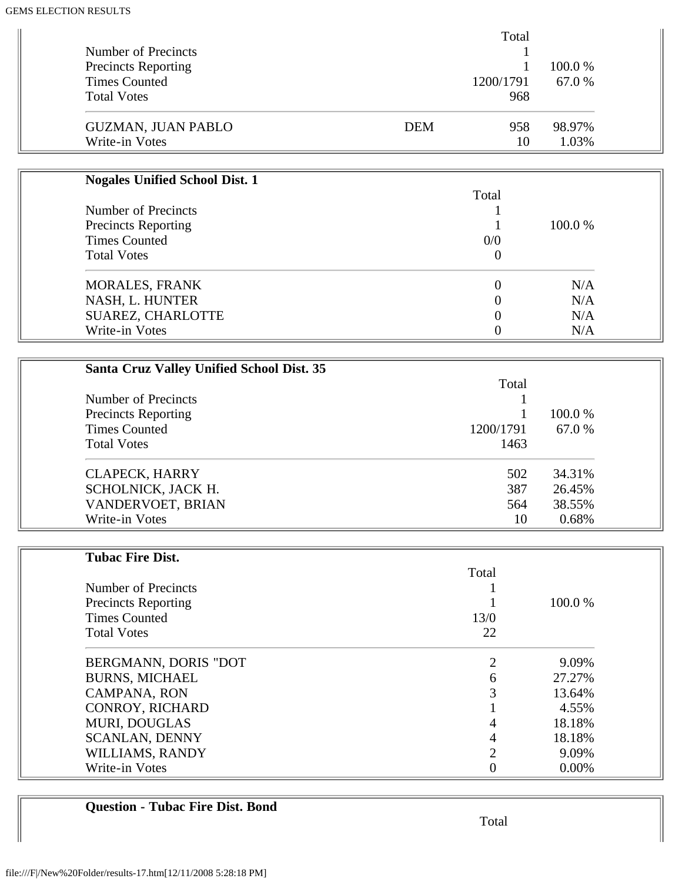| | | Total | |
|---|---|---|---|
| Number of Precincts | | 1 | |
| Precincts Reporting | | 1 | 100.0 % |
| Times Counted | | 1200/1791 | 67.0 % |
| Total Votes | | 968 | |
| GUZMAN, JUAN PABLO | DEM | 958 | 98.97% |
| Write-in Votes | | 10 | 1.03% |

**Nogales Unified School Dist. 1**

| | Total | |
|---|---|---|
| Number of Precincts | 1 | |
| Precincts Reporting | 1 | 100.0 % |
| Times Counted | 0/0 | |
| Total Votes | 0 | |
| MORALES, FRANK | 0 | N/A |
| NASH, L. HUNTER | 0 | N/A |
| SUAREZ, CHARLOTTE | 0 | N/A |
| Write-in Votes | 0 | N/A |

**Santa Cruz Valley Unified School Dist. 35**

| | Total | |
|---|---|---|
| Number of Precincts | 1 | |
| Precincts Reporting | 1 | 100.0 % |
| Times Counted | 1200/1791 | 67.0 % |
| Total Votes | 1463 | |
| CLAPECK, HARRY | 502 | 34.31% |
| SCHOLNICK, JACK H. | 387 | 26.45% |
| VANDERVOET, BRIAN | 564 | 38.55% |
| Write-in Votes | 10 | 0.68% |

**Tubac Fire Dist.**

| | Total | |
|---|---|---|
| Number of Precincts | 1 | |
| Precincts Reporting | 1 | 100.0 % |
| Times Counted | 13/0 | |
| Total Votes | 22 | |
| BERGMANN, DORIS "DOT | 2 | 9.09% |
| BURNS, MICHAEL | 6 | 27.27% |
| CAMPANA, RON | 3 | 13.64% |
| CONROY, RICHARD | 1 | 4.55% |
| MURI, DOUGLAS | 4 | 18.18% |
| SCANLAN, DENNY | 4 | 18.18% |
| WILLIAMS, RANDY | 2 | 9.09% |
| Write-in Votes | 0 | 0.00% |

**Question - Tubac Fire Dist. Bond**

| | Total |
|---|---|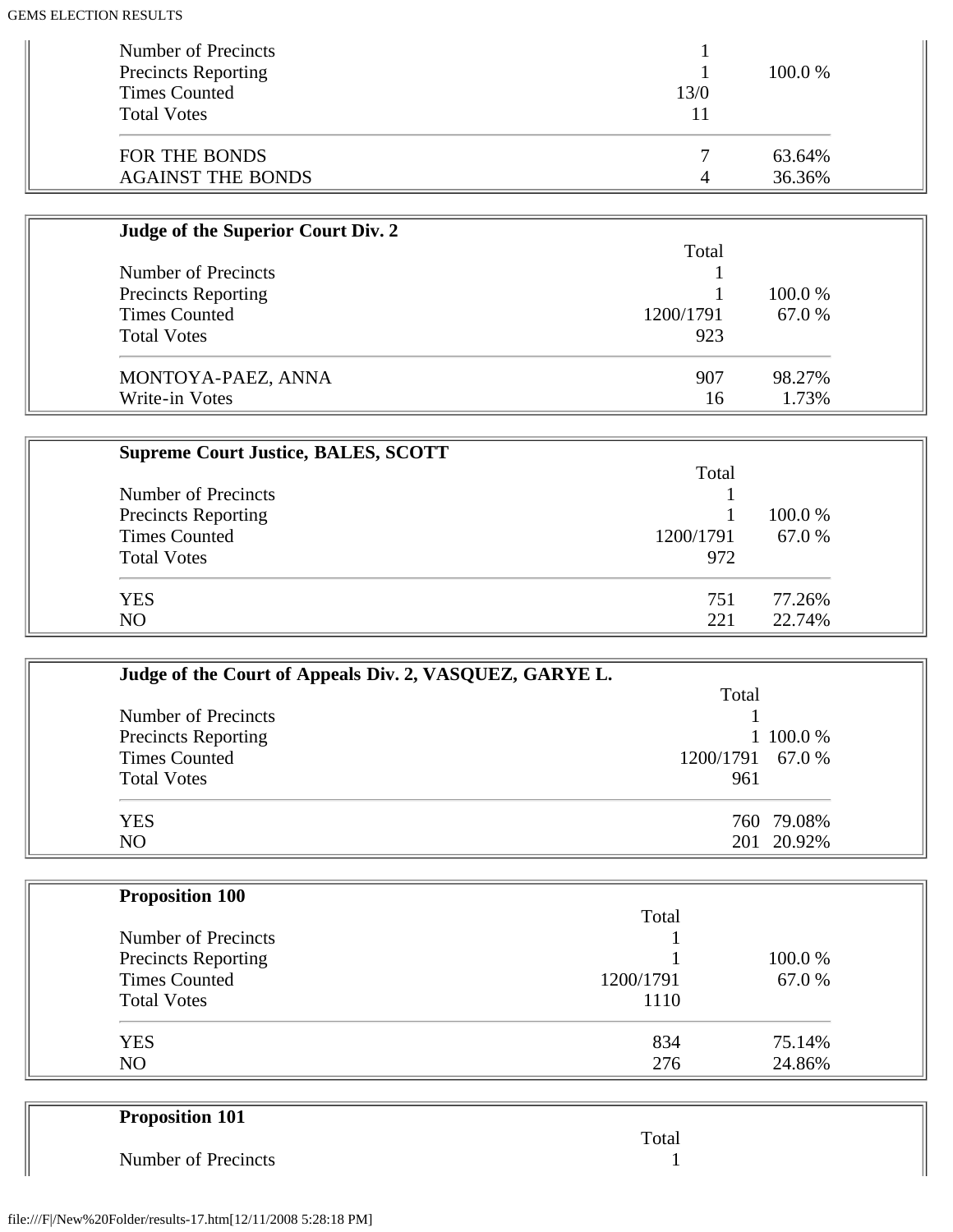| | | |
|---|---|---|
| Number of Precincts | 1 | |
| Precincts Reporting | 1 | 100.0 % |
| Times Counted | 13/0 | |
| Total Votes | 11 | |
| FOR THE BONDS | 7 | 63.64% |
| AGAINST THE BONDS | 4 | 36.36% |

**Judge of the Superior Court Div. 2**

| | Total | |
|---|---|---|
| Number of Precincts | 1 | |
| Precincts Reporting | 1 | 100.0 % |
| Times Counted | 1200/1791 | 67.0 % |
| Total Votes | 923 | |
| MONTOYA-PAEZ, ANNA | 907 | 98.27% |
| Write-in Votes | 16 | 1.73% |

**Supreme Court Justice, BALES, SCOTT**

| | Total | |
|---|---|---|
| Number of Precincts | 1 | |
| Precincts Reporting | 1 | 100.0 % |
| Times Counted | 1200/1791 | 67.0 % |
| Total Votes | 972 | |
| YES | 751 | 77.26% |
| NO | 221 | 22.74% |

**Judge of the Court of Appeals Div. 2, VASQUEZ, GARYE L.**

| | Total | |
|---|---|---|
| Number of Precincts | 1 | |
| Precincts Reporting | 1 | 100.0 % |
| Times Counted | 1200/1791 | 67.0 % |
| Total Votes | 961 | |
| YES | 760 | 79.08% |
| NO | 201 | 20.92% |

**Proposition 100**

| | Total | |
|---|---|---|
| Number of Precincts | 1 | |
| Precincts Reporting | 1 | 100.0 % |
| Times Counted | 1200/1791 | 67.0 % |
| Total Votes | 1110 | |
| YES | 834 | 75.14% |
| NO | 276 | 24.86% |

**Proposition 101**

| | Total | |
|---|---|---|
| Number of Precincts | 1 | |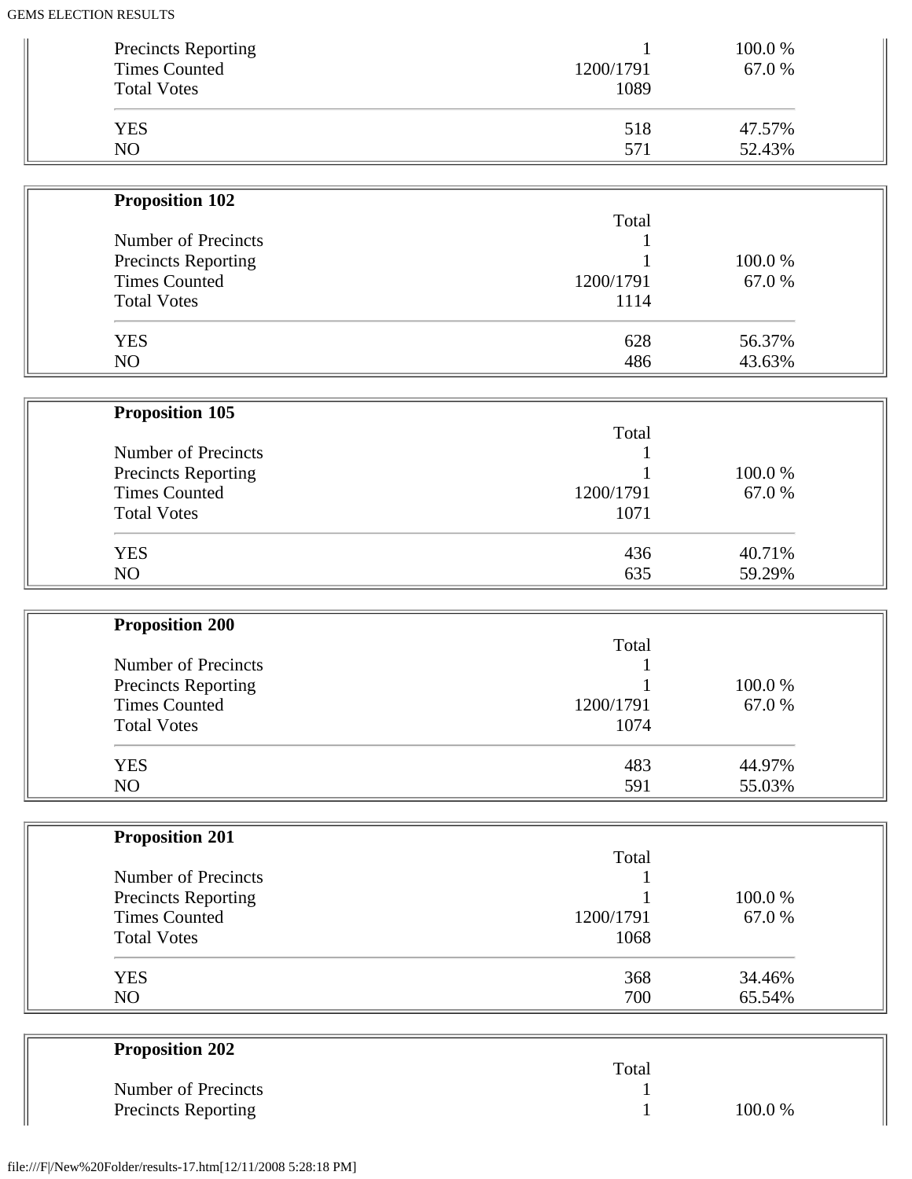| | | |
|---|---|---|
| Precincts Reporting | 1 | 100.0 % |
| Times Counted | 1200/1791 | 67.0 % |
| Total Votes | 1089 | |
| YES | 518 | 47.57% |
| NO | 571 | 52.43% |

**Proposition 102**

| | Total | |
|---|---|---|
| Number of Precincts | 1 | |
| Precincts Reporting | 1 | 100.0 % |
| Times Counted | 1200/1791 | 67.0 % |
| Total Votes | 1114 | |
| YES | 628 | 56.37% |
| NO | 486 | 43.63% |

**Proposition 105**

| | Total | |
|---|---|---|
| Number of Precincts | 1 | |
| Precincts Reporting | 1 | 100.0 % |
| Times Counted | 1200/1791 | 67.0 % |
| Total Votes | 1071 | |
| YES | 436 | 40.71% |
| NO | 635 | 59.29% |

**Proposition 200**

| | Total | |
|---|---|---|
| Number of Precincts | 1 | |
| Precincts Reporting | 1 | 100.0 % |
| Times Counted | 1200/1791 | 67.0 % |
| Total Votes | 1074 | |
| YES | 483 | 44.97% |
| NO | 591 | 55.03% |

**Proposition 201**

| | Total | |
|---|---|---|
| Number of Precincts | 1 | |
| Precincts Reporting | 1 | 100.0 % |
| Times Counted | 1200/1791 | 67.0 % |
| Total Votes | 1068 | |
| YES | 368 | 34.46% |
| NO | 700 | 65.54% |

**Proposition 202**

| | Total | |
|---|---|---|
| Number of Precincts | 1 | |
| Precincts Reporting | 1 | 100.0 % |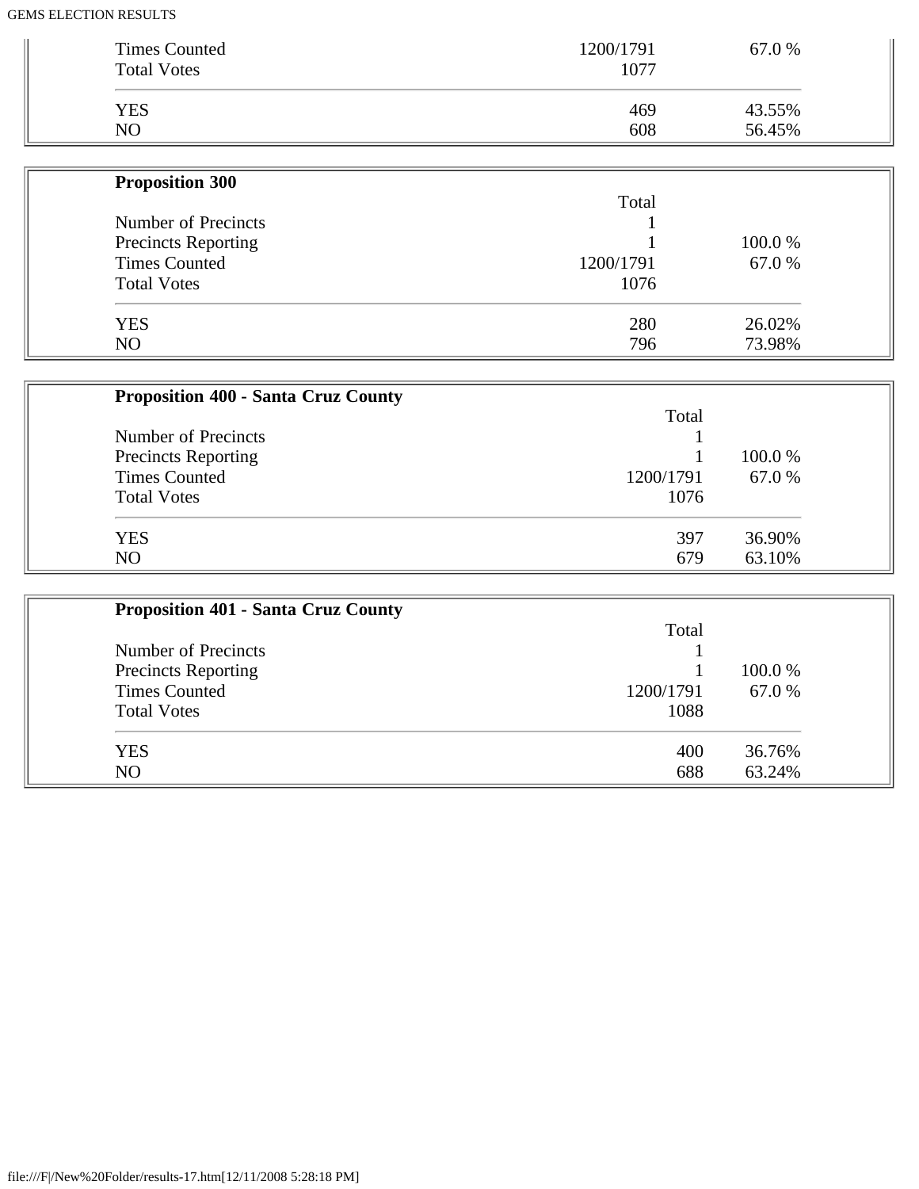| | Total | |
|---|---|---|
| Times Counted | 1200/1791 | 67.0 % |
| Total Votes | 1077 | |
| YES | 469 | 43.55% |
| NO | 608 | 56.45% |

**Proposition 300**

| | Total | |
|---|---|---|
| Number of Precincts | 1 | |
| Precincts Reporting | 1 | 100.0 % |
| Times Counted | 1200/1791 | 67.0 % |
| Total Votes | 1076 | |
| YES | 280 | 26.02% |
| NO | 796 | 73.98% |

**Proposition 400 - Santa Cruz County**

| | Total | |
|---|---|---|
| Number of Precincts | 1 | |
| Precincts Reporting | 1 | 100.0 % |
| Times Counted | 1200/1791 | 67.0 % |
| Total Votes | 1076 | |
| YES | 397 | 36.90% |
| NO | 679 | 63.10% |

**Proposition 401 - Santa Cruz County**

| | Total | |
|---|---|---|
| Number of Precincts | 1 | |
| Precincts Reporting | 1 | 100.0 % |
| Times Counted | 1200/1791 | 67.0 % |
| Total Votes | 1088 | |
| YES | 400 | 36.76% |
| NO | 688 | 63.24% |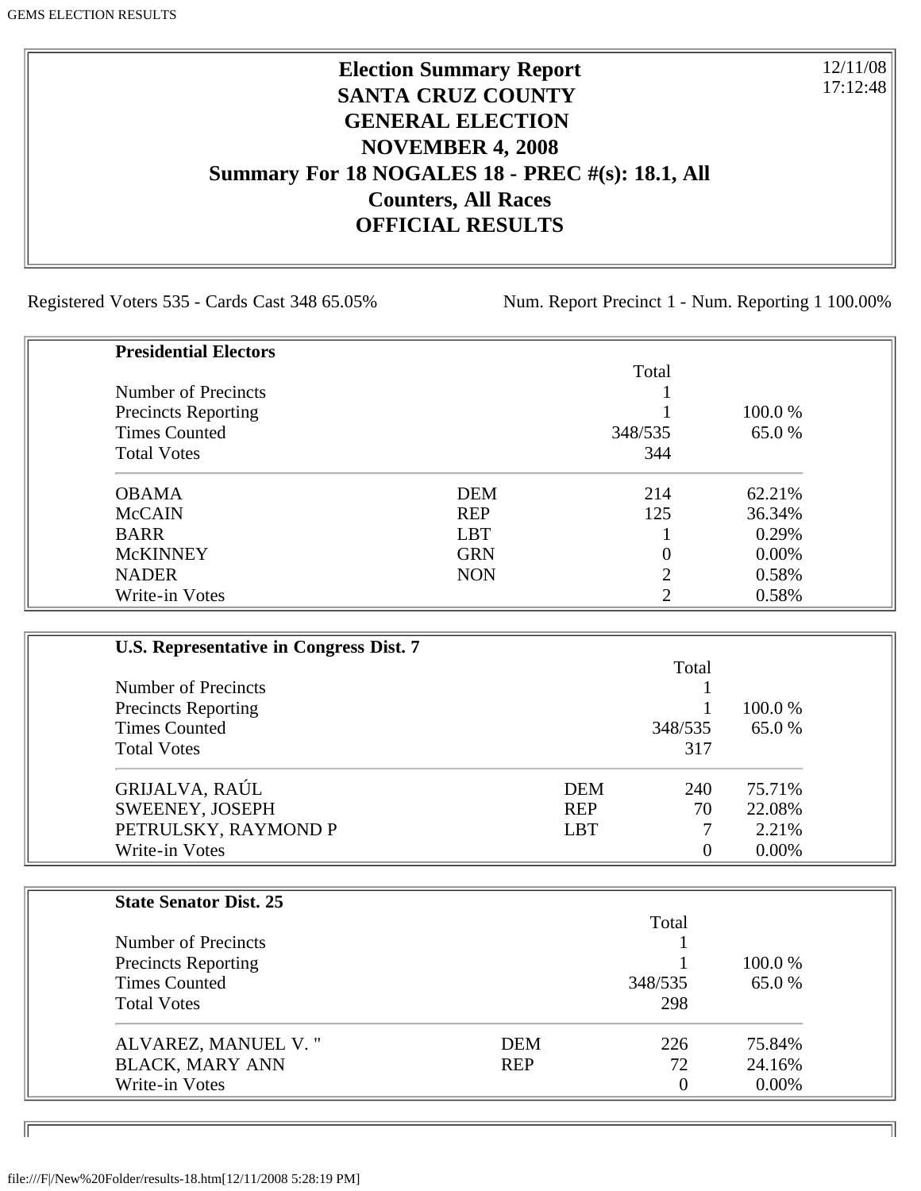# Election Summary Report
## SANTA CRUZ COUNTY
## GENERAL ELECTION
## NOVEMBER 4, 2008
## Summary For 18 NOGALES 18 - PREC #(s): 18.1, All Counters, All Races
## OFFICIAL RESULTS

12/11/08
17:12:48

Registered Voters 535 - Cards Cast 348 65.05%    Num. Report Precinct 1 - Num. Reporting 1 100.00%

**Presidential Electors**

| | | Total | |
|---|---|---|---|
| Number of Precincts | | 1 | |
| Precincts Reporting | | 1 | 100.0 % |
| Times Counted | | 348/535 | 65.0 % |
| Total Votes | | 344 | |
| OBAMA | DEM | 214 | 62.21% |
| McCAIN | REP | 125 | 36.34% |
| BARR | LBT | 1 | 0.29% |
| McKINNEY | GRN | 0 | 0.00% |
| NADER | NON | 2 | 0.58% |
| Write-in Votes | | 2 | 0.58% |

**U.S. Representative in Congress Dist. 7**

| | | Total | |
|---|---|---|---|
| Number of Precincts | | 1 | |
| Precincts Reporting | | 1 | 100.0 % |
| Times Counted | | 348/535 | 65.0 % |
| Total Votes | | 317 | |
| GRIJALVA, RAÚL | DEM | 240 | 75.71% |
| SWEENEY, JOSEPH | REP | 70 | 22.08% |
| PETRULSKY, RAYMOND P | LBT | 7 | 2.21% |
| Write-in Votes | | 0 | 0.00% |

**State Senator Dist. 25**

| | | Total | |
|---|---|---|---|
| Number of Precincts | | 1 | |
| Precincts Reporting | | 1 | 100.0 % |
| Times Counted | | 348/535 | 65.0 % |
| Total Votes | | 298 | |
| ALVAREZ, MANUEL V. " | DEM | 226 | 75.84% |
| BLACK, MARY ANN | REP | 72 | 24.16% |
| Write-in Votes | | 0 | 0.00% |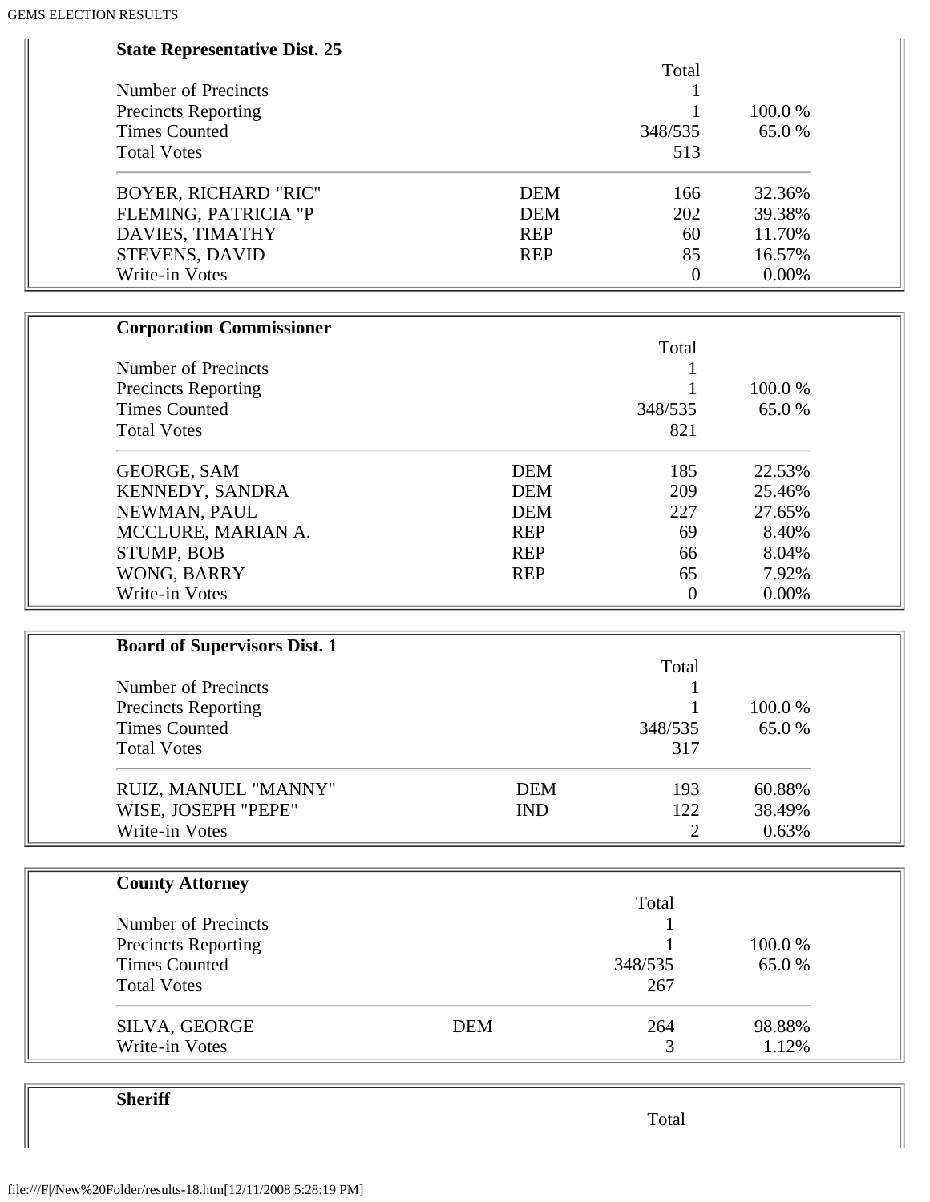### State Representative Dist. 25

| | | Total | |
|---|---|---|---|
| Number of Precincts | | 1 | |
| Precincts Reporting | | 1 | 100.0 % |
| Times Counted | | 348/535 | 65.0 % |
| Total Votes | | 513 | |
| BOYER, RICHARD "RIC" | DEM | 166 | 32.36% |
| FLEMING, PATRICIA "P | DEM | 202 | 39.38% |
| DAVIES, TIMATHY | REP | 60 | 11.70% |
| STEVENS, DAVID | REP | 85 | 16.57% |
| Write-in Votes | | 0 | 0.00% |

### Corporation Commissioner

| | | Total | |
|---|---|---|---|
| Number of Precincts | | 1 | |
| Precincts Reporting | | 1 | 100.0 % |
| Times Counted | | 348/535 | 65.0 % |
| Total Votes | | 821 | |
| GEORGE, SAM | DEM | 185 | 22.53% |
| KENNEDY, SANDRA | DEM | 209 | 25.46% |
| NEWMAN, PAUL | DEM | 227 | 27.65% |
| MCCLURE, MARIAN A. | REP | 69 | 8.40% |
| STUMP, BOB | REP | 66 | 8.04% |
| WONG, BARRY | REP | 65 | 7.92% |
| Write-in Votes | | 0 | 0.00% |

### Board of Supervisors Dist. 1

| | | Total | |
|---|---|---|---|
| Number of Precincts | | 1 | |
| Precincts Reporting | | 1 | 100.0 % |
| Times Counted | | 348/535 | 65.0 % |
| Total Votes | | 317 | |
| RUIZ, MANUEL "MANNY" | DEM | 193 | 60.88% |
| WISE, JOSEPH "PEPE" | IND | 122 | 38.49% |
| Write-in Votes | | 2 | 0.63% |

### County Attorney

| | | Total | |
|---|---|---|---|
| Number of Precincts | | 1 | |
| Precincts Reporting | | 1 | 100.0 % |
| Times Counted | | 348/535 | 65.0 % |
| Total Votes | | 267 | |
| SILVA, GEORGE | DEM | 264 | 98.88% |
| Write-in Votes | | 3 | 1.12% |

### Sheriff

| | | Total | |
|---|---|---|---|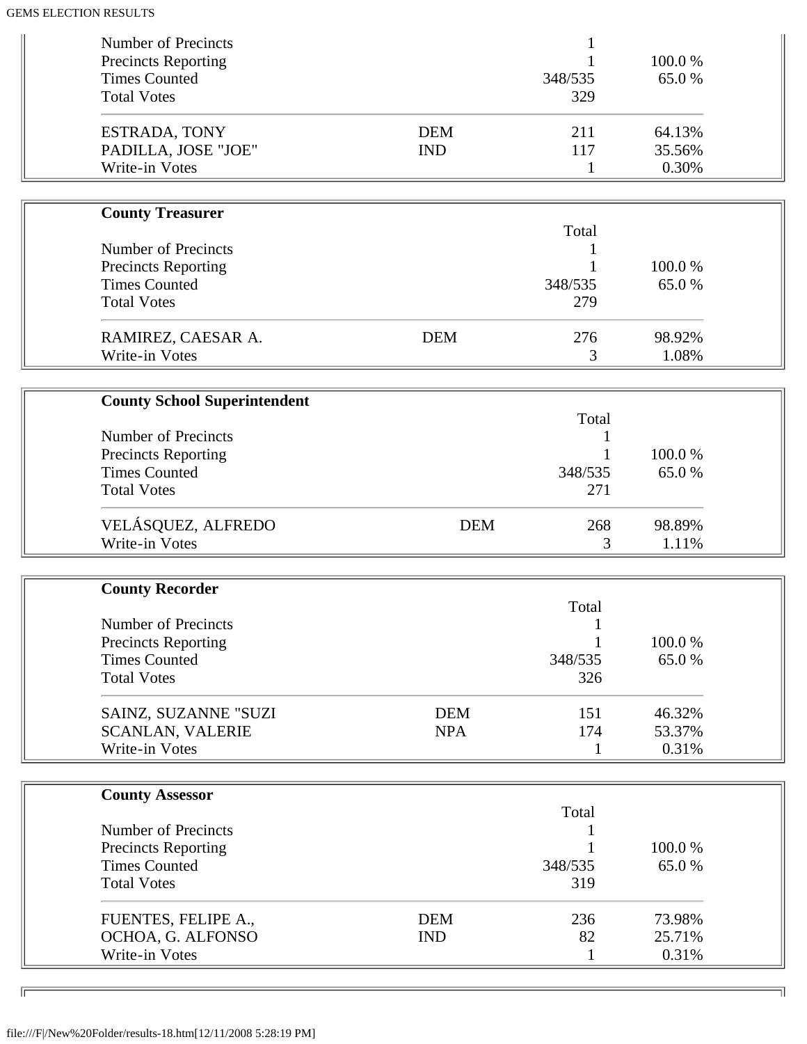| | | | |
|---|---|---|---|
| Number of Precincts | | 1 | |
| Precincts Reporting | | 1 | 100.0 % |
| Times Counted | | 348/535 | 65.0 % |
| Total Votes | | 329 | |
| ESTRADA, TONY | DEM | 211 | 64.13% |
| PADILLA, JOSE "JOE" | IND | 117 | 35.56% |
| Write-in Votes | | 1 | 0.30% |

**County Treasurer**

| | | Total | |
|---|---|---|---|
| Number of Precincts | | 1 | |
| Precincts Reporting | | 1 | 100.0 % |
| Times Counted | | 348/535 | 65.0 % |
| Total Votes | | 279 | |
| RAMIREZ, CAESAR A. | DEM | 276 | 98.92% |
| Write-in Votes | | 3 | 1.08% |

**County School Superintendent**

| | | Total | |
|---|---|---|---|
| Number of Precincts | | 1 | |
| Precincts Reporting | | 1 | 100.0 % |
| Times Counted | | 348/535 | 65.0 % |
| Total Votes | | 271 | |
| VELÁSQUEZ, ALFREDO | DEM | 268 | 98.89% |
| Write-in Votes | | 3 | 1.11% |

**County Recorder**

| | | Total | |
|---|---|---|---|
| Number of Precincts | | 1 | |
| Precincts Reporting | | 1 | 100.0 % |
| Times Counted | | 348/535 | 65.0 % |
| Total Votes | | 326 | |
| SAINZ, SUZANNE "SUZI | DEM | 151 | 46.32% |
| SCANLAN, VALERIE | NPA | 174 | 53.37% |
| Write-in Votes | | 1 | 0.31% |

**County Assessor**

| | | Total | |
|---|---|---|---|
| Number of Precincts | | 1 | |
| Precincts Reporting | | 1 | 100.0 % |
| Times Counted | | 348/535 | 65.0 % |
| Total Votes | | 319 | |
| FUENTES, FELIPE A., | DEM | 236 | 73.98% |
| OCHOA, G. ALFONSO | IND | 82 | 25.71% |
| Write-in Votes | | 1 | 0.31% |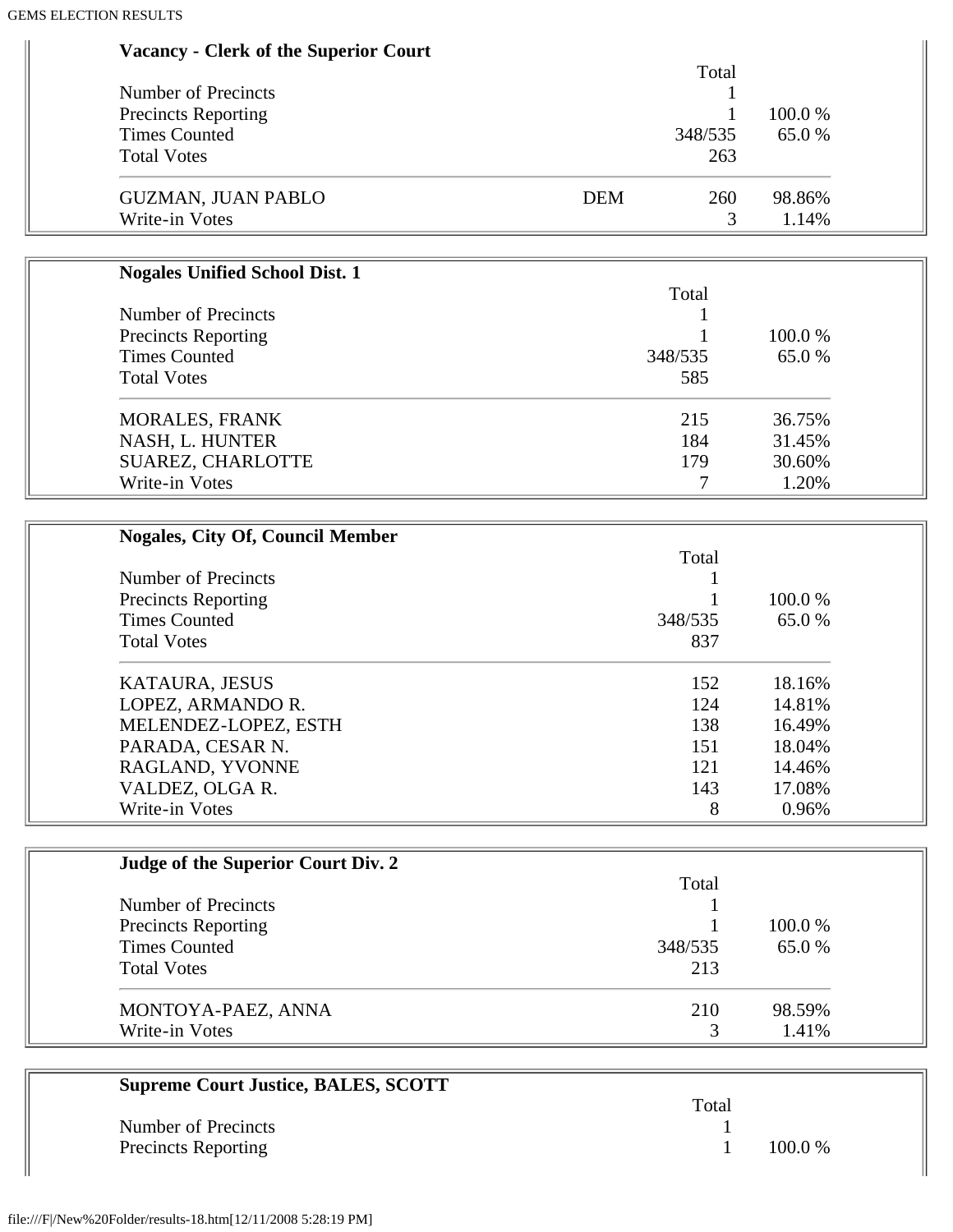### Vacancy - Clerk of the Superior Court

| | | Total | |
|---|---|---|---|
| Number of Precincts | | 1 | |
| Precincts Reporting | | 1 | 100.0 % |
| Times Counted | | 348/535 | 65.0 % |
| Total Votes | | 263 | |
| GUZMAN, JUAN PABLO | DEM | 260 | 98.86% |
| Write-in Votes | | 3 | 1.14% |

### Nogales Unified School Dist. 1

| | Total | |
|---|---|---|
| Number of Precincts | 1 | |
| Precincts Reporting | 1 | 100.0 % |
| Times Counted | 348/535 | 65.0 % |
| Total Votes | 585 | |
| MORALES, FRANK | 215 | 36.75% |
| NASH, L. HUNTER | 184 | 31.45% |
| SUAREZ, CHARLOTTE | 179 | 30.60% |
| Write-in Votes | 7 | 1.20% |

### Nogales, City Of, Council Member

| | Total | |
|---|---|---|
| Number of Precincts | 1 | |
| Precincts Reporting | 1 | 100.0 % |
| Times Counted | 348/535 | 65.0 % |
| Total Votes | 837 | |
| KATAURA, JESUS | 152 | 18.16% |
| LOPEZ, ARMANDO R. | 124 | 14.81% |
| MELENDEZ-LOPEZ, ESTH | 138 | 16.49% |
| PARADA, CESAR N. | 151 | 18.04% |
| RAGLAND, YVONNE | 121 | 14.46% |
| VALDEZ, OLGA R. | 143 | 17.08% |
| Write-in Votes | 8 | 0.96% |

### Judge of the Superior Court Div. 2

| | Total | |
|---|---|---|
| Number of Precincts | 1 | |
| Precincts Reporting | 1 | 100.0 % |
| Times Counted | 348/535 | 65.0 % |
| Total Votes | 213 | |
| MONTOYA-PAEZ, ANNA | 210 | 98.59% |
| Write-in Votes | 3 | 1.41% |

### Supreme Court Justice, BALES, SCOTT

| | Total | |
|---|---|---|
| Number of Precincts | 1 | |
| Precincts Reporting | 1 | 100.0 % |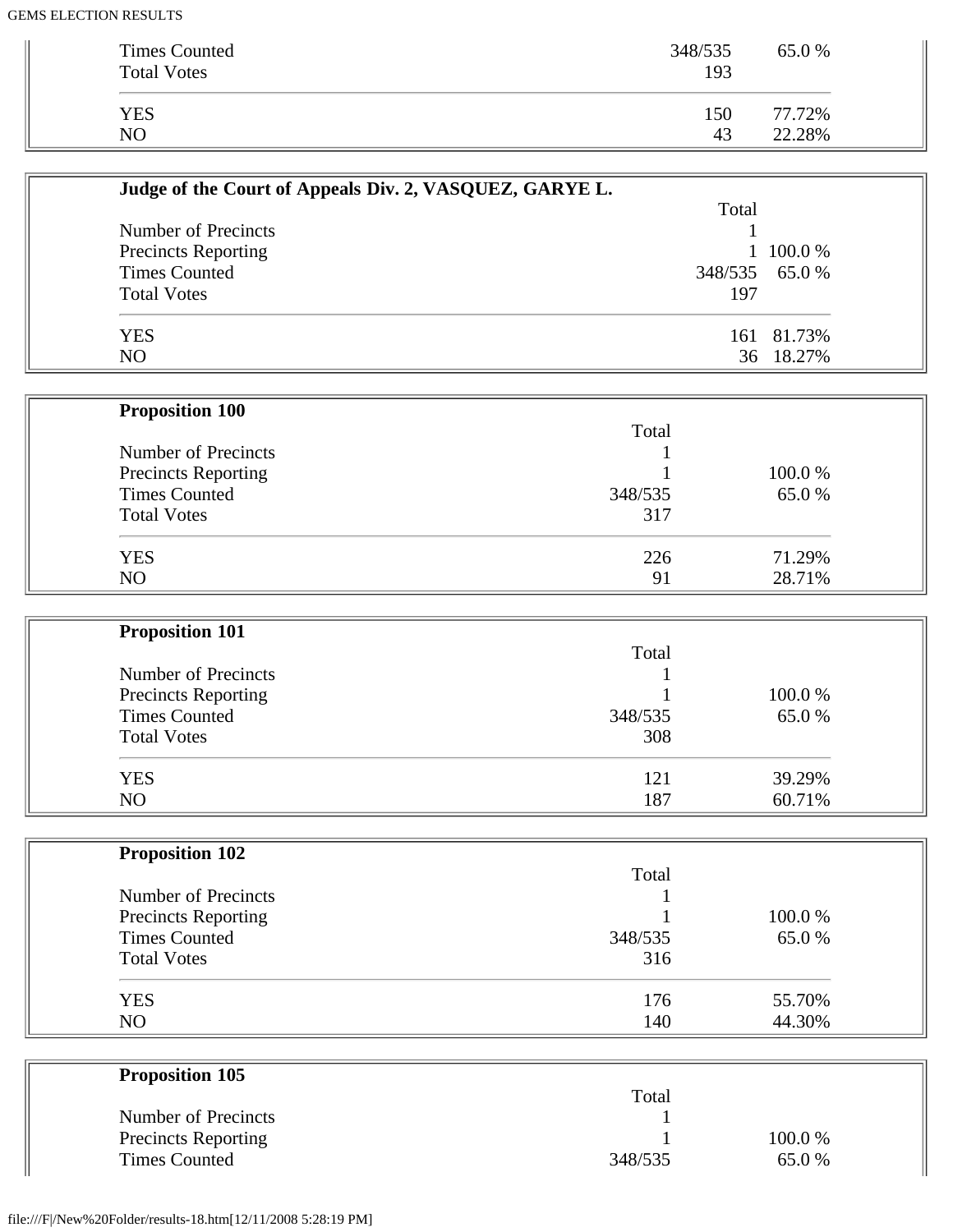| | | |
|---|---|---|
| Times Counted | 348/535 | 65.0 % |
| Total Votes | 193 | |
| YES | 150 | 77.72% |
| NO | 43 | 22.28% |

**Judge of the Court of Appeals Div. 2, VASQUEZ, GARYE L.**

| | Total | |
|---|---|---|
| Number of Precincts | 1 | |
| Precincts Reporting | 1 | 100.0 % |
| Times Counted | 348/535 | 65.0 % |
| Total Votes | 197 | |
| YES | 161 | 81.73% |
| NO | 36 | 18.27% |

**Proposition 100**

| | Total | |
|---|---|---|
| Number of Precincts | 1 | |
| Precincts Reporting | 1 | 100.0 % |
| Times Counted | 348/535 | 65.0 % |
| Total Votes | 317 | |
| YES | 226 | 71.29% |
| NO | 91 | 28.71% |

**Proposition 101**

| | Total | |
|---|---|---|
| Number of Precincts | 1 | |
| Precincts Reporting | 1 | 100.0 % |
| Times Counted | 348/535 | 65.0 % |
| Total Votes | 308 | |
| YES | 121 | 39.29% |
| NO | 187 | 60.71% |

**Proposition 102**

| | Total | |
|---|---|---|
| Number of Precincts | 1 | |
| Precincts Reporting | 1 | 100.0 % |
| Times Counted | 348/535 | 65.0 % |
| Total Votes | 316 | |
| YES | 176 | 55.70% |
| NO | 140 | 44.30% |

**Proposition 105**

| | Total | |
|---|---|---|
| Number of Precincts | 1 | |
| Precincts Reporting | 1 | 100.0 % |
| Times Counted | 348/535 | 65.0 % |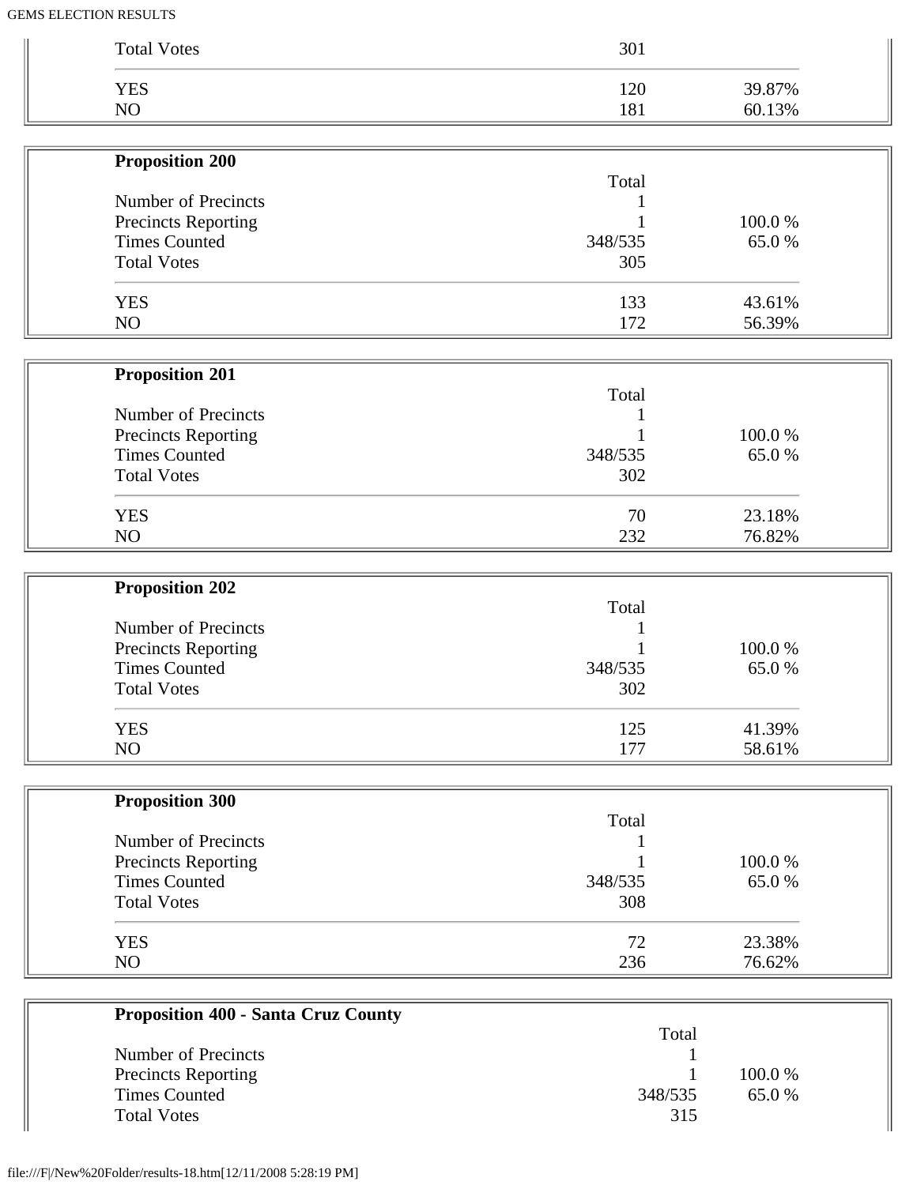| | | |
|---|---|---|
| Total Votes | 301 | |
| YES | 120 | 39.87% |
| NO | 181 | 60.13% |

**Proposition 200**

| | Total | |
|---|---|---|
| Number of Precincts | 1 | |
| Precincts Reporting | 1 | 100.0 % |
| Times Counted | 348/535 | 65.0 % |
| Total Votes | 305 | |
| YES | 133 | 43.61% |
| NO | 172 | 56.39% |

**Proposition 201**

| | Total | |
|---|---|---|
| Number of Precincts | 1 | |
| Precincts Reporting | 1 | 100.0 % |
| Times Counted | 348/535 | 65.0 % |
| Total Votes | 302 | |
| YES | 70 | 23.18% |
| NO | 232 | 76.82% |

**Proposition 202**

| | Total | |
|---|---|---|
| Number of Precincts | 1 | |
| Precincts Reporting | 1 | 100.0 % |
| Times Counted | 348/535 | 65.0 % |
| Total Votes | 302 | |
| YES | 125 | 41.39% |
| NO | 177 | 58.61% |

**Proposition 300**

| | Total | |
|---|---|---|
| Number of Precincts | 1 | |
| Precincts Reporting | 1 | 100.0 % |
| Times Counted | 348/535 | 65.0 % |
| Total Votes | 308 | |
| YES | 72 | 23.38% |
| NO | 236 | 76.62% |

**Proposition 400 - Santa Cruz County**

| | Total | |
|---|---|---|
| Number of Precincts | 1 | |
| Precincts Reporting | 1 | 100.0 % |
| Times Counted | 348/535 | 65.0 % |
| Total Votes | 315 | |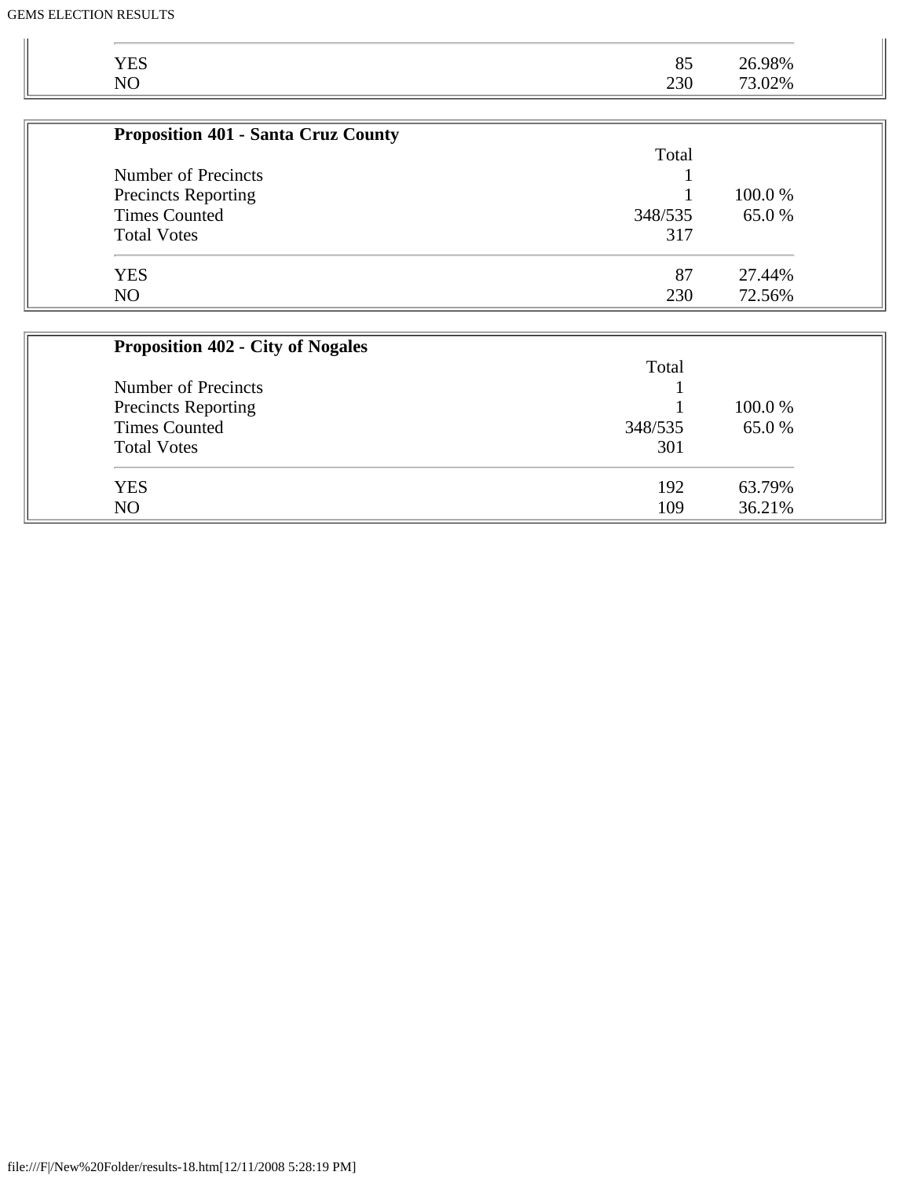| | | |
|---|---|---|
| YES | 85 | 26.98% |
| NO | 230 | 73.02% |

**Proposition 401 - Santa Cruz County**

| | Total | |
|---|---|---|
| Number of Precincts | 1 | |
| Precincts Reporting | 1 | 100.0 % |
| Times Counted | 348/535 | 65.0 % |
| Total Votes | 317 | |
| YES | 87 | 27.44% |
| NO | 230 | 72.56% |

**Proposition 402 - City of Nogales**

| | Total | |
|---|---|---|
| Number of Precincts | 1 | |
| Precincts Reporting | 1 | 100.0 % |
| Times Counted | 348/535 | 65.0 % |
| Total Votes | 301 | |
| YES | 192 | 63.79% |
| NO | 109 | 36.21% |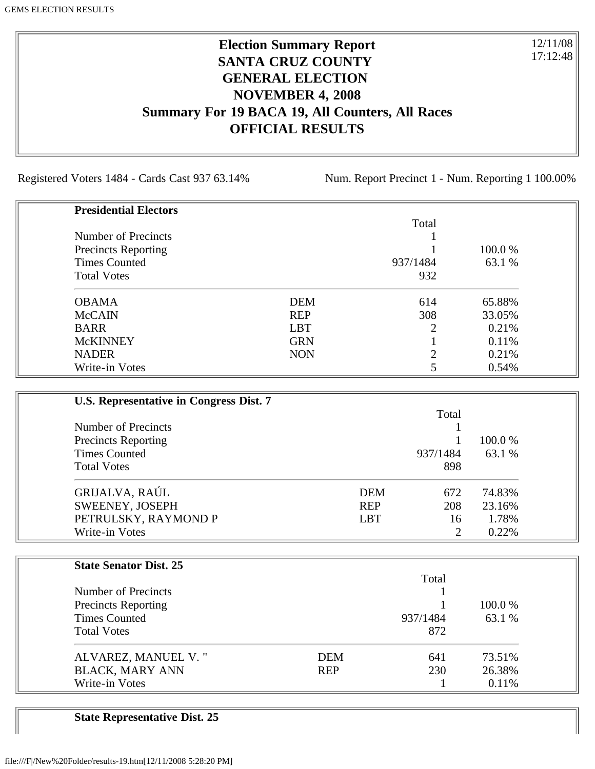# Election Summary Report
## SANTA CRUZ COUNTY
## GENERAL ELECTION
## NOVEMBER 4, 2008
## Summary For 19 BACA 19, All Counters, All Races
## OFFICIAL RESULTS

12/11/08
17:12:48

Registered Voters 1484 - Cards Cast 937 63.14%

Num. Report Precinct 1 - Num. Reporting 1 100.00%

**Presidential Electors**

| | | Total | |
|---|---|---|---|
| Number of Precincts | | 1 | |
| Precincts Reporting | | 1 | 100.0 % |
| Times Counted | | 937/1484 | 63.1 % |
| Total Votes | | 932 | |
| OBAMA | DEM | 614 | 65.88% |
| McCAIN | REP | 308 | 33.05% |
| BARR | LBT | 2 | 0.21% |
| McKINNEY | GRN | 1 | 0.11% |
| NADER | NON | 2 | 0.21% |
| Write-in Votes | | 5 | 0.54% |

**U.S. Representative in Congress Dist. 7**

| | | Total | |
|---|---|---|---|
| Number of Precincts | | 1 | |
| Precincts Reporting | | 1 | 100.0 % |
| Times Counted | | 937/1484 | 63.1 % |
| Total Votes | | 898 | |
| GRIJALVA, RAÚL | DEM | 672 | 74.83% |
| SWEENEY, JOSEPH | REP | 208 | 23.16% |
| PETRULSKY, RAYMOND P | LBT | 16 | 1.78% |
| Write-in Votes | | 2 | 0.22% |

**State Senator Dist. 25**

| | | Total | |
|---|---|---|---|
| Number of Precincts | | 1 | |
| Precincts Reporting | | 1 | 100.0 % |
| Times Counted | | 937/1484 | 63.1 % |
| Total Votes | | 872 | |
| ALVAREZ, MANUEL V. " | DEM | 641 | 73.51% |
| BLACK, MARY ANN | REP | 230 | 26.38% |
| Write-in Votes | | 1 | 0.11% |

**State Representative Dist. 25**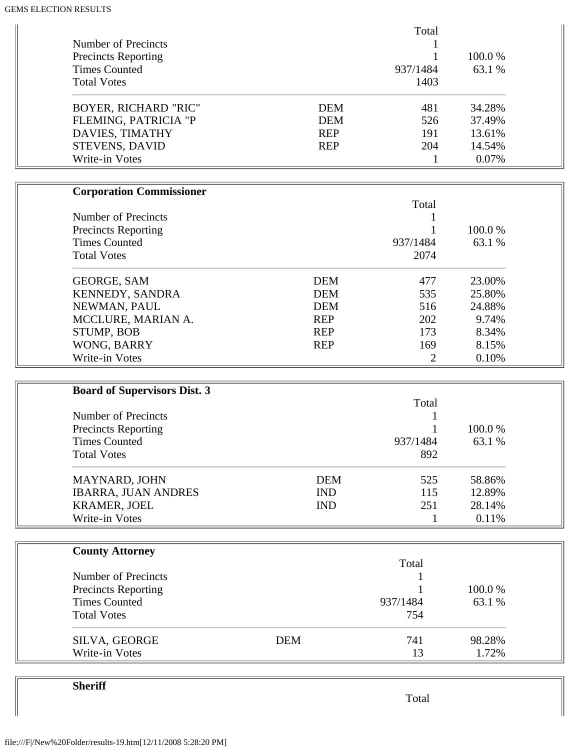| | | Total | |
|---|---|---|---|
| Number of Precincts | | 1 | |
| Precincts Reporting | | 1 | 100.0 % |
| Times Counted | | 937/1484 | 63.1 % |
| Total Votes | | 1403 | |
| BOYER, RICHARD "RIC" | DEM | 481 | 34.28% |
| FLEMING, PATRICIA "P | DEM | 526 | 37.49% |
| DAVIES, TIMATHY | REP | 191 | 13.61% |
| STEVENS, DAVID | REP | 204 | 14.54% |
| Write-in Votes | | 1 | 0.07% |

**Corporation Commissioner**

| | | Total | |
|---|---|---|---|
| Number of Precincts | | 1 | |
| Precincts Reporting | | 1 | 100.0 % |
| Times Counted | | 937/1484 | 63.1 % |
| Total Votes | | 2074 | |
| GEORGE, SAM | DEM | 477 | 23.00% |
| KENNEDY, SANDRA | DEM | 535 | 25.80% |
| NEWMAN, PAUL | DEM | 516 | 24.88% |
| MCCLURE, MARIAN A. | REP | 202 | 9.74% |
| STUMP, BOB | REP | 173 | 8.34% |
| WONG, BARRY | REP | 169 | 8.15% |
| Write-in Votes | | 2 | 0.10% |

**Board of Supervisors Dist. 3**

| | | Total | |
|---|---|---|---|
| Number of Precincts | | 1 | |
| Precincts Reporting | | 1 | 100.0 % |
| Times Counted | | 937/1484 | 63.1 % |
| Total Votes | | 892 | |
| MAYNARD, JOHN | DEM | 525 | 58.86% |
| IBARRA, JUAN ANDRES | IND | 115 | 12.89% |
| KRAMER, JOEL | IND | 251 | 28.14% |
| Write-in Votes | | 1 | 0.11% |

**County Attorney**

| | | Total | |
|---|---|---|---|
| Number of Precincts | | 1 | |
| Precincts Reporting | | 1 | 100.0 % |
| Times Counted | | 937/1484 | 63.1 % |
| Total Votes | | 754 | |
| SILVA, GEORGE | DEM | 741 | 98.28% |
| Write-in Votes | | 13 | 1.72% |

**Sheriff**

| | | Total | |
|---|---|---|---|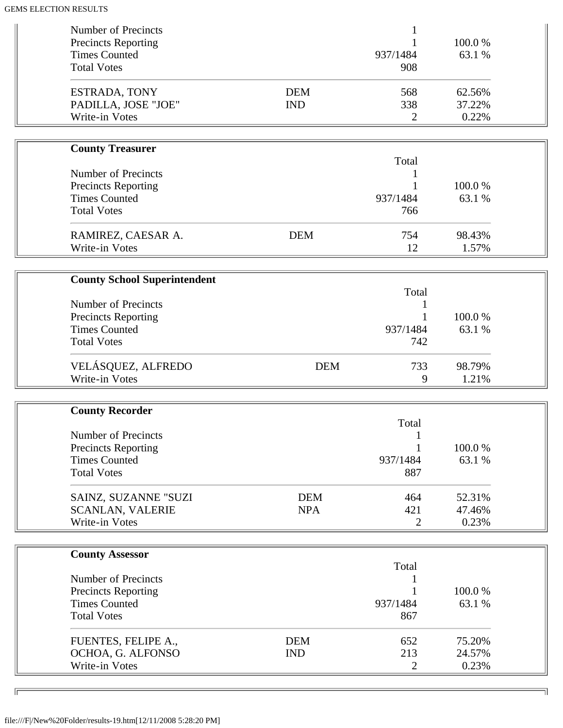| | | | |
|---|---|---|---|
| Number of Precincts | | 1 | |
| Precincts Reporting | | 1 | 100.0 % |
| Times Counted | | 937/1484 | 63.1 % |
| Total Votes | | 908 | |
| ESTRADA, TONY | DEM | 568 | 62.56% |
| PADILLA, JOSE "JOE" | IND | 338 | 37.22% |
| Write-in Votes | | 2 | 0.22% |

**County Treasurer**

| | | Total | |
|---|---|---|---|
| Number of Precincts | | 1 | |
| Precincts Reporting | | 1 | 100.0 % |
| Times Counted | | 937/1484 | 63.1 % |
| Total Votes | | 766 | |
| RAMIREZ, CAESAR A. | DEM | 754 | 98.43% |
| Write-in Votes | | 12 | 1.57% |

**County School Superintendent**

| | | Total | |
|---|---|---|---|
| Number of Precincts | | 1 | |
| Precincts Reporting | | 1 | 100.0 % |
| Times Counted | | 937/1484 | 63.1 % |
| Total Votes | | 742 | |
| VELÁSQUEZ, ALFREDO | DEM | 733 | 98.79% |
| Write-in Votes | | 9 | 1.21% |

**County Recorder**

| | | Total | |
|---|---|---|---|
| Number of Precincts | | 1 | |
| Precincts Reporting | | 1 | 100.0 % |
| Times Counted | | 937/1484 | 63.1 % |
| Total Votes | | 887 | |
| SAINZ, SUZANNE "SUZI | DEM | 464 | 52.31% |
| SCANLAN, VALERIE | NPA | 421 | 47.46% |
| Write-in Votes | | 2 | 0.23% |

**County Assessor**

| | | Total | |
|---|---|---|---|
| Number of Precincts | | 1 | |
| Precincts Reporting | | 1 | 100.0 % |
| Times Counted | | 937/1484 | 63.1 % |
| Total Votes | | 867 | |
| FUENTES, FELIPE A., | DEM | 652 | 75.20% |
| OCHOA, G. ALFONSO | IND | 213 | 24.57% |
| Write-in Votes | | 2 | 0.23% |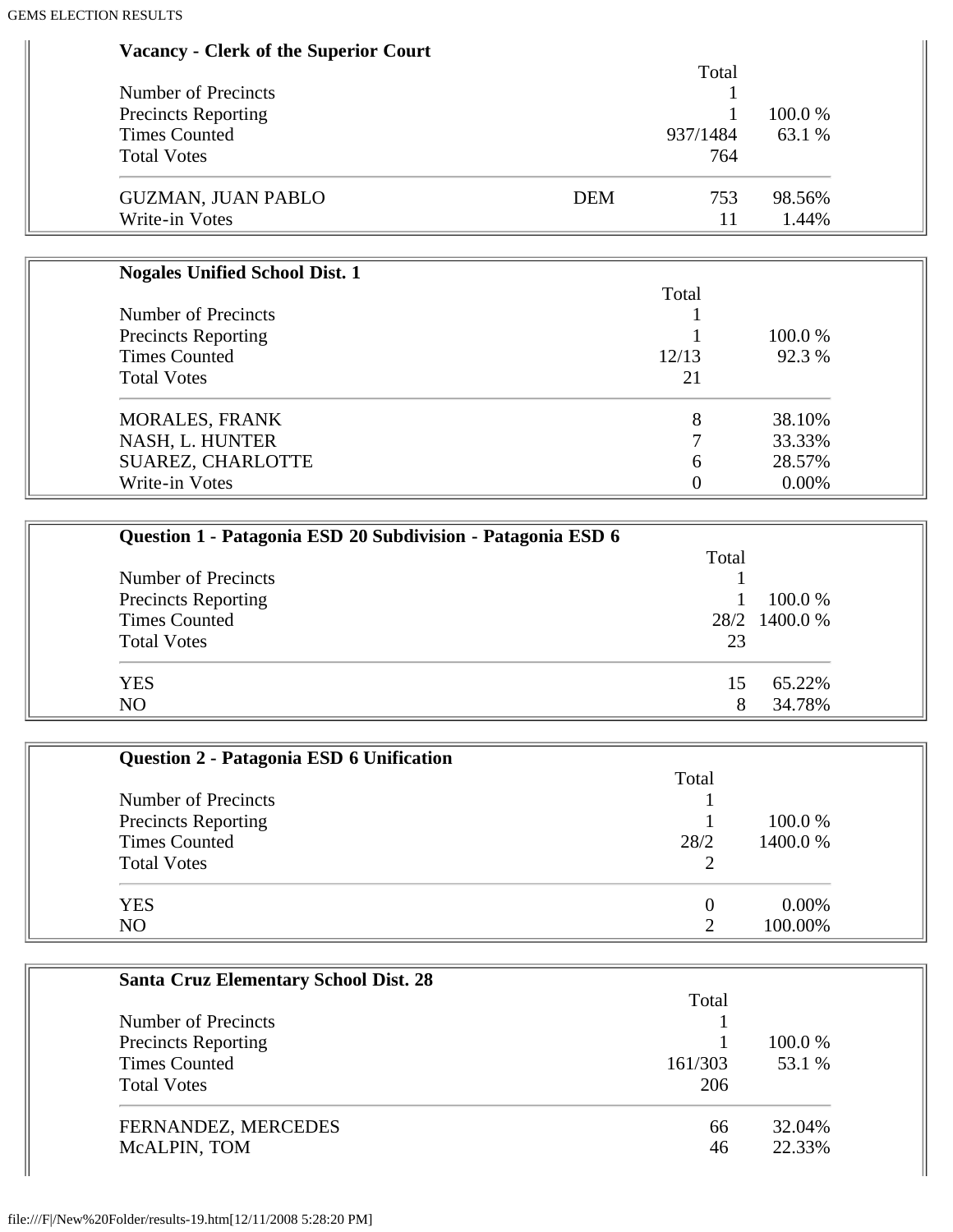## Vacancy - Clerk of the Superior Court

| | | Total | |
|---|---|---|---|
| Number of Precincts | | 1 | |
| Precincts Reporting | | 1 | 100.0 % |
| Times Counted | | 937/1484 | 63.1 % |
| Total Votes | | 764 | |
| GUZMAN, JUAN PABLO | DEM | 753 | 98.56% |
| Write-in Votes | | 11 | 1.44% |

## Nogales Unified School Dist. 1

| | Total | |
|---|---|---|
| Number of Precincts | 1 | |
| Precincts Reporting | 1 | 100.0 % |
| Times Counted | 12/13 | 92.3 % |
| Total Votes | 21 | |
| MORALES, FRANK | 8 | 38.10% |
| NASH, L. HUNTER | 7 | 33.33% |
| SUAREZ, CHARLOTTE | 6 | 28.57% |
| Write-in Votes | 0 | 0.00% |

## Question 1 - Patagonia ESD 20 Subdivision - Patagonia ESD 6

| | Total | |
|---|---|---|
| Number of Precincts | 1 | |
| Precincts Reporting | 1 | 100.0 % |
| Times Counted | 28/2 | 1400.0 % |
| Total Votes | 23 | |
| YES | 15 | 65.22% |
| NO | 8 | 34.78% |

## Question 2 - Patagonia ESD 6 Unification

| | Total | |
|---|---|---|
| Number of Precincts | 1 | |
| Precincts Reporting | 1 | 100.0 % |
| Times Counted | 28/2 | 1400.0 % |
| Total Votes | 2 | |
| YES | 0 | 0.00% |
| NO | 2 | 100.00% |

## Santa Cruz Elementary School Dist. 28

| | Total | |
|---|---|---|
| Number of Precincts | 1 | |
| Precincts Reporting | 1 | 100.0 % |
| Times Counted | 161/303 | 53.1 % |
| Total Votes | 206 | |
| FERNANDEZ, MERCEDES | 66 | 32.04% |
| McALPIN, TOM | 46 | 22.33% |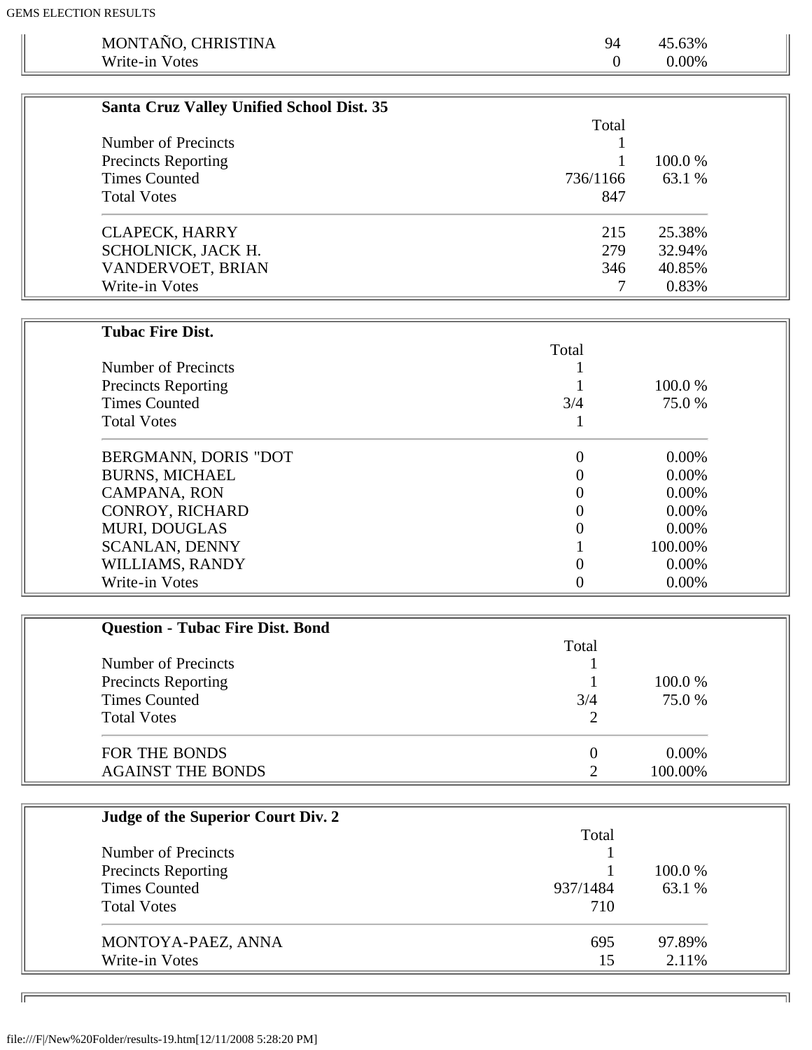| | | |
|---|---|---|
| MONTAÑO, CHRISTINA | 94 | 45.63% |
| Write-in Votes | 0 | 0.00% |

**Santa Cruz Valley Unified School Dist. 35**

| | Total | |
|---|---|---|
| Number of Precincts | 1 | |
| Precincts Reporting | 1 | 100.0 % |
| Times Counted | 736/1166 | 63.1 % |
| Total Votes | 847 | |
| CLAPECK, HARRY | 215 | 25.38% |
| SCHOLNICK, JACK H. | 279 | 32.94% |
| VANDERVOET, BRIAN | 346 | 40.85% |
| Write-in Votes | 7 | 0.83% |

**Tubac Fire Dist.**

| | Total | |
|---|---|---|
| Number of Precincts | 1 | |
| Precincts Reporting | 1 | 100.0 % |
| Times Counted | 3/4 | 75.0 % |
| Total Votes | 1 | |
| BERGMANN, DORIS "DOT | 0 | 0.00% |
| BURNS, MICHAEL | 0 | 0.00% |
| CAMPANA, RON | 0 | 0.00% |
| CONROY, RICHARD | 0 | 0.00% |
| MURI, DOUGLAS | 0 | 0.00% |
| SCANLAN, DENNY | 1 | 100.00% |
| WILLIAMS, RANDY | 0 | 0.00% |
| Write-in Votes | 0 | 0.00% |

**Question - Tubac Fire Dist. Bond**

| | Total | |
|---|---|---|
| Number of Precincts | 1 | |
| Precincts Reporting | 1 | 100.0 % |
| Times Counted | 3/4 | 75.0 % |
| Total Votes | 2 | |
| FOR THE BONDS | 0 | 0.00% |
| AGAINST THE BONDS | 2 | 100.00% |

**Judge of the Superior Court Div. 2**

| | Total | |
|---|---|---|
| Number of Precincts | 1 | |
| Precincts Reporting | 1 | 100.0 % |
| Times Counted | 937/1484 | 63.1 % |
| Total Votes | 710 | |
| MONTOYA-PAEZ, ANNA | 695 | 97.89% |
| Write-in Votes | 15 | 2.11% |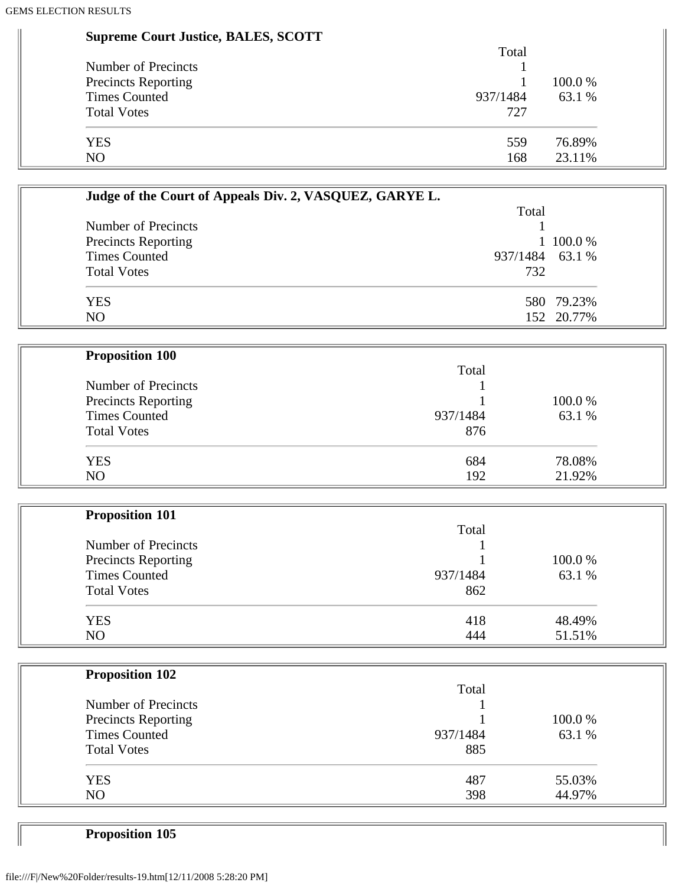**Supreme Court Justice, BALES, SCOTT**

| | Total | |
|---|---|---|
| Number of Precincts | 1 | |
| Precincts Reporting | 1 | 100.0 % |
| Times Counted | 937/1484 | 63.1 % |
| Total Votes | 727 | |
| YES | 559 | 76.89% |
| NO | 168 | 23.11% |

**Judge of the Court of Appeals Div. 2, VASQUEZ, GARYE L.**

| | Total | |
|---|---|---|
| Number of Precincts | 1 | |
| Precincts Reporting | 1 | 100.0 % |
| Times Counted | 937/1484 | 63.1 % |
| Total Votes | 732 | |
| YES | 580 | 79.23% |
| NO | 152 | 20.77% |

**Proposition 100**

| | Total | |
|---|---|---|
| Number of Precincts | 1 | |
| Precincts Reporting | 1 | 100.0 % |
| Times Counted | 937/1484 | 63.1 % |
| Total Votes | 876 | |
| YES | 684 | 78.08% |
| NO | 192 | 21.92% |

**Proposition 101**

| | Total | |
|---|---|---|
| Number of Precincts | 1 | |
| Precincts Reporting | 1 | 100.0 % |
| Times Counted | 937/1484 | 63.1 % |
| Total Votes | 862 | |
| YES | 418 | 48.49% |
| NO | 444 | 51.51% |

**Proposition 102**

| | Total | |
|---|---|---|
| Number of Precincts | 1 | |
| Precincts Reporting | 1 | 100.0 % |
| Times Counted | 937/1484 | 63.1 % |
| Total Votes | 885 | |
| YES | 487 | 55.03% |
| NO | 398 | 44.97% |

**Proposition 105**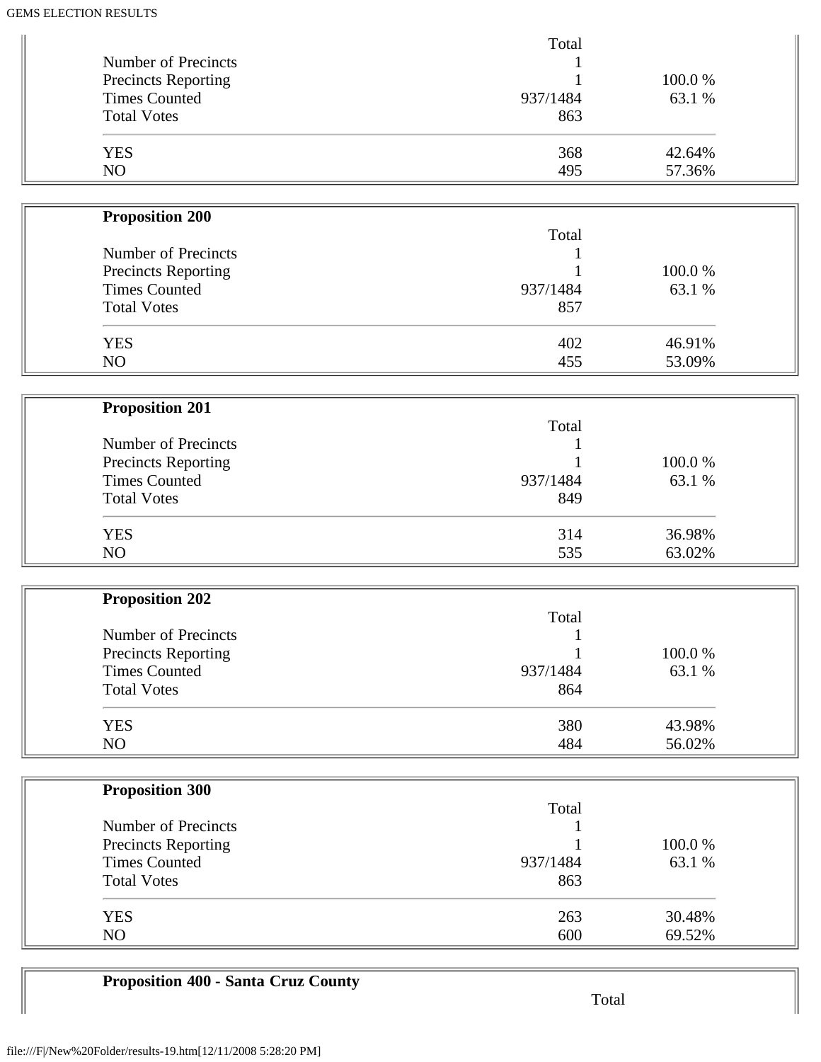| | Total | |
|---|---|---|
| Number of Precincts | 1 | |
| Precincts Reporting | 1 | 100.0 % |
| Times Counted | 937/1484 | 63.1 % |
| Total Votes | 863 | |
| YES | 368 | 42.64% |
| NO | 495 | 57.36% |

**Proposition 200**

| | Total | |
|---|---|---|
| Number of Precincts | 1 | |
| Precincts Reporting | 1 | 100.0 % |
| Times Counted | 937/1484 | 63.1 % |
| Total Votes | 857 | |
| YES | 402 | 46.91% |
| NO | 455 | 53.09% |

**Proposition 201**

| | Total | |
|---|---|---|
| Number of Precincts | 1 | |
| Precincts Reporting | 1 | 100.0 % |
| Times Counted | 937/1484 | 63.1 % |
| Total Votes | 849 | |
| YES | 314 | 36.98% |
| NO | 535 | 63.02% |

**Proposition 202**

| | Total | |
|---|---|---|
| Number of Precincts | 1 | |
| Precincts Reporting | 1 | 100.0 % |
| Times Counted | 937/1484 | 63.1 % |
| Total Votes | 864 | |
| YES | 380 | 43.98% |
| NO | 484 | 56.02% |

**Proposition 300**

| | Total | |
|---|---|---|
| Number of Precincts | 1 | |
| Precincts Reporting | 1 | 100.0 % |
| Times Counted | 937/1484 | 63.1 % |
| Total Votes | 863 | |
| YES | 263 | 30.48% |
| NO | 600 | 69.52% |

**Proposition 400 - Santa Cruz County**

| | Total | |
|---|---|---|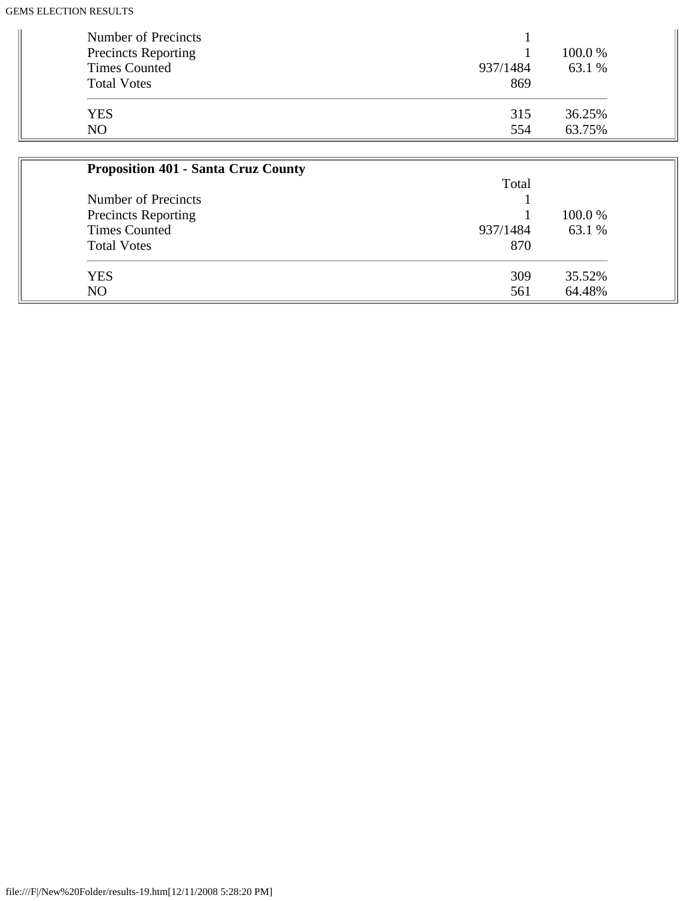| | | |
|---|---|---|
| Number of Precincts | 1 | |
| Precincts Reporting | 1 | 100.0 % |
| Times Counted | 937/1484 | 63.1 % |
| Total Votes | 869 | |
| YES | 315 | 36.25% |
| NO | 554 | 63.75% |

**Proposition 401 - Santa Cruz County**

| | Total | |
|---|---|---|
| Number of Precincts | 1 | |
| Precincts Reporting | 1 | 100.0 % |
| Times Counted | 937/1484 | 63.1 % |
| Total Votes | 870 | |
| YES | 309 | 35.52% |
| NO | 561 | 64.48% |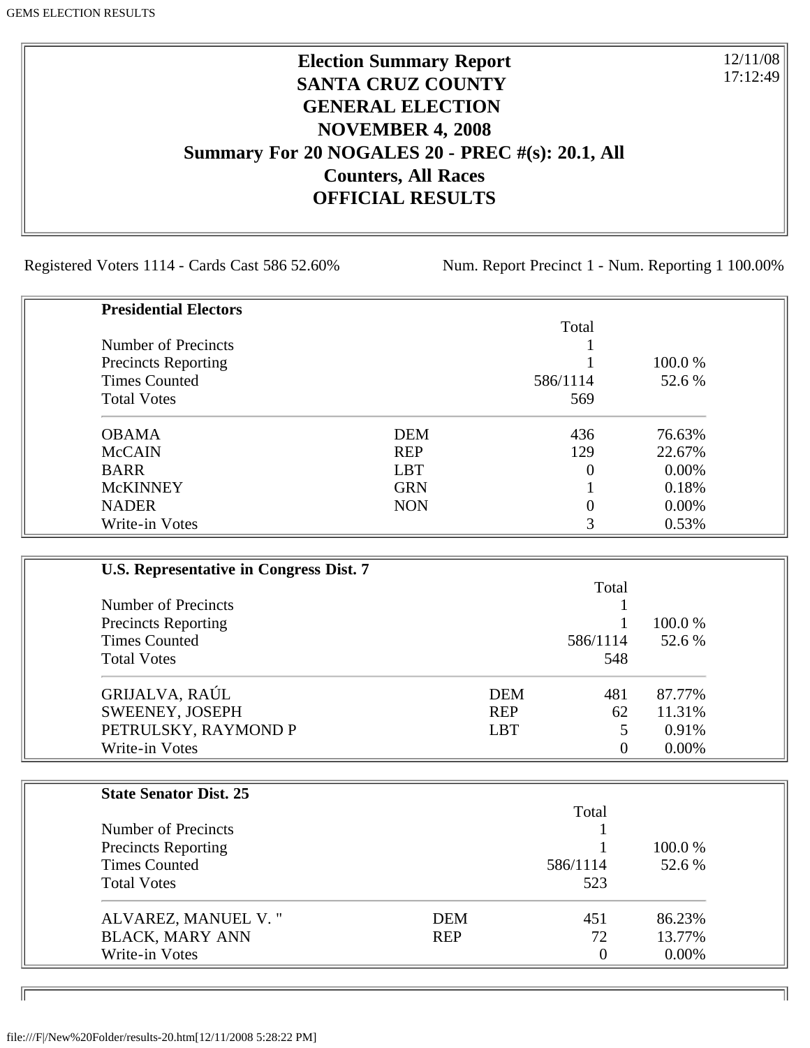# Election Summary Report
# SANTA CRUZ COUNTY
# GENERAL ELECTION
# NOVEMBER 4, 2008
# Summary For 20 NOGALES 20 - PREC #(s): 20.1, All Counters, All Races
# OFFICIAL RESULTS

12/11/08
17:12:49

Registered Voters 1114 - Cards Cast 586 52.60%    Num. Report Precinct 1 - Num. Reporting 1 100.00%

**Presidential Electors**

| | | Total | |
|---|---|---|---|
| Number of Precincts | | 1 | |
| Precincts Reporting | | 1 | 100.0 % |
| Times Counted | | 586/1114 | 52.6 % |
| Total Votes | | 569 | |
| OBAMA | DEM | 436 | 76.63% |
| McCAIN | REP | 129 | 22.67% |
| BARR | LBT | 0 | 0.00% |
| McKINNEY | GRN | 1 | 0.18% |
| NADER | NON | 0 | 0.00% |
| Write-in Votes | | 3 | 0.53% |

**U.S. Representative in Congress Dist. 7**

| | | Total | |
|---|---|---|---|
| Number of Precincts | | 1 | |
| Precincts Reporting | | 1 | 100.0 % |
| Times Counted | | 586/1114 | 52.6 % |
| Total Votes | | 548 | |
| GRIJALVA, RAÚL | DEM | 481 | 87.77% |
| SWEENEY, JOSEPH | REP | 62 | 11.31% |
| PETRULSKY, RAYMOND P | LBT | 5 | 0.91% |
| Write-in Votes | | 0 | 0.00% |

**State Senator Dist. 25**

| | | Total | |
|---|---|---|---|
| Number of Precincts | | 1 | |
| Precincts Reporting | | 1 | 100.0 % |
| Times Counted | | 586/1114 | 52.6 % |
| Total Votes | | 523 | |
| ALVAREZ, MANUEL V. " | DEM | 451 | 86.23% |
| BLACK, MARY ANN | REP | 72 | 13.77% |
| Write-in Votes | | 0 | 0.00% |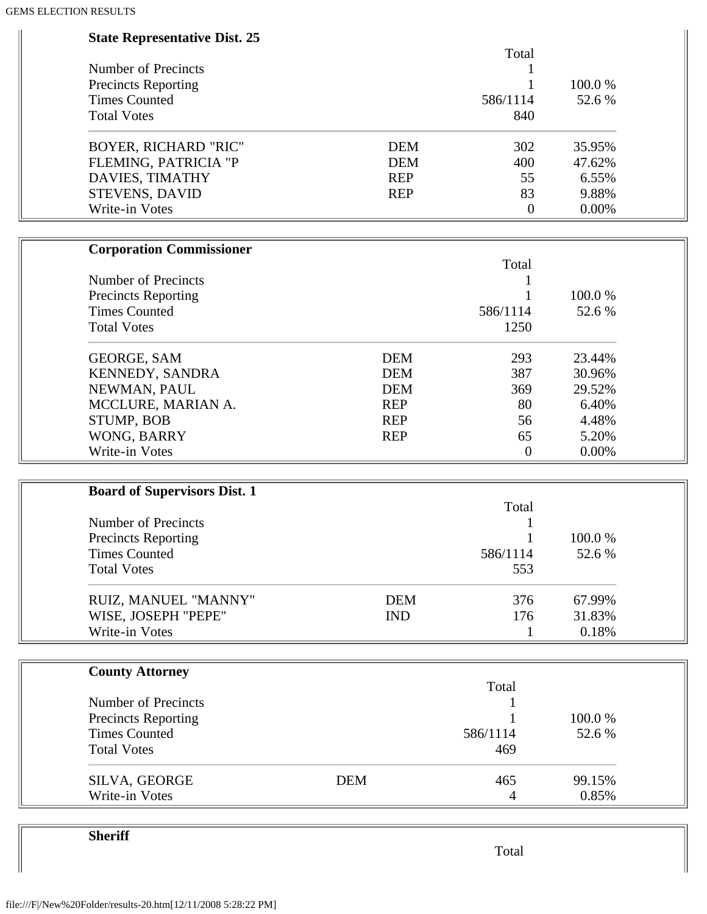## State Representative Dist. 25

| | | Total | |
|---|---|---|---|
| Number of Precincts | | 1 | |
| Precincts Reporting | | 1 | 100.0 % |
| Times Counted | | 586/1114 | 52.6 % |
| Total Votes | | 840 | |
| BOYER, RICHARD "RIC" | DEM | 302 | 35.95% |
| FLEMING, PATRICIA "P | DEM | 400 | 47.62% |
| DAVIES, TIMATHY | REP | 55 | 6.55% |
| STEVENS, DAVID | REP | 83 | 9.88% |
| Write-in Votes | | 0 | 0.00% |

## Corporation Commissioner

| | | Total | |
|---|---|---|---|
| Number of Precincts | | 1 | |
| Precincts Reporting | | 1 | 100.0 % |
| Times Counted | | 586/1114 | 52.6 % |
| Total Votes | | 1250 | |
| GEORGE, SAM | DEM | 293 | 23.44% |
| KENNEDY, SANDRA | DEM | 387 | 30.96% |
| NEWMAN, PAUL | DEM | 369 | 29.52% |
| MCCLURE, MARIAN A. | REP | 80 | 6.40% |
| STUMP, BOB | REP | 56 | 4.48% |
| WONG, BARRY | REP | 65 | 5.20% |
| Write-in Votes | | 0 | 0.00% |

## Board of Supervisors Dist. 1

| | | Total | |
|---|---|---|---|
| Number of Precincts | | 1 | |
| Precincts Reporting | | 1 | 100.0 % |
| Times Counted | | 586/1114 | 52.6 % |
| Total Votes | | 553 | |
| RUIZ, MANUEL "MANNY" | DEM | 376 | 67.99% |
| WISE, JOSEPH "PEPE" | IND | 176 | 31.83% |
| Write-in Votes | | 1 | 0.18% |

## County Attorney

| | | Total | |
|---|---|---|---|
| Number of Precincts | | 1 | |
| Precincts Reporting | | 1 | 100.0 % |
| Times Counted | | 586/1114 | 52.6 % |
| Total Votes | | 469 | |
| SILVA, GEORGE | DEM | 465 | 99.15% |
| Write-in Votes | | 4 | 0.85% |

## Sheriff

| | | Total | |
|---|---|---|---|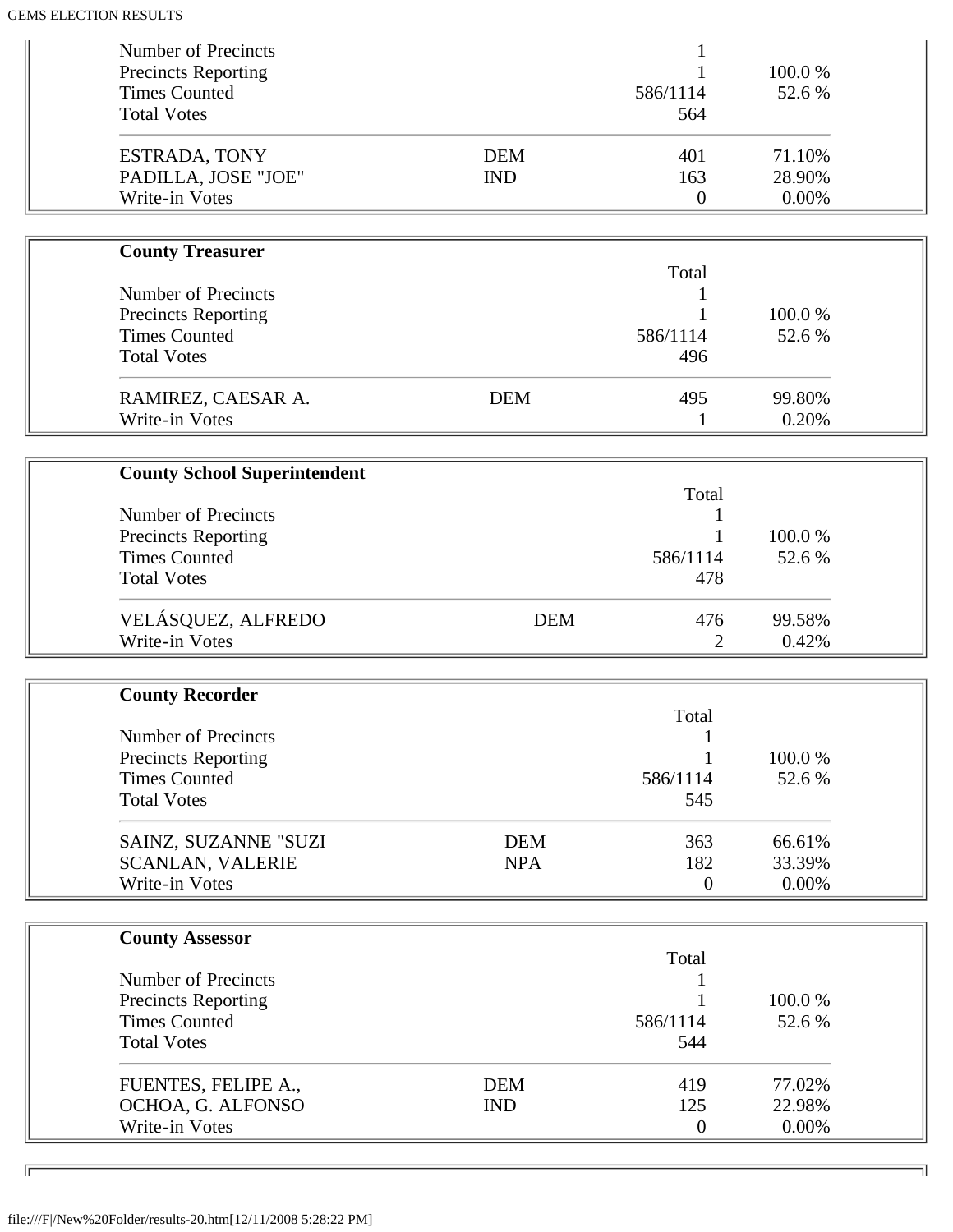| | | | |
|---|---|---|---|
| Number of Precincts | | 1 | |
| Precincts Reporting | | 1 | 100.0 % |
| Times Counted | | 586/1114 | 52.6 % |
| Total Votes | | 564 | |
| ESTRADA, TONY | DEM | 401 | 71.10% |
| PADILLA, JOSE "JOE" | IND | 163 | 28.90% |
| Write-in Votes | | 0 | 0.00% |

**County Treasurer**

| | | Total | |
|---|---|---|---|
| Number of Precincts | | 1 | |
| Precincts Reporting | | 1 | 100.0 % |
| Times Counted | | 586/1114 | 52.6 % |
| Total Votes | | 496 | |
| RAMIREZ, CAESAR A. | DEM | 495 | 99.80% |
| Write-in Votes | | 1 | 0.20% |

**County School Superintendent**

| | | Total | |
|---|---|---|---|
| Number of Precincts | | 1 | |
| Precincts Reporting | | 1 | 100.0 % |
| Times Counted | | 586/1114 | 52.6 % |
| Total Votes | | 478 | |
| VELÁSQUEZ, ALFREDO | DEM | 476 | 99.58% |
| Write-in Votes | | 2 | 0.42% |

**County Recorder**

| | | Total | |
|---|---|---|---|
| Number of Precincts | | 1 | |
| Precincts Reporting | | 1 | 100.0 % |
| Times Counted | | 586/1114 | 52.6 % |
| Total Votes | | 545 | |
| SAINZ, SUZANNE "SUZI | DEM | 363 | 66.61% |
| SCANLAN, VALERIE | NPA | 182 | 33.39% |
| Write-in Votes | | 0 | 0.00% |

**County Assessor**

| | | Total | |
|---|---|---|---|
| Number of Precincts | | 1 | |
| Precincts Reporting | | 1 | 100.0 % |
| Times Counted | | 586/1114 | 52.6 % |
| Total Votes | | 544 | |
| FUENTES, FELIPE A., | DEM | 419 | 77.02% |
| OCHOA, G. ALFONSO | IND | 125 | 22.98% |
| Write-in Votes | | 0 | 0.00% |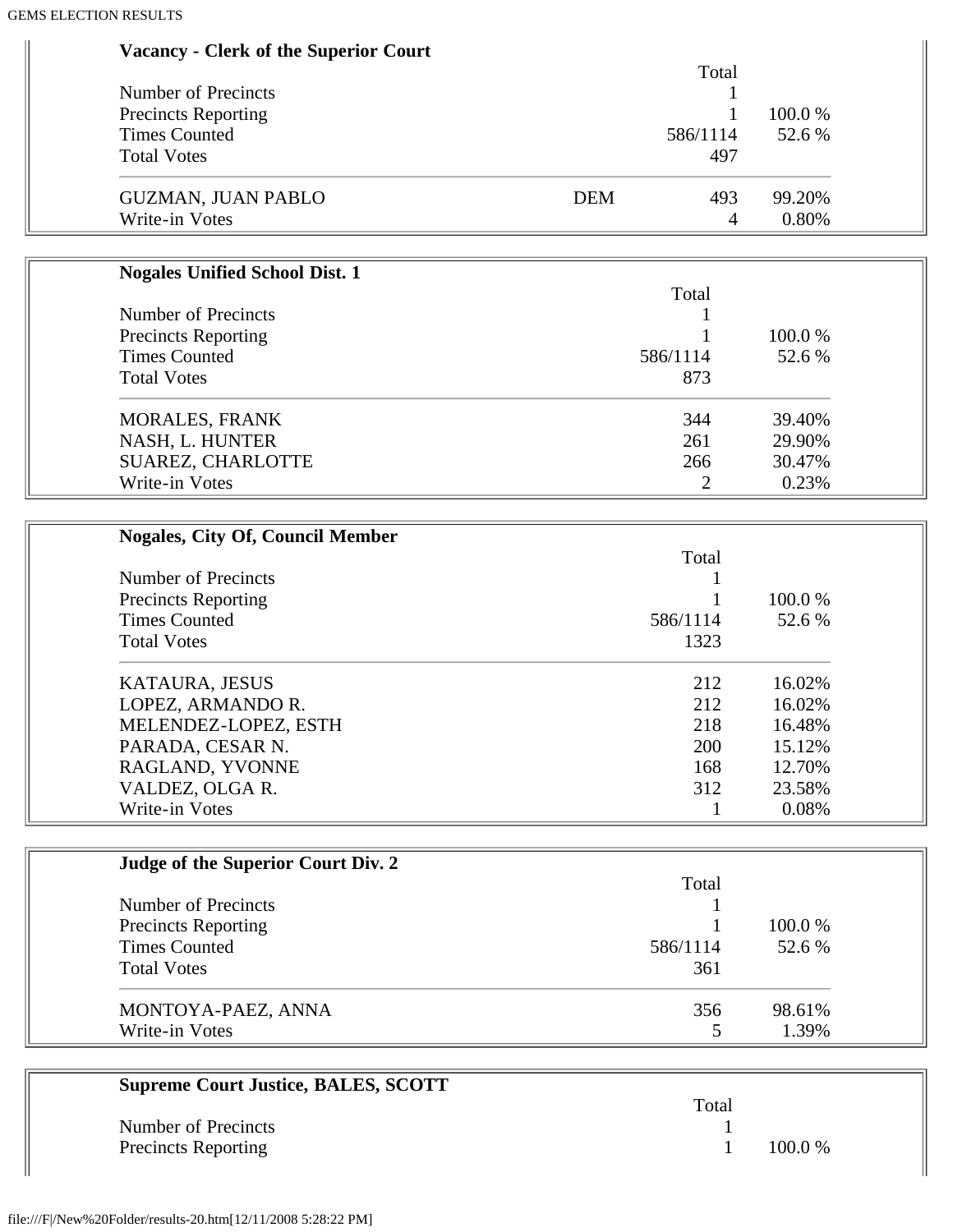| **Vacancy - Clerk of the Superior Court** | | | |
|---|---|---|---|
| | | Total | |
| Number of Precincts | | 1 | |
| Precincts Reporting | | 1 | 100.0 % |
| Times Counted | | 586/1114 | 52.6 % |
| Total Votes | | 497 | |
| GUZMAN, JUAN PABLO | DEM | 493 | 99.20% |
| Write-in Votes | | 4 | 0.80% |

| **Nogales Unified School Dist. 1** | | |
|---|---|---|
| | Total | |
| Number of Precincts | 1 | |
| Precincts Reporting | 1 | 100.0 % |
| Times Counted | 586/1114 | 52.6 % |
| Total Votes | 873 | |
| MORALES, FRANK | 344 | 39.40% |
| NASH, L. HUNTER | 261 | 29.90% |
| SUAREZ, CHARLOTTE | 266 | 30.47% |
| Write-in Votes | 2 | 0.23% |

| **Nogales, City Of, Council Member** | | |
|---|---|---|
| | Total | |
| Number of Precincts | 1 | |
| Precincts Reporting | 1 | 100.0 % |
| Times Counted | 586/1114 | 52.6 % |
| Total Votes | 1323 | |
| KATAURA, JESUS | 212 | 16.02% |
| LOPEZ, ARMANDO R. | 212 | 16.02% |
| MELENDEZ-LOPEZ, ESTH | 218 | 16.48% |
| PARADA, CESAR N. | 200 | 15.12% |
| RAGLAND, YVONNE | 168 | 12.70% |
| VALDEZ, OLGA R. | 312 | 23.58% |
| Write-in Votes | 1 | 0.08% |

| **Judge of the Superior Court Div. 2** | | |
|---|---|---|
| | Total | |
| Number of Precincts | 1 | |
| Precincts Reporting | 1 | 100.0 % |
| Times Counted | 586/1114 | 52.6 % |
| Total Votes | 361 | |
| MONTOYA-PAEZ, ANNA | 356 | 98.61% |
| Write-in Votes | 5 | 1.39% |

| **Supreme Court Justice, BALES, SCOTT** | | |
|---|---|---|
| | Total | |
| Number of Precincts | 1 | |
| Precincts Reporting | 1 | 100.0 % |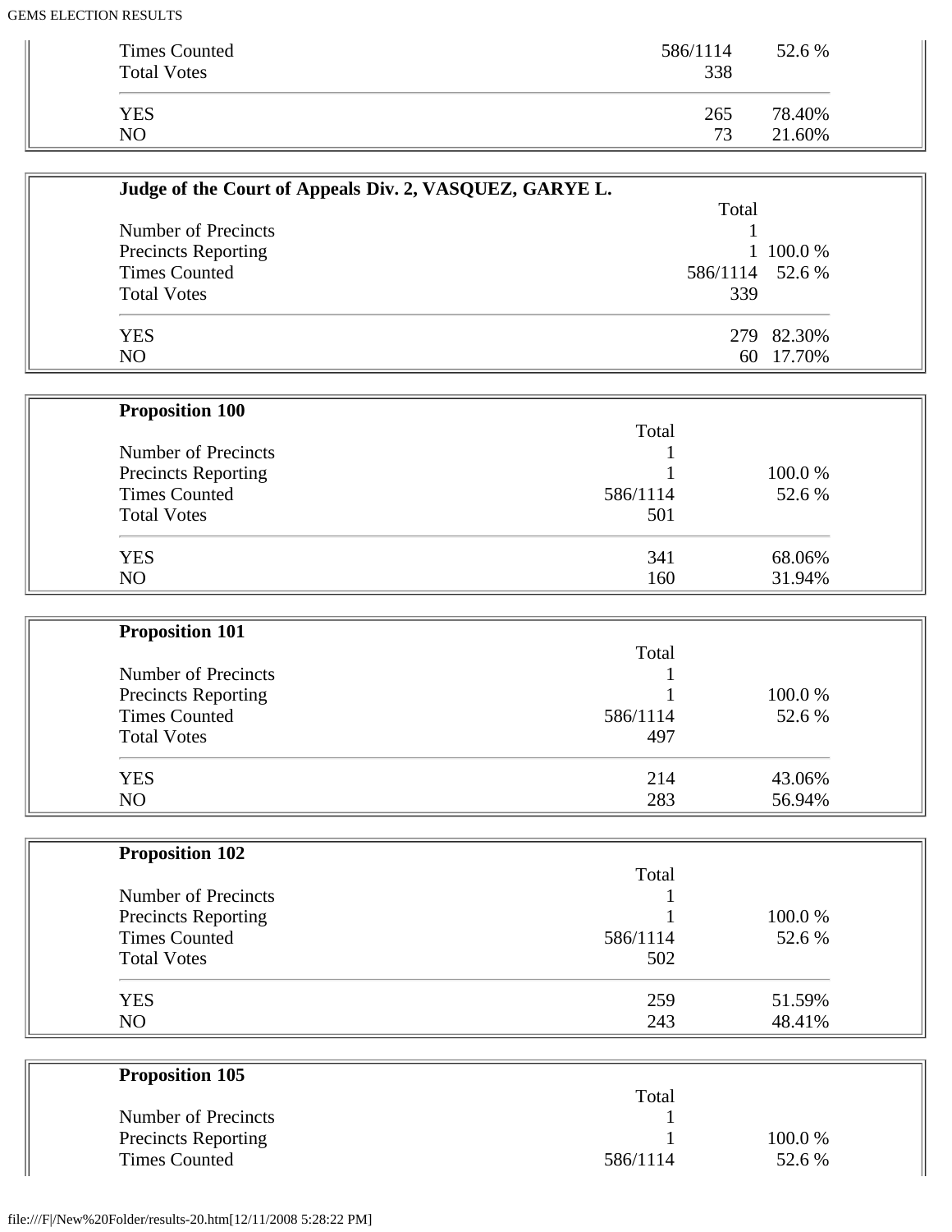| | | |
|---|---|---|
| Times Counted | 586/1114 | 52.6 % |
| Total Votes | 338 | |
| YES | 265 | 78.40% |
| NO | 73 | 21.60% |

**Judge of the Court of Appeals Div. 2, VASQUEZ, GARYE L.**

| | Total | |
|---|---|---|
| Number of Precincts | 1 | |
| Precincts Reporting | 1 | 100.0 % |
| Times Counted | 586/1114 | 52.6 % |
| Total Votes | 339 | |
| YES | 279 | 82.30% |
| NO | 60 | 17.70% |

**Proposition 100**

| | Total | |
|---|---|---|
| Number of Precincts | 1 | |
| Precincts Reporting | 1 | 100.0 % |
| Times Counted | 586/1114 | 52.6 % |
| Total Votes | 501 | |
| YES | 341 | 68.06% |
| NO | 160 | 31.94% |

**Proposition 101**

| | Total | |
|---|---|---|
| Number of Precincts | 1 | |
| Precincts Reporting | 1 | 100.0 % |
| Times Counted | 586/1114 | 52.6 % |
| Total Votes | 497 | |
| YES | 214 | 43.06% |
| NO | 283 | 56.94% |

**Proposition 102**

| | Total | |
|---|---|---|
| Number of Precincts | 1 | |
| Precincts Reporting | 1 | 100.0 % |
| Times Counted | 586/1114 | 52.6 % |
| Total Votes | 502 | |
| YES | 259 | 51.59% |
| NO | 243 | 48.41% |

**Proposition 105**

| | Total | |
|---|---|---|
| Number of Precincts | 1 | |
| Precincts Reporting | 1 | 100.0 % |
| Times Counted | 586/1114 | 52.6 % |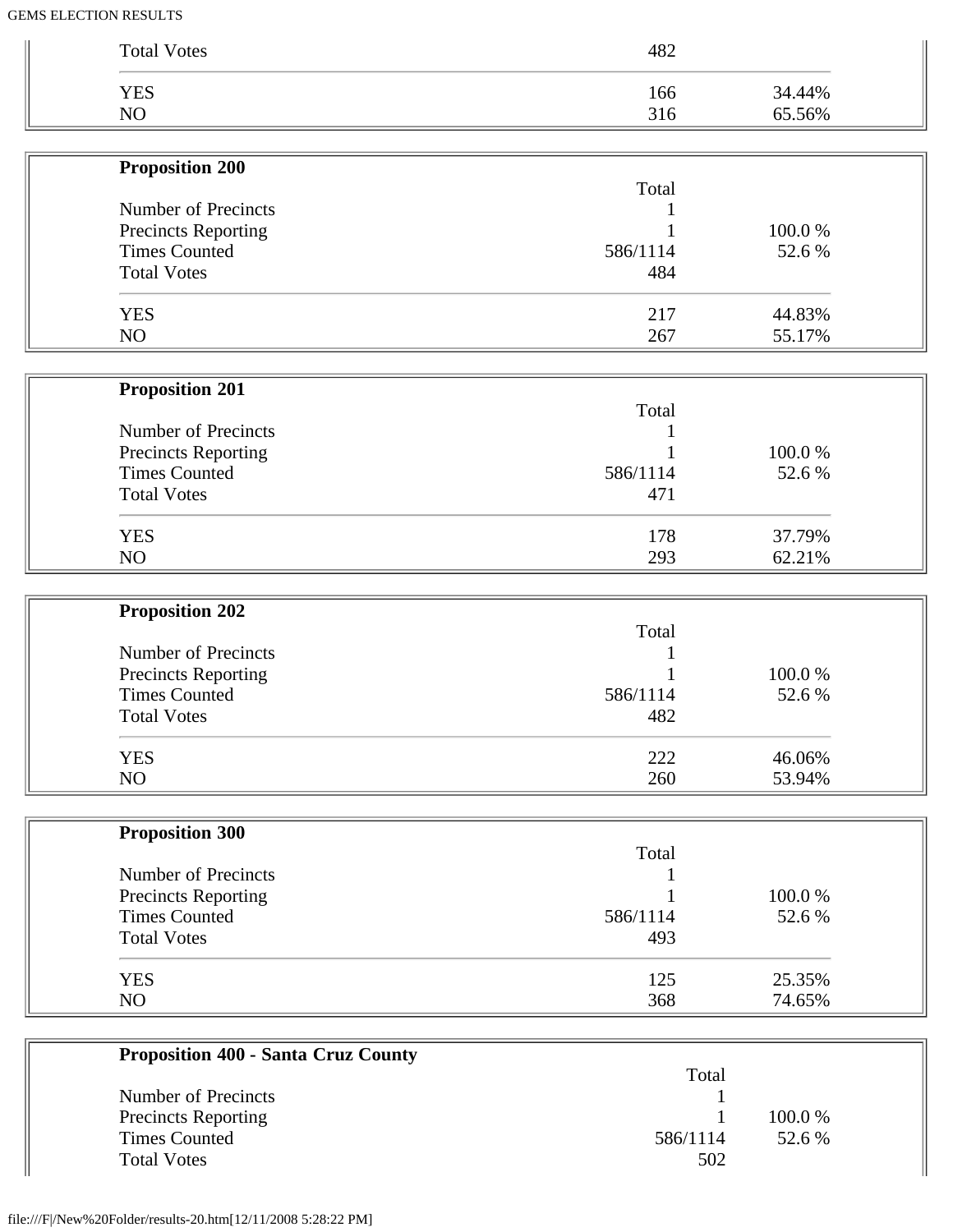| | Total | |
|---|---|---|
| Total Votes | 482 | |
| YES | 166 | 34.44% |
| NO | 316 | 65.56% |

**Proposition 200**

| | Total | |
|---|---|---|
| Number of Precincts | 1 | |
| Precincts Reporting | 1 | 100.0 % |
| Times Counted | 586/1114 | 52.6 % |
| Total Votes | 484 | |
| YES | 217 | 44.83% |
| NO | 267 | 55.17% |

**Proposition 201**

| | Total | |
|---|---|---|
| Number of Precincts | 1 | |
| Precincts Reporting | 1 | 100.0 % |
| Times Counted | 586/1114 | 52.6 % |
| Total Votes | 471 | |
| YES | 178 | 37.79% |
| NO | 293 | 62.21% |

**Proposition 202**

| | Total | |
|---|---|---|
| Number of Precincts | 1 | |
| Precincts Reporting | 1 | 100.0 % |
| Times Counted | 586/1114 | 52.6 % |
| Total Votes | 482 | |
| YES | 222 | 46.06% |
| NO | 260 | 53.94% |

**Proposition 300**

| | Total | |
|---|---|---|
| Number of Precincts | 1 | |
| Precincts Reporting | 1 | 100.0 % |
| Times Counted | 586/1114 | 52.6 % |
| Total Votes | 493 | |
| YES | 125 | 25.35% |
| NO | 368 | 74.65% |

**Proposition 400 - Santa Cruz County**

| | Total | |
|---|---|---|
| Number of Precincts | 1 | |
| Precincts Reporting | 1 | 100.0 % |
| Times Counted | 586/1114 | 52.6 % |
| Total Votes | 502 | |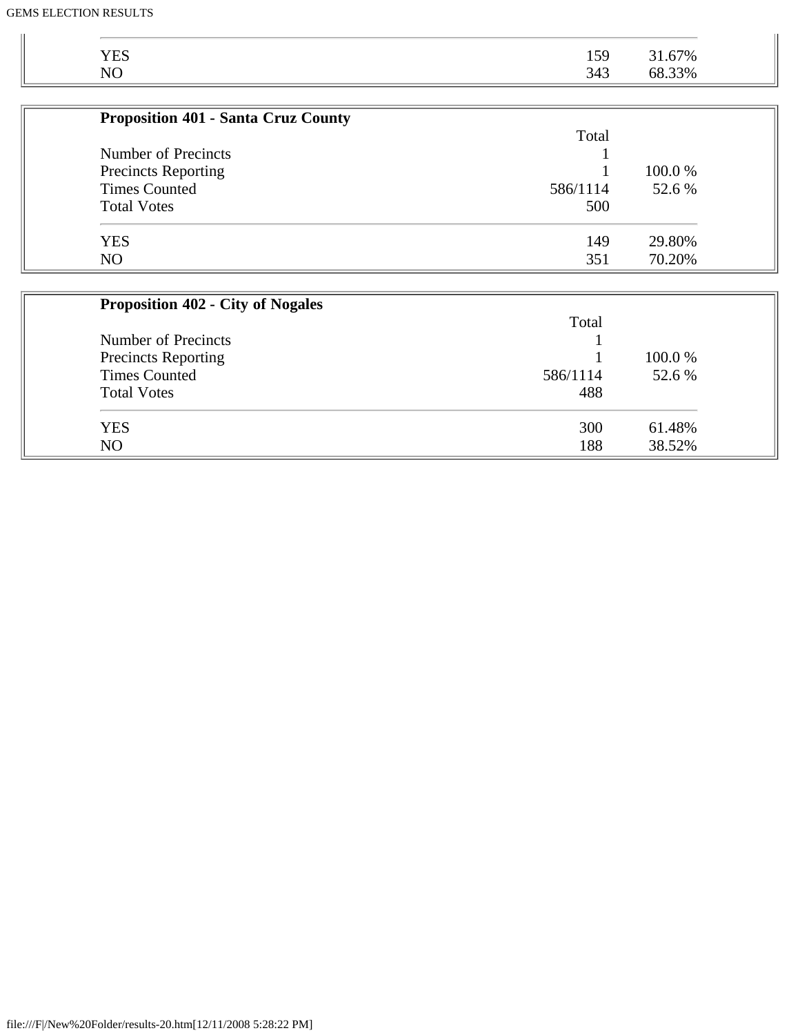| | | |
|---|---|---|
| YES | 159 | 31.67% |
| NO | 343 | 68.33% |

**Proposition 401 - Santa Cruz County**

| | Total | |
|---|---|---|
| Number of Precincts | 1 | |
| Precincts Reporting | 1 | 100.0 % |
| Times Counted | 586/1114 | 52.6 % |
| Total Votes | 500 | |
| YES | 149 | 29.80% |
| NO | 351 | 70.20% |

**Proposition 402 - City of Nogales**

| | Total | |
|---|---|---|
| Number of Precincts | 1 | |
| Precincts Reporting | 1 | 100.0 % |
| Times Counted | 586/1114 | 52.6 % |
| Total Votes | 488 | |
| YES | 300 | 61.48% |
| NO | 188 | 38.52% |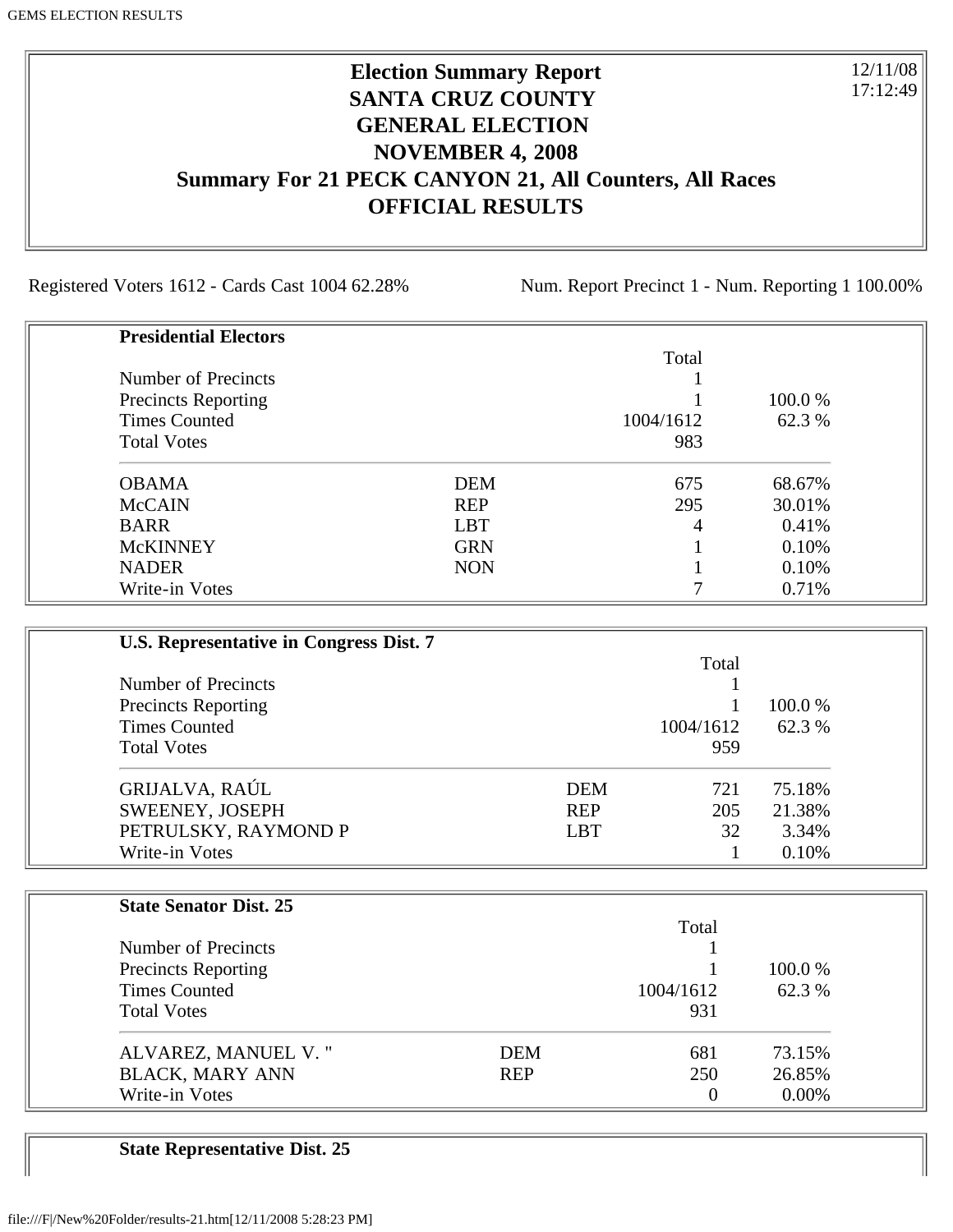# Election Summary Report
## SANTA CRUZ COUNTY
## GENERAL ELECTION
## NOVEMBER 4, 2008
## Summary For 21 PECK CANYON 21, All Counters, All Races
## OFFICIAL RESULTS

12/11/08 17:12:49

Registered Voters 1612 - Cards Cast 1004 62.28%

Num. Report Precinct 1 - Num. Reporting 1 100.00%

**Presidential Electors**

| | | Total | |
|---|---|---|---|
| Number of Precincts | | 1 | |
| Precincts Reporting | | 1 | 100.0 % |
| Times Counted | | 1004/1612 | 62.3 % |
| Total Votes | | 983 | |
| OBAMA | DEM | 675 | 68.67% |
| McCAIN | REP | 295 | 30.01% |
| BARR | LBT | 4 | 0.41% |
| McKINNEY | GRN | 1 | 0.10% |
| NADER | NON | 1 | 0.10% |
| Write-in Votes | | 7 | 0.71% |

**U.S. Representative in Congress Dist. 7**

| | | Total | |
|---|---|---|---|
| Number of Precincts | | 1 | |
| Precincts Reporting | | 1 | 100.0 % |
| Times Counted | | 1004/1612 | 62.3 % |
| Total Votes | | 959 | |
| GRIJALVA, RAÚL | DEM | 721 | 75.18% |
| SWEENEY, JOSEPH | REP | 205 | 21.38% |
| PETRULSKY, RAYMOND P | LBT | 32 | 3.34% |
| Write-in Votes | | 1 | 0.10% |

**State Senator Dist. 25**

| | | Total | |
|---|---|---|---|
| Number of Precincts | | 1 | |
| Precincts Reporting | | 1 | 100.0 % |
| Times Counted | | 1004/1612 | 62.3 % |
| Total Votes | | 931 | |
| ALVAREZ, MANUEL V. " | DEM | 681 | 73.15% |
| BLACK, MARY ANN | REP | 250 | 26.85% |
| Write-in Votes | | 0 | 0.00% |

**State Representative Dist. 25**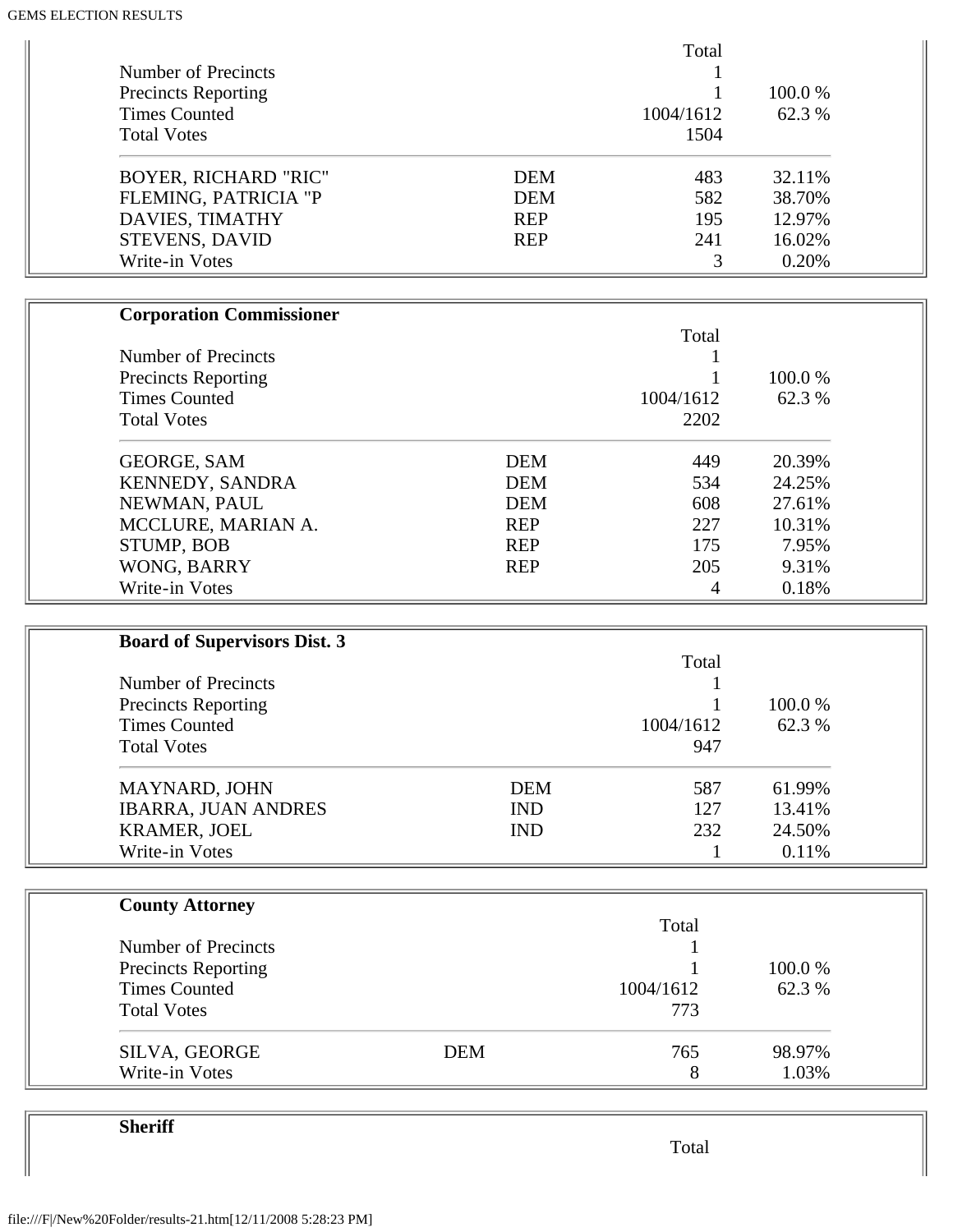| | | Total | |
|---|---|---|---|
| Number of Precincts | | 1 | |
| Precincts Reporting | | 1 | 100.0 % |
| Times Counted | | 1004/1612 | 62.3 % |
| Total Votes | | 1504 | |
| BOYER, RICHARD "RIC" | DEM | 483 | 32.11% |
| FLEMING, PATRICIA "P | DEM | 582 | 38.70% |
| DAVIES, TIMATHY | REP | 195 | 12.97% |
| STEVENS, DAVID | REP | 241 | 16.02% |
| Write-in Votes | | 3 | 0.20% |

**Corporation Commissioner**

| | | Total | |
|---|---|---|---|
| Number of Precincts | | 1 | |
| Precincts Reporting | | 1 | 100.0 % |
| Times Counted | | 1004/1612 | 62.3 % |
| Total Votes | | 2202 | |
| GEORGE, SAM | DEM | 449 | 20.39% |
| KENNEDY, SANDRA | DEM | 534 | 24.25% |
| NEWMAN, PAUL | DEM | 608 | 27.61% |
| MCCLURE, MARIAN A. | REP | 227 | 10.31% |
| STUMP, BOB | REP | 175 | 7.95% |
| WONG, BARRY | REP | 205 | 9.31% |
| Write-in Votes | | 4 | 0.18% |

**Board of Supervisors Dist. 3**

| | | Total | |
|---|---|---|---|
| Number of Precincts | | 1 | |
| Precincts Reporting | | 1 | 100.0 % |
| Times Counted | | 1004/1612 | 62.3 % |
| Total Votes | | 947 | |
| MAYNARD, JOHN | DEM | 587 | 61.99% |
| IBARRA, JUAN ANDRES | IND | 127 | 13.41% |
| KRAMER, JOEL | IND | 232 | 24.50% |
| Write-in Votes | | 1 | 0.11% |

**County Attorney**

| | | Total | |
|---|---|---|---|
| Number of Precincts | | 1 | |
| Precincts Reporting | | 1 | 100.0 % |
| Times Counted | | 1004/1612 | 62.3 % |
| Total Votes | | 773 | |
| SILVA, GEORGE | DEM | 765 | 98.97% |
| Write-in Votes | | 8 | 1.03% |

**Sheriff**

| | | Total | |
|---|---|---|---|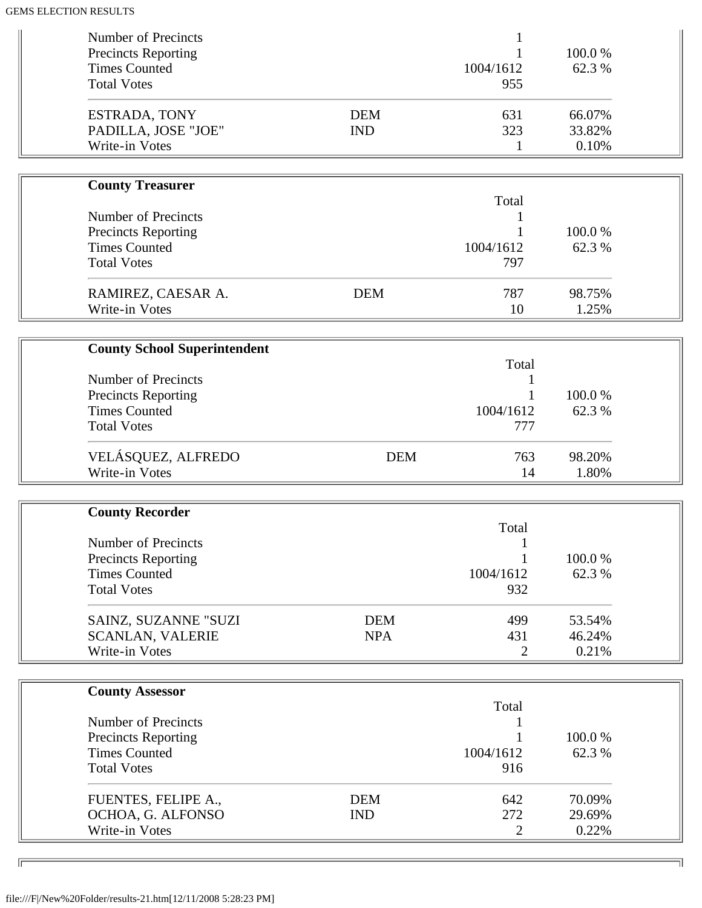| | | | |
|---|---|---|---|
| Number of Precincts | | 1 | |
| Precincts Reporting | | 1 | 100.0 % |
| Times Counted | | 1004/1612 | 62.3 % |
| Total Votes | | 955 | |
| ESTRADA, TONY | DEM | 631 | 66.07% |
| PADILLA, JOSE "JOE" | IND | 323 | 33.82% |
| Write-in Votes | | 1 | 0.10% |

**County Treasurer**

| | | Total | |
|---|---|---|---|
| Number of Precincts | | 1 | |
| Precincts Reporting | | 1 | 100.0 % |
| Times Counted | | 1004/1612 | 62.3 % |
| Total Votes | | 797 | |
| RAMIREZ, CAESAR A. | DEM | 787 | 98.75% |
| Write-in Votes | | 10 | 1.25% |

**County School Superintendent**

| | | Total | |
|---|---|---|---|
| Number of Precincts | | 1 | |
| Precincts Reporting | | 1 | 100.0 % |
| Times Counted | | 1004/1612 | 62.3 % |
| Total Votes | | 777 | |
| VELÁSQUEZ, ALFREDO | DEM | 763 | 98.20% |
| Write-in Votes | | 14 | 1.80% |

**County Recorder**

| | | Total | |
|---|---|---|---|
| Number of Precincts | | 1 | |
| Precincts Reporting | | 1 | 100.0 % |
| Times Counted | | 1004/1612 | 62.3 % |
| Total Votes | | 932 | |
| SAINZ, SUZANNE "SUZI | DEM | 499 | 53.54% |
| SCANLAN, VALERIE | NPA | 431 | 46.24% |
| Write-in Votes | | 2 | 0.21% |

**County Assessor**

| | | Total | |
|---|---|---|---|
| Number of Precincts | | 1 | |
| Precincts Reporting | | 1 | 100.0 % |
| Times Counted | | 1004/1612 | 62.3 % |
| Total Votes | | 916 | |
| FUENTES, FELIPE A., | DEM | 642 | 70.09% |
| OCHOA, G. ALFONSO | IND | 272 | 29.69% |
| Write-in Votes | | 2 | 0.22% |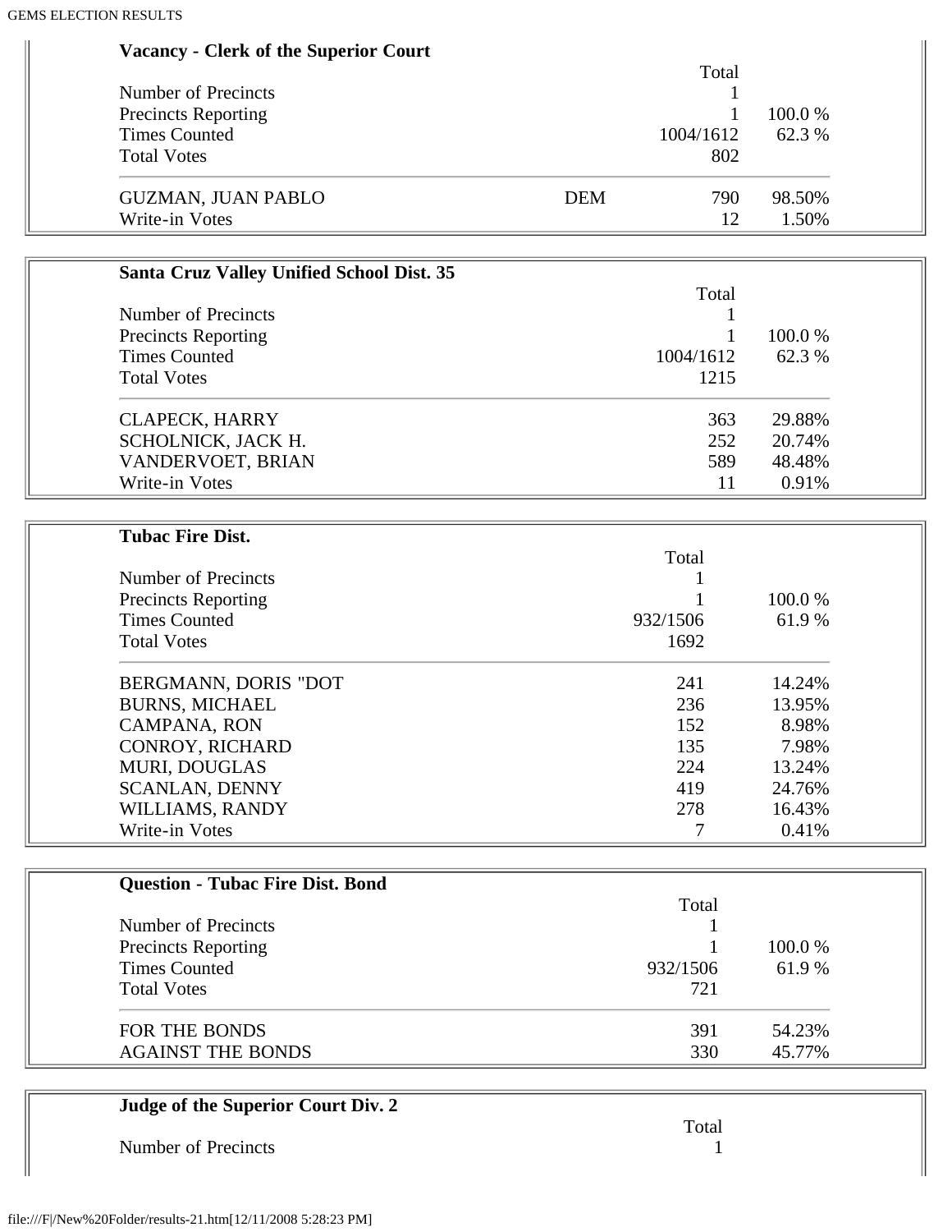### Vacancy - Clerk of the Superior Court

| | | Total | |
|---|---|---|---|
| Number of Precincts | | 1 | |
| Precincts Reporting | | 1 | 100.0 % |
| Times Counted | | 1004/1612 | 62.3 % |
| Total Votes | | 802 | |
| GUZMAN, JUAN PABLO | DEM | 790 | 98.50% |
| Write-in Votes | | 12 | 1.50% |

### Santa Cruz Valley Unified School Dist. 35

| | Total | |
|---|---|---|
| Number of Precincts | 1 | |
| Precincts Reporting | 1 | 100.0 % |
| Times Counted | 1004/1612 | 62.3 % |
| Total Votes | 1215 | |
| CLAPECK, HARRY | 363 | 29.88% |
| SCHOLNICK, JACK H. | 252 | 20.74% |
| VANDERVOET, BRIAN | 589 | 48.48% |
| Write-in Votes | 11 | 0.91% |

### Tubac Fire Dist.

| | Total | |
|---|---|---|
| Number of Precincts | 1 | |
| Precincts Reporting | 1 | 100.0 % |
| Times Counted | 932/1506 | 61.9 % |
| Total Votes | 1692 | |
| BERGMANN, DORIS "DOT | 241 | 14.24% |
| BURNS, MICHAEL | 236 | 13.95% |
| CAMPANA, RON | 152 | 8.98% |
| CONROY, RICHARD | 135 | 7.98% |
| MURI, DOUGLAS | 224 | 13.24% |
| SCANLAN, DENNY | 419 | 24.76% |
| WILLIAMS, RANDY | 278 | 16.43% |
| Write-in Votes | 7 | 0.41% |

### Question - Tubac Fire Dist. Bond

| | Total | |
|---|---|---|
| Number of Precincts | 1 | |
| Precincts Reporting | 1 | 100.0 % |
| Times Counted | 932/1506 | 61.9 % |
| Total Votes | 721 | |
| FOR THE BONDS | 391 | 54.23% |
| AGAINST THE BONDS | 330 | 45.77% |

### Judge of the Superior Court Div. 2

| | Total |
|---|---|
| Number of Precincts | 1 |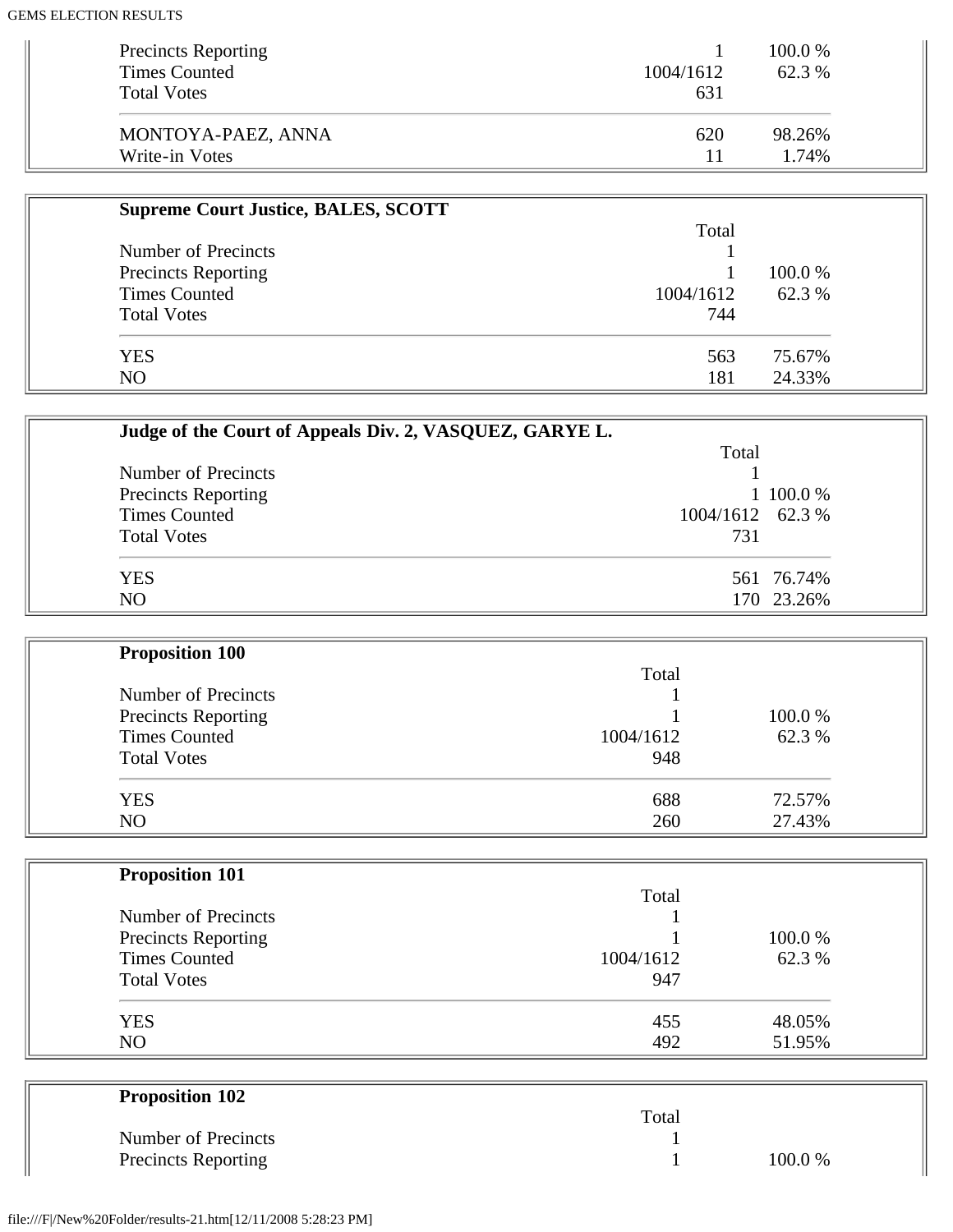| | | |
|---|---|---|
| Precincts Reporting | 1 | 100.0 % |
| Times Counted | 1004/1612 | 62.3 % |
| Total Votes | 631 | |
| MONTOYA-PAEZ, ANNA | 620 | 98.26% |
| Write-in Votes | 11 | 1.74% |

**Supreme Court Justice, BALES, SCOTT**

| | Total | |
|---|---|---|
| Number of Precincts | 1 | |
| Precincts Reporting | 1 | 100.0 % |
| Times Counted | 1004/1612 | 62.3 % |
| Total Votes | 744 | |
| YES | 563 | 75.67% |
| NO | 181 | 24.33% |

**Judge of the Court of Appeals Div. 2, VASQUEZ, GARYE L.**

| | Total | |
|---|---|---|
| Number of Precincts | 1 | |
| Precincts Reporting | 1 | 100.0 % |
| Times Counted | 1004/1612 | 62.3 % |
| Total Votes | 731 | |
| YES | 561 | 76.74% |
| NO | 170 | 23.26% |

**Proposition 100**

| | Total | |
|---|---|---|
| Number of Precincts | 1 | |
| Precincts Reporting | 1 | 100.0 % |
| Times Counted | 1004/1612 | 62.3 % |
| Total Votes | 948 | |
| YES | 688 | 72.57% |
| NO | 260 | 27.43% |

**Proposition 101**

| | Total | |
|---|---|---|
| Number of Precincts | 1 | |
| Precincts Reporting | 1 | 100.0 % |
| Times Counted | 1004/1612 | 62.3 % |
| Total Votes | 947 | |
| YES | 455 | 48.05% |
| NO | 492 | 51.95% |

**Proposition 102**

| | Total | |
|---|---|---|
| Number of Precincts | 1 | |
| Precincts Reporting | 1 | 100.0 % |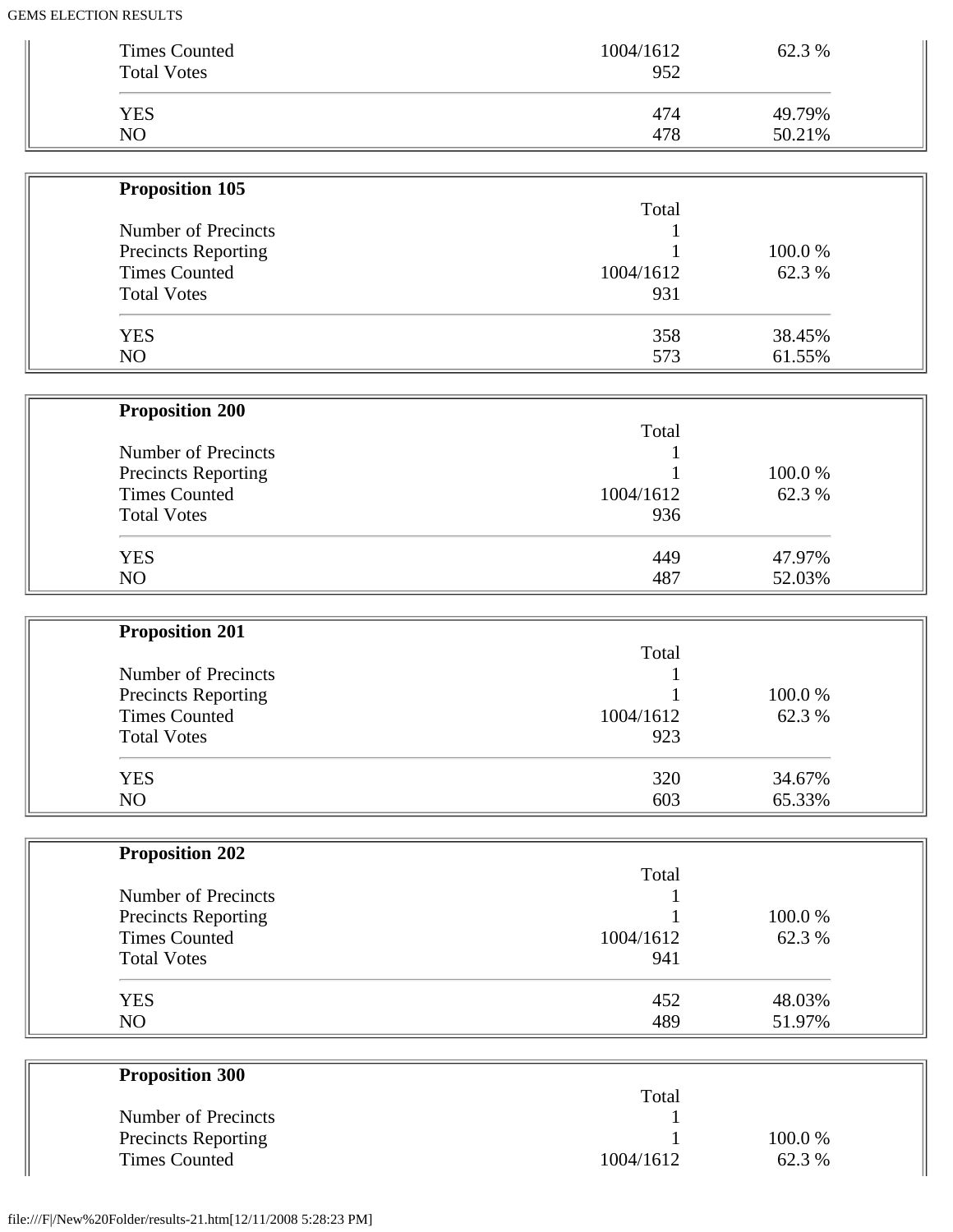| | | |
|---|---|---|
| Times Counted | 1004/1612 | 62.3 % |
| Total Votes | 952 | |
| YES | 474 | 49.79% |
| NO | 478 | 50.21% |

**Proposition 105**

| | Total | |
|---|---|---|
| Number of Precincts | 1 | |
| Precincts Reporting | 1 | 100.0 % |
| Times Counted | 1004/1612 | 62.3 % |
| Total Votes | 931 | |
| YES | 358 | 38.45% |
| NO | 573 | 61.55% |

**Proposition 200**

| | Total | |
|---|---|---|
| Number of Precincts | 1 | |
| Precincts Reporting | 1 | 100.0 % |
| Times Counted | 1004/1612 | 62.3 % |
| Total Votes | 936 | |
| YES | 449 | 47.97% |
| NO | 487 | 52.03% |

**Proposition 201**

| | Total | |
|---|---|---|
| Number of Precincts | 1 | |
| Precincts Reporting | 1 | 100.0 % |
| Times Counted | 1004/1612 | 62.3 % |
| Total Votes | 923 | |
| YES | 320 | 34.67% |
| NO | 603 | 65.33% |

**Proposition 202**

| | Total | |
|---|---|---|
| Number of Precincts | 1 | |
| Precincts Reporting | 1 | 100.0 % |
| Times Counted | 1004/1612 | 62.3 % |
| Total Votes | 941 | |
| YES | 452 | 48.03% |
| NO | 489 | 51.97% |

**Proposition 300**

| | Total | |
|---|---|---|
| Number of Precincts | 1 | |
| Precincts Reporting | 1 | 100.0 % |
| Times Counted | 1004/1612 | 62.3 % |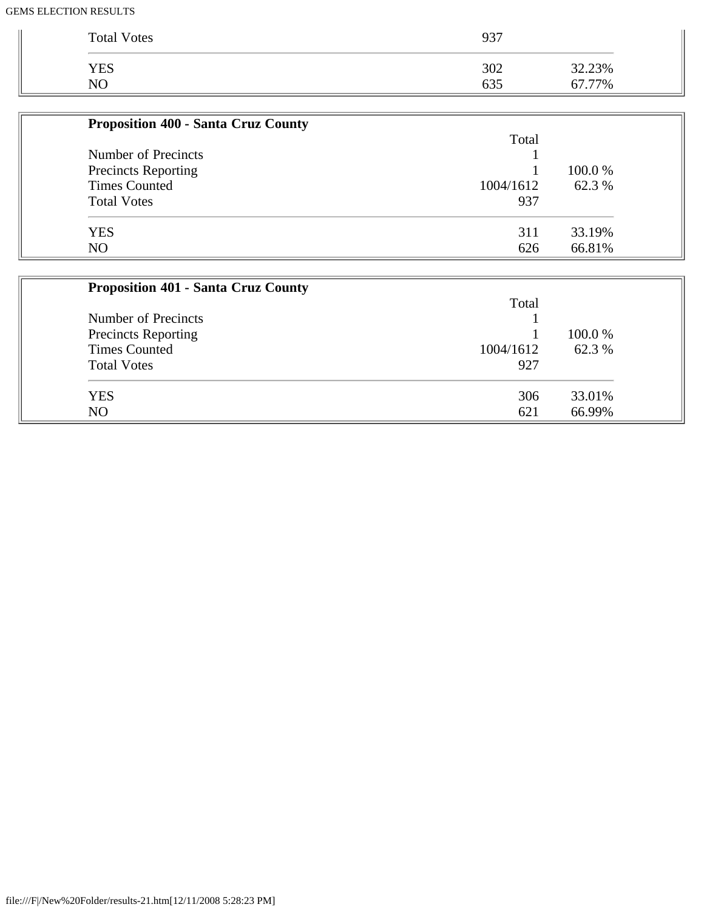| | | |
|---|---|---|
| Total Votes | 937 | |
| YES | 302 | 32.23% |
| NO | 635 | 67.77% |

**Proposition 400 - Santa Cruz County**

| | Total | |
|---|---|---|
| Number of Precincts | 1 | |
| Precincts Reporting | 1 | 100.0 % |
| Times Counted | 1004/1612 | 62.3 % |
| Total Votes | 937 | |
| YES | 311 | 33.19% |
| NO | 626 | 66.81% |

**Proposition 401 - Santa Cruz County**

| | Total | |
|---|---|---|
| Number of Precincts | 1 | |
| Precincts Reporting | 1 | 100.0 % |
| Times Counted | 1004/1612 | 62.3 % |
| Total Votes | 927 | |
| YES | 306 | 33.01% |
| NO | 621 | 66.99% |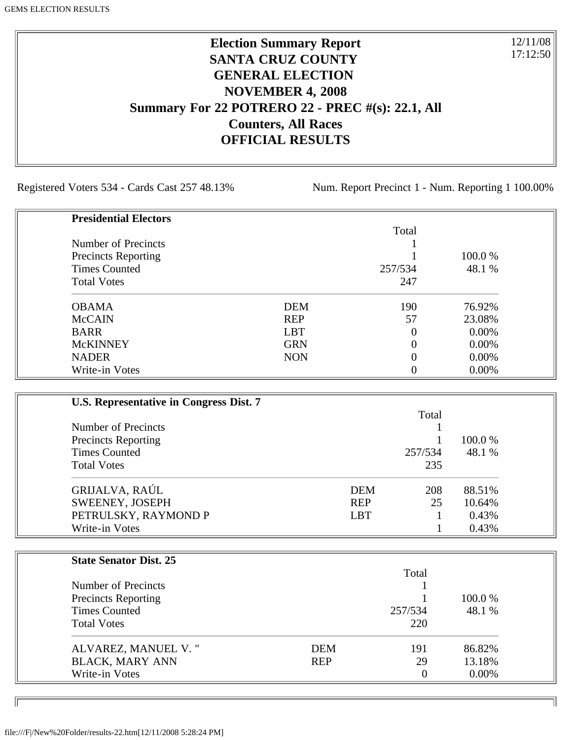# Election Summary Report
## SANTA CRUZ COUNTY
## GENERAL ELECTION
## NOVEMBER 4, 2008
## Summary For 22 POTRERO 22 - PREC #(s): 22.1, All Counters, All Races
## OFFICIAL RESULTS

12/11/08
17:12:50

Registered Voters 534 - Cards Cast 257 48.13%

Num. Report Precinct 1 - Num. Reporting 1 100.00%

### Presidential Electors

| | | Total | |
|---|---|---|---|
| Number of Precincts | | 1 | |
| Precincts Reporting | | 1 | 100.0 % |
| Times Counted | | 257/534 | 48.1 % |
| Total Votes | | 247 | |
| OBAMA | DEM | 190 | 76.92% |
| McCAIN | REP | 57 | 23.08% |
| BARR | LBT | 0 | 0.00% |
| McKINNEY | GRN | 0 | 0.00% |
| NADER | NON | 0 | 0.00% |
| Write-in Votes | | 0 | 0.00% |

### U.S. Representative in Congress Dist. 7

| | | Total | |
|---|---|---|---|
| Number of Precincts | | 1 | |
| Precincts Reporting | | 1 | 100.0 % |
| Times Counted | | 257/534 | 48.1 % |
| Total Votes | | 235 | |
| GRIJALVA, RAÚL | DEM | 208 | 88.51% |
| SWEENEY, JOSEPH | REP | 25 | 10.64% |
| PETRULSKY, RAYMOND P | LBT | 1 | 0.43% |
| Write-in Votes | | 1 | 0.43% |

### State Senator Dist. 25

| | | Total | |
|---|---|---|---|
| Number of Precincts | | 1 | |
| Precincts Reporting | | 1 | 100.0 % |
| Times Counted | | 257/534 | 48.1 % |
| Total Votes | | 220 | |
| ALVAREZ, MANUEL V. " | DEM | 191 | 86.82% |
| BLACK, MARY ANN | REP | 29 | 13.18% |
| Write-in Votes | | 0 | 0.00% |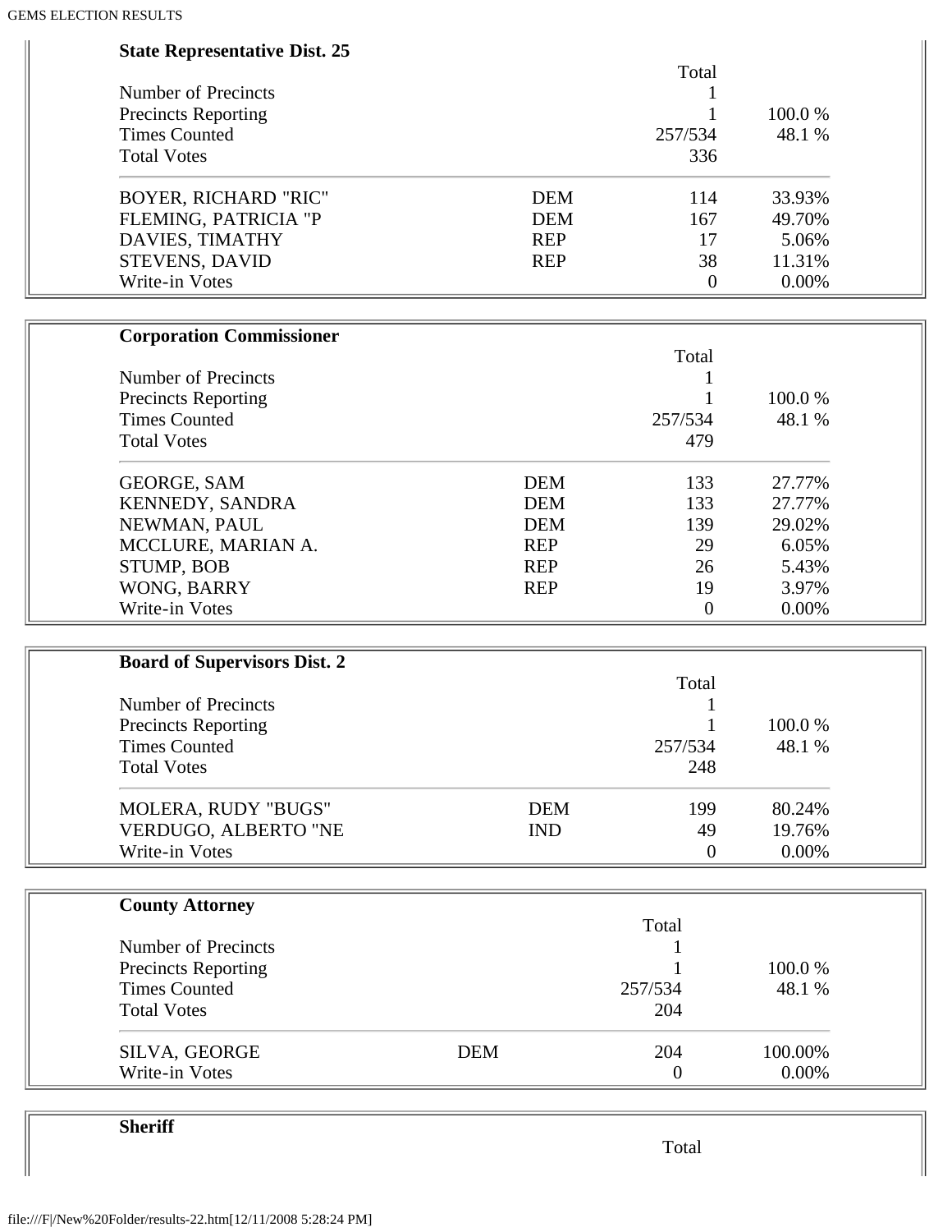**State Representative Dist. 25**

| | | Total | |
|---|---|---|---|
| Number of Precincts | | 1 | |
| Precincts Reporting | | 1 | 100.0 % |
| Times Counted | | 257/534 | 48.1 % |
| Total Votes | | 336 | |
| BOYER, RICHARD "RIC" | DEM | 114 | 33.93% |
| FLEMING, PATRICIA "P | DEM | 167 | 49.70% |
| DAVIES, TIMATHY | REP | 17 | 5.06% |
| STEVENS, DAVID | REP | 38 | 11.31% |
| Write-in Votes | | 0 | 0.00% |

**Corporation Commissioner**

| | | Total | |
|---|---|---|---|
| Number of Precincts | | 1 | |
| Precincts Reporting | | 1 | 100.0 % |
| Times Counted | | 257/534 | 48.1 % |
| Total Votes | | 479 | |
| GEORGE, SAM | DEM | 133 | 27.77% |
| KENNEDY, SANDRA | DEM | 133 | 27.77% |
| NEWMAN, PAUL | DEM | 139 | 29.02% |
| MCCLURE, MARIAN A. | REP | 29 | 6.05% |
| STUMP, BOB | REP | 26 | 5.43% |
| WONG, BARRY | REP | 19 | 3.97% |
| Write-in Votes | | 0 | 0.00% |

**Board of Supervisors Dist. 2**

| | | Total | |
|---|---|---|---|
| Number of Precincts | | 1 | |
| Precincts Reporting | | 1 | 100.0 % |
| Times Counted | | 257/534 | 48.1 % |
| Total Votes | | 248 | |
| MOLERA, RUDY "BUGS" | DEM | 199 | 80.24% |
| VERDUGO, ALBERTO "NE | IND | 49 | 19.76% |
| Write-in Votes | | 0 | 0.00% |

**County Attorney**

| | | Total | |
|---|---|---|---|
| Number of Precincts | | 1 | |
| Precincts Reporting | | 1 | 100.0 % |
| Times Counted | | 257/534 | 48.1 % |
| Total Votes | | 204 | |
| SILVA, GEORGE | DEM | 204 | 100.00% |
| Write-in Votes | | 0 | 0.00% |

**Sheriff**

| | | Total | |
|---|---|---|---|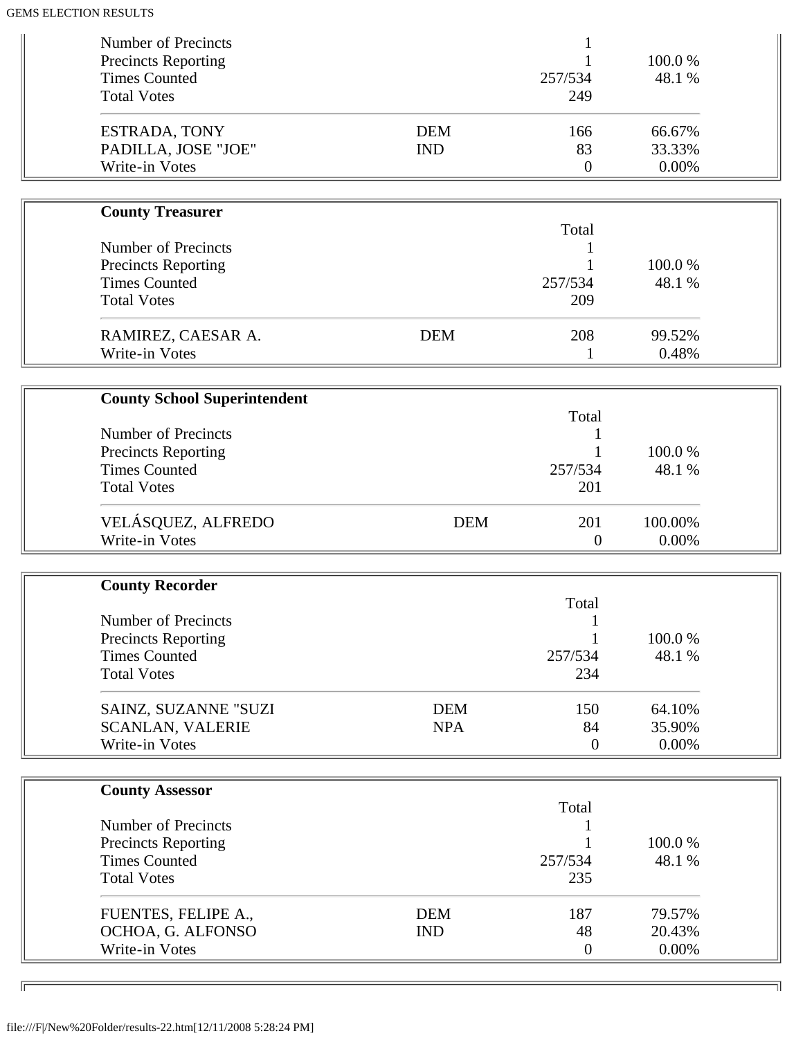| | | | |
|---|---|---|---|
| Number of Precincts | | 1 | |
| Precincts Reporting | | 1 | 100.0 % |
| Times Counted | | 257/534 | 48.1 % |
| Total Votes | | 249 | |
| ESTRADA, TONY | DEM | 166 | 66.67% |
| PADILLA, JOSE "JOE" | IND | 83 | 33.33% |
| Write-in Votes | | 0 | 0.00% |

**County Treasurer**

| | | Total | |
|---|---|---|---|
| Number of Precincts | | 1 | |
| Precincts Reporting | | 1 | 100.0 % |
| Times Counted | | 257/534 | 48.1 % |
| Total Votes | | 209 | |
| RAMIREZ, CAESAR A. | DEM | 208 | 99.52% |
| Write-in Votes | | 1 | 0.48% |

**County School Superintendent**

| | | Total | |
|---|---|---|---|
| Number of Precincts | | 1 | |
| Precincts Reporting | | 1 | 100.0 % |
| Times Counted | | 257/534 | 48.1 % |
| Total Votes | | 201 | |
| VELÁSQUEZ, ALFREDO | DEM | 201 | 100.00% |
| Write-in Votes | | 0 | 0.00% |

**County Recorder**

| | | Total | |
|---|---|---|---|
| Number of Precincts | | 1 | |
| Precincts Reporting | | 1 | 100.0 % |
| Times Counted | | 257/534 | 48.1 % |
| Total Votes | | 234 | |
| SAINZ, SUZANNE "SUZI | DEM | 150 | 64.10% |
| SCANLAN, VALERIE | NPA | 84 | 35.90% |
| Write-in Votes | | 0 | 0.00% |

**County Assessor**

| | | Total | |
|---|---|---|---|
| Number of Precincts | | 1 | |
| Precincts Reporting | | 1 | 100.0 % |
| Times Counted | | 257/534 | 48.1 % |
| Total Votes | | 235 | |
| FUENTES, FELIPE A., | DEM | 187 | 79.57% |
| OCHOA, G. ALFONSO | IND | 48 | 20.43% |
| Write-in Votes | | 0 | 0.00% |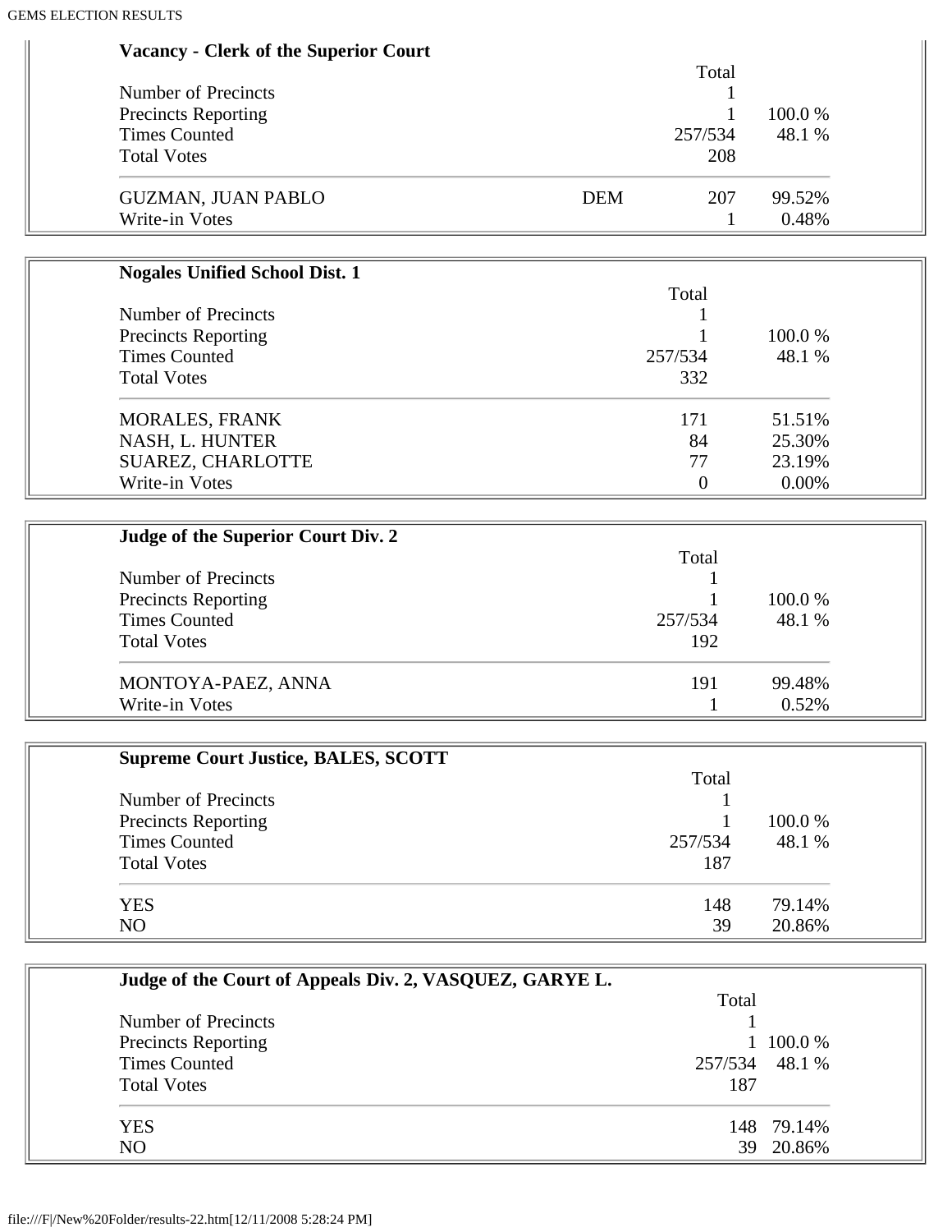## Vacancy - Clerk of the Superior Court

| | | Total | |
|---|---|---|---|
| Number of Precincts | | 1 | |
| Precincts Reporting | | 1 | 100.0 % |
| Times Counted | | 257/534 | 48.1 % |
| Total Votes | | 208 | |
| GUZMAN, JUAN PABLO | DEM | 207 | 99.52% |
| Write-in Votes | | 1 | 0.48% |

## Nogales Unified School Dist. 1

| | Total | |
|---|---|---|
| Number of Precincts | 1 | |
| Precincts Reporting | 1 | 100.0 % |
| Times Counted | 257/534 | 48.1 % |
| Total Votes | 332 | |
| MORALES, FRANK | 171 | 51.51% |
| NASH, L. HUNTER | 84 | 25.30% |
| SUAREZ, CHARLOTTE | 77 | 23.19% |
| Write-in Votes | 0 | 0.00% |

## Judge of the Superior Court Div. 2

| | Total | |
|---|---|---|
| Number of Precincts | 1 | |
| Precincts Reporting | 1 | 100.0 % |
| Times Counted | 257/534 | 48.1 % |
| Total Votes | 192 | |
| MONTOYA-PAEZ, ANNA | 191 | 99.48% |
| Write-in Votes | 1 | 0.52% |

## Supreme Court Justice, BALES, SCOTT

| | Total | |
|---|---|---|
| Number of Precincts | 1 | |
| Precincts Reporting | 1 | 100.0 % |
| Times Counted | 257/534 | 48.1 % |
| Total Votes | 187 | |
| YES | 148 | 79.14% |
| NO | 39 | 20.86% |

## Judge of the Court of Appeals Div. 2, VASQUEZ, GARYE L.

| | Total | |
|---|---|---|
| Number of Precincts | 1 | |
| Precincts Reporting | 1 | 100.0 % |
| Times Counted | 257/534 | 48.1 % |
| Total Votes | 187 | |
| YES | 148 | 79.14% |
| NO | 39 | 20.86% |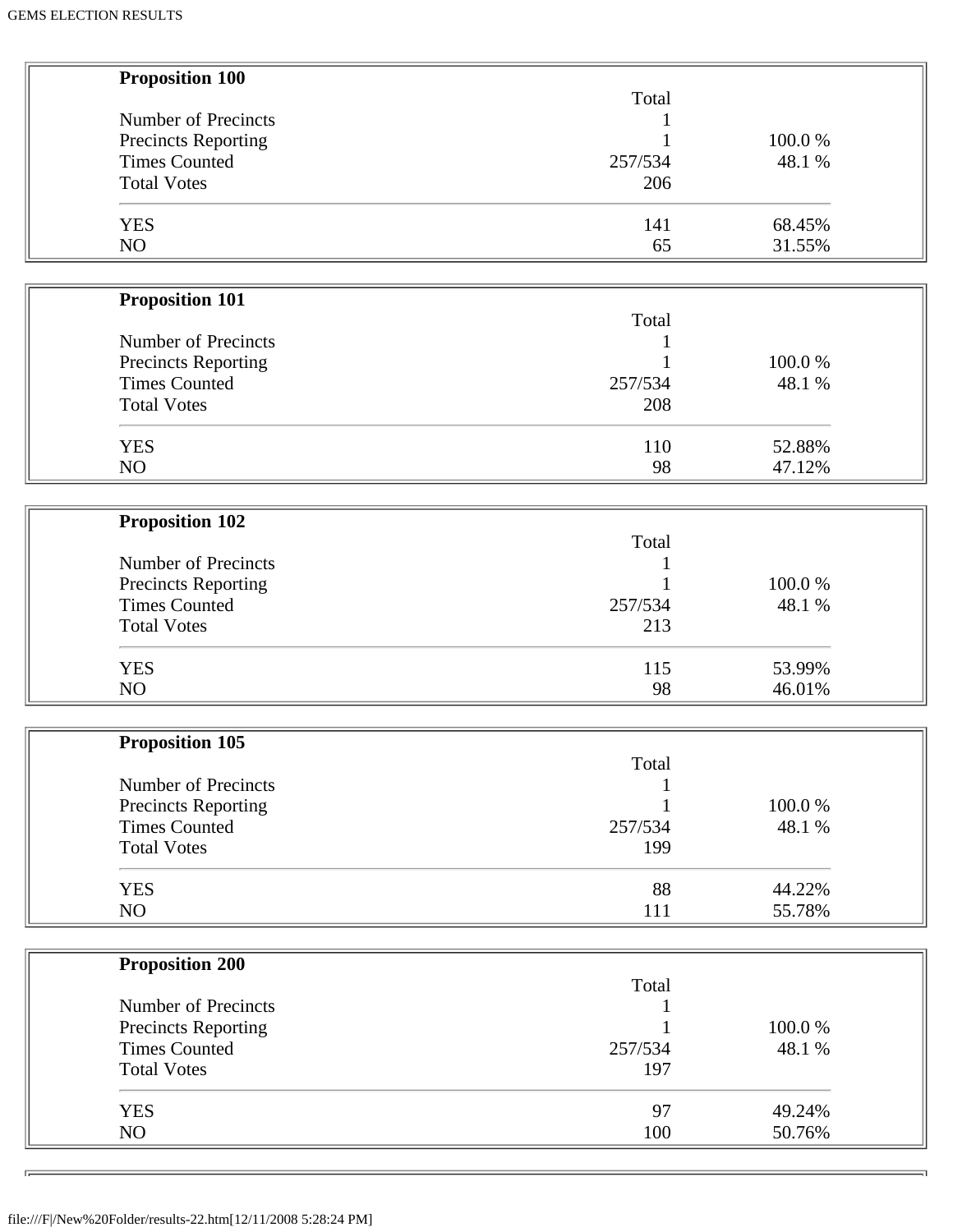| **Proposition 100** | Total | |
|---|---|---|
| Number of Precincts | 1 | |
| Precincts Reporting | 1 | 100.0 % |
| Times Counted | 257/534 | 48.1 % |
| Total Votes | 206 | |
| YES | 141 | 68.45% |
| NO | 65 | 31.55% |

| **Proposition 101** | Total | |
|---|---|---|
| Number of Precincts | 1 | |
| Precincts Reporting | 1 | 100.0 % |
| Times Counted | 257/534 | 48.1 % |
| Total Votes | 208 | |
| YES | 110 | 52.88% |
| NO | 98 | 47.12% |

| **Proposition 102** | Total | |
|---|---|---|
| Number of Precincts | 1 | |
| Precincts Reporting | 1 | 100.0 % |
| Times Counted | 257/534 | 48.1 % |
| Total Votes | 213 | |
| YES | 115 | 53.99% |
| NO | 98 | 46.01% |

| **Proposition 105** | Total | |
|---|---|---|
| Number of Precincts | 1 | |
| Precincts Reporting | 1 | 100.0 % |
| Times Counted | 257/534 | 48.1 % |
| Total Votes | 199 | |
| YES | 88 | 44.22% |
| NO | 111 | 55.78% |

| **Proposition 200** | Total | |
|---|---|---|
| Number of Precincts | 1 | |
| Precincts Reporting | 1 | 100.0 % |
| Times Counted | 257/534 | 48.1 % |
| Total Votes | 197 | |
| YES | 97 | 49.24% |
| NO | 100 | 50.76% |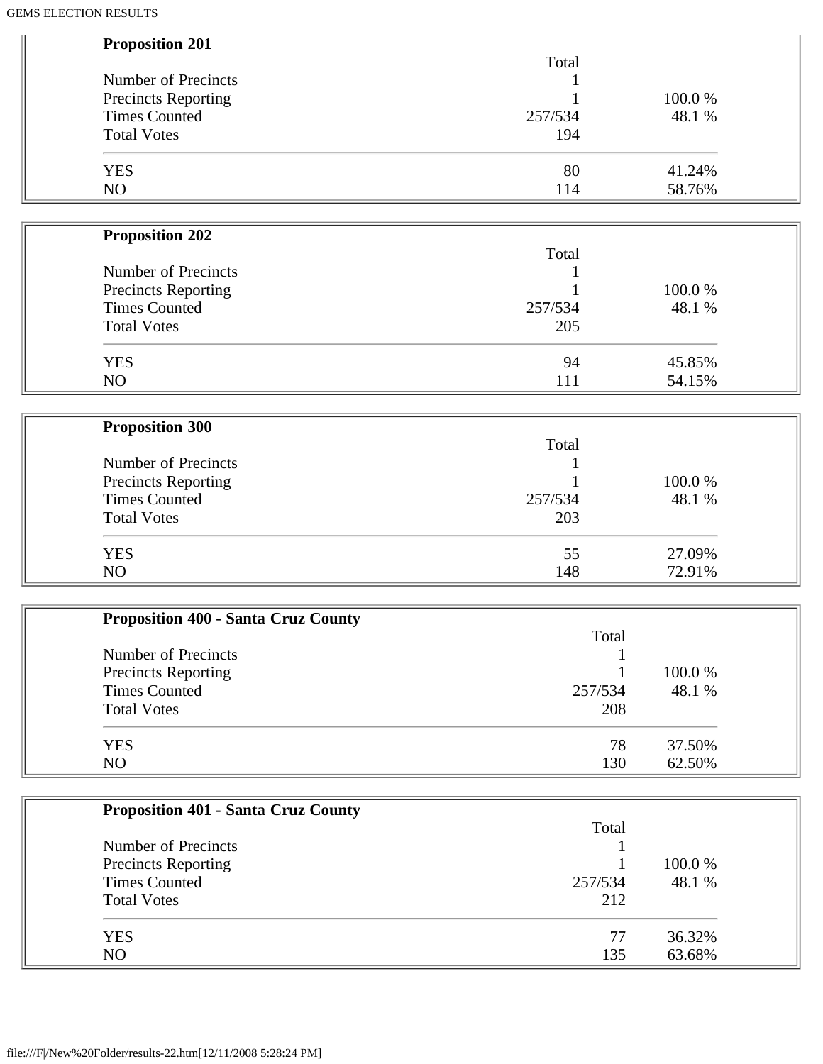**Proposition 201**

| | Total | |
|---|---|---|
| Number of Precincts | 1 | |
| Precincts Reporting | 1 | 100.0 % |
| Times Counted | 257/534 | 48.1 % |
| Total Votes | 194 | |
| YES | 80 | 41.24% |
| NO | 114 | 58.76% |

**Proposition 202**

| | Total | |
|---|---|---|
| Number of Precincts | 1 | |
| Precincts Reporting | 1 | 100.0 % |
| Times Counted | 257/534 | 48.1 % |
| Total Votes | 205 | |
| YES | 94 | 45.85% |
| NO | 111 | 54.15% |

**Proposition 300**

| | Total | |
|---|---|---|
| Number of Precincts | 1 | |
| Precincts Reporting | 1 | 100.0 % |
| Times Counted | 257/534 | 48.1 % |
| Total Votes | 203 | |
| YES | 55 | 27.09% |
| NO | 148 | 72.91% |

**Proposition 400 - Santa Cruz County**

| | Total | |
|---|---|---|
| Number of Precincts | 1 | |
| Precincts Reporting | 1 | 100.0 % |
| Times Counted | 257/534 | 48.1 % |
| Total Votes | 208 | |
| YES | 78 | 37.50% |
| NO | 130 | 62.50% |

**Proposition 401 - Santa Cruz County**

| | Total | |
|---|---|---|
| Number of Precincts | 1 | |
| Precincts Reporting | 1 | 100.0 % |
| Times Counted | 257/534 | 48.1 % |
| Total Votes | 212 | |
| YES | 77 | 36.32% |
| NO | 135 | 63.68% |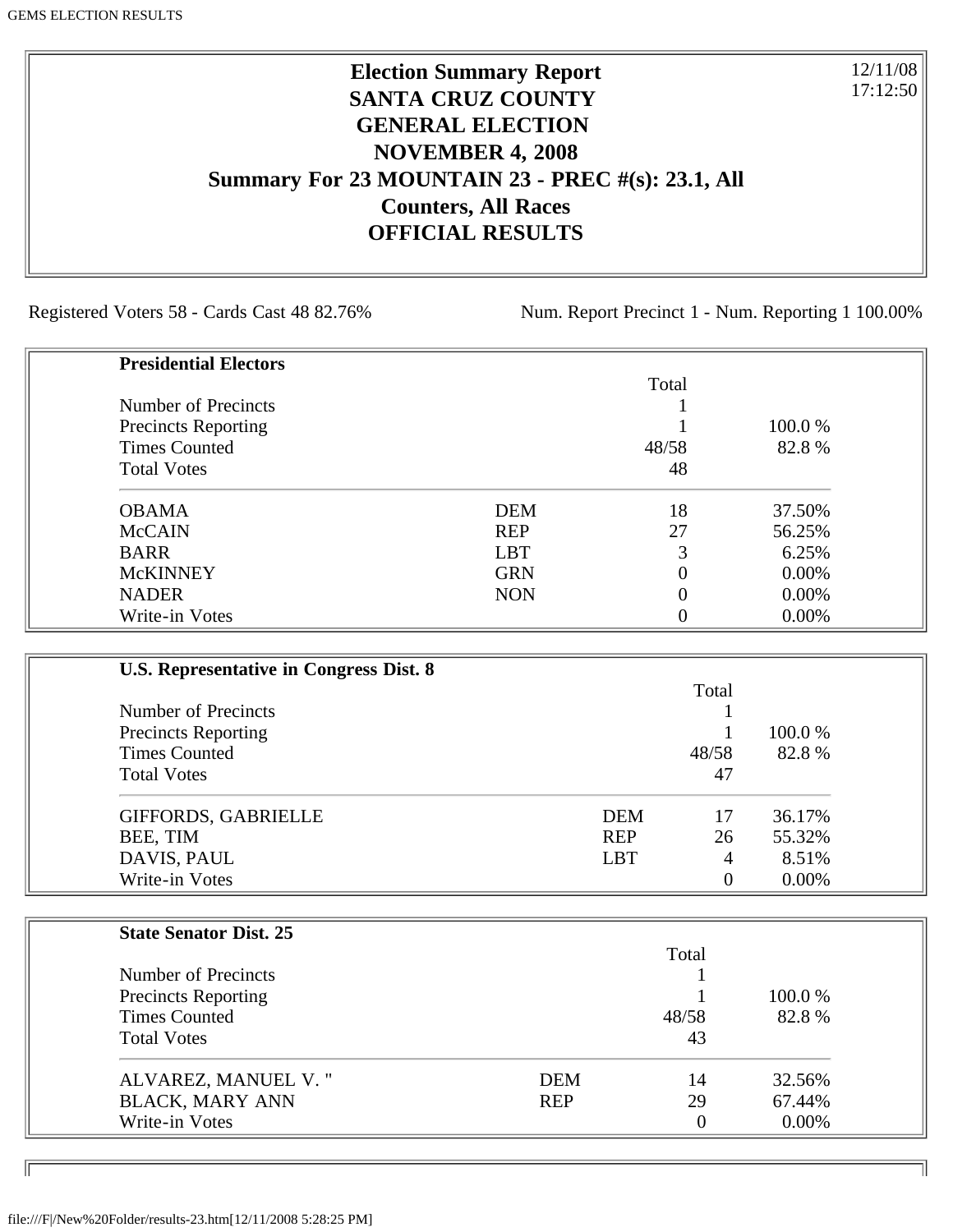# Election Summary Report
## SANTA CRUZ COUNTY
## GENERAL ELECTION
## NOVEMBER 4, 2008
## Summary For 23 MOUNTAIN 23 - PREC #(s): 23.1, All Counters, All Races
## OFFICIAL RESULTS

12/11/08
17:12:50

Registered Voters 58 - Cards Cast 48 82.76%

Num. Report Precinct 1 - Num. Reporting 1 100.00%

### Presidential Electors

| | | Total | |
|---|---|---|---|
| Number of Precincts | | 1 | |
| Precincts Reporting | | 1 | 100.0 % |
| Times Counted | | 48/58 | 82.8 % |
| Total Votes | | 48 | |
| OBAMA | DEM | 18 | 37.50% |
| McCAIN | REP | 27 | 56.25% |
| BARR | LBT | 3 | 6.25% |
| McKINNEY | GRN | 0 | 0.00% |
| NADER | NON | 0 | 0.00% |
| Write-in Votes | | 0 | 0.00% |

### U.S. Representative in Congress Dist. 8

| | | Total | |
|---|---|---|---|
| Number of Precincts | | 1 | |
| Precincts Reporting | | 1 | 100.0 % |
| Times Counted | | 48/58 | 82.8 % |
| Total Votes | | 47 | |
| GIFFORDS, GABRIELLE | DEM | 17 | 36.17% |
| BEE, TIM | REP | 26 | 55.32% |
| DAVIS, PAUL | LBT | 4 | 8.51% |
| Write-in Votes | | 0 | 0.00% |

### State Senator Dist. 25

| | | Total | |
|---|---|---|---|
| Number of Precincts | | 1 | |
| Precincts Reporting | | 1 | 100.0 % |
| Times Counted | | 48/58 | 82.8 % |
| Total Votes | | 43 | |
| ALVAREZ, MANUEL V. " | DEM | 14 | 32.56% |
| BLACK, MARY ANN | REP | 29 | 67.44% |
| Write-in Votes | | 0 | 0.00% |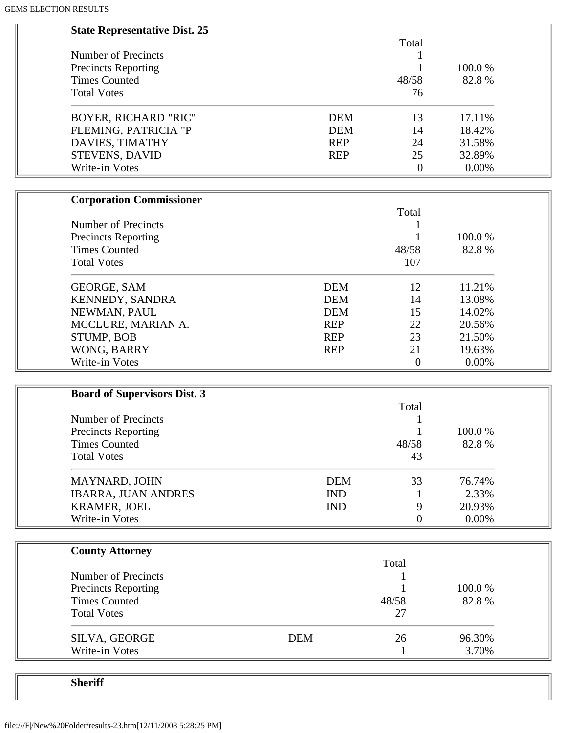### State Representative Dist. 25

| | | Total | |
|---|---|---|---|
| Number of Precincts | | 1 | |
| Precincts Reporting | | 1 | 100.0 % |
| Times Counted | | 48/58 | 82.8 % |
| Total Votes | | 76 | |
| BOYER, RICHARD "RIC" | DEM | 13 | 17.11% |
| FLEMING, PATRICIA "P | DEM | 14 | 18.42% |
| DAVIES, TIMATHY | REP | 24 | 31.58% |
| STEVENS, DAVID | REP | 25 | 32.89% |
| Write-in Votes | | 0 | 0.00% |

### Corporation Commissioner

| | | Total | |
|---|---|---|---|
| Number of Precincts | | 1 | |
| Precincts Reporting | | 1 | 100.0 % |
| Times Counted | | 48/58 | 82.8 % |
| Total Votes | | 107 | |
| GEORGE, SAM | DEM | 12 | 11.21% |
| KENNEDY, SANDRA | DEM | 14 | 13.08% |
| NEWMAN, PAUL | DEM | 15 | 14.02% |
| MCCLURE, MARIAN A. | REP | 22 | 20.56% |
| STUMP, BOB | REP | 23 | 21.50% |
| WONG, BARRY | REP | 21 | 19.63% |
| Write-in Votes | | 0 | 0.00% |

### Board of Supervisors Dist. 3

| | | Total | |
|---|---|---|---|
| Number of Precincts | | 1 | |
| Precincts Reporting | | 1 | 100.0 % |
| Times Counted | | 48/58 | 82.8 % |
| Total Votes | | 43 | |
| MAYNARD, JOHN | DEM | 33 | 76.74% |
| IBARRA, JUAN ANDRES | IND | 1 | 2.33% |
| KRAMER, JOEL | IND | 9 | 20.93% |
| Write-in Votes | | 0 | 0.00% |

### County Attorney

| | | Total | |
|---|---|---|---|
| Number of Precincts | | 1 | |
| Precincts Reporting | | 1 | 100.0 % |
| Times Counted | | 48/58 | 82.8 % |
| Total Votes | | 27 | |
| SILVA, GEORGE | DEM | 26 | 96.30% |
| Write-in Votes | | 1 | 3.70% |

### Sheriff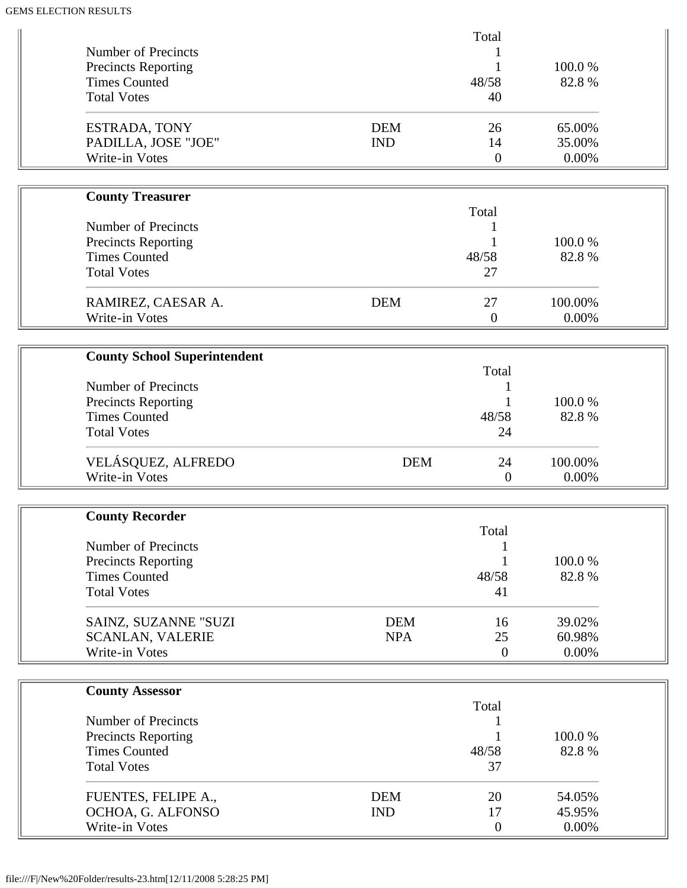| | | Total | |
|---|---|---|---|
| Number of Precincts | | 1 | |
| Precincts Reporting | | 1 | 100.0 % |
| Times Counted | | 48/58 | 82.8 % |
| Total Votes | | 40 | |
| ESTRADA, TONY | DEM | 26 | 65.00% |
| PADILLA, JOSE "JOE" | IND | 14 | 35.00% |
| Write-in Votes | | 0 | 0.00% |

**County Treasurer**

| | | Total | |
|---|---|---|---|
| Number of Precincts | | 1 | |
| Precincts Reporting | | 1 | 100.0 % |
| Times Counted | | 48/58 | 82.8 % |
| Total Votes | | 27 | |
| RAMIREZ, CAESAR A. | DEM | 27 | 100.00% |
| Write-in Votes | | 0 | 0.00% |

**County School Superintendent**

| | | Total | |
|---|---|---|---|
| Number of Precincts | | 1 | |
| Precincts Reporting | | 1 | 100.0 % |
| Times Counted | | 48/58 | 82.8 % |
| Total Votes | | 24 | |
| VELÁSQUEZ, ALFREDO | DEM | 24 | 100.00% |
| Write-in Votes | | 0 | 0.00% |

**County Recorder**

| | | Total | |
|---|---|---|---|
| Number of Precincts | | 1 | |
| Precincts Reporting | | 1 | 100.0 % |
| Times Counted | | 48/58 | 82.8 % |
| Total Votes | | 41 | |
| SAINZ, SUZANNE "SUZI | DEM | 16 | 39.02% |
| SCANLAN, VALERIE | NPA | 25 | 60.98% |
| Write-in Votes | | 0 | 0.00% |

**County Assessor**

| | | Total | |
|---|---|---|---|
| Number of Precincts | | 1 | |
| Precincts Reporting | | 1 | 100.0 % |
| Times Counted | | 48/58 | 82.8 % |
| Total Votes | | 37 | |
| FUENTES, FELIPE A., | DEM | 20 | 54.05% |
| OCHOA, G. ALFONSO | IND | 17 | 45.95% |
| Write-in Votes | | 0 | 0.00% |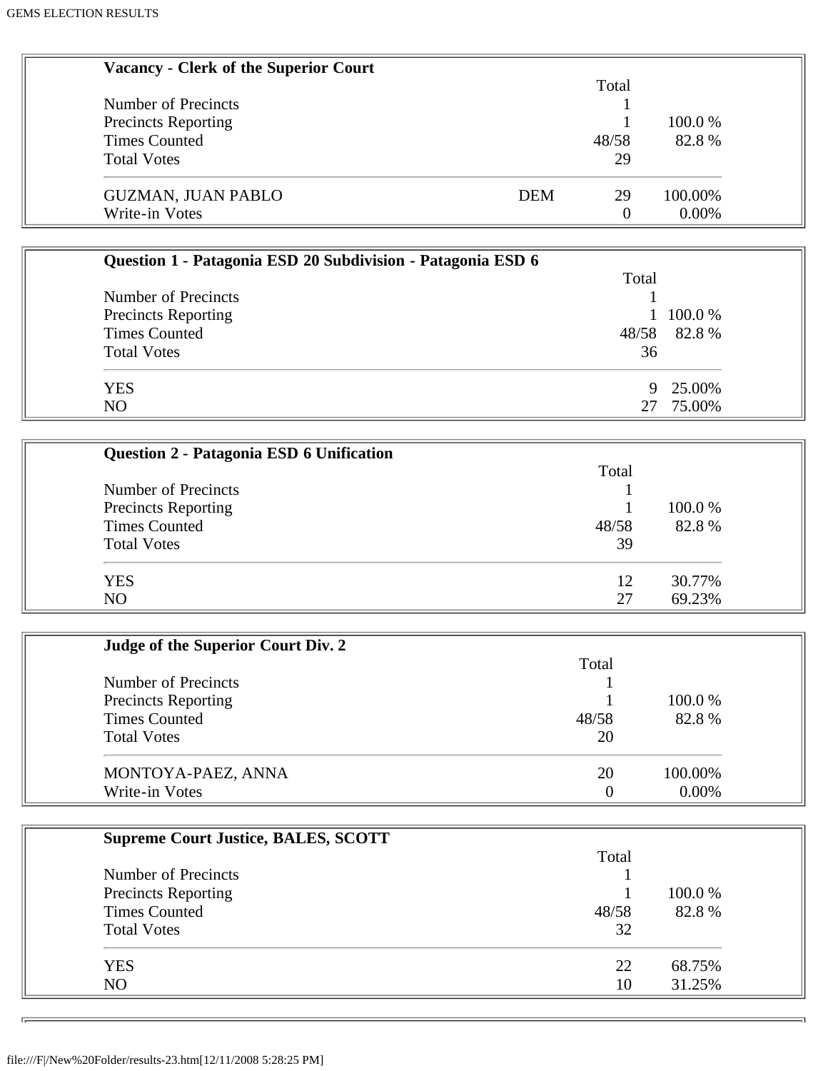### Vacancy - Clerk of the Superior Court

| | | Total | |
|---|---|---|---|
| Number of Precincts | | 1 | |
| Precincts Reporting | | 1 | 100.0 % |
| Times Counted | | 48/58 | 82.8 % |
| Total Votes | | 29 | |
| GUZMAN, JUAN PABLO | DEM | 29 | 100.00% |
| Write-in Votes | | 0 | 0.00% |

### Question 1 - Patagonia ESD 20 Subdivision - Patagonia ESD 6

| | Total | |
|---|---|---|
| Number of Precincts | 1 | |
| Precincts Reporting | 1 | 100.0 % |
| Times Counted | 48/58 | 82.8 % |
| Total Votes | 36 | |
| YES | 9 | 25.00% |
| NO | 27 | 75.00% |

### Question 2 - Patagonia ESD 6 Unification

| | Total | |
|---|---|---|
| Number of Precincts | 1 | |
| Precincts Reporting | 1 | 100.0 % |
| Times Counted | 48/58 | 82.8 % |
| Total Votes | 39 | |
| YES | 12 | 30.77% |
| NO | 27 | 69.23% |

### Judge of the Superior Court Div. 2

| | Total | |
|---|---|---|
| Number of Precincts | 1 | |
| Precincts Reporting | 1 | 100.0 % |
| Times Counted | 48/58 | 82.8 % |
| Total Votes | 20 | |
| MONTOYA-PAEZ, ANNA | 20 | 100.00% |
| Write-in Votes | 0 | 0.00% |

### Supreme Court Justice, BALES, SCOTT

| | Total | |
|---|---|---|
| Number of Precincts | 1 | |
| Precincts Reporting | 1 | 100.0 % |
| Times Counted | 48/58 | 82.8 % |
| Total Votes | 32 | |
| YES | 22 | 68.75% |
| NO | 10 | 31.25% |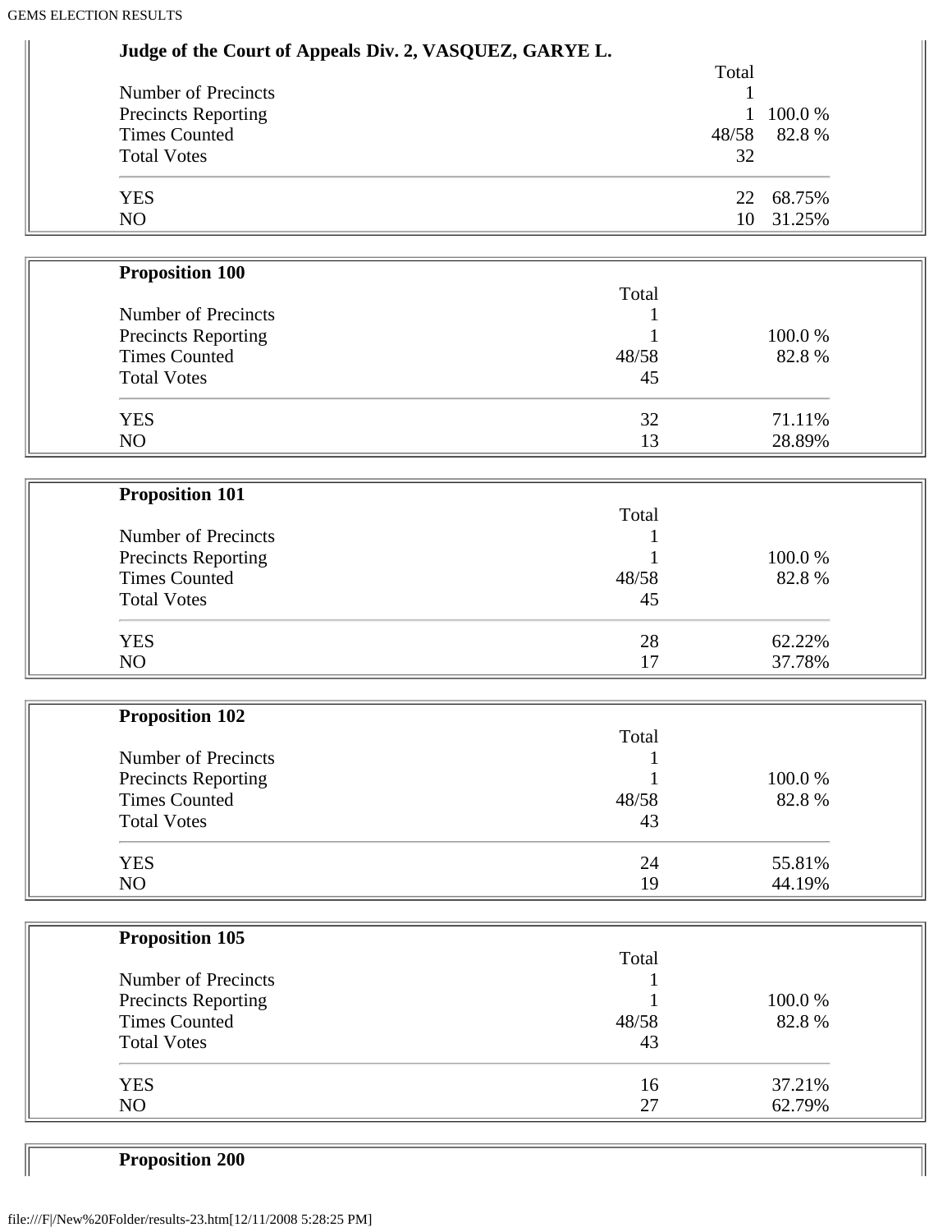**Judge of the Court of Appeals Div. 2, VASQUEZ, GARYE L.**

| | Total | |
|---|---|---|
| Number of Precincts | 1 | |
| Precincts Reporting | 1 | 100.0 % |
| Times Counted | 48/58 | 82.8 % |
| Total Votes | 32 | |
| YES | 22 | 68.75% |
| NO | 10 | 31.25% |

**Proposition 100**

| | Total | |
|---|---|---|
| Number of Precincts | 1 | |
| Precincts Reporting | 1 | 100.0 % |
| Times Counted | 48/58 | 82.8 % |
| Total Votes | 45 | |
| YES | 32 | 71.11% |
| NO | 13 | 28.89% |

**Proposition 101**

| | Total | |
|---|---|---|
| Number of Precincts | 1 | |
| Precincts Reporting | 1 | 100.0 % |
| Times Counted | 48/58 | 82.8 % |
| Total Votes | 45 | |
| YES | 28 | 62.22% |
| NO | 17 | 37.78% |

**Proposition 102**

| | Total | |
|---|---|---|
| Number of Precincts | 1 | |
| Precincts Reporting | 1 | 100.0 % |
| Times Counted | 48/58 | 82.8 % |
| Total Votes | 43 | |
| YES | 24 | 55.81% |
| NO | 19 | 44.19% |

**Proposition 105**

| | Total | |
|---|---|---|
| Number of Precincts | 1 | |
| Precincts Reporting | 1 | 100.0 % |
| Times Counted | 48/58 | 82.8 % |
| Total Votes | 43 | |
| YES | 16 | 37.21% |
| NO | 27 | 62.79% |

**Proposition 200**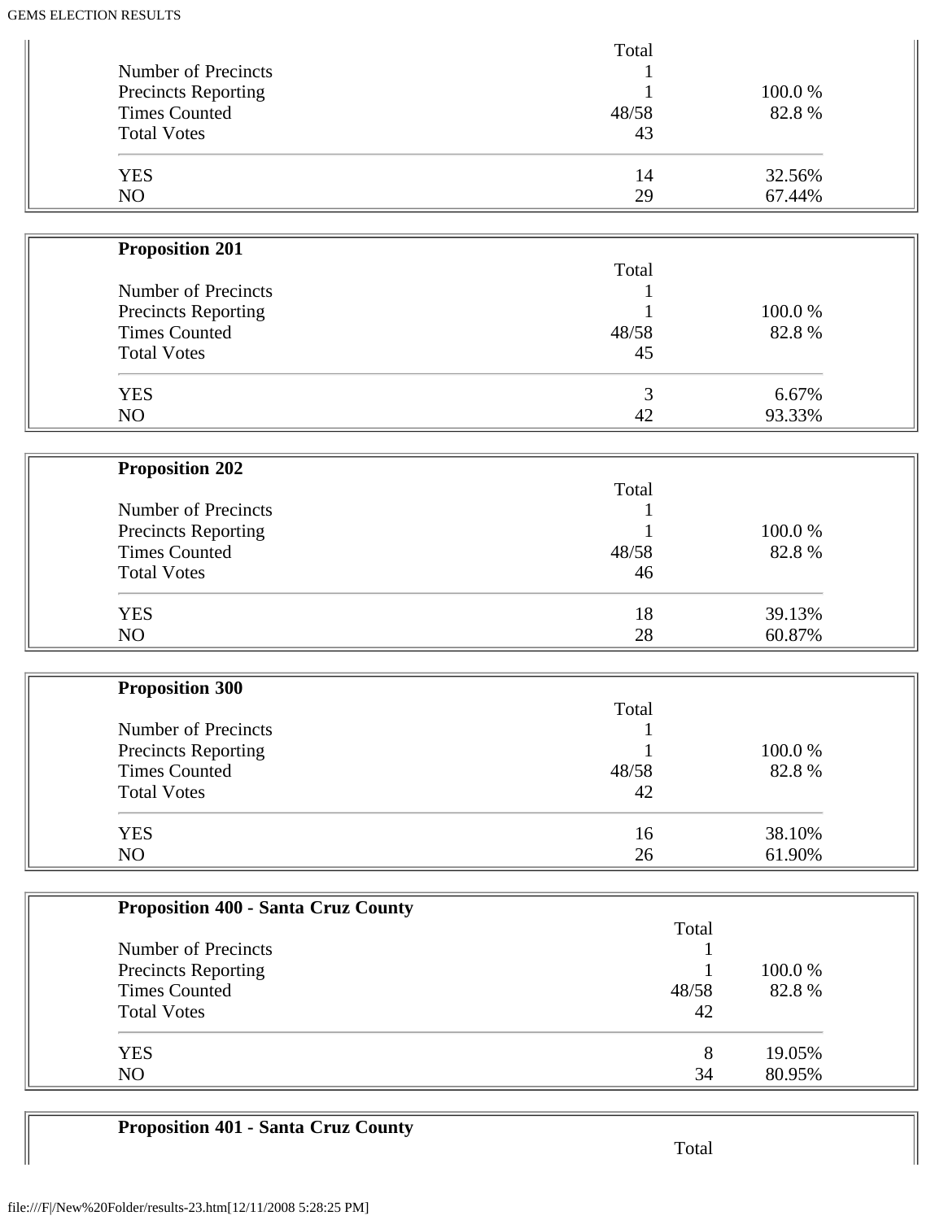| | Total | |
|---|---|---|
| Number of Precincts | 1 | |
| Precincts Reporting | 1 | 100.0 % |
| Times Counted | 48/58 | 82.8 % |
| Total Votes | 43 | |
| YES | 14 | 32.56% |
| NO | 29 | 67.44% |

**Proposition 201**

| | Total | |
|---|---|---|
| Number of Precincts | 1 | |
| Precincts Reporting | 1 | 100.0 % |
| Times Counted | 48/58 | 82.8 % |
| Total Votes | 45 | |
| YES | 3 | 6.67% |
| NO | 42 | 93.33% |

**Proposition 202**

| | Total | |
|---|---|---|
| Number of Precincts | 1 | |
| Precincts Reporting | 1 | 100.0 % |
| Times Counted | 48/58 | 82.8 % |
| Total Votes | 46 | |
| YES | 18 | 39.13% |
| NO | 28 | 60.87% |

**Proposition 300**

| | Total | |
|---|---|---|
| Number of Precincts | 1 | |
| Precincts Reporting | 1 | 100.0 % |
| Times Counted | 48/58 | 82.8 % |
| Total Votes | 42 | |
| YES | 16 | 38.10% |
| NO | 26 | 61.90% |

**Proposition 400 - Santa Cruz County**

| | Total | |
|---|---|---|
| Number of Precincts | 1 | |
| Precincts Reporting | 1 | 100.0 % |
| Times Counted | 48/58 | 82.8 % |
| Total Votes | 42 | |
| YES | 8 | 19.05% |
| NO | 34 | 80.95% |

**Proposition 401 - Santa Cruz County**

| | Total | |
|---|---|---|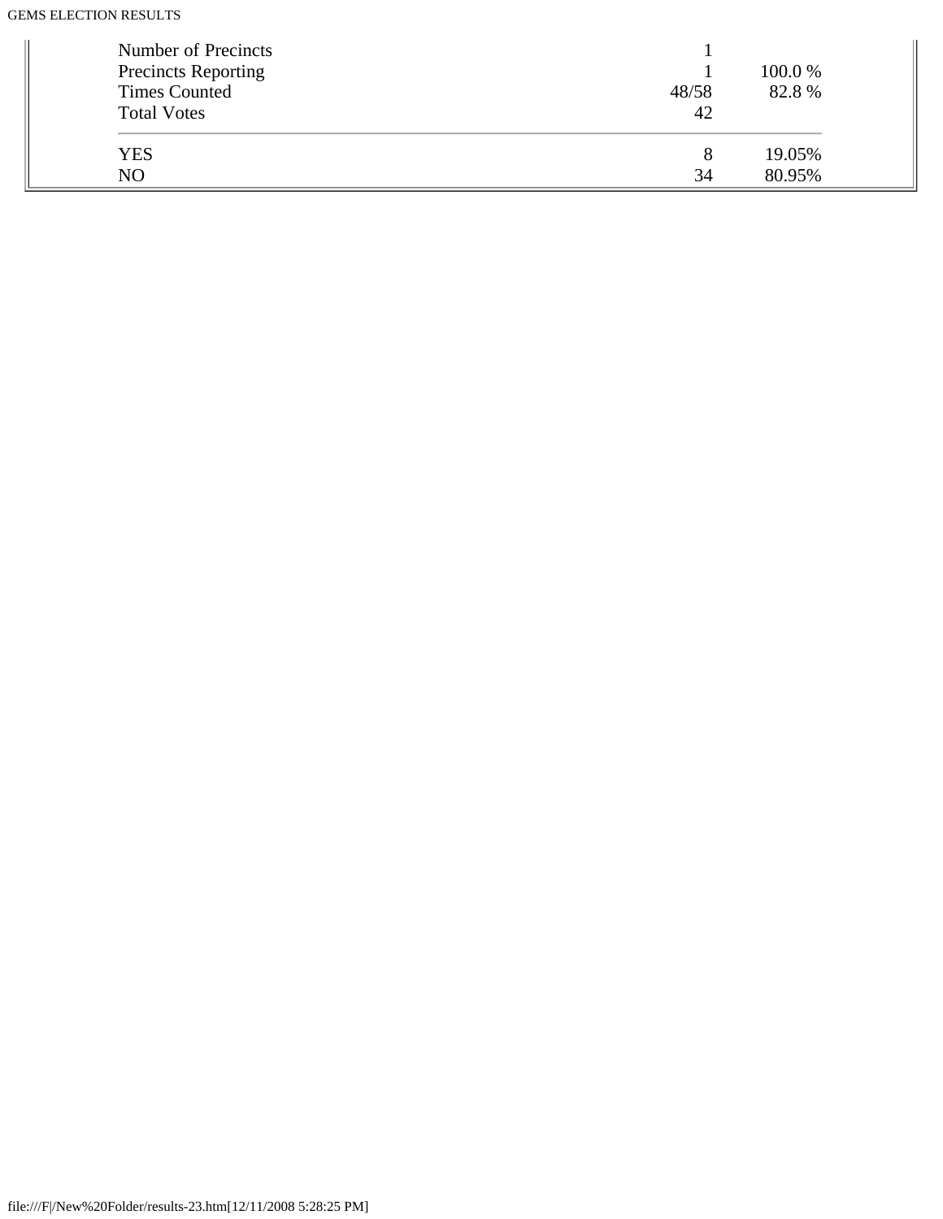| | | |
|---|---|---|
| Number of Precincts | 1 | |
| Precincts Reporting | 1 | 100.0 % |
| Times Counted | 48/58 | 82.8 % |
| Total Votes | 42 | |
| YES | 8 | 19.05% |
| NO | 34 | 80.95% |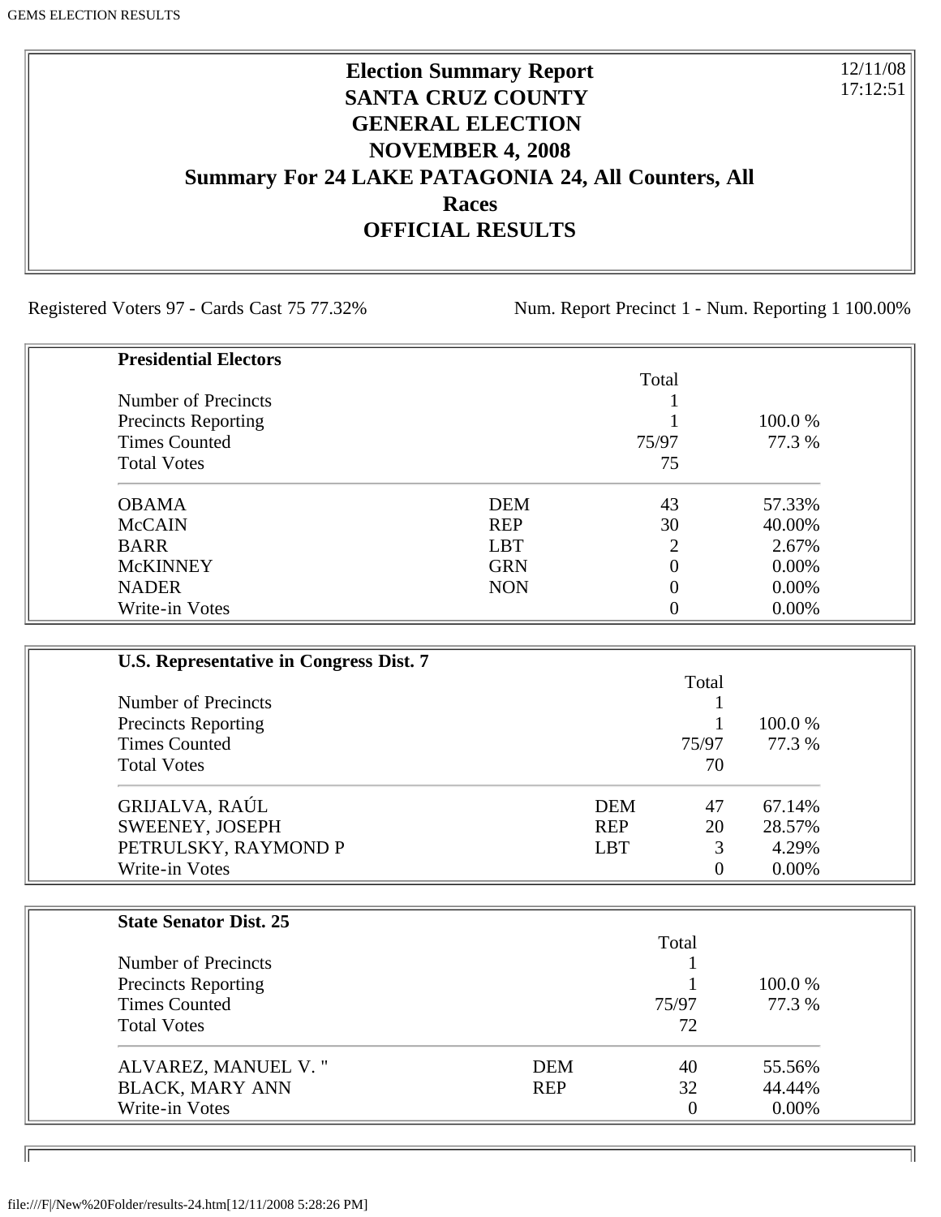# Election Summary Report
## SANTA CRUZ COUNTY
## GENERAL ELECTION
## NOVEMBER 4, 2008
## Summary For 24 LAKE PATAGONIA 24, All Counters, All Races
## OFFICIAL RESULTS

12/11/08
17:12:51

Registered Voters 97 - Cards Cast 75 77.32%    Num. Report Precinct 1 - Num. Reporting 1 100.00%

**Presidential Electors**

| | | Total | |
|---|---|---|---|
| Number of Precincts | | 1 | |
| Precincts Reporting | | 1 | 100.0 % |
| Times Counted | | 75/97 | 77.3 % |
| Total Votes | | 75 | |
| OBAMA | DEM | 43 | 57.33% |
| McCAIN | REP | 30 | 40.00% |
| BARR | LBT | 2 | 2.67% |
| McKINNEY | GRN | 0 | 0.00% |
| NADER | NON | 0 | 0.00% |
| Write-in Votes | | 0 | 0.00% |

**U.S. Representative in Congress Dist. 7**

| | | Total | |
|---|---|---|---|
| Number of Precincts | | 1 | |
| Precincts Reporting | | 1 | 100.0 % |
| Times Counted | | 75/97 | 77.3 % |
| Total Votes | | 70 | |
| GRIJALVA, RAÚL | DEM | 47 | 67.14% |
| SWEENEY, JOSEPH | REP | 20 | 28.57% |
| PETRULSKY, RAYMOND P | LBT | 3 | 4.29% |
| Write-in Votes | | 0 | 0.00% |

**State Senator Dist. 25**

| | | Total | |
|---|---|---|---|
| Number of Precincts | | 1 | |
| Precincts Reporting | | 1 | 100.0 % |
| Times Counted | | 75/97 | 77.3 % |
| Total Votes | | 72 | |
| ALVAREZ, MANUEL V. " | DEM | 40 | 55.56% |
| BLACK, MARY ANN | REP | 32 | 44.44% |
| Write-in Votes | | 0 | 0.00% |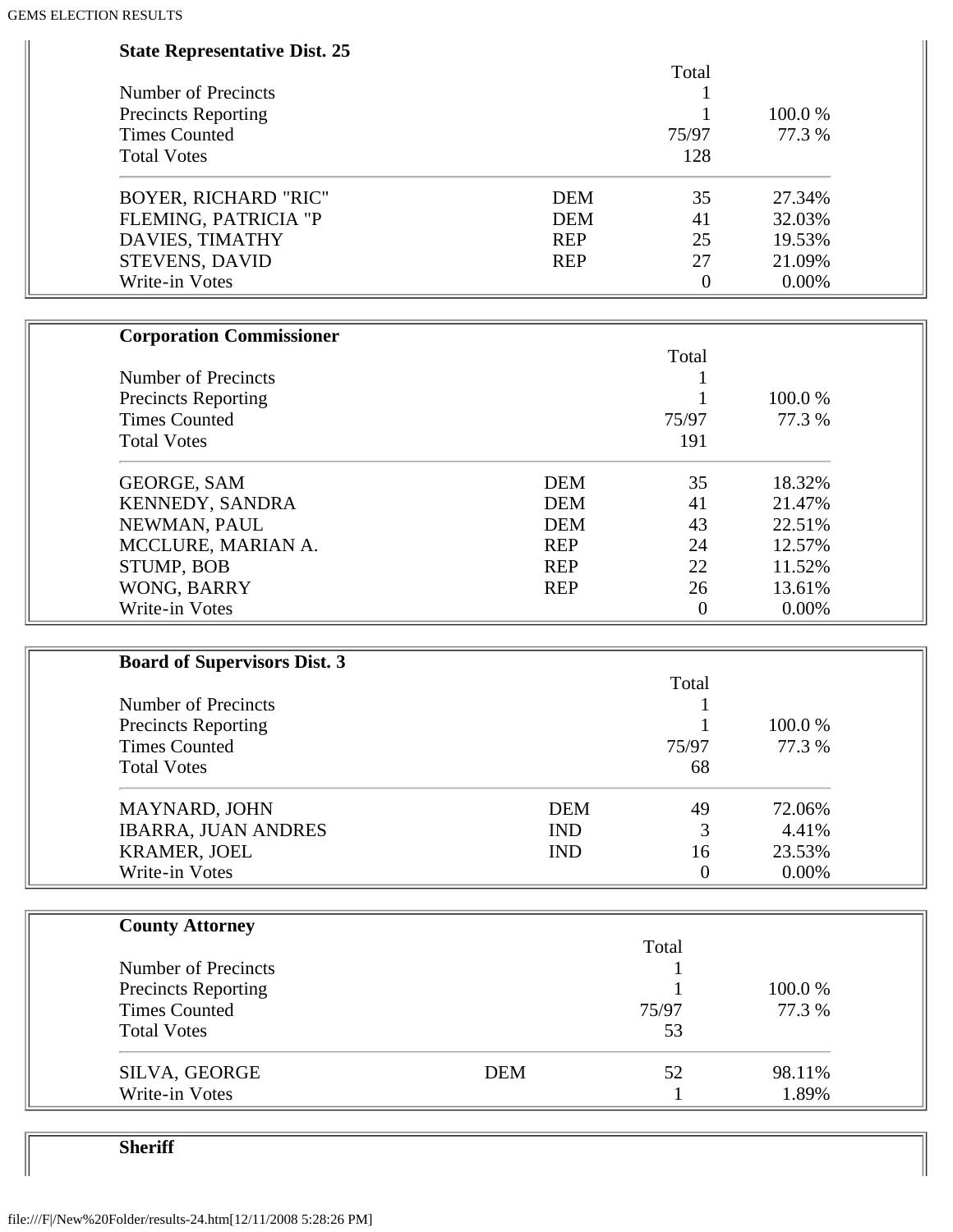**State Representative Dist. 25**

| | | Total | |
|---|---|---|---|
| Number of Precincts | | 1 | |
| Precincts Reporting | | 1 | 100.0 % |
| Times Counted | | 75/97 | 77.3 % |
| Total Votes | | 128 | |
| BOYER, RICHARD "RIC" | DEM | 35 | 27.34% |
| FLEMING, PATRICIA "P | DEM | 41 | 32.03% |
| DAVIES, TIMATHY | REP | 25 | 19.53% |
| STEVENS, DAVID | REP | 27 | 21.09% |
| Write-in Votes | | 0 | 0.00% |

**Corporation Commissioner**

| | | Total | |
|---|---|---|---|
| Number of Precincts | | 1 | |
| Precincts Reporting | | 1 | 100.0 % |
| Times Counted | | 75/97 | 77.3 % |
| Total Votes | | 191 | |
| GEORGE, SAM | DEM | 35 | 18.32% |
| KENNEDY, SANDRA | DEM | 41 | 21.47% |
| NEWMAN, PAUL | DEM | 43 | 22.51% |
| MCCLURE, MARIAN A. | REP | 24 | 12.57% |
| STUMP, BOB | REP | 22 | 11.52% |
| WONG, BARRY | REP | 26 | 13.61% |
| Write-in Votes | | 0 | 0.00% |

**Board of Supervisors Dist. 3**

| | | Total | |
|---|---|---|---|
| Number of Precincts | | 1 | |
| Precincts Reporting | | 1 | 100.0 % |
| Times Counted | | 75/97 | 77.3 % |
| Total Votes | | 68 | |
| MAYNARD, JOHN | DEM | 49 | 72.06% |
| IBARRA, JUAN ANDRES | IND | 3 | 4.41% |
| KRAMER, JOEL | IND | 16 | 23.53% |
| Write-in Votes | | 0 | 0.00% |

**County Attorney**

| | | Total | |
|---|---|---|---|
| Number of Precincts | | 1 | |
| Precincts Reporting | | 1 | 100.0 % |
| Times Counted | | 75/97 | 77.3 % |
| Total Votes | | 53 | |
| SILVA, GEORGE | DEM | 52 | 98.11% |
| Write-in Votes | | 1 | 1.89% |

**Sheriff**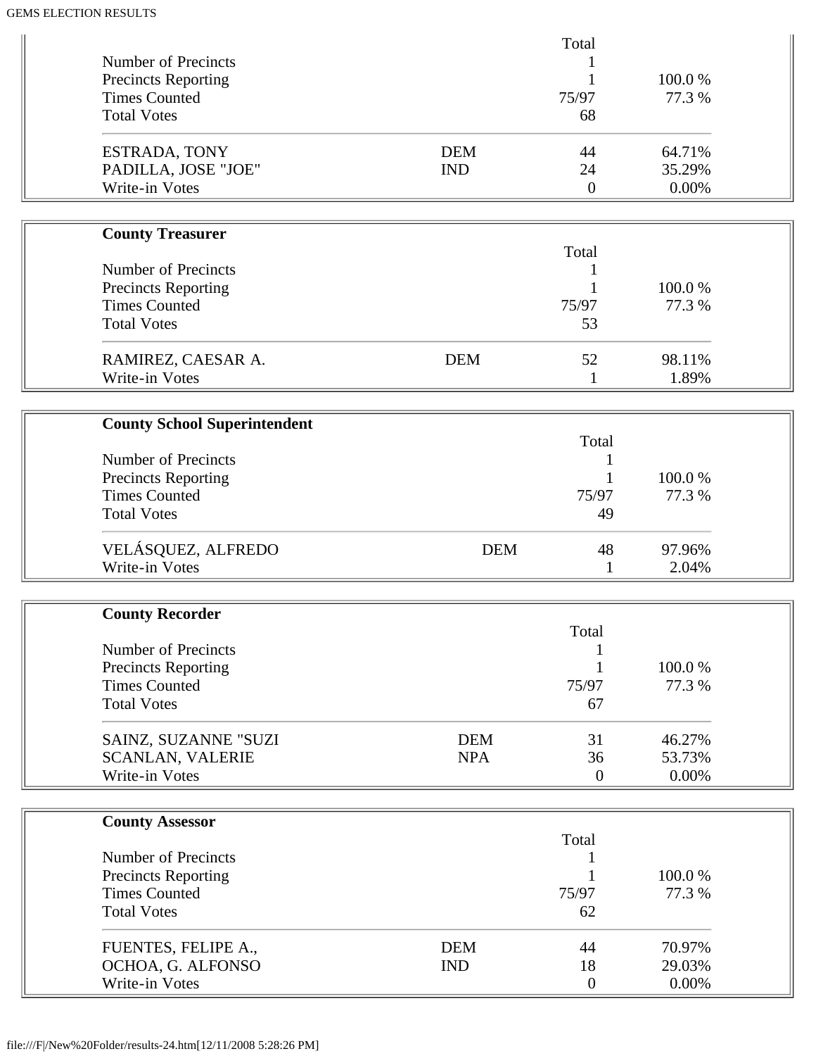| | | Total | |
|---|---|---|---|
| Number of Precincts | | 1 | |
| Precincts Reporting | | 1 | 100.0 % |
| Times Counted | | 75/97 | 77.3 % |
| Total Votes | | 68 | |
| ESTRADA, TONY | DEM | 44 | 64.71% |
| PADILLA, JOSE "JOE" | IND | 24 | 35.29% |
| Write-in Votes | | 0 | 0.00% |

**County Treasurer**

| | | Total | |
|---|---|---|---|
| Number of Precincts | | 1 | |
| Precincts Reporting | | 1 | 100.0 % |
| Times Counted | | 75/97 | 77.3 % |
| Total Votes | | 53 | |
| RAMIREZ, CAESAR A. | DEM | 52 | 98.11% |
| Write-in Votes | | 1 | 1.89% |

**County School Superintendent**

| | | Total | |
|---|---|---|---|
| Number of Precincts | | 1 | |
| Precincts Reporting | | 1 | 100.0 % |
| Times Counted | | 75/97 | 77.3 % |
| Total Votes | | 49 | |
| VELÁSQUEZ, ALFREDO | DEM | 48 | 97.96% |
| Write-in Votes | | 1 | 2.04% |

**County Recorder**

| | | Total | |
|---|---|---|---|
| Number of Precincts | | 1 | |
| Precincts Reporting | | 1 | 100.0 % |
| Times Counted | | 75/97 | 77.3 % |
| Total Votes | | 67 | |
| SAINZ, SUZANNE "SUZI | DEM | 31 | 46.27% |
| SCANLAN, VALERIE | NPA | 36 | 53.73% |
| Write-in Votes | | 0 | 0.00% |

**County Assessor**

| | | Total | |
|---|---|---|---|
| Number of Precincts | | 1 | |
| Precincts Reporting | | 1 | 100.0 % |
| Times Counted | | 75/97 | 77.3 % |
| Total Votes | | 62 | |
| FUENTES, FELIPE A., | DEM | 44 | 70.97% |
| OCHOA, G. ALFONSO | IND | 18 | 29.03% |
| Write-in Votes | | 0 | 0.00% |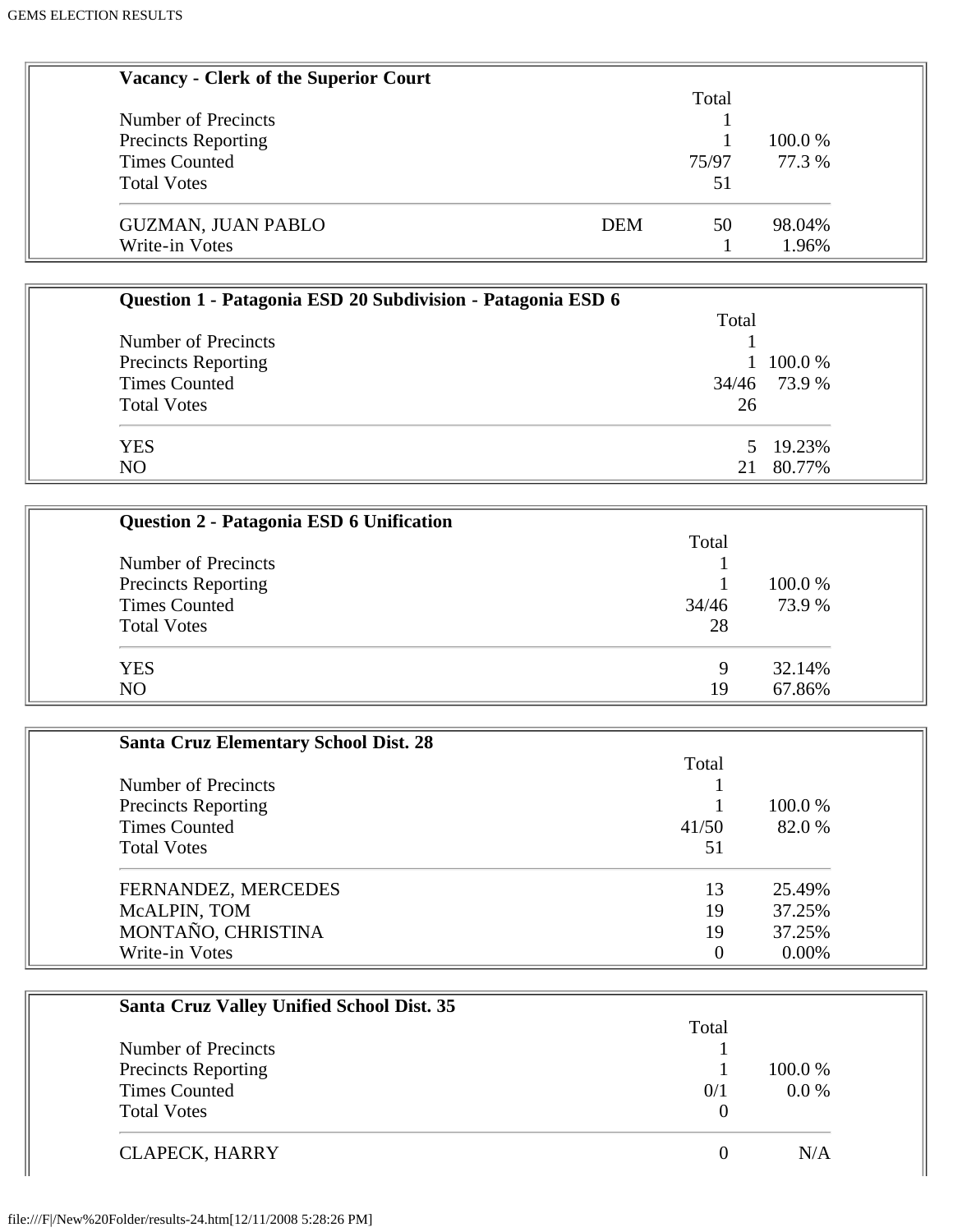### Vacancy - Clerk of the Superior Court

| | | Total | |
|---|---|---|---|
| Number of Precincts | | 1 | |
| Precincts Reporting | | 1 | 100.0 % |
| Times Counted | | 75/97 | 77.3 % |
| Total Votes | | 51 | |
| GUZMAN, JUAN PABLO | DEM | 50 | 98.04% |
| Write-in Votes | | 1 | 1.96% |

### Question 1 - Patagonia ESD 20 Subdivision - Patagonia ESD 6

| | Total | |
|---|---|---|
| Number of Precincts | 1 | |
| Precincts Reporting | 1 | 100.0 % |
| Times Counted | 34/46 | 73.9 % |
| Total Votes | 26 | |
| YES | 5 | 19.23% |
| NO | 21 | 80.77% |

### Question 2 - Patagonia ESD 6 Unification

| | Total | |
|---|---|---|
| Number of Precincts | 1 | |
| Precincts Reporting | 1 | 100.0 % |
| Times Counted | 34/46 | 73.9 % |
| Total Votes | 28 | |
| YES | 9 | 32.14% |
| NO | 19 | 67.86% |

### Santa Cruz Elementary School Dist. 28

| | Total | |
|---|---|---|
| Number of Precincts | 1 | |
| Precincts Reporting | 1 | 100.0 % |
| Times Counted | 41/50 | 82.0 % |
| Total Votes | 51 | |
| FERNANDEZ, MERCEDES | 13 | 25.49% |
| McALPIN, TOM | 19 | 37.25% |
| MONTAÑO, CHRISTINA | 19 | 37.25% |
| Write-in Votes | 0 | 0.00% |

### Santa Cruz Valley Unified School Dist. 35

| | Total | |
|---|---|---|
| Number of Precincts | 1 | |
| Precincts Reporting | 1 | 100.0 % |
| Times Counted | 0/1 | 0.0 % |
| Total Votes | 0 | |
| CLAPECK, HARRY | 0 | N/A |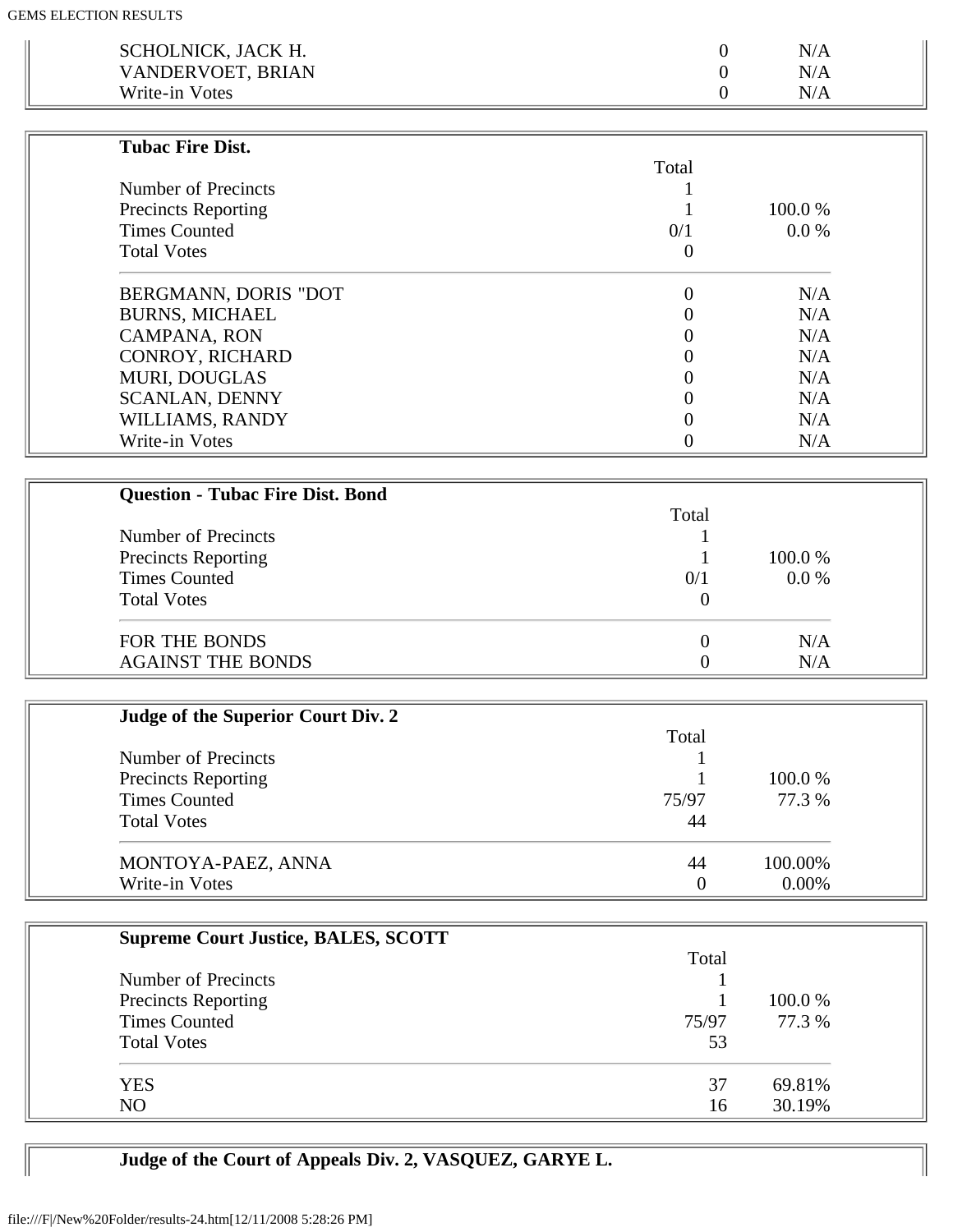| | | |
|---|---|---|
| SCHOLNICK, JACK H. | 0 | N/A |
| VANDERVOET, BRIAN | 0 | N/A |
| Write-in Votes | 0 | N/A |

**Tubac Fire Dist.**

| | Total | |
|---|---|---|
| Number of Precincts | 1 | |
| Precincts Reporting | 1 | 100.0 % |
| Times Counted | 0/1 | 0.0 % |
| Total Votes | 0 | |
| BERGMANN, DORIS "DOT | 0 | N/A |
| BURNS, MICHAEL | 0 | N/A |
| CAMPANA, RON | 0 | N/A |
| CONROY, RICHARD | 0 | N/A |
| MURI, DOUGLAS | 0 | N/A |
| SCANLAN, DENNY | 0 | N/A |
| WILLIAMS, RANDY | 0 | N/A |
| Write-in Votes | 0 | N/A |

**Question - Tubac Fire Dist. Bond**

| | Total | |
|---|---|---|
| Number of Precincts | 1 | |
| Precincts Reporting | 1 | 100.0 % |
| Times Counted | 0/1 | 0.0 % |
| Total Votes | 0 | |
| FOR THE BONDS | 0 | N/A |
| AGAINST THE BONDS | 0 | N/A |

**Judge of the Superior Court Div. 2**

| | Total | |
|---|---|---|
| Number of Precincts | 1 | |
| Precincts Reporting | 1 | 100.0 % |
| Times Counted | 75/97 | 77.3 % |
| Total Votes | 44 | |
| MONTOYA-PAEZ, ANNA | 44 | 100.00% |
| Write-in Votes | 0 | 0.00% |

**Supreme Court Justice, BALES, SCOTT**

| | Total | |
|---|---|---|
| Number of Precincts | 1 | |
| Precincts Reporting | 1 | 100.0 % |
| Times Counted | 75/97 | 77.3 % |
| Total Votes | 53 | |
| YES | 37 | 69.81% |
| NO | 16 | 30.19% |

**Judge of the Court of Appeals Div. 2, VASQUEZ, GARYE L.**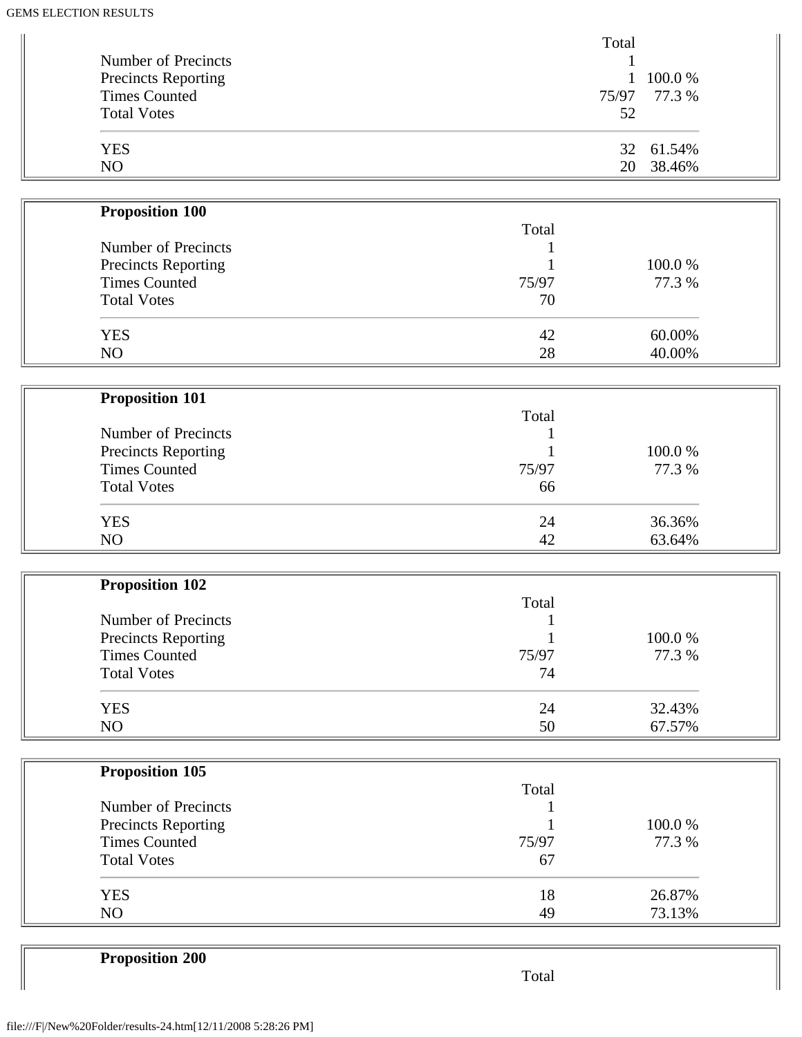| | Total | |
|---|---|---|
| Number of Precincts | 1 | |
| Precincts Reporting | 1 | 100.0 % |
| Times Counted | 75/97 | 77.3 % |
| Total Votes | 52 | |
| YES | 32 | 61.54% |
| NO | 20 | 38.46% |

**Proposition 100**

| | Total | |
|---|---|---|
| Number of Precincts | 1 | |
| Precincts Reporting | 1 | 100.0 % |
| Times Counted | 75/97 | 77.3 % |
| Total Votes | 70 | |
| YES | 42 | 60.00% |
| NO | 28 | 40.00% |

**Proposition 101**

| | Total | |
|---|---|---|
| Number of Precincts | 1 | |
| Precincts Reporting | 1 | 100.0 % |
| Times Counted | 75/97 | 77.3 % |
| Total Votes | 66 | |
| YES | 24 | 36.36% |
| NO | 42 | 63.64% |

**Proposition 102**

| | Total | |
|---|---|---|
| Number of Precincts | 1 | |
| Precincts Reporting | 1 | 100.0 % |
| Times Counted | 75/97 | 77.3 % |
| Total Votes | 74 | |
| YES | 24 | 32.43% |
| NO | 50 | 67.57% |

**Proposition 105**

| | Total | |
|---|---|---|
| Number of Precincts | 1 | |
| Precincts Reporting | 1 | 100.0 % |
| Times Counted | 75/97 | 77.3 % |
| Total Votes | 67 | |
| YES | 18 | 26.87% |
| NO | 49 | 73.13% |

**Proposition 200**

| | Total |
|---|---|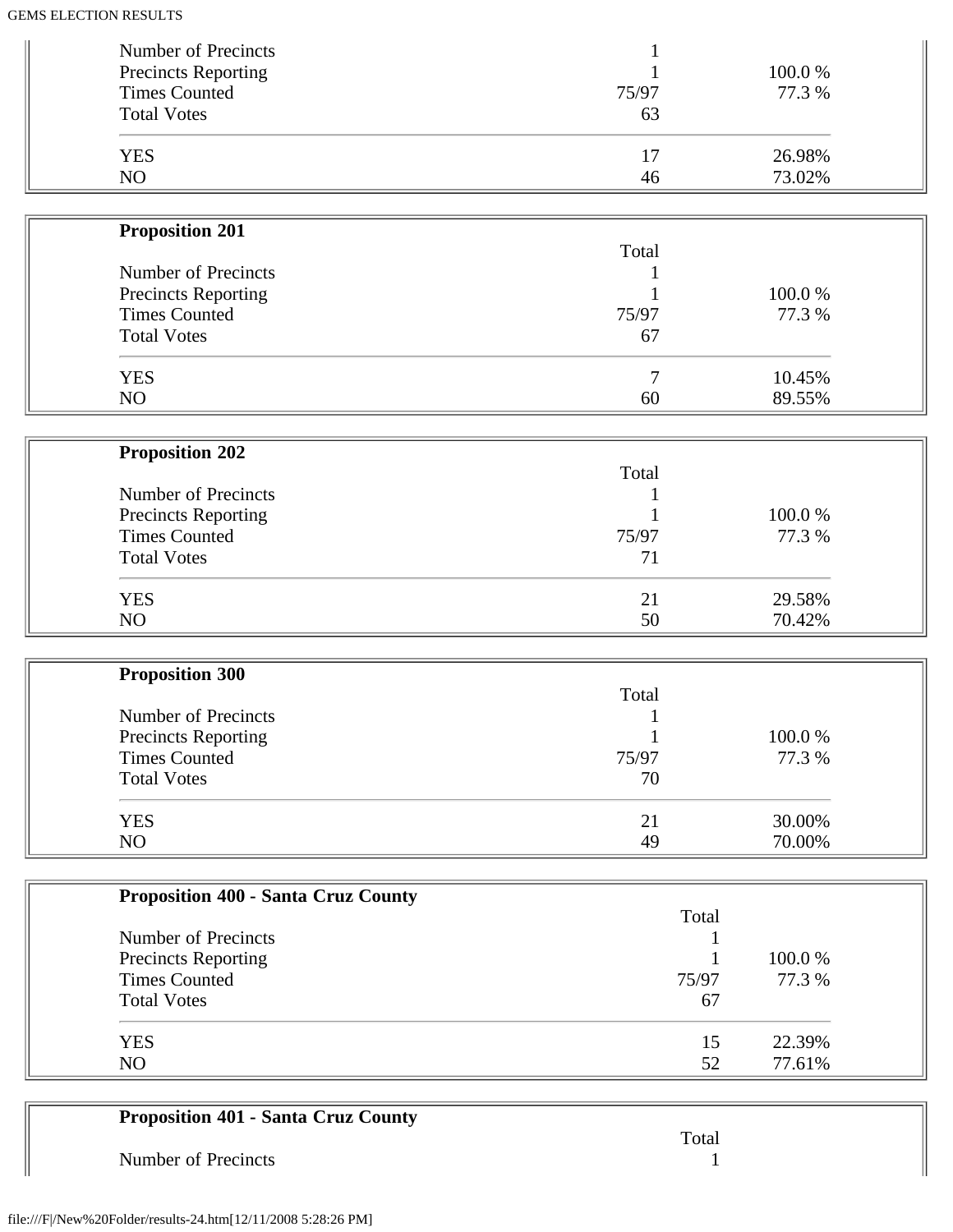| | Total | |
|---|---|---|
| Number of Precincts | 1 | |
| Precincts Reporting | 1 | 100.0 % |
| Times Counted | 75/97 | 77.3 % |
| Total Votes | 63 | |
| YES | 17 | 26.98% |
| NO | 46 | 73.02% |

**Proposition 201**

| | Total | |
|---|---|---|
| Number of Precincts | 1 | |
| Precincts Reporting | 1 | 100.0 % |
| Times Counted | 75/97 | 77.3 % |
| Total Votes | 67 | |
| YES | 7 | 10.45% |
| NO | 60 | 89.55% |

**Proposition 202**

| | Total | |
|---|---|---|
| Number of Precincts | 1 | |
| Precincts Reporting | 1 | 100.0 % |
| Times Counted | 75/97 | 77.3 % |
| Total Votes | 71 | |
| YES | 21 | 29.58% |
| NO | 50 | 70.42% |

**Proposition 300**

| | Total | |
|---|---|---|
| Number of Precincts | 1 | |
| Precincts Reporting | 1 | 100.0 % |
| Times Counted | 75/97 | 77.3 % |
| Total Votes | 70 | |
| YES | 21 | 30.00% |
| NO | 49 | 70.00% |

**Proposition 400 - Santa Cruz County**

| | Total | |
|---|---|---|
| Number of Precincts | 1 | |
| Precincts Reporting | 1 | 100.0 % |
| Times Counted | 75/97 | 77.3 % |
| Total Votes | 67 | |
| YES | 15 | 22.39% |
| NO | 52 | 77.61% |

**Proposition 401 - Santa Cruz County**

| | Total |
|---|---|
| Number of Precincts | 1 |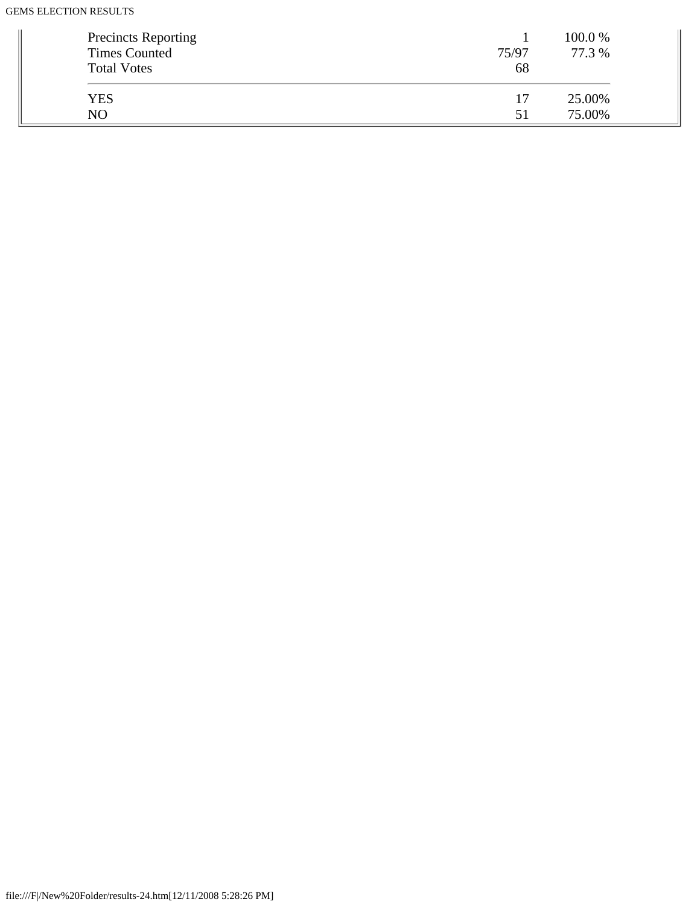| | | |
|---|---|---|
| Precincts Reporting | 1 | 100.0 % |
| Times Counted | 75/97 | 77.3 % |
| Total Votes | 68 | |
| YES | 17 | 25.00% |
| NO | 51 | 75.00% |